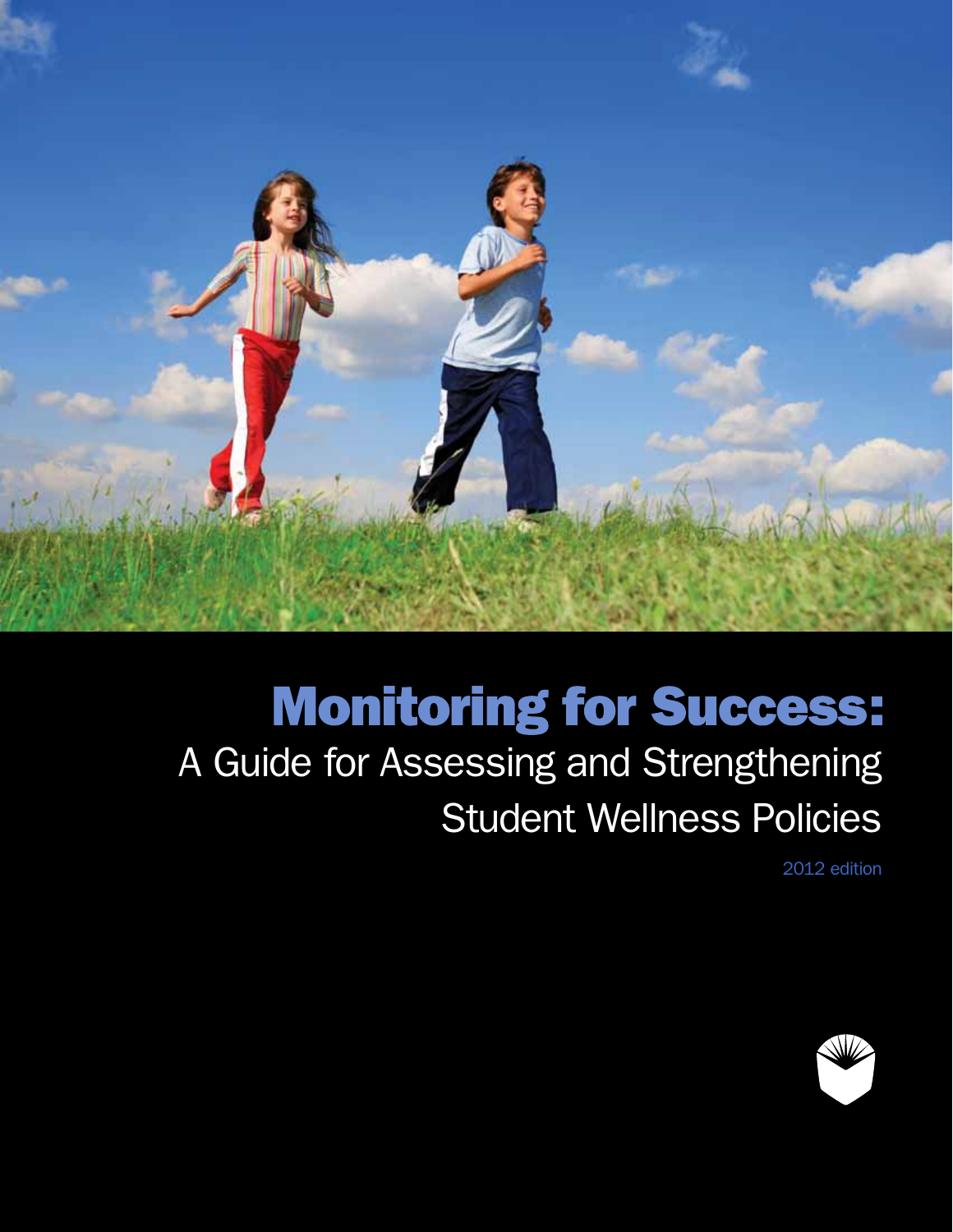# Monitoring for Success:

## A Guide for Assessing and Strengthening Student Wellness Policies

2012 edition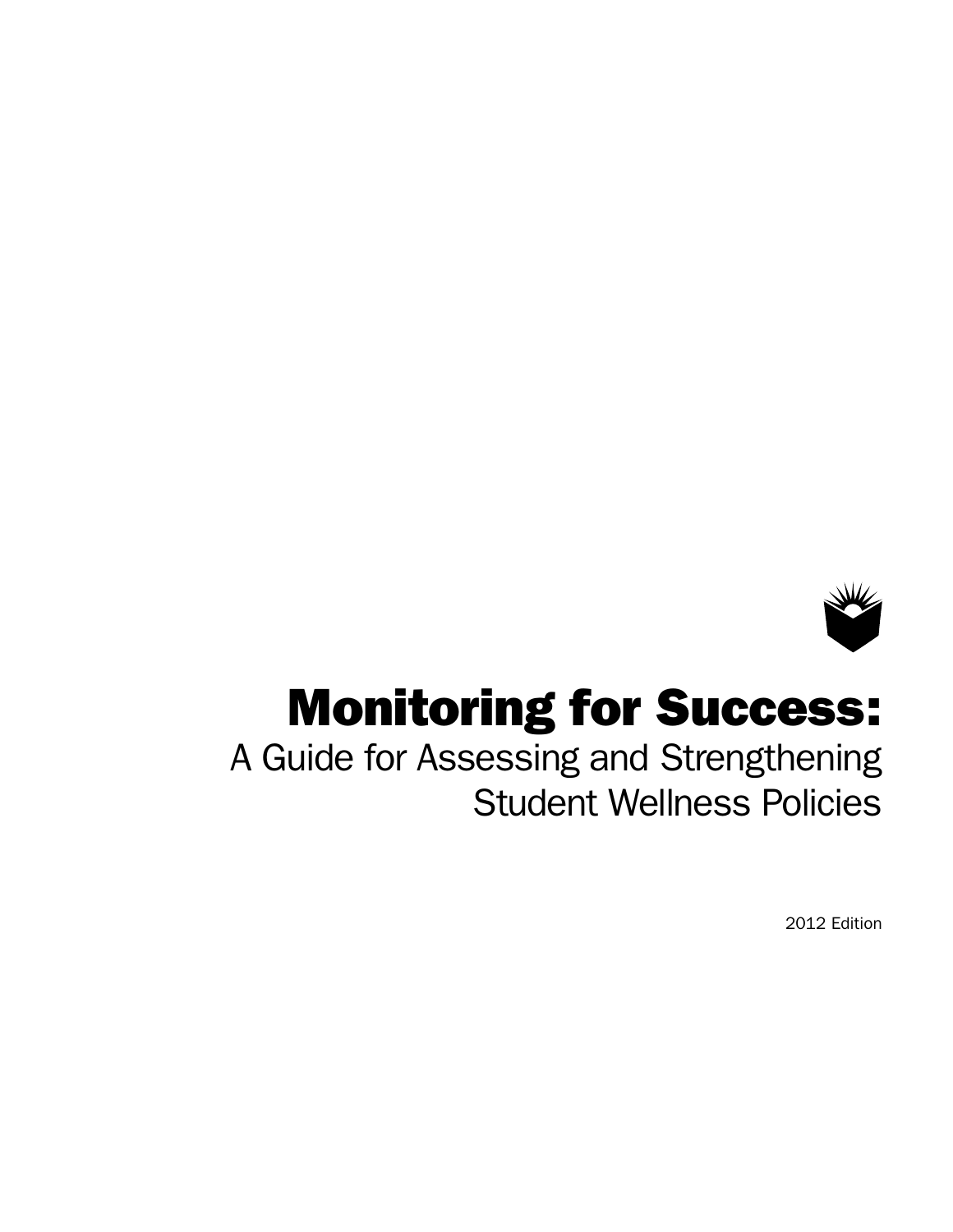# Monitoring for Success:

A Guide for Assessing and Strengthening Student Wellness Policies

2012 Edition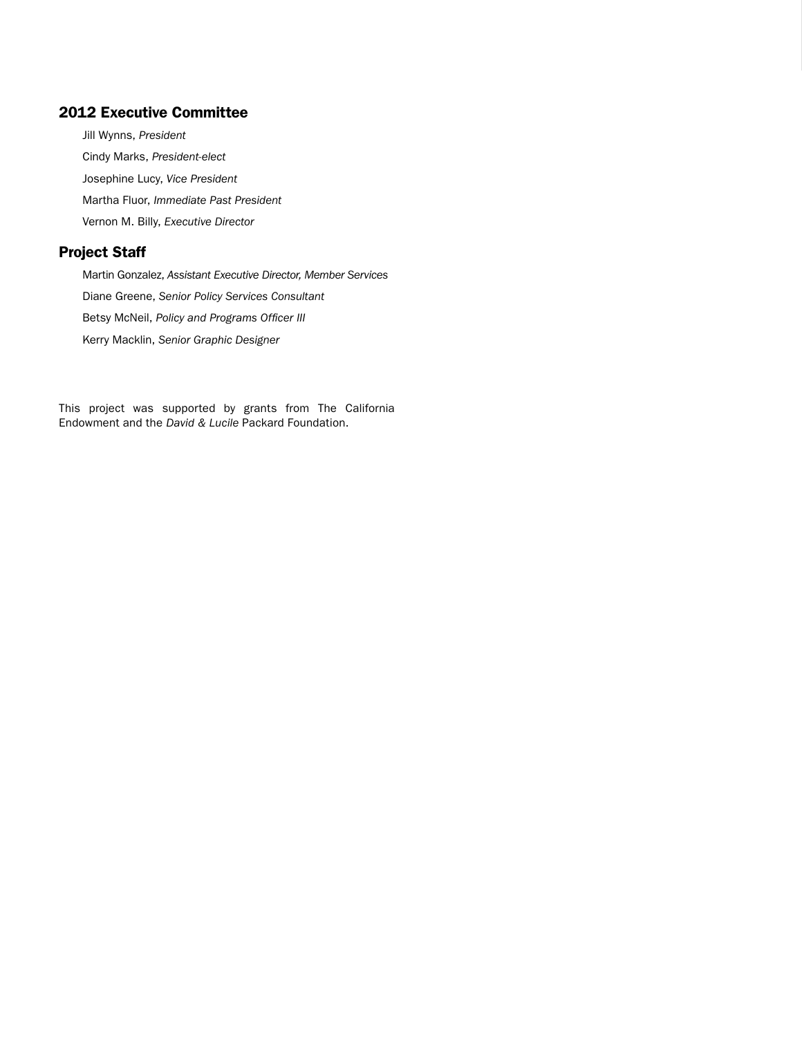## 2012 Executive Committee

Jill Wynns, *President*

Cindy Marks, *President-elect*

Josephine Lucy, *Vice President*

Martha Fluor, *Immediate Past President*

Vernon M. Billy, *Executive Director*

## Project Staff

Martin Gonzalez, *Assistant Executive Director, Member Services*

Diane Greene, *Senior Policy Services Consultant*

Betsy McNeil, *Policy and Programs Officer III*

Kerry Macklin, *Senior Graphic Designer*

This project was supported by grants from The California Endowment and the *David & Lucile* Packard Foundation.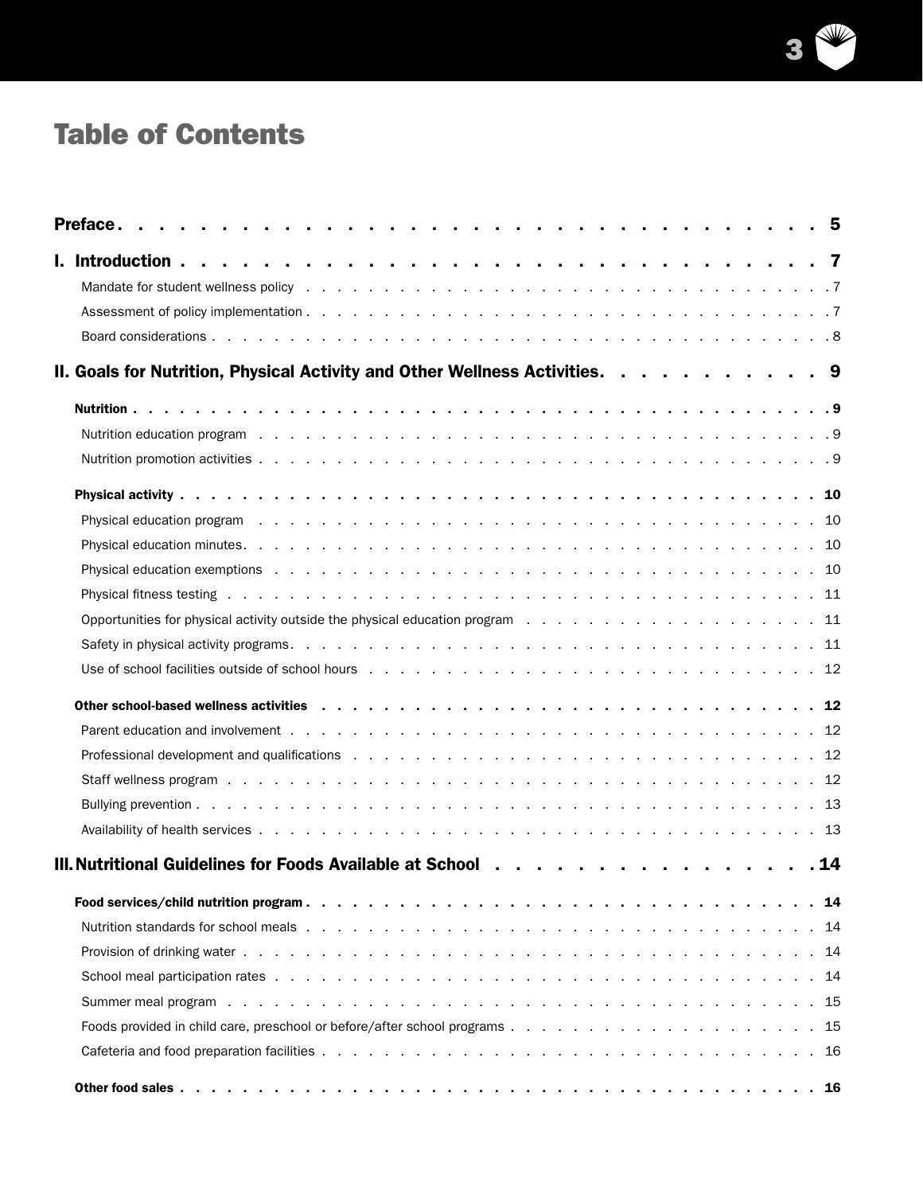# Table of Contents

| | |
|---|---|
| **Preface** | **5** |
| **I. Introduction** | **7** |
| Mandate for student wellness policy | 7 |
| Assessment of policy implementation | 7 |
| Board considerations | 8 |
| **II. Goals for Nutrition, Physical Activity and Other Wellness Activities** | **9** |
| **Nutrition** | **9** |
| Nutrition education program | 9 |
| Nutrition promotion activities | 9 |
| **Physical activity** | **10** |
| Physical education program | 10 |
| Physical education minutes | 10 |
| Physical education exemptions | 10 |
| Physical fitness testing | 11 |
| Opportunities for physical activity outside the physical education program | 11 |
| Safety in physical activity programs | 11 |
| Use of school facilities outside of school hours | 12 |
| **Other school-based wellness activities** | **12** |
| Parent education and involvement | 12 |
| Professional development and qualifications | 12 |
| Staff wellness program | 12 |
| Bullying prevention | 13 |
| Availability of health services | 13 |
| **III. Nutritional Guidelines for Foods Available at School** | **14** |
| **Food services/child nutrition program** | **14** |
| Nutrition standards for school meals | 14 |
| Provision of drinking water | 14 |
| School meal participation rates | 14 |
| Summer meal program | 15 |
| Foods provided in child care, preschool or before/after school programs | 15 |
| Cafeteria and food preparation facilities | 16 |
| **Other food sales** | **16** |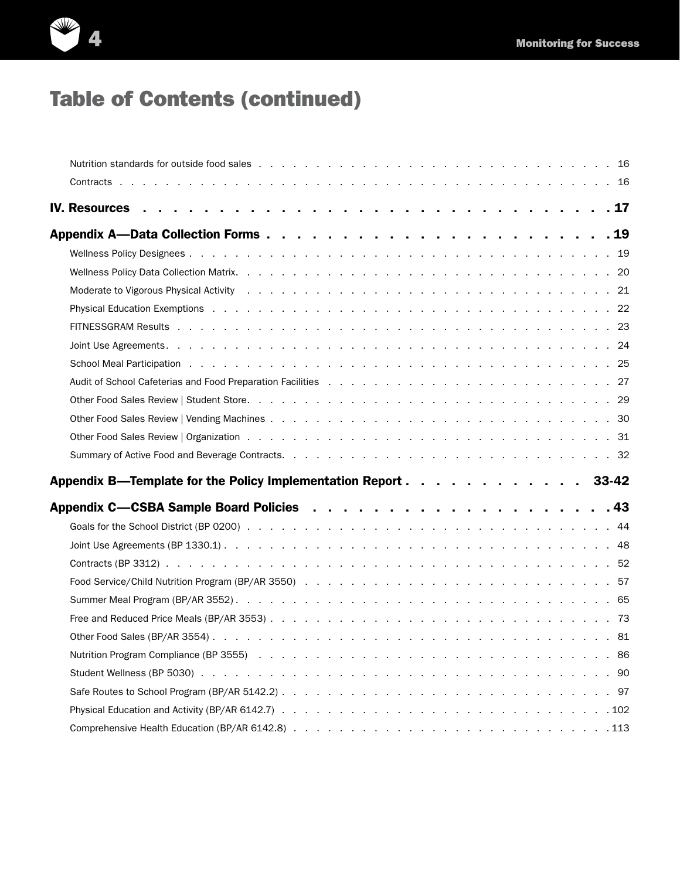# Table of Contents (continued)

Nutrition standards for outside food sales . . . 16

Contracts . . . 16

**IV. Resources . . . 17**

**Appendix A—Data Collection Forms . . . 19**

Wellness Policy Designees . . . 19

Wellness Policy Data Collection Matrix . . . 20

Moderate to Vigorous Physical Activity . . . 21

Physical Education Exemptions . . . 22

FITNESSGRAM Results . . . 23

Joint Use Agreements . . . 24

School Meal Participation . . . 25

Audit of School Cafeterias and Food Preparation Facilities . . . 27

Other Food Sales Review | Student Store . . . 29

Other Food Sales Review | Vending Machines . . . 30

Other Food Sales Review | Organization . . . 31

Summary of Active Food and Beverage Contracts . . . 32

**Appendix B—Template for the Policy Implementation Report . . . 33-42**

**Appendix C—CSBA Sample Board Policies . . . 43**

Goals for the School District (BP 0200) . . . 44

Joint Use Agreements (BP 1330.1) . . . 48

Contracts (BP 3312) . . . 52

Food Service/Child Nutrition Program (BP/AR 3550) . . . 57

Summer Meal Program (BP/AR 3552) . . . 65

Free and Reduced Price Meals (BP/AR 3553) . . . 73

Other Food Sales (BP/AR 3554) . . . 81

Nutrition Program Compliance (BP 3555) . . . 86

Student Wellness (BP 5030) . . . 90

Safe Routes to School Program (BP/AR 5142.2) . . . 97

Physical Education and Activity (BP/AR 6142.7) . . . 102

Comprehensive Health Education (BP/AR 6142.8) . . . 113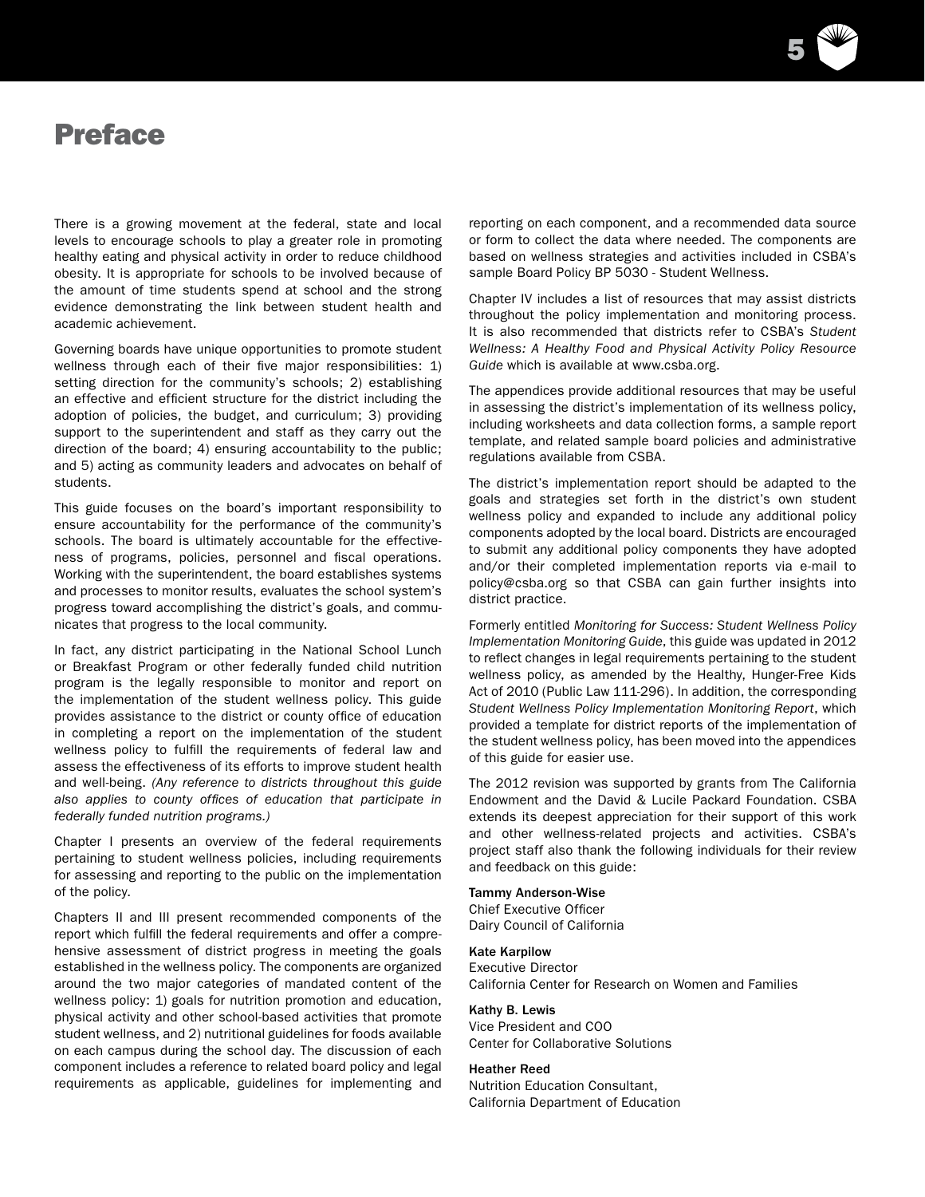# Preface

There is a growing movement at the federal, state and local levels to encourage schools to play a greater role in promoting healthy eating and physical activity in order to reduce childhood obesity. It is appropriate for schools to be involved because of the amount of time students spend at school and the strong evidence demonstrating the link between student health and academic achievement.

Governing boards have unique opportunities to promote student wellness through each of their five major responsibilities: 1) setting direction for the community's schools; 2) establishing an effective and efficient structure for the district including the adoption of policies, the budget, and curriculum; 3) providing support to the superintendent and staff as they carry out the direction of the board; 4) ensuring accountability to the public; and 5) acting as community leaders and advocates on behalf of students.

This guide focuses on the board's important responsibility to ensure accountability for the performance of the community's schools. The board is ultimately accountable for the effectiveness of programs, policies, personnel and fiscal operations. Working with the superintendent, the board establishes systems and processes to monitor results, evaluates the school system's progress toward accomplishing the district's goals, and communicates that progress to the local community.

In fact, any district participating in the National School Lunch or Breakfast Program or other federally funded child nutrition program is the legally responsible to monitor and report on the implementation of the student wellness policy. This guide provides assistance to the district or county office of education in completing a report on the implementation of the student wellness policy to fulfill the requirements of federal law and assess the effectiveness of its efforts to improve student health and well-being. *(Any reference to districts throughout this guide also applies to county offices of education that participate in federally funded nutrition programs.)*

Chapter I presents an overview of the federal requirements pertaining to student wellness policies, including requirements for assessing and reporting to the public on the implementation of the policy.

Chapters II and III present recommended components of the report which fulfill the federal requirements and offer a comprehensive assessment of district progress in meeting the goals established in the wellness policy. The components are organized around the two major categories of mandated content of the wellness policy: 1) goals for nutrition promotion and education, physical activity and other school-based activities that promote student wellness, and 2) nutritional guidelines for foods available on each campus during the school day. The discussion of each component includes a reference to related board policy and legal requirements as applicable, guidelines for implementing and reporting on each component, and a recommended data source or form to collect the data where needed. The components are based on wellness strategies and activities included in CSBA's sample Board Policy BP 5030 - Student Wellness.

Chapter IV includes a list of resources that may assist districts throughout the policy implementation and monitoring process. It is also recommended that districts refer to CSBA's *Student Wellness: A Healthy Food and Physical Activity Policy Resource Guide* which is available at www.csba.org.

The appendices provide additional resources that may be useful in assessing the district's implementation of its wellness policy, including worksheets and data collection forms, a sample report template, and related sample board policies and administrative regulations available from CSBA.

The district's implementation report should be adapted to the goals and strategies set forth in the district's own student wellness policy and expanded to include any additional policy components adopted by the local board. Districts are encouraged to submit any additional policy components they have adopted and/or their completed implementation reports via e-mail to policy@csba.org so that CSBA can gain further insights into district practice.

Formerly entitled *Monitoring for Success: Student Wellness Policy Implementation Monitoring Guide*, this guide was updated in 2012 to reflect changes in legal requirements pertaining to the student wellness policy, as amended by the Healthy, Hunger-Free Kids Act of 2010 (Public Law 111-296). In addition, the corresponding *Student Wellness Policy Implementation Monitoring Report*, which provided a template for district reports of the implementation of the student wellness policy, has been moved into the appendices of this guide for easier use.

The 2012 revision was supported by grants from The California Endowment and the David & Lucile Packard Foundation. CSBA extends its deepest appreciation for their support of this work and other wellness-related projects and activities. CSBA's project staff also thank the following individuals for their review and feedback on this guide:

**Tammy Anderson-Wise**
Chief Executive Officer
Dairy Council of California

**Kate Karpilow**
Executive Director
California Center for Research on Women and Families

**Kathy B. Lewis**
Vice President and COO
Center for Collaborative Solutions

**Heather Reed**
Nutrition Education Consultant,
California Department of Education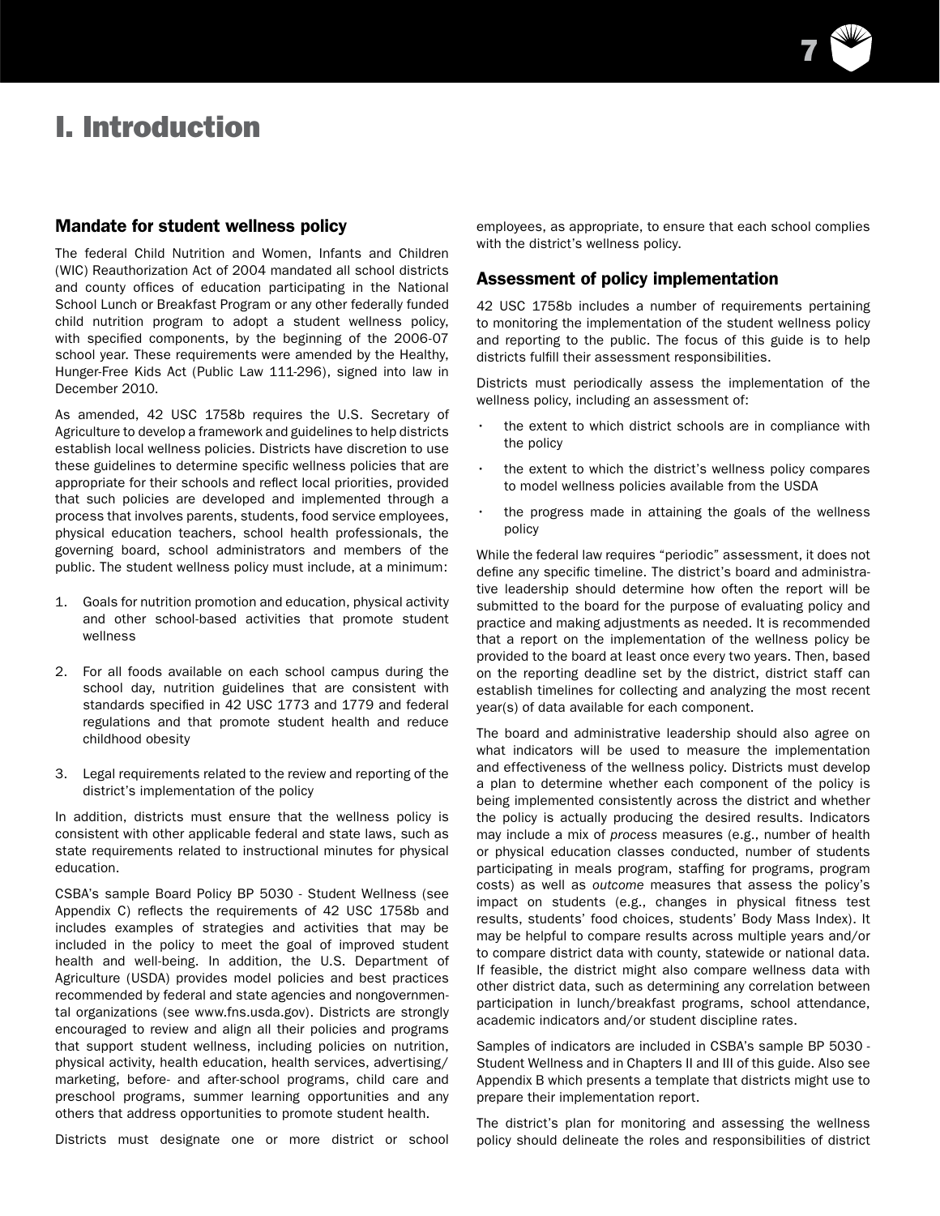# I. Introduction

## Mandate for student wellness policy

The federal Child Nutrition and Women, Infants and Children (WIC) Reauthorization Act of 2004 mandated all school districts and county offices of education participating in the National School Lunch or Breakfast Program or any other federally funded child nutrition program to adopt a student wellness policy, with specified components, by the beginning of the 2006-07 school year. These requirements were amended by the Healthy, Hunger-Free Kids Act (Public Law 111-296), signed into law in December 2010.

As amended, 42 USC 1758b requires the U.S. Secretary of Agriculture to develop a framework and guidelines to help districts establish local wellness policies. Districts have discretion to use these guidelines to determine specific wellness policies that are appropriate for their schools and reflect local priorities, provided that such policies are developed and implemented through a process that involves parents, students, food service employees, physical education teachers, school health professionals, the governing board, school administrators and members of the public. The student wellness policy must include, at a minimum:

1. Goals for nutrition promotion and education, physical activity and other school-based activities that promote student wellness
2. For all foods available on each school campus during the school day, nutrition guidelines that are consistent with standards specified in 42 USC 1773 and 1779 and federal regulations and that promote student health and reduce childhood obesity
3. Legal requirements related to the review and reporting of the district's implementation of the policy

In addition, districts must ensure that the wellness policy is consistent with other applicable federal and state laws, such as state requirements related to instructional minutes for physical education.

CSBA's sample Board Policy BP 5030 - Student Wellness (see Appendix C) reflects the requirements of 42 USC 1758b and includes examples of strategies and activities that may be included in the policy to meet the goal of improved student health and well-being. In addition, the U.S. Department of Agriculture (USDA) provides model policies and best practices recommended by federal and state agencies and nongovernmental organizations (see www.fns.usda.gov). Districts are strongly encouraged to review and align all their policies and programs that support student wellness, including policies on nutrition, physical activity, health education, health services, advertising/ marketing, before- and after-school programs, child care and preschool programs, summer learning opportunities and any others that address opportunities to promote student health.

Districts must designate one or more district or school employees, as appropriate, to ensure that each school complies with the district's wellness policy.

## Assessment of policy implementation

42 USC 1758b includes a number of requirements pertaining to monitoring the implementation of the student wellness policy and reporting to the public. The focus of this guide is to help districts fulfill their assessment responsibilities.

Districts must periodically assess the implementation of the wellness policy, including an assessment of:

- the extent to which district schools are in compliance with the policy
- the extent to which the district's wellness policy compares to model wellness policies available from the USDA
- the progress made in attaining the goals of the wellness policy

While the federal law requires "periodic" assessment, it does not define any specific timeline. The district's board and administrative leadership should determine how often the report will be submitted to the board for the purpose of evaluating policy and practice and making adjustments as needed. It is recommended that a report on the implementation of the wellness policy be provided to the board at least once every two years. Then, based on the reporting deadline set by the district, district staff can establish timelines for collecting and analyzing the most recent year(s) of data available for each component.

The board and administrative leadership should also agree on what indicators will be used to measure the implementation and effectiveness of the wellness policy. Districts must develop a plan to determine whether each component of the policy is being implemented consistently across the district and whether the policy is actually producing the desired results. Indicators may include a mix of *process* measures (e.g., number of health or physical education classes conducted, number of students participating in meals program, staffing for programs, program costs) as well as *outcome* measures that assess the policy's impact on students (e.g., changes in physical fitness test results, students' food choices, students' Body Mass Index). It may be helpful to compare results across multiple years and/or to compare district data with county, statewide or national data. If feasible, the district might also compare wellness data with other district data, such as determining any correlation between participation in lunch/breakfast programs, school attendance, academic indicators and/or student discipline rates.

Samples of indicators are included in CSBA's sample BP 5030 - Student Wellness and in Chapters II and III of this guide. Also see Appendix B which presents a template that districts might use to prepare their implementation report.

The district's plan for monitoring and assessing the wellness policy should delineate the roles and responsibilities of district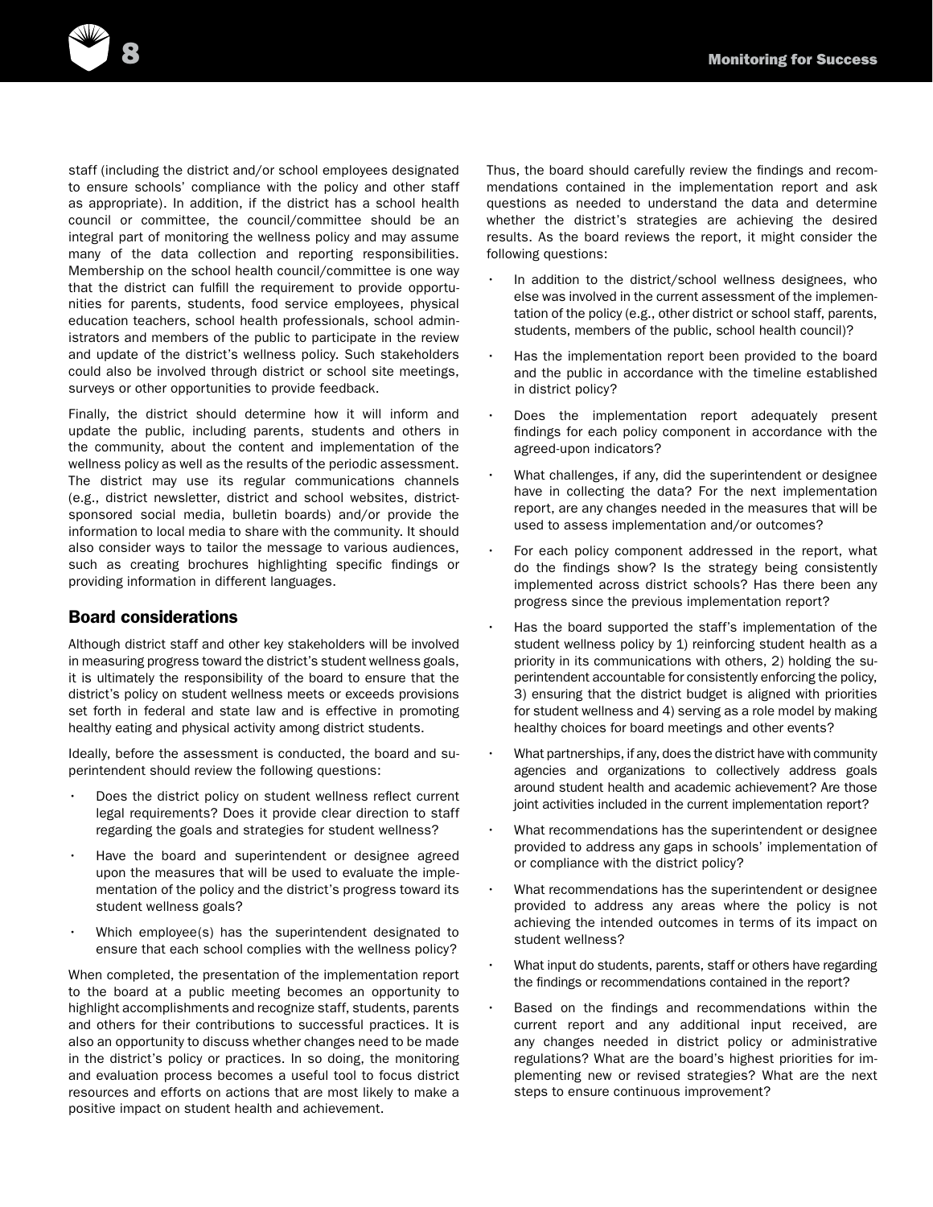staff (including the district and/or school employees designated to ensure schools' compliance with the policy and other staff as appropriate). In addition, if the district has a school health council or committee, the council/committee should be an integral part of monitoring the wellness policy and may assume many of the data collection and reporting responsibilities. Membership on the school health council/committee is one way that the district can fulfill the requirement to provide opportunities for parents, students, food service employees, physical education teachers, school health professionals, school administrators and members of the public to participate in the review and update of the district's wellness policy. Such stakeholders could also be involved through district or school site meetings, surveys or other opportunities to provide feedback.

Finally, the district should determine how it will inform and update the public, including parents, students and others in the community, about the content and implementation of the wellness policy as well as the results of the periodic assessment. The district may use its regular communications channels (e.g., district newsletter, district and school websites, district-sponsored social media, bulletin boards) and/or provide the information to local media to share with the community. It should also consider ways to tailor the message to various audiences, such as creating brochures highlighting specific findings or providing information in different languages.

## Board considerations

Although district staff and other key stakeholders will be involved in measuring progress toward the district's student wellness goals, it is ultimately the responsibility of the board to ensure that the district's policy on student wellness meets or exceeds provisions set forth in federal and state law and is effective in promoting healthy eating and physical activity among district students.

Ideally, before the assessment is conducted, the board and superintendent should review the following questions:

- Does the district policy on student wellness reflect current legal requirements? Does it provide clear direction to staff regarding the goals and strategies for student wellness?
- Have the board and superintendent or designee agreed upon the measures that will be used to evaluate the implementation of the policy and the district's progress toward its student wellness goals?
- Which employee(s) has the superintendent designated to ensure that each school complies with the wellness policy?

When completed, the presentation of the implementation report to the board at a public meeting becomes an opportunity to highlight accomplishments and recognize staff, students, parents and others for their contributions to successful practices. It is also an opportunity to discuss whether changes need to be made in the district's policy or practices. In so doing, the monitoring and evaluation process becomes a useful tool to focus district resources and efforts on actions that are most likely to make a positive impact on student health and achievement.

Thus, the board should carefully review the findings and recommendations contained in the implementation report and ask questions as needed to understand the data and determine whether the district's strategies are achieving the desired results. As the board reviews the report, it might consider the following questions:

- In addition to the district/school wellness designees, who else was involved in the current assessment of the implementation of the policy (e.g., other district or school staff, parents, students, members of the public, school health council)?
- Has the implementation report been provided to the board and the public in accordance with the timeline established in district policy?
- Does the implementation report adequately present findings for each policy component in accordance with the agreed-upon indicators?
- What challenges, if any, did the superintendent or designee have in collecting the data? For the next implementation report, are any changes needed in the measures that will be used to assess implementation and/or outcomes?
- For each policy component addressed in the report, what do the findings show? Is the strategy being consistently implemented across district schools? Has there been any progress since the previous implementation report?
- Has the board supported the staff's implementation of the student wellness policy by 1) reinforcing student health as a priority in its communications with others, 2) holding the superintendent accountable for consistently enforcing the policy, 3) ensuring that the district budget is aligned with priorities for student wellness and 4) serving as a role model by making healthy choices for board meetings and other events?
- What partnerships, if any, does the district have with community agencies and organizations to collectively address goals around student health and academic achievement? Are those joint activities included in the current implementation report?
- What recommendations has the superintendent or designee provided to address any gaps in schools' implementation of or compliance with the district policy?
- What recommendations has the superintendent or designee provided to address any areas where the policy is not achieving the intended outcomes in terms of its impact on student wellness?
- What input do students, parents, staff or others have regarding the findings or recommendations contained in the report?
- Based on the findings and recommendations within the current report and any additional input received, are any changes needed in district policy or administrative regulations? What are the board's highest priorities for implementing new or revised strategies? What are the next steps to ensure continuous improvement?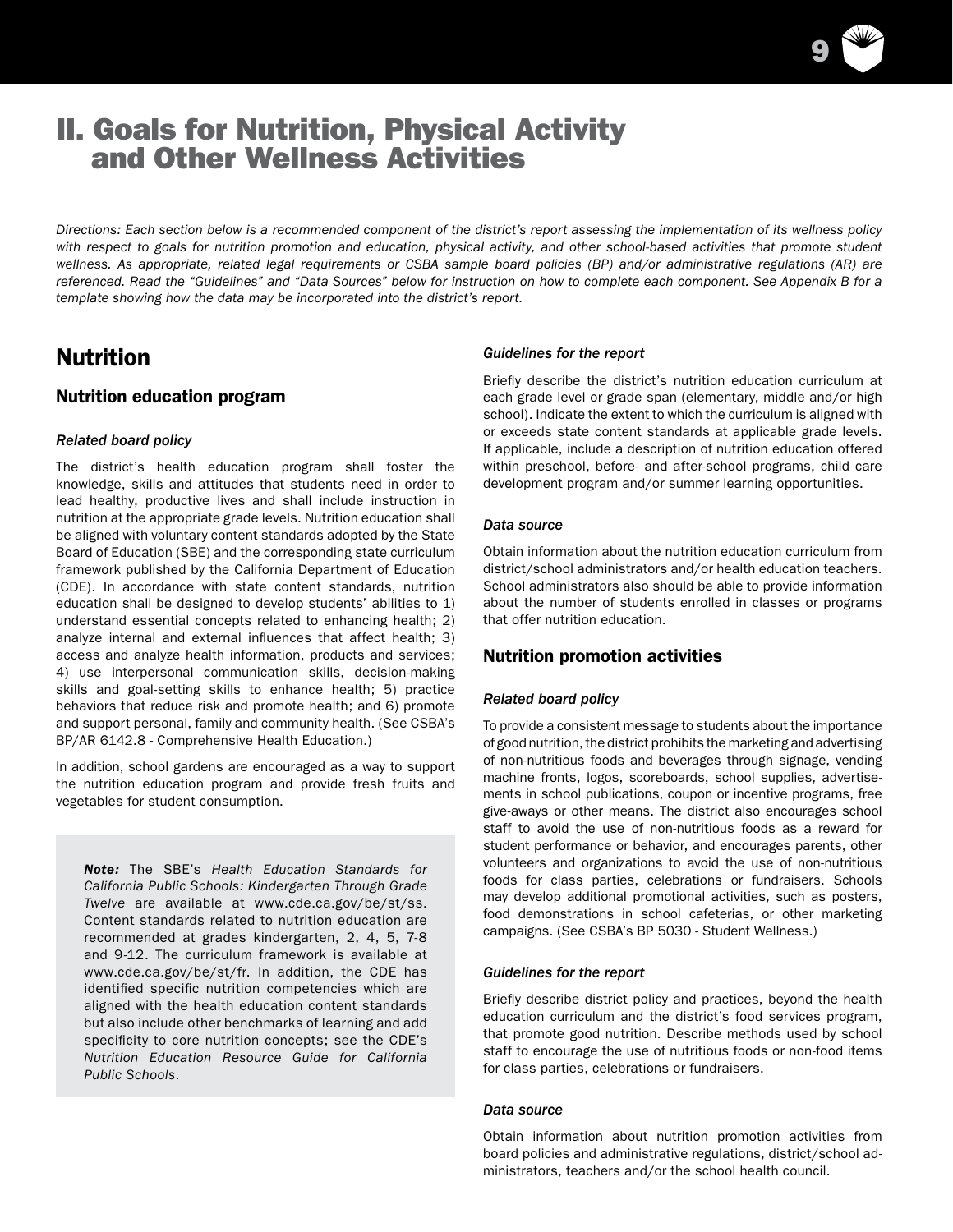# II. Goals for Nutrition, Physical Activity and Other Wellness Activities

*Directions: Each section below is a recommended component of the district's report assessing the implementation of its wellness policy with respect to goals for nutrition promotion and education, physical activity, and other school-based activities that promote student wellness. As appropriate, related legal requirements or CSBA sample board policies (BP) and/or administrative regulations (AR) are referenced. Read the "Guidelines" and "Data Sources" below for instruction on how to complete each component. See Appendix B for a template showing how the data may be incorporated into the district's report.*

## Nutrition

### Nutrition education program

#### *Related board policy*

The district's health education program shall foster the knowledge, skills and attitudes that students need in order to lead healthy, productive lives and shall include instruction in nutrition at the appropriate grade levels. Nutrition education shall be aligned with voluntary content standards adopted by the State Board of Education (SBE) and the corresponding state curriculum framework published by the California Department of Education (CDE). In accordance with state content standards, nutrition education shall be designed to develop students' abilities to 1) understand essential concepts related to enhancing health; 2) analyze internal and external influences that affect health; 3) access and analyze health information, products and services; 4) use interpersonal communication skills, decision-making skills and goal-setting skills to enhance health; 5) practice behaviors that reduce risk and promote health; and 6) promote and support personal, family and community health. (See CSBA's BP/AR 6142.8 - Comprehensive Health Education.)

In addition, school gardens are encouraged as a way to support the nutrition education program and provide fresh fruits and vegetables for student consumption.

> ***Note:*** The SBE's *Health Education Standards for California Public Schools: Kindergarten Through Grade Twelve* are available at www.cde.ca.gov/be/st/ss. Content standards related to nutrition education are recommended at grades kindergarten, 2, 4, 5, 7-8 and 9-12. The curriculum framework is available at www.cde.ca.gov/be/st/fr. In addition, the CDE has identified specific nutrition competencies which are aligned with the health education content standards but also include other benchmarks of learning and add specificity to core nutrition concepts; see the CDE's *Nutrition Education Resource Guide for California Public Schools*.

#### *Guidelines for the report*

Briefly describe the district's nutrition education curriculum at each grade level or grade span (elementary, middle and/or high school). Indicate the extent to which the curriculum is aligned with or exceeds state content standards at applicable grade levels. If applicable, include a description of nutrition education offered within preschool, before- and after-school programs, child care development program and/or summer learning opportunities.

#### *Data source*

Obtain information about the nutrition education curriculum from district/school administrators and/or health education teachers. School administrators also should be able to provide information about the number of students enrolled in classes or programs that offer nutrition education.

### Nutrition promotion activities

#### *Related board policy*

To provide a consistent message to students about the importance of good nutrition, the district prohibits the marketing and advertising of non-nutritious foods and beverages through signage, vending machine fronts, logos, scoreboards, school supplies, advertisements in school publications, coupon or incentive programs, free give-aways or other means. The district also encourages school staff to avoid the use of non-nutritious foods as a reward for student performance or behavior, and encourages parents, other volunteers and organizations to avoid the use of non-nutritious foods for class parties, celebrations or fundraisers. Schools may develop additional promotional activities, such as posters, food demonstrations in school cafeterias, or other marketing campaigns. (See CSBA's BP 5030 - Student Wellness.)

#### *Guidelines for the report*

Briefly describe district policy and practices, beyond the health education curriculum and the district's food services program, that promote good nutrition. Describe methods used by school staff to encourage the use of nutritious foods or non-food items for class parties, celebrations or fundraisers.

#### *Data source*

Obtain information about nutrition promotion activities from board policies and administrative regulations, district/school administrators, teachers and/or the school health council.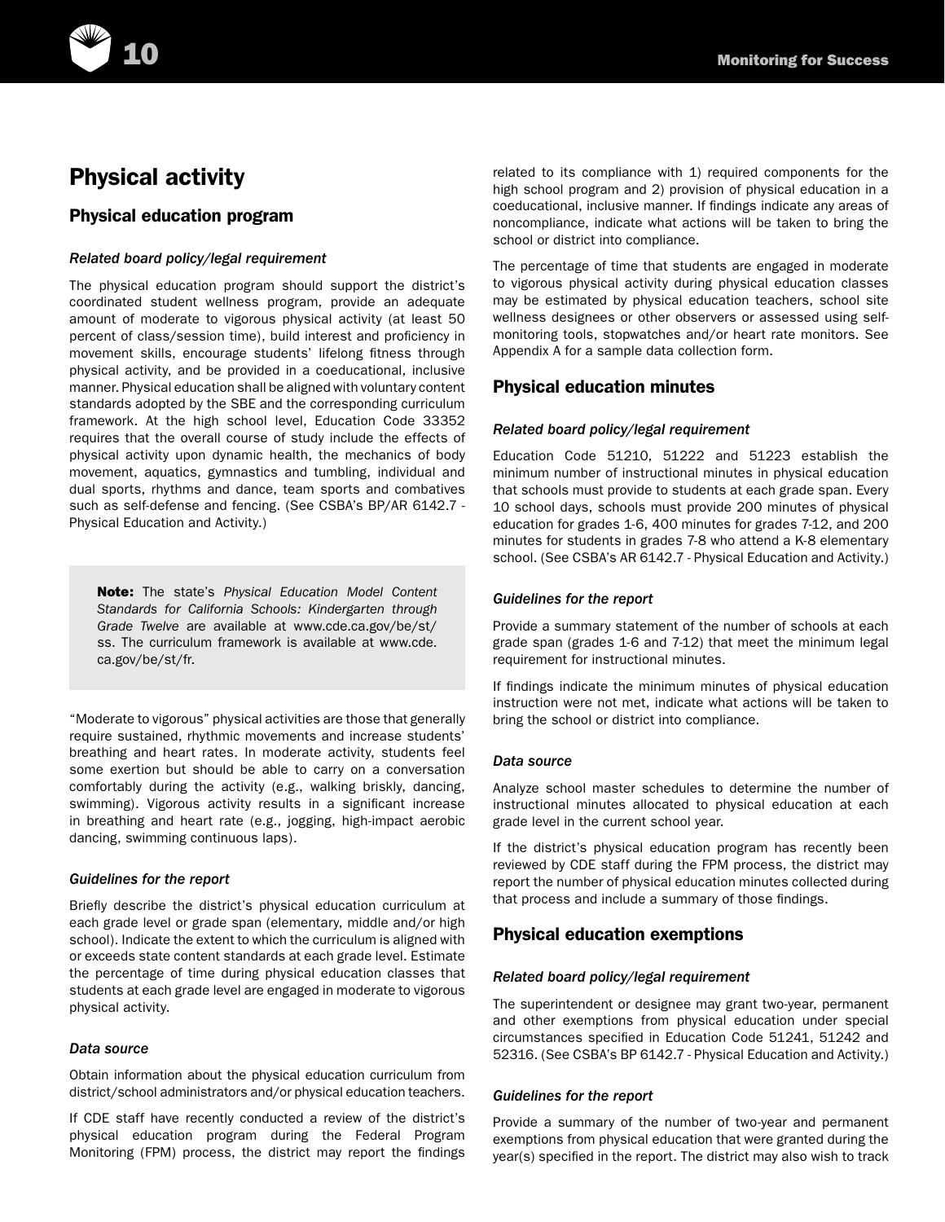# Physical activity

## Physical education program

### *Related board policy/legal requirement*

The physical education program should support the district's coordinated student wellness program, provide an adequate amount of moderate to vigorous physical activity (at least 50 percent of class/session time), build interest and proficiency in movement skills, encourage students' lifelong fitness through physical activity, and be provided in a coeducational, inclusive manner. Physical education shall be aligned with voluntary content standards adopted by the SBE and the corresponding curriculum framework. At the high school level, Education Code 33352 requires that the overall course of study include the effects of physical activity upon dynamic health, the mechanics of body movement, aquatics, gymnastics and tumbling, individual and dual sports, rhythms and dance, team sports and combatives such as self-defense and fencing. (See CSBA's BP/AR 6142.7 - Physical Education and Activity.)

> **Note:** The state's *Physical Education Model Content Standards for California Schools: Kindergarten through Grade Twelve* are available at www.cde.ca.gov/be/st/ss. The curriculum framework is available at www.cde.ca.gov/be/st/fr.

"Moderate to vigorous" physical activities are those that generally require sustained, rhythmic movements and increase students' breathing and heart rates. In moderate activity, students feel some exertion but should be able to carry on a conversation comfortably during the activity (e.g., walking briskly, dancing, swimming). Vigorous activity results in a significant increase in breathing and heart rate (e.g., jogging, high-impact aerobic dancing, swimming continuous laps).

### *Guidelines for the report*

Briefly describe the district's physical education curriculum at each grade level or grade span (elementary, middle and/or high school). Indicate the extent to which the curriculum is aligned with or exceeds state content standards at each grade level. Estimate the percentage of time during physical education classes that students at each grade level are engaged in moderate to vigorous physical activity.

### *Data source*

Obtain information about the physical education curriculum from district/school administrators and/or physical education teachers.

If CDE staff have recently conducted a review of the district's physical education program during the Federal Program Monitoring (FPM) process, the district may report the findings related to its compliance with 1) required components for the high school program and 2) provision of physical education in a coeducational, inclusive manner. If findings indicate any areas of noncompliance, indicate what actions will be taken to bring the school or district into compliance.

The percentage of time that students are engaged in moderate to vigorous physical activity during physical education classes may be estimated by physical education teachers, school site wellness designees or other observers or assessed using self-monitoring tools, stopwatches and/or heart rate monitors. See Appendix A for a sample data collection form.

## Physical education minutes

### *Related board policy/legal requirement*

Education Code 51210, 51222 and 51223 establish the minimum number of instructional minutes in physical education that schools must provide to students at each grade span. Every 10 school days, schools must provide 200 minutes of physical education for grades 1-6, 400 minutes for grades 7-12, and 200 minutes for students in grades 7-8 who attend a K-8 elementary school. (See CSBA's AR 6142.7 - Physical Education and Activity.)

### *Guidelines for the report*

Provide a summary statement of the number of schools at each grade span (grades 1-6 and 7-12) that meet the minimum legal requirement for instructional minutes.

If findings indicate the minimum minutes of physical education instruction were not met, indicate what actions will be taken to bring the school or district into compliance.

### *Data source*

Analyze school master schedules to determine the number of instructional minutes allocated to physical education at each grade level in the current school year.

If the district's physical education program has recently been reviewed by CDE staff during the FPM process, the district may report the number of physical education minutes collected during that process and include a summary of those findings.

## Physical education exemptions

### *Related board policy/legal requirement*

The superintendent or designee may grant two-year, permanent and other exemptions from physical education under special circumstances specified in Education Code 51241, 51242 and 52316. (See CSBA's BP 6142.7 - Physical Education and Activity.)

### *Guidelines for the report*

Provide a summary of the number of two-year and permanent exemptions from physical education that were granted during the year(s) specified in the report. The district may also wish to track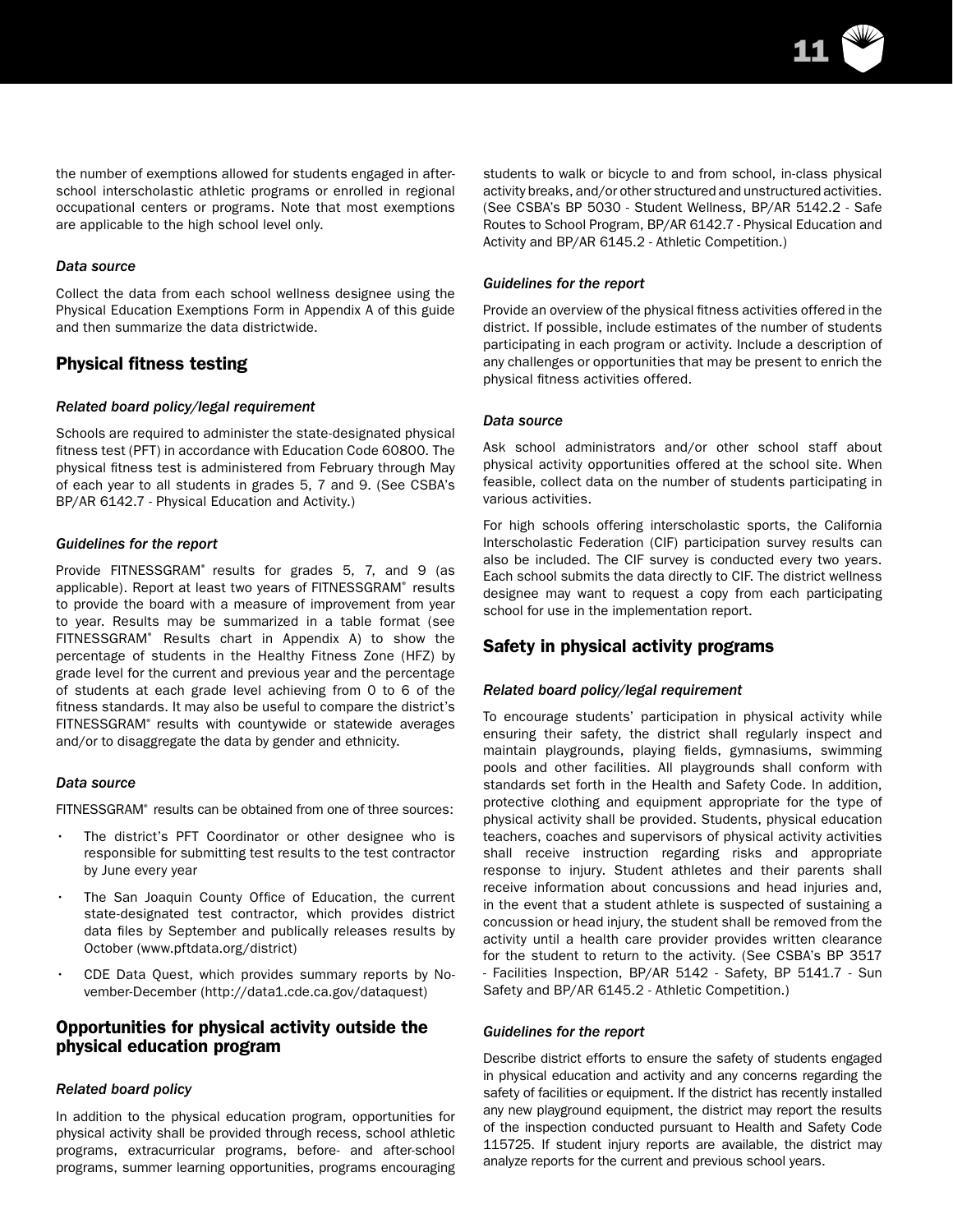the number of exemptions allowed for students engaged in after-school interscholastic athletic programs or enrolled in regional occupational centers or programs. Note that most exemptions are applicable to the high school level only.

*Data source*

Collect the data from each school wellness designee using the Physical Education Exemptions Form in Appendix A of this guide and then summarize the data districtwide.

## Physical fitness testing

*Related board policy/legal requirement*

Schools are required to administer the state-designated physical fitness test (PFT) in accordance with Education Code 60800. The physical fitness test is administered from February through May of each year to all students in grades 5, 7 and 9. (See CSBA's BP/AR 6142.7 - Physical Education and Activity.)

*Guidelines for the report*

Provide FITNESSGRAM® results for grades 5, 7, and 9 (as applicable). Report at least two years of FITNESSGRAM® results to provide the board with a measure of improvement from year to year. Results may be summarized in a table format (see FITNESSGRAM® Results chart in Appendix A) to show the percentage of students in the Healthy Fitness Zone (HFZ) by grade level for the current and previous year and the percentage of students at each grade level achieving from 0 to 6 of the fitness standards. It may also be useful to compare the district's FITNESSGRAM® results with countywide or statewide averages and/or to disaggregate the data by gender and ethnicity.

*Data source*

FITNESSGRAM® results can be obtained from one of three sources:

- The district's PFT Coordinator or other designee who is responsible for submitting test results to the test contractor by June every year
- The San Joaquin County Office of Education, the current state-designated test contractor, which provides district data files by September and publically releases results by October (www.pftdata.org/district)
- CDE Data Quest, which provides summary reports by November-December (http://data1.cde.ca.gov/dataquest)

## Opportunities for physical activity outside the physical education program

*Related board policy*

In addition to the physical education program, opportunities for physical activity shall be provided through recess, school athletic programs, extracurricular programs, before- and after-school programs, summer learning opportunities, programs encouraging students to walk or bicycle to and from school, in-class physical activity breaks, and/or other structured and unstructured activities. (See CSBA's BP 5030 - Student Wellness, BP/AR 5142.2 - Safe Routes to School Program, BP/AR 6142.7 - Physical Education and Activity and BP/AR 6145.2 - Athletic Competition.)

*Guidelines for the report*

Provide an overview of the physical fitness activities offered in the district. If possible, include estimates of the number of students participating in each program or activity. Include a description of any challenges or opportunities that may be present to enrich the physical fitness activities offered.

*Data source*

Ask school administrators and/or other school staff about physical activity opportunities offered at the school site. When feasible, collect data on the number of students participating in various activities.

For high schools offering interscholastic sports, the California Interscholastic Federation (CIF) participation survey results can also be included. The CIF survey is conducted every two years. Each school submits the data directly to CIF. The district wellness designee may want to request a copy from each participating school for use in the implementation report.

## Safety in physical activity programs

*Related board policy/legal requirement*

To encourage students' participation in physical activity while ensuring their safety, the district shall regularly inspect and maintain playgrounds, playing fields, gymnasiums, swimming pools and other facilities. All playgrounds shall conform with standards set forth in the Health and Safety Code. In addition, protective clothing and equipment appropriate for the type of physical activity shall be provided. Students, physical education teachers, coaches and supervisors of physical activity activities shall receive instruction regarding risks and appropriate response to injury. Student athletes and their parents shall receive information about concussions and head injuries and, in the event that a student athlete is suspected of sustaining a concussion or head injury, the student shall be removed from the activity until a health care provider provides written clearance for the student to return to the activity. (See CSBA's BP 3517 - Facilities Inspection, BP/AR 5142 - Safety, BP 5141.7 - Sun Safety and BP/AR 6145.2 - Athletic Competition.)

*Guidelines for the report*

Describe district efforts to ensure the safety of students engaged in physical education and activity and any concerns regarding the safety of facilities or equipment. If the district has recently installed any new playground equipment, the district may report the results of the inspection conducted pursuant to Health and Safety Code 115725. If student injury reports are available, the district may analyze reports for the current and previous school years.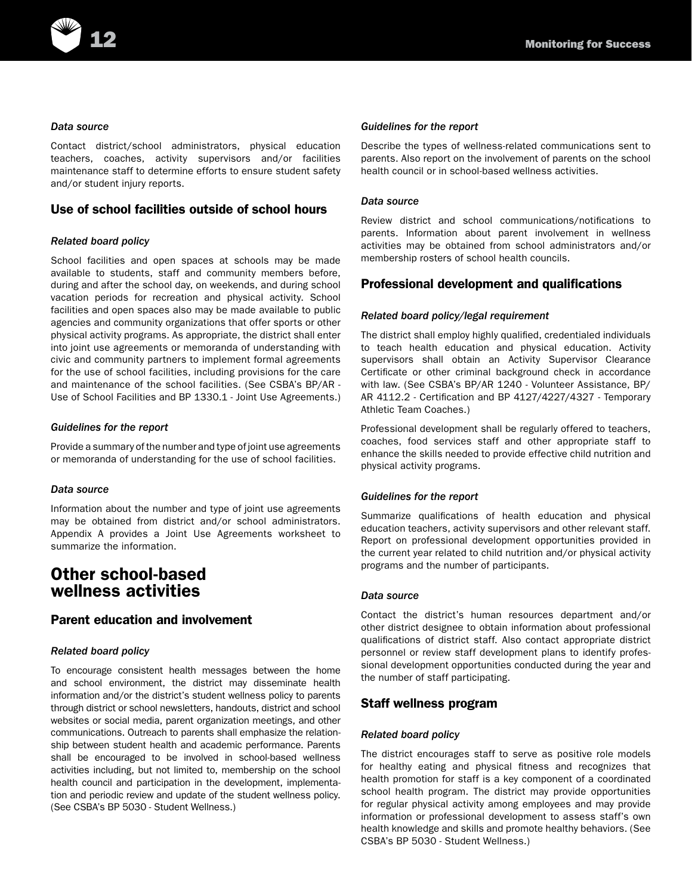#### *Data source*

Contact district/school administrators, physical education teachers, coaches, activity supervisors and/or facilities maintenance staff to determine efforts to ensure student safety and/or student injury reports.

### Use of school facilities outside of school hours

#### *Related board policy*

School facilities and open spaces at schools may be made available to students, staff and community members before, during and after the school day, on weekends, and during school vacation periods for recreation and physical activity. School facilities and open spaces also may be made available to public agencies and community organizations that offer sports or other physical activity programs. As appropriate, the district shall enter into joint use agreements or memoranda of understanding with civic and community partners to implement formal agreements for the use of school facilities, including provisions for the care and maintenance of the school facilities. (See CSBA's BP/AR - Use of School Facilities and BP 1330.1 - Joint Use Agreements.)

#### *Guidelines for the report*

Provide a summary of the number and type of joint use agreements or memoranda of understanding for the use of school facilities.

#### *Data source*

Information about the number and type of joint use agreements may be obtained from district and/or school administrators. Appendix A provides a Joint Use Agreements worksheet to summarize the information.

## Other school-based wellness activities

### Parent education and involvement

#### *Related board policy*

To encourage consistent health messages between the home and school environment, the district may disseminate health information and/or the district's student wellness policy to parents through district or school newsletters, handouts, district and school websites or social media, parent organization meetings, and other communications. Outreach to parents shall emphasize the relationship between student health and academic performance. Parents shall be encouraged to be involved in school-based wellness activities including, but not limited to, membership on the school health council and participation in the development, implementation and periodic review and update of the student wellness policy. (See CSBA's BP 5030 - Student Wellness.)

#### *Guidelines for the report*

Describe the types of wellness-related communications sent to parents. Also report on the involvement of parents on the school health council or in school-based wellness activities.

#### *Data source*

Review district and school communications/notifications to parents. Information about parent involvement in wellness activities may be obtained from school administrators and/or membership rosters of school health councils.

### Professional development and qualifications

#### *Related board policy/legal requirement*

The district shall employ highly qualified, credentialed individuals to teach health education and physical education. Activity supervisors shall obtain an Activity Supervisor Clearance Certificate or other criminal background check in accordance with law. (See CSBA's BP/AR 1240 - Volunteer Assistance, BP/AR 4112.2 - Certification and BP 4127/4227/4327 - Temporary Athletic Team Coaches.)

Professional development shall be regularly offered to teachers, coaches, food services staff and other appropriate staff to enhance the skills needed to provide effective child nutrition and physical activity programs.

#### *Guidelines for the report*

Summarize qualifications of health education and physical education teachers, activity supervisors and other relevant staff. Report on professional development opportunities provided in the current year related to child nutrition and/or physical activity programs and the number of participants.

#### *Data source*

Contact the district's human resources department and/or other district designee to obtain information about professional qualifications of district staff. Also contact appropriate district personnel or review staff development plans to identify professional development opportunities conducted during the year and the number of staff participating.

### Staff wellness program

#### *Related board policy*

The district encourages staff to serve as positive role models for healthy eating and physical fitness and recognizes that health promotion for staff is a key component of a coordinated school health program. The district may provide opportunities for regular physical activity among employees and may provide information or professional development to assess staff's own health knowledge and skills and promote healthy behaviors. (See CSBA's BP 5030 - Student Wellness.)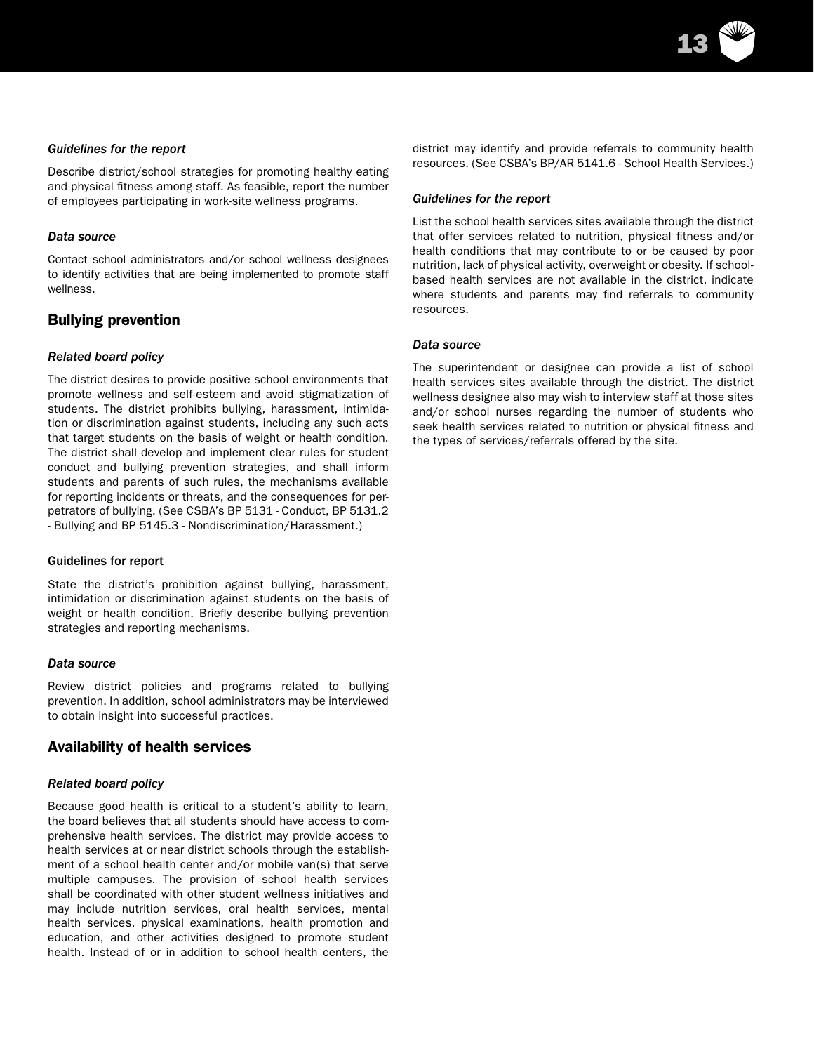*Guidelines for the report*

Describe district/school strategies for promoting healthy eating and physical fitness among staff. As feasible, report the number of employees participating in work-site wellness programs.

*Data source*

Contact school administrators and/or school wellness designees to identify activities that are being implemented to promote staff wellness.

## Bullying prevention

*Related board policy*

The district desires to provide positive school environments that promote wellness and self-esteem and avoid stigmatization of students. The district prohibits bullying, harassment, intimidation or discrimination against students, including any such acts that target students on the basis of weight or health condition. The district shall develop and implement clear rules for student conduct and bullying prevention strategies, and shall inform students and parents of such rules, the mechanisms available for reporting incidents or threats, and the consequences for perpetrators of bullying. (See CSBA's BP 5131 - Conduct, BP 5131.2 - Bullying and BP 5145.3 - Nondiscrimination/Harassment.)

Guidelines for report

State the district's prohibition against bullying, harassment, intimidation or discrimination against students on the basis of weight or health condition. Briefly describe bullying prevention strategies and reporting mechanisms.

*Data source*

Review district policies and programs related to bullying prevention. In addition, school administrators may be interviewed to obtain insight into successful practices.

## Availability of health services

*Related board policy*

Because good health is critical to a student's ability to learn, the board believes that all students should have access to comprehensive health services. The district may provide access to health services at or near district schools through the establishment of a school health center and/or mobile van(s) that serve multiple campuses. The provision of school health services shall be coordinated with other student wellness initiatives and may include nutrition services, oral health services, mental health services, physical examinations, health promotion and education, and other activities designed to promote student health. Instead of or in addition to school health centers, the district may identify and provide referrals to community health resources. (See CSBA's BP/AR 5141.6 - School Health Services.)

*Guidelines for the report*

List the school health services sites available through the district that offer services related to nutrition, physical fitness and/or health conditions that may contribute to or be caused by poor nutrition, lack of physical activity, overweight or obesity. If school-based health services are not available in the district, indicate where students and parents may find referrals to community resources.

*Data source*

The superintendent or designee can provide a list of school health services sites available through the district. The district wellness designee also may wish to interview staff at those sites and/or school nurses regarding the number of students who seek health services related to nutrition or physical fitness and the types of services/referrals offered by the site.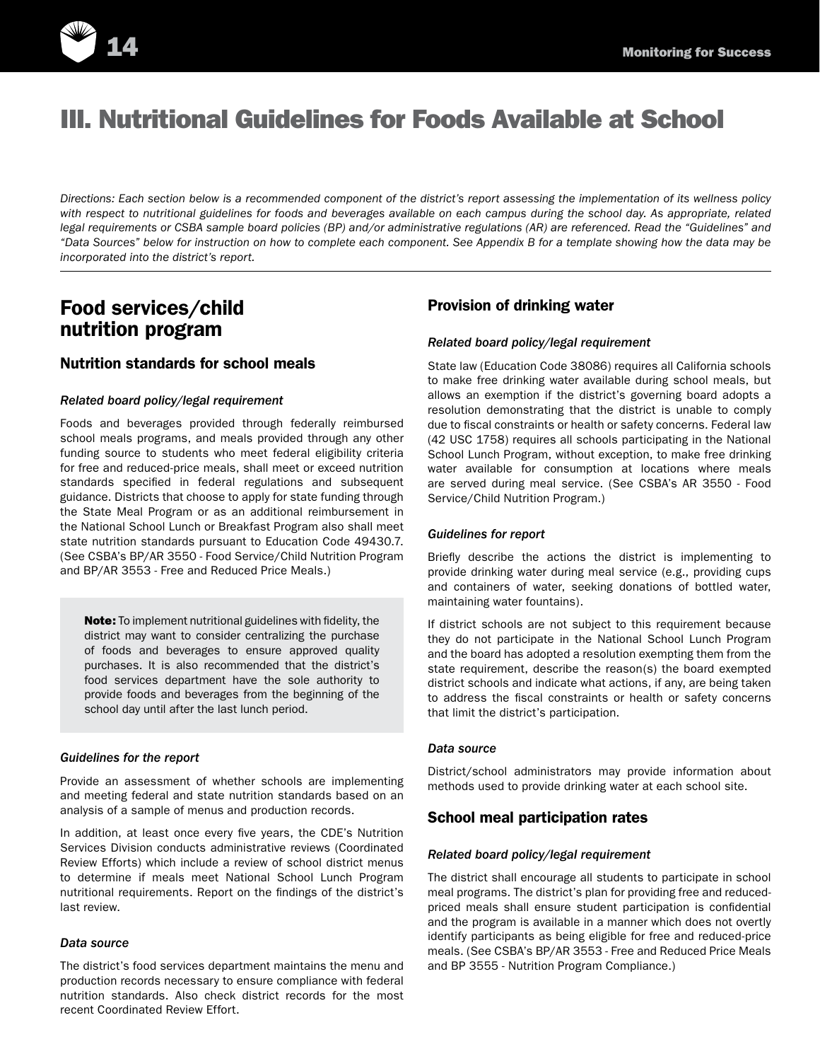# III. Nutritional Guidelines for Foods Available at School

*Directions: Each section below is a recommended component of the district's report assessing the implementation of its wellness policy with respect to nutritional guidelines for foods and beverages available on each campus during the school day. As appropriate, related legal requirements or CSBA sample board policies (BP) and/or administrative regulations (AR) are referenced. Read the "Guidelines" and "Data Sources" below for instruction on how to complete each component. See Appendix B for a template showing how the data may be incorporated into the district's report.*

## Food services/child nutrition program

### Nutrition standards for school meals

#### *Related board policy/legal requirement*

Foods and beverages provided through federally reimbursed school meals programs, and meals provided through any other funding source to students who meet federal eligibility criteria for free and reduced-price meals, shall meet or exceed nutrition standards specified in federal regulations and subsequent guidance. Districts that choose to apply for state funding through the State Meal Program or as an additional reimbursement in the National School Lunch or Breakfast Program also shall meet state nutrition standards pursuant to Education Code 49430.7. (See CSBA's BP/AR 3550 - Food Service/Child Nutrition Program and BP/AR 3553 - Free and Reduced Price Meals.)

> **Note:** To implement nutritional guidelines with fidelity, the district may want to consider centralizing the purchase of foods and beverages to ensure approved quality purchases. It is also recommended that the district's food services department have the sole authority to provide foods and beverages from the beginning of the school day until after the last lunch period.

#### *Guidelines for the report*

Provide an assessment of whether schools are implementing and meeting federal and state nutrition standards based on an analysis of a sample of menus and production records.

In addition, at least once every five years, the CDE's Nutrition Services Division conducts administrative reviews (Coordinated Review Efforts) which include a review of school district menus to determine if meals meet National School Lunch Program nutritional requirements. Report on the findings of the district's last review.

#### *Data source*

The district's food services department maintains the menu and production records necessary to ensure compliance with federal nutrition standards. Also check district records for the most recent Coordinated Review Effort.

### Provision of drinking water

#### *Related board policy/legal requirement*

State law (Education Code 38086) requires all California schools to make free drinking water available during school meals, but allows an exemption if the district's governing board adopts a resolution demonstrating that the district is unable to comply due to fiscal constraints or health or safety concerns. Federal law (42 USC 1758) requires all schools participating in the National School Lunch Program, without exception, to make free drinking water available for consumption at locations where meals are served during meal service. (See CSBA's AR 3550 - Food Service/Child Nutrition Program.)

#### *Guidelines for report*

Briefly describe the actions the district is implementing to provide drinking water during meal service (e.g., providing cups and containers of water, seeking donations of bottled water, maintaining water fountains).

If district schools are not subject to this requirement because they do not participate in the National School Lunch Program and the board has adopted a resolution exempting them from the state requirement, describe the reason(s) the board exempted district schools and indicate what actions, if any, are being taken to address the fiscal constraints or health or safety concerns that limit the district's participation.

#### *Data source*

District/school administrators may provide information about methods used to provide drinking water at each school site.

### School meal participation rates

#### *Related board policy/legal requirement*

The district shall encourage all students to participate in school meal programs. The district's plan for providing free and reduced-priced meals shall ensure student participation is confidential and the program is available in a manner which does not overtly identify participants as being eligible for free and reduced-price meals. (See CSBA's BP/AR 3553 - Free and Reduced Price Meals and BP 3555 - Nutrition Program Compliance.)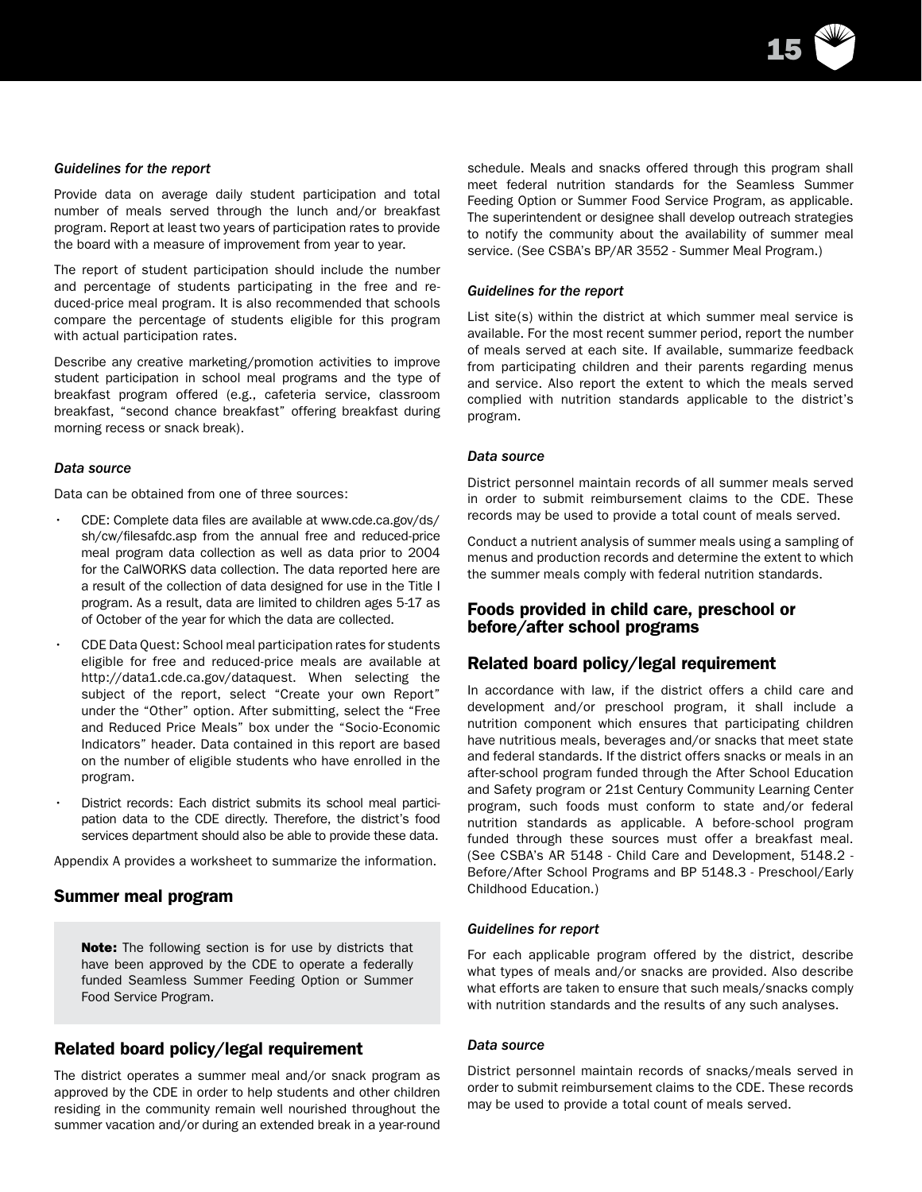*Guidelines for the report*

Provide data on average daily student participation and total number of meals served through the lunch and/or breakfast program. Report at least two years of participation rates to provide the board with a measure of improvement from year to year.

The report of student participation should include the number and percentage of students participating in the free and reduced-price meal program. It is also recommended that schools compare the percentage of students eligible for this program with actual participation rates.

Describe any creative marketing/promotion activities to improve student participation in school meal programs and the type of breakfast program offered (e.g., cafeteria service, classroom breakfast, "second chance breakfast" offering breakfast during morning recess or snack break).

*Data source*

Data can be obtained from one of three sources:

- CDE: Complete data files are available at www.cde.ca.gov/ds/sh/cw/filesafdc.asp from the annual free and reduced-price meal program data collection as well as data prior to 2004 for the CalWORKS data collection. The data reported here are a result of the collection of data designed for use in the Title I program. As a result, data are limited to children ages 5-17 as of October of the year for which the data are collected.
- CDE Data Quest: School meal participation rates for students eligible for free and reduced-price meals are available at http://data1.cde.ca.gov/dataquest. When selecting the subject of the report, select "Create your own Report" under the "Other" option. After submitting, select the "Free and Reduced Price Meals" box under the "Socio-Economic Indicators" header. Data contained in this report are based on the number of eligible students who have enrolled in the program.
- District records: Each district submits its school meal participation data to the CDE directly. Therefore, the district's food services department should also be able to provide these data.

Appendix A provides a worksheet to summarize the information.

## Summer meal program

> **Note:** The following section is for use by districts that have been approved by the CDE to operate a federally funded Seamless Summer Feeding Option or Summer Food Service Program.

## Related board policy/legal requirement

The district operates a summer meal and/or snack program as approved by the CDE in order to help students and other children residing in the community remain well nourished throughout the summer vacation and/or during an extended break in a year-round schedule. Meals and snacks offered through this program shall meet federal nutrition standards for the Seamless Summer Feeding Option or Summer Food Service Program, as applicable. The superintendent or designee shall develop outreach strategies to notify the community about the availability of summer meal service. (See CSBA's BP/AR 3552 - Summer Meal Program.)

*Guidelines for the report*

List site(s) within the district at which summer meal service is available. For the most recent summer period, report the number of meals served at each site. If available, summarize feedback from participating children and their parents regarding menus and service. Also report the extent to which the meals served complied with nutrition standards applicable to the district's program.

*Data source*

District personnel maintain records of all summer meals served in order to submit reimbursement claims to the CDE. These records may be used to provide a total count of meals served.

Conduct a nutrient analysis of summer meals using a sampling of menus and production records and determine the extent to which the summer meals comply with federal nutrition standards.

## Foods provided in child care, preschool or before/after school programs

## Related board policy/legal requirement

In accordance with law, if the district offers a child care and development and/or preschool program, it shall include a nutrition component which ensures that participating children have nutritious meals, beverages and/or snacks that meet state and federal standards. If the district offers snacks or meals in an after-school program funded through the After School Education and Safety program or 21st Century Community Learning Center program, such foods must conform to state and/or federal nutrition standards as applicable. A before-school program funded through these sources must offer a breakfast meal. (See CSBA's AR 5148 - Child Care and Development, 5148.2 - Before/After School Programs and BP 5148.3 - Preschool/Early Childhood Education.)

*Guidelines for report*

For each applicable program offered by the district, describe what types of meals and/or snacks are provided. Also describe what efforts are taken to ensure that such meals/snacks comply with nutrition standards and the results of any such analyses.

*Data source*

District personnel maintain records of snacks/meals served in order to submit reimbursement claims to the CDE. These records may be used to provide a total count of meals served.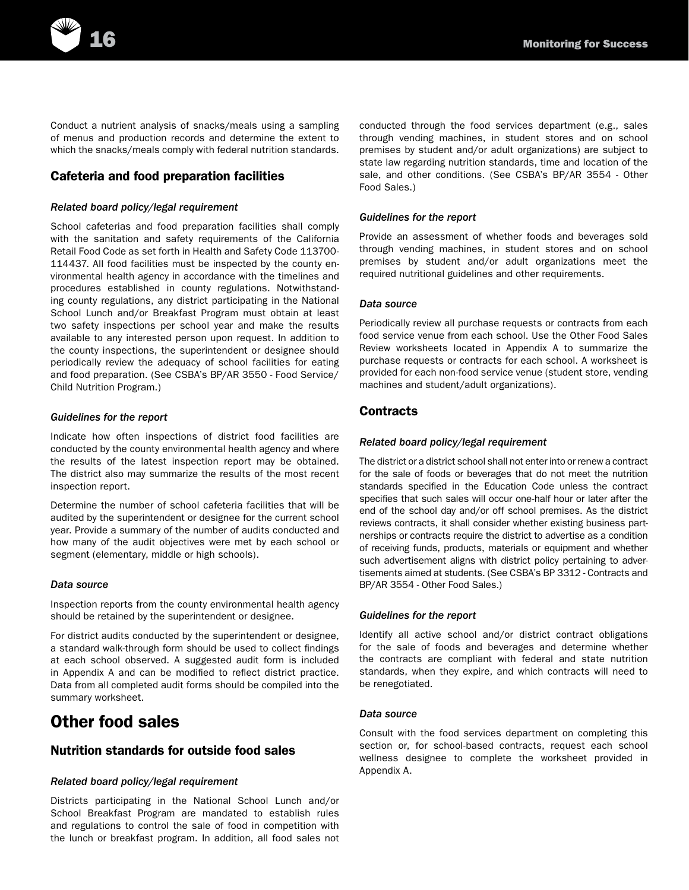Conduct a nutrient analysis of snacks/meals using a sampling of menus and production records and determine the extent to which the snacks/meals comply with federal nutrition standards.

### Cafeteria and food preparation facilities

*Related board policy/legal requirement*

School cafeterias and food preparation facilities shall comply with the sanitation and safety requirements of the California Retail Food Code as set forth in Health and Safety Code 113700-114437. All food facilities must be inspected by the county environmental health agency in accordance with the timelines and procedures established in county regulations. Notwithstanding county regulations, any district participating in the National School Lunch and/or Breakfast Program must obtain at least two safety inspections per school year and make the results available to any interested person upon request. In addition to the county inspections, the superintendent or designee should periodically review the adequacy of school facilities for eating and food preparation. (See CSBA's BP/AR 3550 - Food Service/ Child Nutrition Program.)

*Guidelines for the report*

Indicate how often inspections of district food facilities are conducted by the county environmental health agency and where the results of the latest inspection report may be obtained. The district also may summarize the results of the most recent inspection report.

Determine the number of school cafeteria facilities that will be audited by the superintendent or designee for the current school year. Provide a summary of the number of audits conducted and how many of the audit objectives were met by each school or segment (elementary, middle or high schools).

*Data source*

Inspection reports from the county environmental health agency should be retained by the superintendent or designee.

For district audits conducted by the superintendent or designee, a standard walk-through form should be used to collect findings at each school observed. A suggested audit form is included in Appendix A and can be modified to reflect district practice. Data from all completed audit forms should be compiled into the summary worksheet.

## Other food sales

### Nutrition standards for outside food sales

*Related board policy/legal requirement*

Districts participating in the National School Lunch and/or School Breakfast Program are mandated to establish rules and regulations to control the sale of food in competition with the lunch or breakfast program. In addition, all food sales not conducted through the food services department (e.g., sales through vending machines, in student stores and on school premises by student and/or adult organizations) are subject to state law regarding nutrition standards, time and location of the sale, and other conditions. (See CSBA's BP/AR 3554 - Other Food Sales.)

*Guidelines for the report*

Provide an assessment of whether foods and beverages sold through vending machines, in student stores and on school premises by student and/or adult organizations meet the required nutritional guidelines and other requirements.

*Data source*

Periodically review all purchase requests or contracts from each food service venue from each school. Use the Other Food Sales Review worksheets located in Appendix A to summarize the purchase requests or contracts for each school. A worksheet is provided for each non-food service venue (student store, vending machines and student/adult organizations).

### Contracts

*Related board policy/legal requirement*

The district or a district school shall not enter into or renew a contract for the sale of foods or beverages that do not meet the nutrition standards specified in the Education Code unless the contract specifies that such sales will occur one-half hour or later after the end of the school day and/or off school premises. As the district reviews contracts, it shall consider whether existing business partnerships or contracts require the district to advertise as a condition of receiving funds, products, materials or equipment and whether such advertisement aligns with district policy pertaining to advertisements aimed at students. (See CSBA's BP 3312 - Contracts and BP/AR 3554 - Other Food Sales.)

*Guidelines for the report*

Identify all active school and/or district contract obligations for the sale of foods and beverages and determine whether the contracts are compliant with federal and state nutrition standards, when they expire, and which contracts will need to be renegotiated.

*Data source*

Consult with the food services department on completing this section or, for school-based contracts, request each school wellness designee to complete the worksheet provided in Appendix A.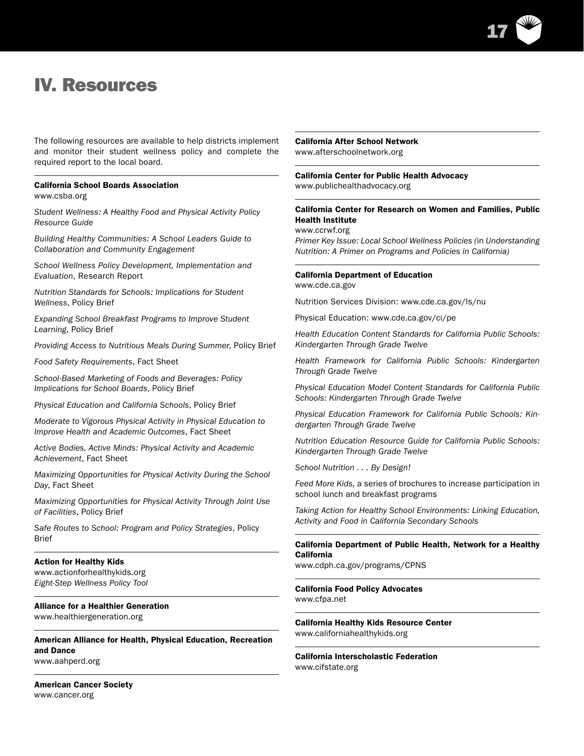# IV. Resources

The following resources are available to help districts implement and monitor their student wellness policy and complete the required report to the local board.

**California School Boards Association**
www.csba.org

*Student Wellness: A Healthy Food and Physical Activity Policy Resource Guide*

*Building Healthy Communities: A School Leaders Guide to Collaboration and Community Engagement*

*School Wellness Policy Development, Implementation and Evaluation*, Research Report

*Nutrition Standards for Schools: Implications for Student Wellness*, Policy Brief

*Expanding School Breakfast Programs to Improve Student Learning*, Policy Brief

*Providing Access to Nutritious Meals During Summer*, Policy Brief

*Food Safety Requirements*, Fact Sheet

*School-Based Marketing of Foods and Beverages: Policy Implications for School Boards*, Policy Brief

*Physical Education and California Schools*, Policy Brief

*Moderate to Vigorous Physical Activity in Physical Education to Improve Health and Academic Outcomes*, Fact Sheet

*Active Bodies, Active Minds: Physical Activity and Academic Achievement*, Fact Sheet

*Maximizing Opportunities for Physical Activity During the School Day*, Fact Sheet

*Maximizing Opportunities for Physical Activity Through Joint Use of Facilities*, Policy Brief

*Safe Routes to School: Program and Policy Strategies*, Policy Brief

**Action for Healthy Kids**
www.actionforhealthykids.org
*Eight-Step Wellness Policy Tool*

**Alliance for a Healthier Generation**
www.healthiergeneration.org

**American Alliance for Health, Physical Education, Recreation and Dance**
www.aahperd.org

**American Cancer Society**
www.cancer.org

**California After School Network**
www.afterschoolnetwork.org

**California Center for Public Health Advocacy**
www.publichealthadvocacy.org

**California Center for Research on Women and Families, Public Health Institute**
www.ccrwf.org
*Primer Key Issue: Local School Wellness Policies (*in *Understanding Nutrition: A Primer on Programs and Policies in California)*

**California Department of Education**
www.cde.ca.gov

Nutrition Services Division: www.cde.ca.gov/ls/nu

Physical Education: www.cde.ca.gov/ci/pe

*Health Education Content Standards for California Public Schools: Kindergarten Through Grade Twelve*

*Health Framework for California Public Schools: Kindergarten Through Grade Twelve*

*Physical Education Model Content Standards for California Public Schools: Kindergarten Through Grade Twelve*

*Physical Education Framework for California Public Schools: Kindergarten Through Grade Twelve*

*Nutrition Education Resource Guide for California Public Schools: Kindergarten Through Grade Twelve*

*School Nutrition . . . By Design!*

*Feed More Kids,* a series of brochures to increase participation in school lunch and breakfast programs

*Taking Action for Healthy School Environments: Linking Education, Activity and Food in California Secondary Schools*

**California Department of Public Health, Network for a Healthy California**
www.cdph.ca.gov/programs/CPNS

**California Food Policy Advocates**
www.cfpa.net

**California Healthy Kids Resource Center**
www.californiahealthykids.org

**California Interscholastic Federation**
www.cifstate.org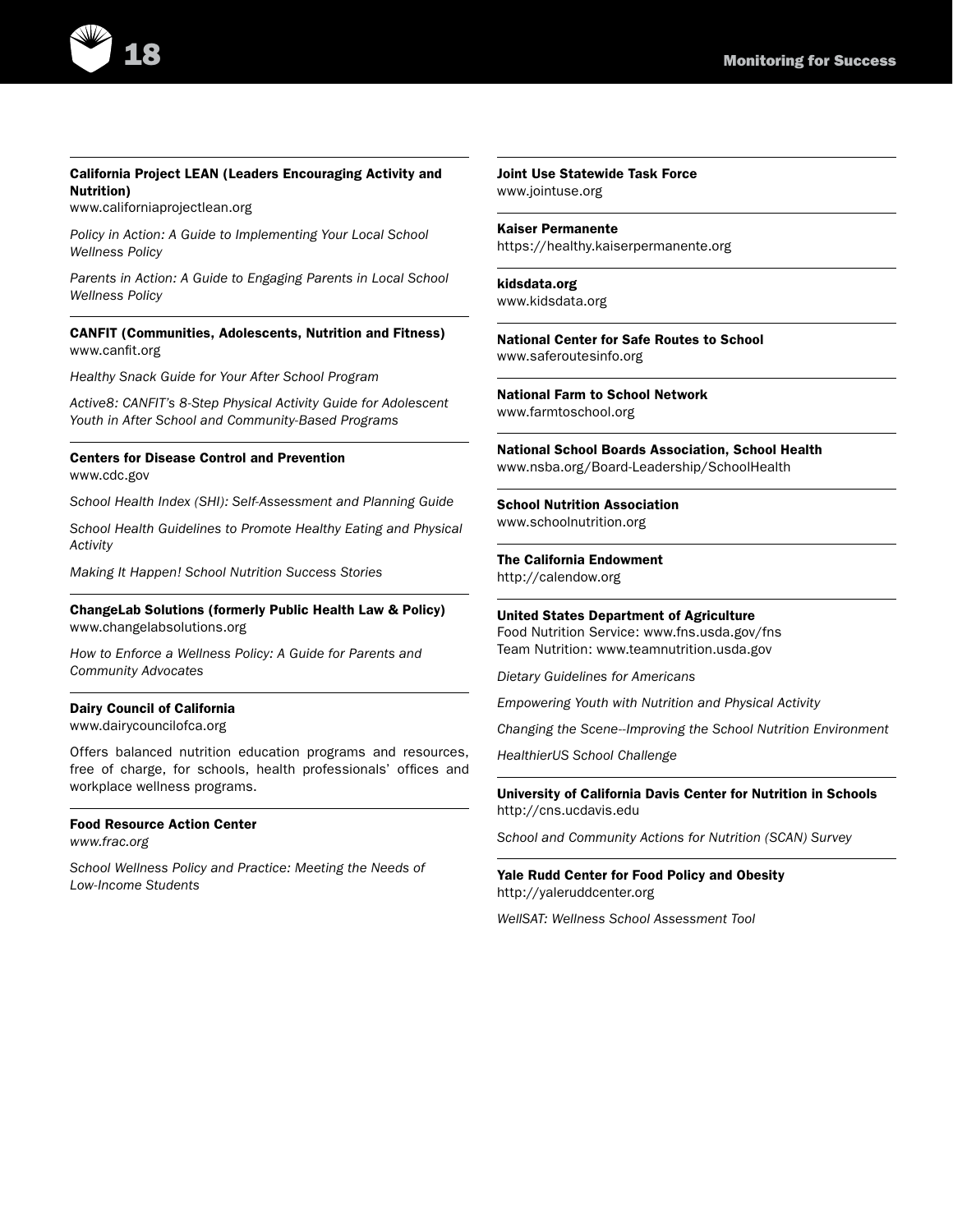**California Project LEAN (Leaders Encouraging Activity and Nutrition)**
www.californiaprojectlean.org

*Policy in Action: A Guide to Implementing Your Local School Wellness Policy*

*Parents in Action: A Guide to Engaging Parents in Local School Wellness Policy*

---

**CANFIT (Communities, Adolescents, Nutrition and Fitness)**
www.canfit.org

*Healthy Snack Guide for Your After School Program*

*Active8: CANFIT's 8-Step Physical Activity Guide for Adolescent Youth in After School and Community-Based Programs*

---

**Centers for Disease Control and Prevention**
www.cdc.gov

*School Health Index (SHI): Self-Assessment and Planning Guide*

*School Health Guidelines to Promote Healthy Eating and Physical Activity*

*Making It Happen! School Nutrition Success Stories*

---

**ChangeLab Solutions (formerly Public Health Law & Policy)**
www.changelabsolutions.org

*How to Enforce a Wellness Policy: A Guide for Parents and Community Advocates*

---

**Dairy Council of California**
www.dairycouncilofca.org

Offers balanced nutrition education programs and resources, free of charge, for schools, health professionals' offices and workplace wellness programs.

---

**Food Resource Action Center**
*www.frac.org*

*School Wellness Policy and Practice: Meeting the Needs of Low-Income Students*

---

**Joint Use Statewide Task Force**
www.jointuse.org

---

**Kaiser Permanente**
https://healthy.kaiserpermanente.org

---

**kidsdata.org**
www.kidsdata.org

---

**National Center for Safe Routes to School**
www.saferoutesinfo.org

---

**National Farm to School Network**
www.farmtoschool.org

---

**National School Boards Association, School Health**
www.nsba.org/Board-Leadership/SchoolHealth

---

**School Nutrition Association**
www.schoolnutrition.org

---

**The California Endowment**
http://calendow.org

---

**United States Department of Agriculture**
Food Nutrition Service: www.fns.usda.gov/fns
Team Nutrition: www.teamnutrition.usda.gov

*Dietary Guidelines for Americans*

*Empowering Youth with Nutrition and Physical Activity*

*Changing the Scene--Improving the School Nutrition Environment*

*HealthierUS School Challenge*

---

**University of California Davis Center for Nutrition in Schools**
http://cns.ucdavis.edu

*School and Community Actions for Nutrition (SCAN) Survey*

---

**Yale Rudd Center for Food Policy and Obesity**
http://yaleruddcenter.org

*WellSAT: Wellness School Assessment Tool*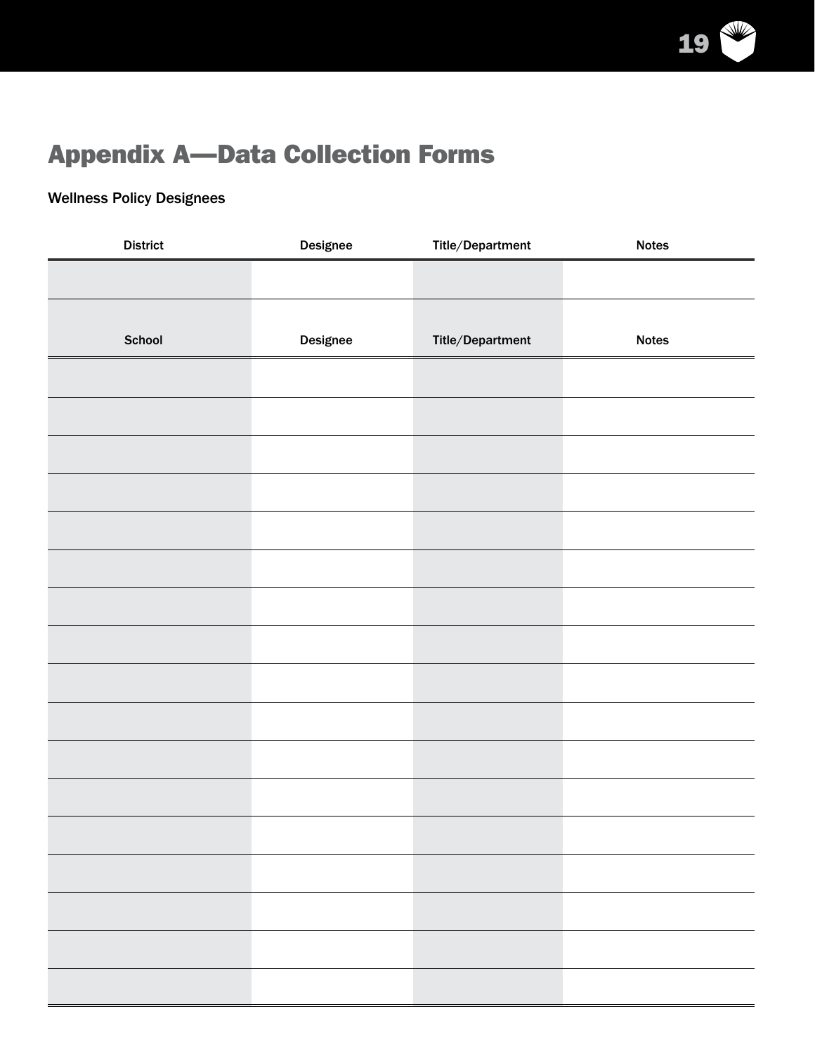# Appendix A—Data Collection Forms

Wellness Policy Designees

| District | Designee | Title/Department | Notes |
|---|---|---|---|
| | | | |

| School | Designee | Title/Department | Notes |
|---|---|---|---|
| | | | |
| | | | |
| | | | |
| | | | |
| | | | |
| | | | |
| | | | |
| | | | |
| | | | |
| | | | |
| | | | |
| | | | |
| | | | |
| | | | |
| | | | |
| | | | |
| | | | |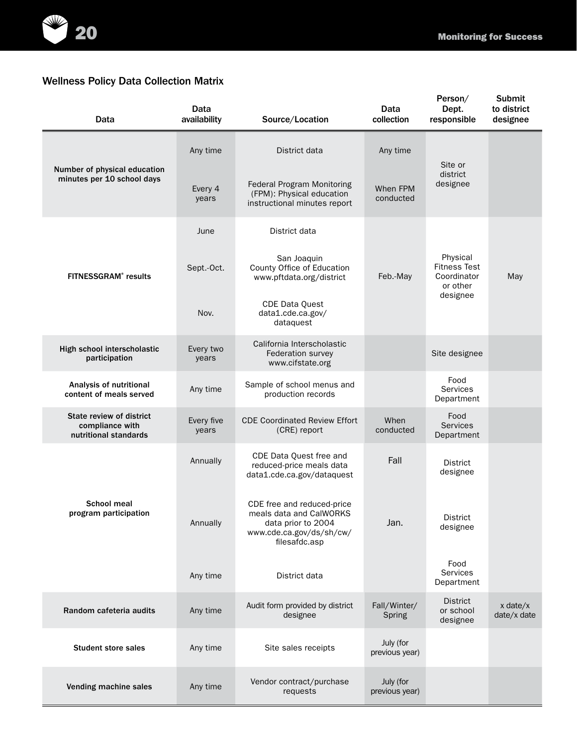## Wellness Policy Data Collection Matrix

| Data | Data availability | Source/Location | Data collection | Person/ Dept. responsible | Submit to district designee |
|---|---|---|---|---|---|
| Number of physical education minutes per 10 school days | Any time | District data | Any time | Site or district designee | |
| | Every 4 years | Federal Program Monitoring (FPM): Physical education instructional minutes report | When FPM conducted | | |
| FITNESSGRAM® results | June | District data | Feb.-May | Physical Fitness Test Coordinator or other designee | May |
| | Sept.-Oct. | San Joaquin County Office of Education www.pftdata.org/district | | | |
| | Nov. | CDE Data Quest data1.cde.ca.gov/dataquest | | | |
| High school interscholastic participation | Every two years | California Interscholastic Federation survey www.cifstate.org | | Site designee | |
| Analysis of nutritional content of meals served | Any time | Sample of school menus and production records | | Food Services Department | |
| State review of district compliance with nutritional standards | Every five years | CDE Coordinated Review Effort (CRE) report | When conducted | Food Services Department | |
| School meal program participation | Annually | CDE Data Quest free and reduced-price meals data data1.cde.ca.gov/dataquest | Fall | District designee | |
| | Annually | CDE free and reduced-price meals data and CalWORKS data prior to 2004 www.cde.ca.gov/ds/sh/cw/filesafdc.asp | Jan. | District designee | |
| | Any time | District data | | Food Services Department | |
| Random cafeteria audits | Any time | Audit form provided by district designee | Fall/Winter/Spring | District or school designee | x date/x date/x date |
| Student store sales | Any time | Site sales receipts | July (for previous year) | | |
| Vending machine sales | Any time | Vendor contract/purchase requests | July (for previous year) | | |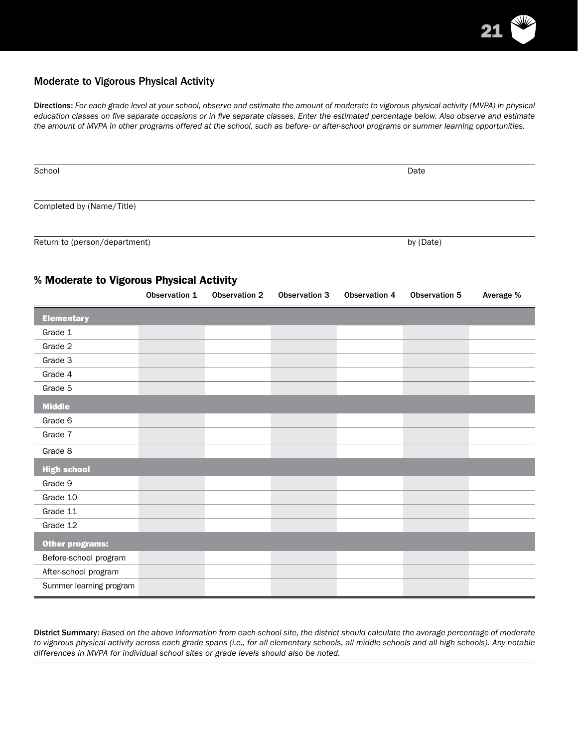## Moderate to Vigorous Physical Activity

**Directions:** *For each grade level at your school, observe and estimate the amount of moderate to vigorous physical activity (MVPA) in physical education classes on five separate occasions or in five separate classes. Enter the estimated percentage below. Also observe and estimate the amount of MVPA in other programs offered at the school, such as before- or after-school programs or summer learning opportunities.*

School ____________________ Date ____________________

Completed by (Name/Title) ____________________

Return to (person/department) ____________________ by (Date) ____________________

### % Moderate to Vigorous Physical Activity

| | Observation 1 | Observation 2 | Observation 3 | Observation 4 | Observation 5 | Average % |
|---|---|---|---|---|---|---|
| **Elementary** | | | | | | |
| Grade 1 | | | | | | |
| Grade 2 | | | | | | |
| Grade 3 | | | | | | |
| Grade 4 | | | | | | |
| Grade 5 | | | | | | |
| **Middle** | | | | | | |
| Grade 6 | | | | | | |
| Grade 7 | | | | | | |
| Grade 8 | | | | | | |
| **High school** | | | | | | |
| Grade 9 | | | | | | |
| Grade 10 | | | | | | |
| Grade 11 | | | | | | |
| Grade 12 | | | | | | |
| **Other programs:** | | | | | | |
| Before-school program | | | | | | |
| After-school program | | | | | | |
| Summer learning program | | | | | | |

**District Summary:** *Based on the above information from each school site, the district should calculate the average percentage of moderate to vigorous physical activity across each grade spans (i.e., for all elementary schools, all middle schools and all high schools). Any notable differences in MVPA for individual school sites or grade levels should also be noted.*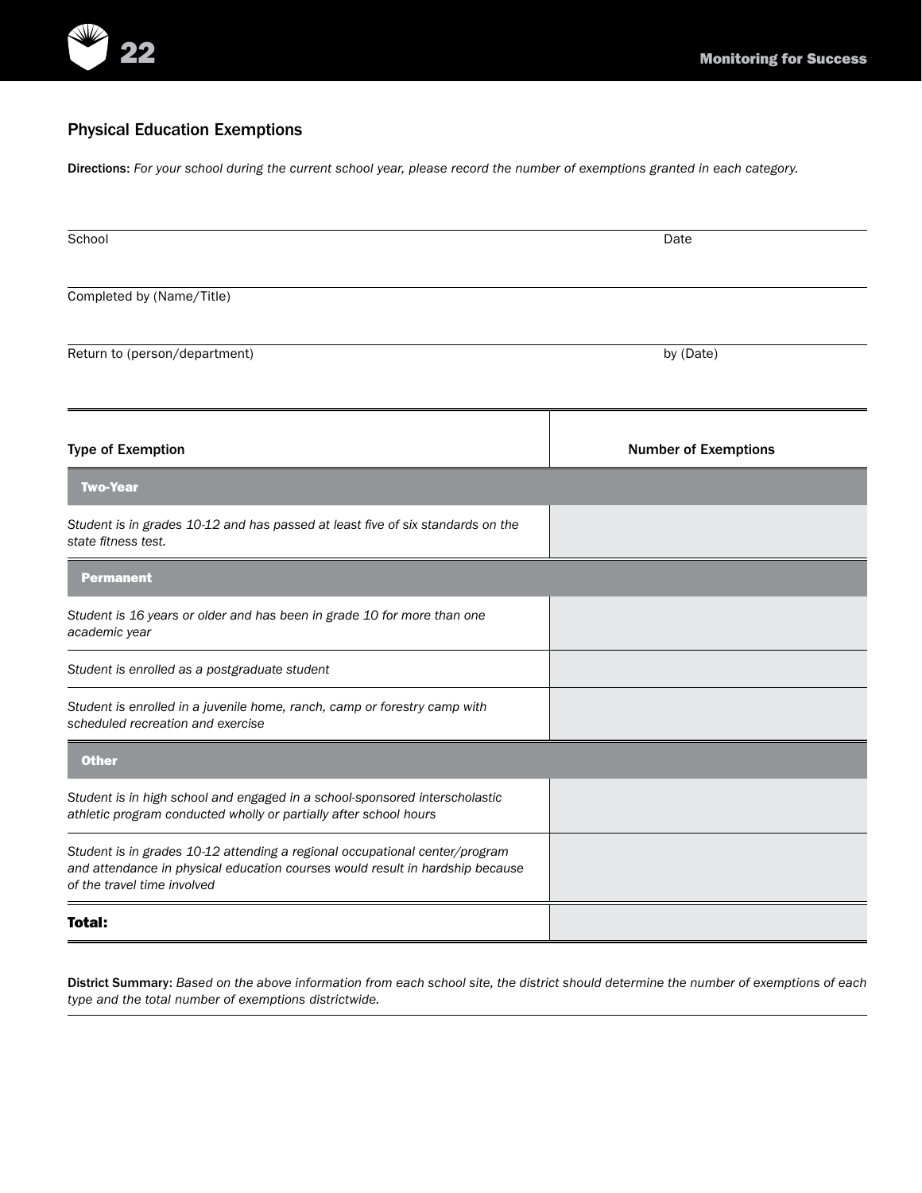## Physical Education Exemptions

**Directions:** *For your school during the current school year, please record the number of exemptions granted in each category.*

School ______________________________ Date ______________

Completed by (Name/Title) ______________________________

Return to (person/department) ______________________________ by (Date) ______________

| Type of Exemption | Number of Exemptions |
|---|---|
| **Two-Year** | |
| *Student is in grades 10-12 and has passed at least five of six standards on the state fitness test.* | |
| **Permanent** | |
| *Student is 16 years or older and has been in grade 10 for more than one academic year* | |
| *Student is enrolled as a postgraduate student* | |
| *Student is enrolled in a juvenile home, ranch, camp or forestry camp with scheduled recreation and exercise* | |
| **Other** | |
| *Student is in high school and engaged in a school-sponsored interscholastic athletic program conducted wholly or partially after school hours* | |
| *Student is in grades 10-12 attending a regional occupational center/program and attendance in physical education courses would result in hardship because of the travel time involved* | |
| **Total:** | |

**District Summary:** *Based on the above information from each school site, the district should determine the number of exemptions of each type and the total number of exemptions districtwide.*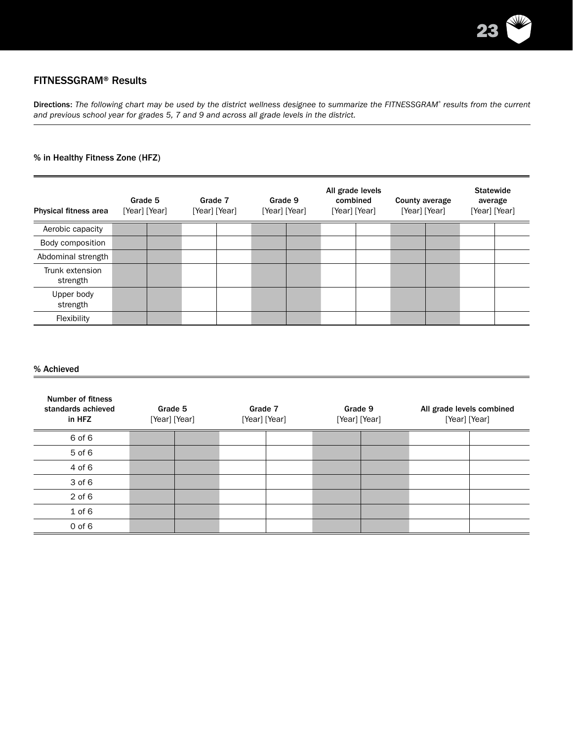## FITNESSGRAM® Results

**Directions:** *The following chart may be used by the district wellness designee to summarize the FITNESSGRAM® results from the current and previous school year for grades 5, 7 and 9 and across all grade levels in the district.*

### % in Healthy Fitness Zone (HFZ)

| Physical fitness area | Grade 5 [Year] | Grade 5 [Year] | Grade 7 [Year] | Grade 7 [Year] | Grade 9 [Year] | Grade 9 [Year] | All grade levels combined [Year] | All grade levels combined [Year] | County average [Year] | County average [Year] | Statewide average [Year] | Statewide average [Year] |
|---|---|---|---|---|---|---|---|---|---|---|---|---|
| Aerobic capacity | | | | | | | | | | | | |
| Body composition | | | | | | | | | | | | |
| Abdominal strength | | | | | | | | | | | | |
| Trunk extension strength | | | | | | | | | | | | |
| Upper body strength | | | | | | | | | | | | |
| Flexibility | | | | | | | | | | | | |

### % Achieved

| Number of fitness standards achieved in HFZ | Grade 5 [Year] | Grade 5 [Year] | Grade 7 [Year] | Grade 7 [Year] | Grade 9 [Year] | Grade 9 [Year] | All grade levels combined [Year] | All grade levels combined [Year] |
|---|---|---|---|---|---|---|---|---|
| 6 of 6 | | | | | | | | |
| 5 of 6 | | | | | | | | |
| 4 of 6 | | | | | | | | |
| 3 of 6 | | | | | | | | |
| 2 of 6 | | | | | | | | |
| 1 of 6 | | | | | | | | |
| 0 of 6 | | | | | | | | |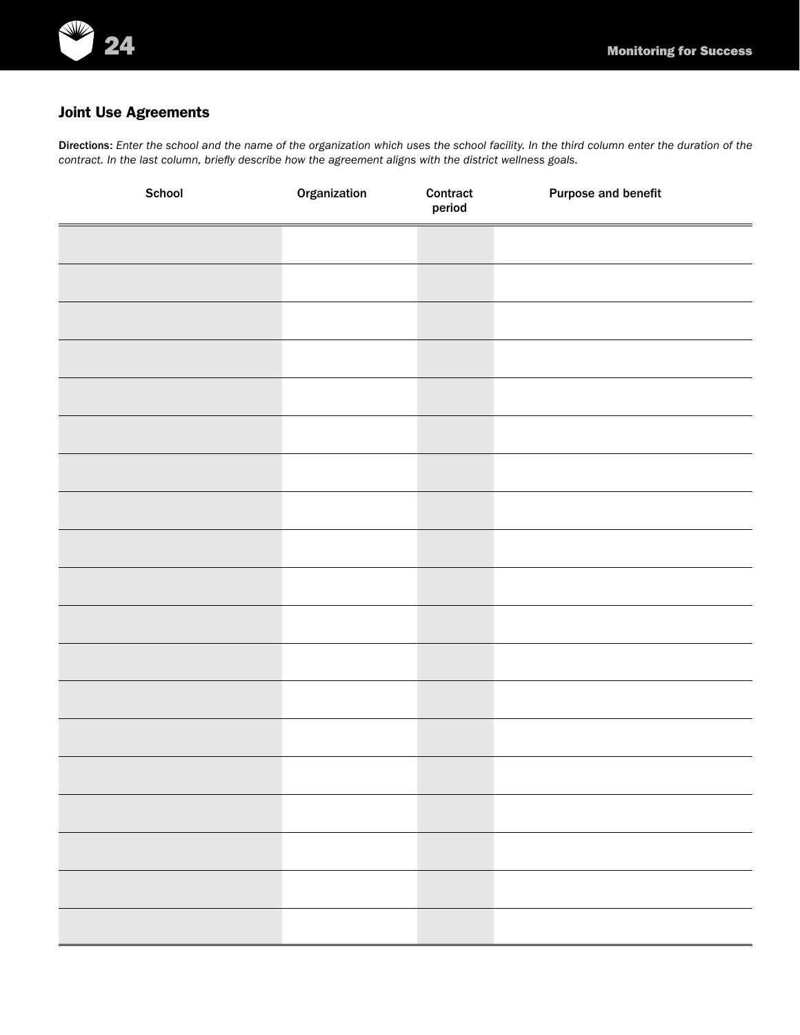## Joint Use Agreements

**Directions:** *Enter the school and the name of the organization which uses the school facility. In the third column enter the duration of the contract. In the last column, briefly describe how the agreement aligns with the district wellness goals.*

| School | Organization | Contract period | Purpose and benefit |
|---|---|---|---|
| | | | |
| | | | |
| | | | |
| | | | |
| | | | |
| | | | |
| | | | |
| | | | |
| | | | |
| | | | |
| | | | |
| | | | |
| | | | |
| | | | |
| | | | |
| | | | |
| | | | |
| | | | |
| | | | |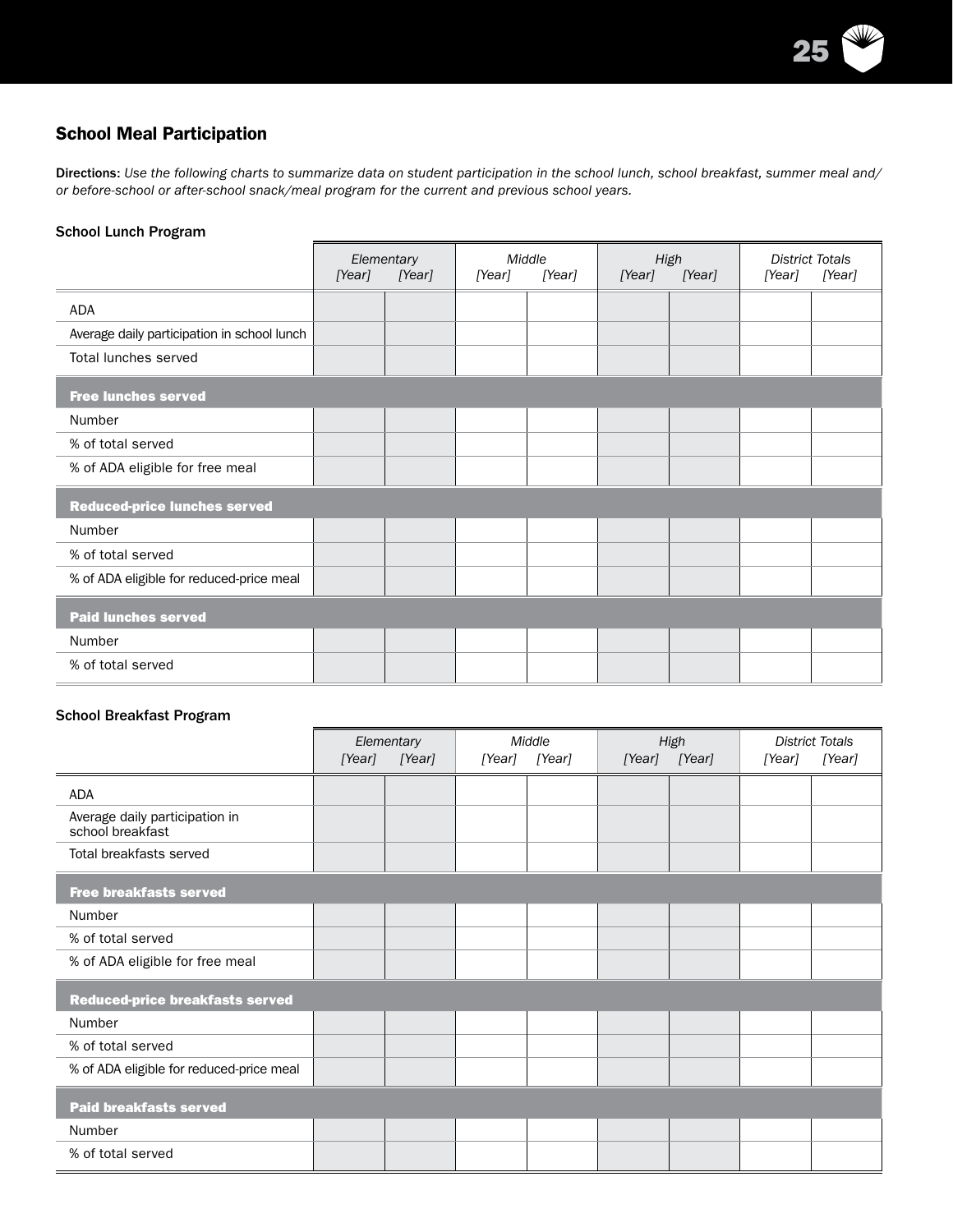## School Meal Participation

**Directions:** *Use the following charts to summarize data on student participation in the school lunch, school breakfast, summer meal and/or before-school or after-school snack/meal program for the current and previous school years.*

### School Lunch Program

| | *Elementary* | | *Middle* | | *High* | | *District Totals* | |
|---|---|---|---|---|---|---|---|---|
| | *[Year]* | *[Year]* | *[Year]* | *[Year]* | *[Year]* | *[Year]* | *[Year]* | *[Year]* |
| ADA | | | | | | | | |
| Average daily participation in school lunch | | | | | | | | |
| Total lunches served | | | | | | | | |
| **Free lunches served** | | | | | | | | |
| Number | | | | | | | | |
| % of total served | | | | | | | | |
| % of ADA eligible for free meal | | | | | | | | |
| **Reduced-price lunches served** | | | | | | | | |
| Number | | | | | | | | |
| % of total served | | | | | | | | |
| % of ADA eligible for reduced-price meal | | | | | | | | |
| **Paid lunches served** | | | | | | | | |
| Number | | | | | | | | |
| % of total served | | | | | | | | |

### School Breakfast Program

| | *Elementary* | | *Middle* | | *High* | | *District Totals* | |
|---|---|---|---|---|---|---|---|---|
| | *[Year]* | *[Year]* | *[Year]* | *[Year]* | *[Year]* | *[Year]* | *[Year]* | *[Year]* |
| ADA | | | | | | | | |
| Average daily participation in school breakfast | | | | | | | | |
| Total breakfasts served | | | | | | | | |
| **Free breakfasts served** | | | | | | | | |
| Number | | | | | | | | |
| % of total served | | | | | | | | |
| % of ADA eligible for free meal | | | | | | | | |
| **Reduced-price breakfasts served** | | | | | | | | |
| Number | | | | | | | | |
| % of total served | | | | | | | | |
| % of ADA eligible for reduced-price meal | | | | | | | | |
| **Paid breakfasts served** | | | | | | | | |
| Number | | | | | | | | |
| % of total served | | | | | | | | |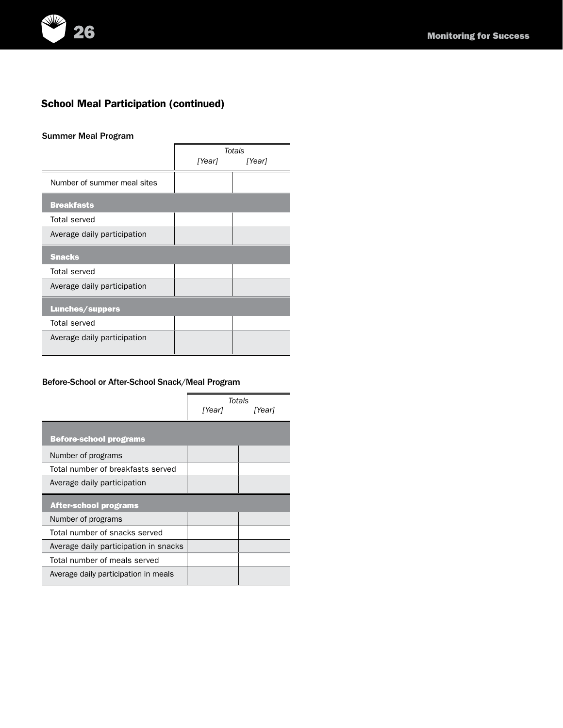## School Meal Participation (continued)

### Summer Meal Program

| | Totals | |
|---|---|---|
| | *[Year]* | *[Year]* |
| Number of summer meal sites | | |
| **Breakfasts** | | |
| Total served | | |
| Average daily participation | | |
| **Snacks** | | |
| Total served | | |
| Average daily participation | | |
| **Lunches/suppers** | | |
| Total served | | |
| Average daily participation | | |

### Before-School or After-School Snack/Meal Program

| | Totals | |
|---|---|---|
| | *[Year]* | *[Year]* |
| **Before-school programs** | | |
| Number of programs | | |
| Total number of breakfasts served | | |
| Average daily participation | | |
| **After-school programs** | | |
| Number of programs | | |
| Total number of snacks served | | |
| Average daily participation in snacks | | |
| Total number of meals served | | |
| Average daily participation in meals | | |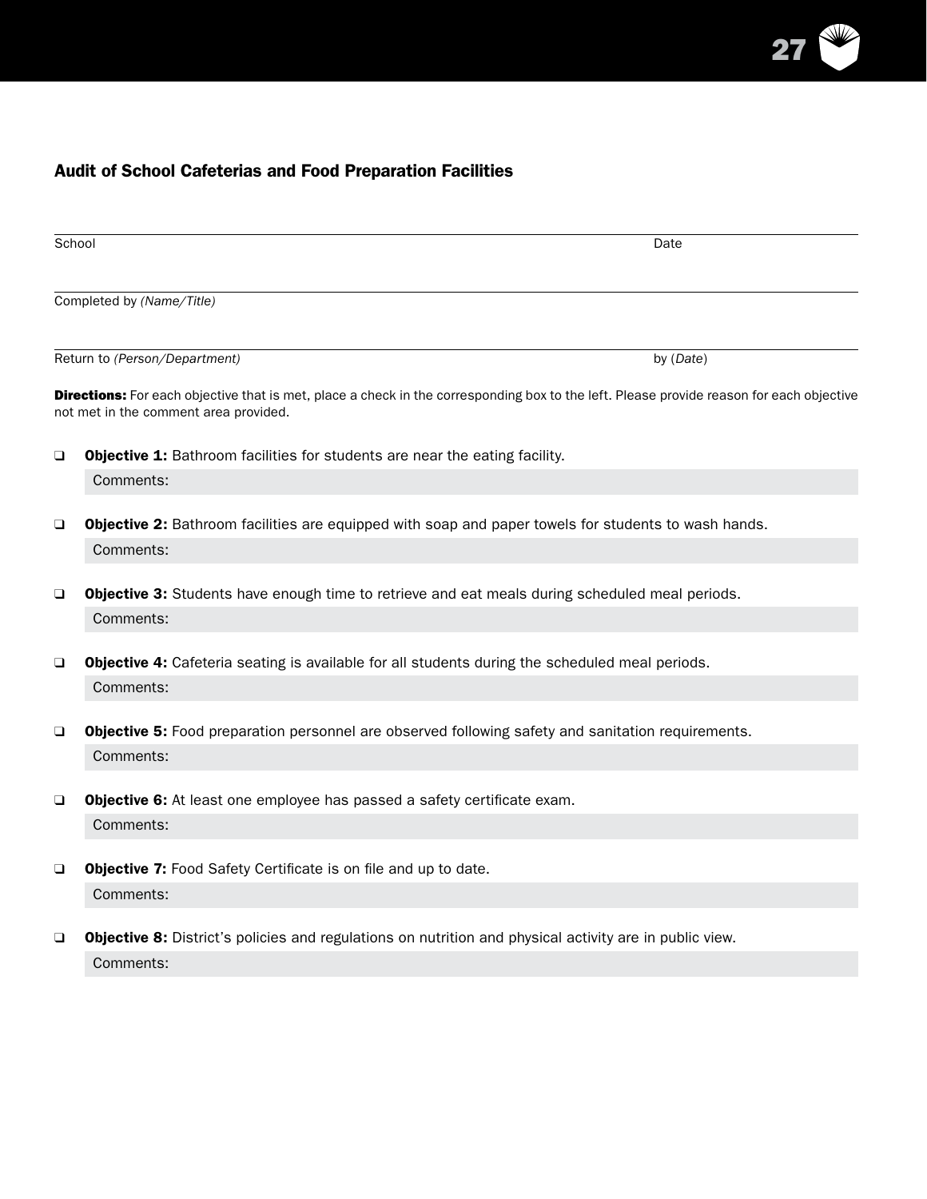## Audit of School Cafeterias and Food Preparation Facilities

School ______________________________ Date ______________

Completed by *(Name/Title)* ______________________________

Return to *(Person/Department)* ______________________________ by (*Date*) ______________

**Directions:** For each objective that is met, place a check in the corresponding box to the left. Please provide reason for each objective not met in the comment area provided.

- ❑ **Objective 1:** Bathroom facilities for students are near the eating facility.

  Comments:

- ❑ **Objective 2:** Bathroom facilities are equipped with soap and paper towels for students to wash hands.

  Comments:

- ❑ **Objective 3:** Students have enough time to retrieve and eat meals during scheduled meal periods.

  Comments:

- ❑ **Objective 4:** Cafeteria seating is available for all students during the scheduled meal periods.

  Comments:

- ❑ **Objective 5:** Food preparation personnel are observed following safety and sanitation requirements.

  Comments:

- ❑ **Objective 6:** At least one employee has passed a safety certificate exam.

  Comments:

- ❑ **Objective 7:** Food Safety Certificate is on file and up to date.

  Comments:

- ❑ **Objective 8:** District's policies and regulations on nutrition and physical activity are in public view.

  Comments: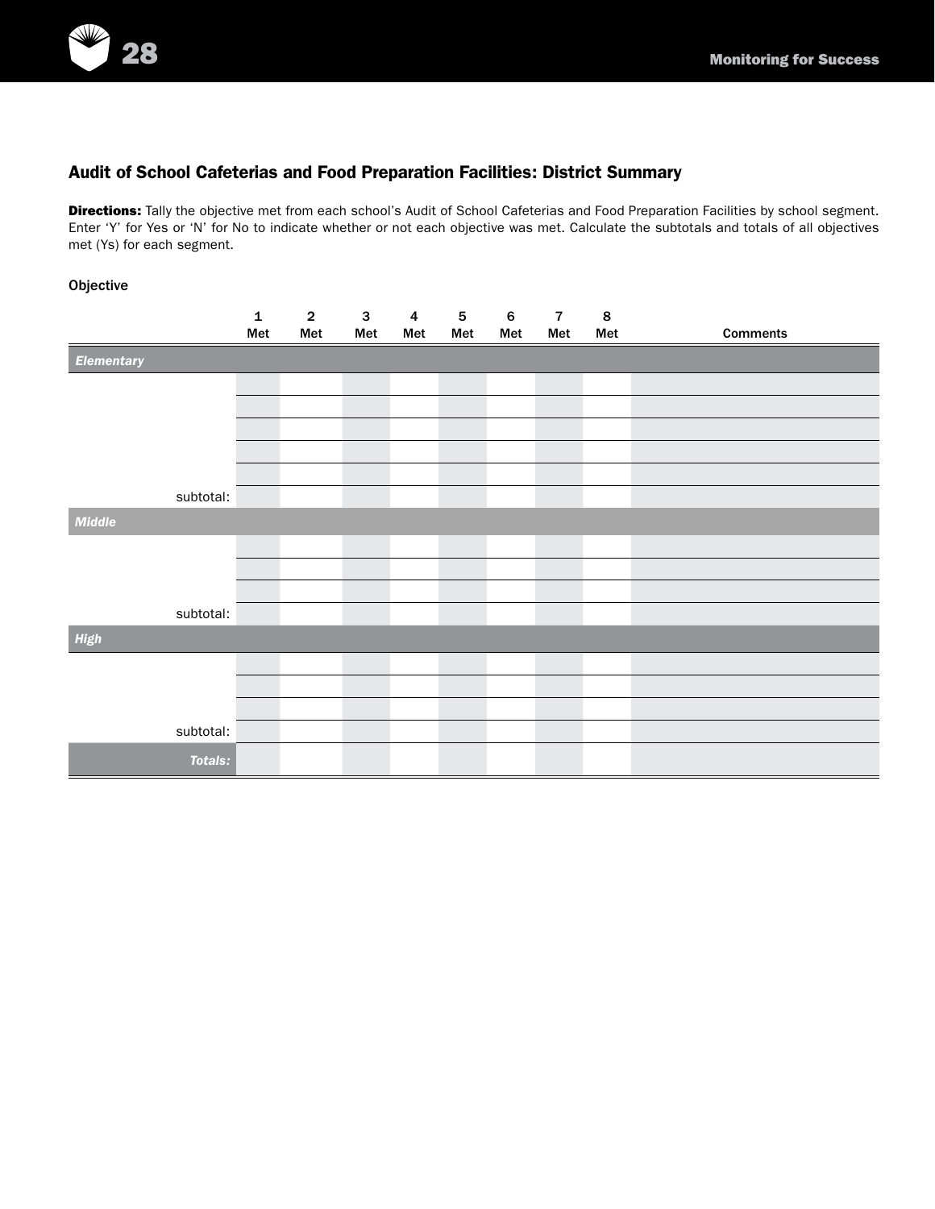## Audit of School Cafeterias and Food Preparation Facilities: District Summary

**Directions:** Tally the objective met from each school's Audit of School Cafeterias and Food Preparation Facilities by school segment. Enter 'Y' for Yes or 'N' for No to indicate whether or not each objective was met. Calculate the subtotals and totals of all objectives met (Ys) for each segment.

Objective

| | 1 Met | 2 Met | 3 Met | 4 Met | 5 Met | 6 Met | 7 Met | 8 Met | Comments |
|---|---|---|---|---|---|---|---|---|---|
| *Elementary* | | | | | | | | | |
| | | | | | | | | | |
| | | | | | | | | | |
| | | | | | | | | | |
| | | | | | | | | | |
| | | | | | | | | | |
| subtotal: | | | | | | | | | |
| *Middle* | | | | | | | | | |
| | | | | | | | | | |
| | | | | | | | | | |
| | | | | | | | | | |
| subtotal: | | | | | | | | | |
| *High* | | | | | | | | | |
| | | | | | | | | | |
| | | | | | | | | | |
| | | | | | | | | | |
| subtotal: | | | | | | | | | |
| *Totals:* | | | | | | | | | |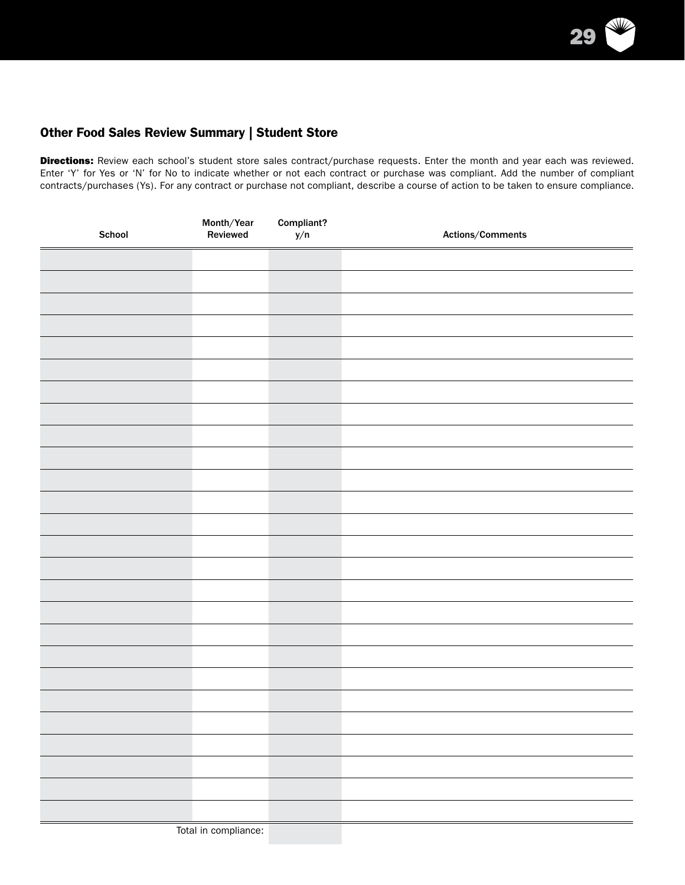## Other Food Sales Review Summary | Student Store

**Directions:** Review each school's student store sales contract/purchase requests. Enter the month and year each was reviewed. Enter 'Y' for Yes or 'N' for No to indicate whether or not each contract or purchase was compliant. Add the number of compliant contracts/purchases (Ys). For any contract or purchase not compliant, describe a course of action to be taken to ensure compliance.

| School | Month/Year Reviewed | Compliant? y/n | Actions/Comments |
|---|---|---|---|
| | | | |
| | | | |
| | | | |
| | | | |
| | | | |
| | | | |
| | | | |
| | | | |
| | | | |
| | | | |
| | | | |
| | | | |
| | | | |
| | | | |
| | | | |
| | | | |
| | | | |
| | | | |
| | | | |
| | | | |
| | | | |
| | | | |
| | | | |
| | | | |
| | | | |
| | | | |
| | Total in compliance: | | |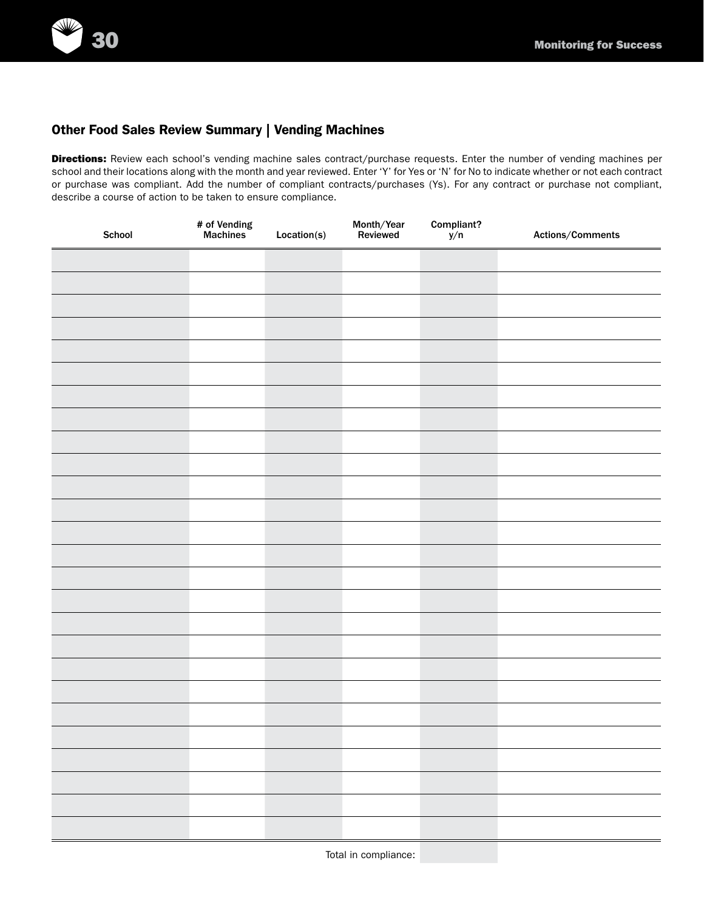## Other Food Sales Review Summary | Vending Machines

**Directions:** Review each school's vending machine sales contract/purchase requests. Enter the number of vending machines per school and their locations along with the month and year reviewed. Enter 'Y' for Yes or 'N' for No to indicate whether or not each contract or purchase was compliant. Add the number of compliant contracts/purchases (Ys). For any contract or purchase not compliant, describe a course of action to be taken to ensure compliance.

| School | # of Vending Machines | Location(s) | Month/Year Reviewed | Compliant? y/n | Actions/Comments |
|---|---|---|---|---|---|
| | | | | | |
| | | | | | |
| | | | | | |
| | | | | | |
| | | | | | |
| | | | | | |
| | | | | | |
| | | | | | |
| | | | | | |
| | | | | | |
| | | | | | |
| | | | | | |
| | | | | | |
| | | | | | |
| | | | | | |
| | | | | | |
| | | | | | |
| | | | | | |
| | | | | | |
| | | | | | |
| | | | | | |
| | | | | | |
| | | | | | |
| | | | | | |
| | | | | | |
| | | | | | |
| | | | Total in compliance: | | |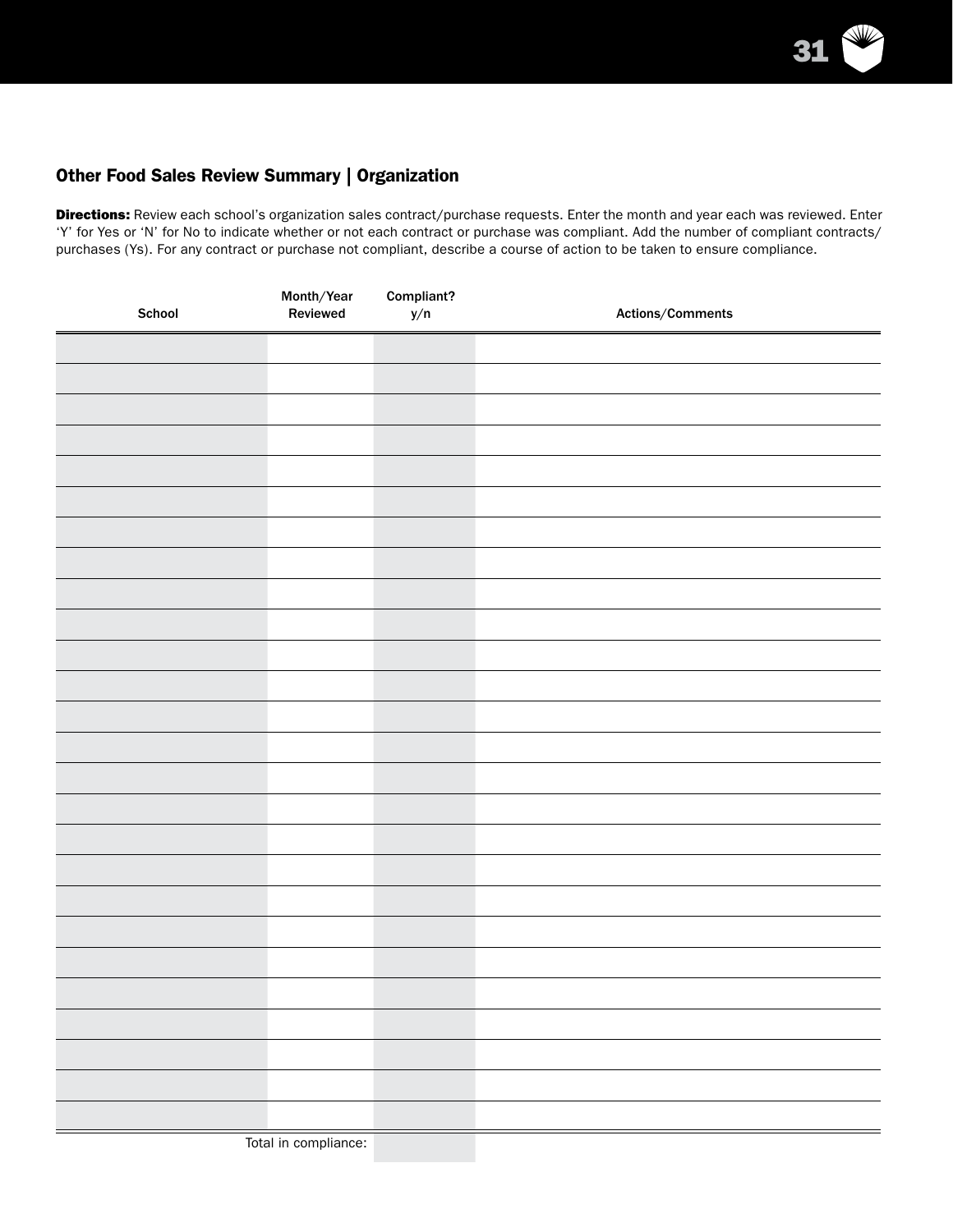## Other Food Sales Review Summary | Organization

**Directions:** Review each school's organization sales contract/purchase requests. Enter the month and year each was reviewed. Enter 'Y' for Yes or 'N' for No to indicate whether or not each contract or purchase was compliant. Add the number of compliant contracts/purchases (Ys). For any contract or purchase not compliant, describe a course of action to be taken to ensure compliance.

| School | Month/Year Reviewed | Compliant? y/n | Actions/Comments |
| --- | --- | --- | --- |
| | | | |
| | | | |
| | | | |
| | | | |
| | | | |
| | | | |
| | | | |
| | | | |
| | | | |
| | | | |
| | | | |
| | | | |
| | | | |
| | | | |
| | | | |
| | | | |
| | | | |
| | | | |
| | | | |
| | | | |
| | | | |
| | | | |
| | | | |
| | | | |
| | | | |
| | | | |
| | Total in compliance: | | |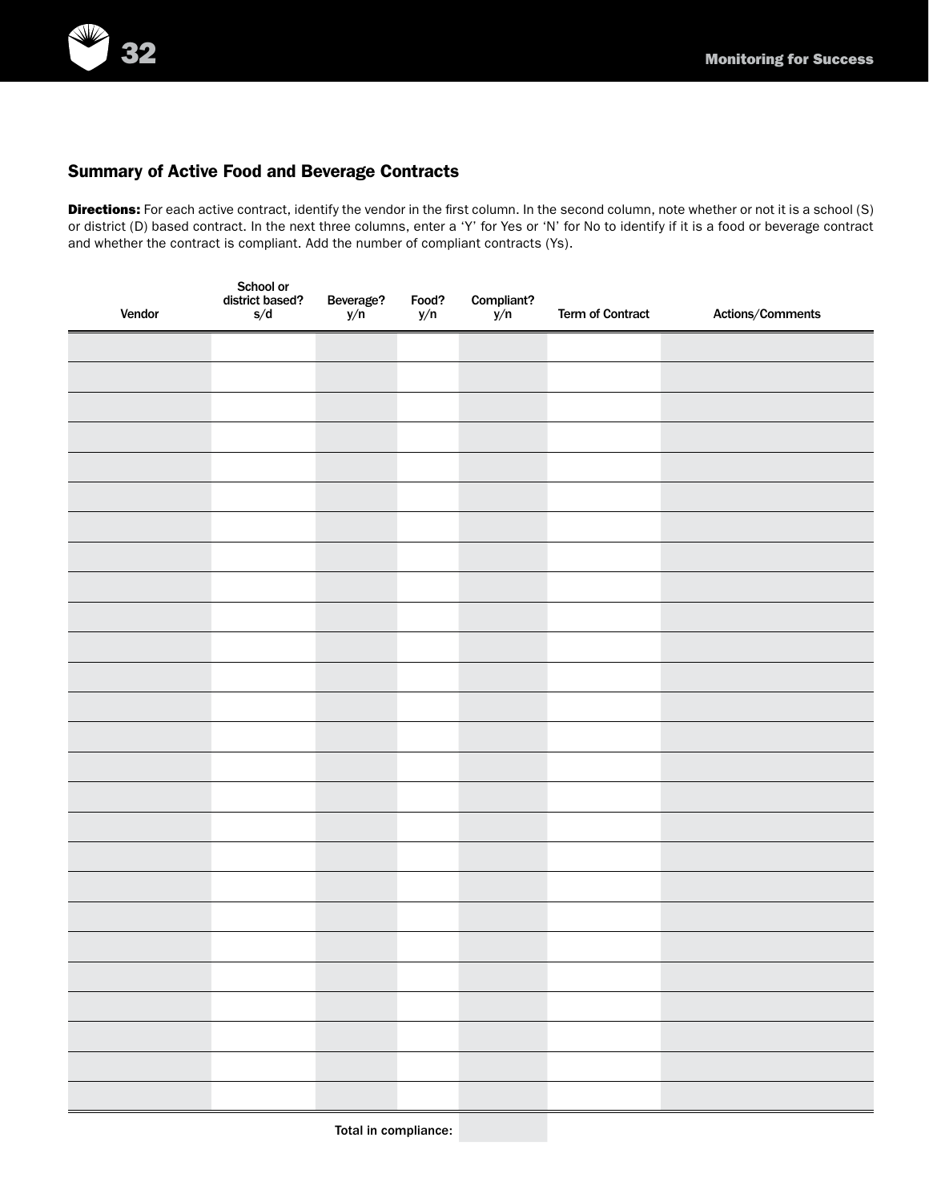## Summary of Active Food and Beverage Contracts

**Directions:** For each active contract, identify the vendor in the first column. In the second column, note whether or not it is a school (S) or district (D) based contract. In the next three columns, enter a 'Y' for Yes or 'N' for No to identify if it is a food or beverage contract and whether the contract is compliant. Add the number of compliant contracts (Ys).

| Vendor | School or district based? s/d | Beverage? y/n | Food? y/n | Compliant? y/n | Term of Contract | Actions/Comments |
|---|---|---|---|---|---|---|
| | | | | | | |
| | | | | | | |
| | | | | | | |
| | | | | | | |
| | | | | | | |
| | | | | | | |
| | | | | | | |
| | | | | | | |
| | | | | | | |
| | | | | | | |
| | | | | | | |
| | | | | | | |
| | | | | | | |
| | | | | | | |
| | | | | | | |
| | | | | | | |
| | | | | | | |
| | | | | | | |
| | | | | | | |
| | | | | | | |
| | | | | | | |
| | | | | | | |
| | | | | | | |
| | | | | | | |
| | | | | | | |
| | | | | | | |
| | | | Total in compliance: | | | |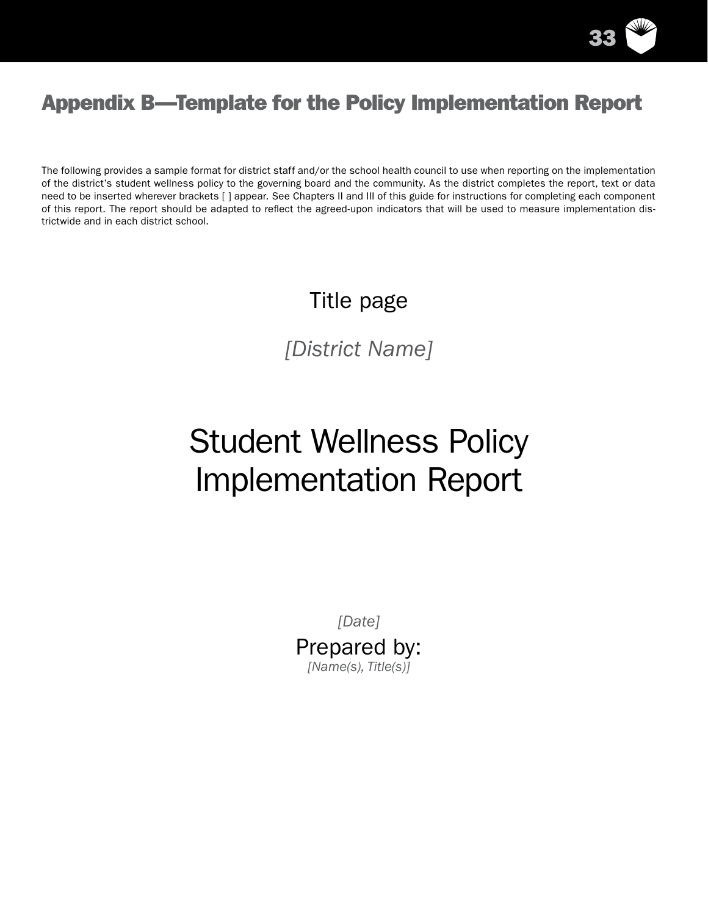# Appendix B—Template for the Policy Implementation Report

The following provides a sample format for district staff and/or the school health council to use when reporting on the implementation of the district's student wellness policy to the governing board and the community. As the district completes the report, text or data need to be inserted wherever brackets [ ] appear. See Chapters II and III of this guide for instructions for completing each component of this report. The report should be adapted to reflect the agreed-upon indicators that will be used to measure implementation districtwide and in each district school.

## Title page

*[District Name]*

# Student Wellness Policy Implementation Report

*[Date]*

Prepared by:

*[Name(s), Title(s)]*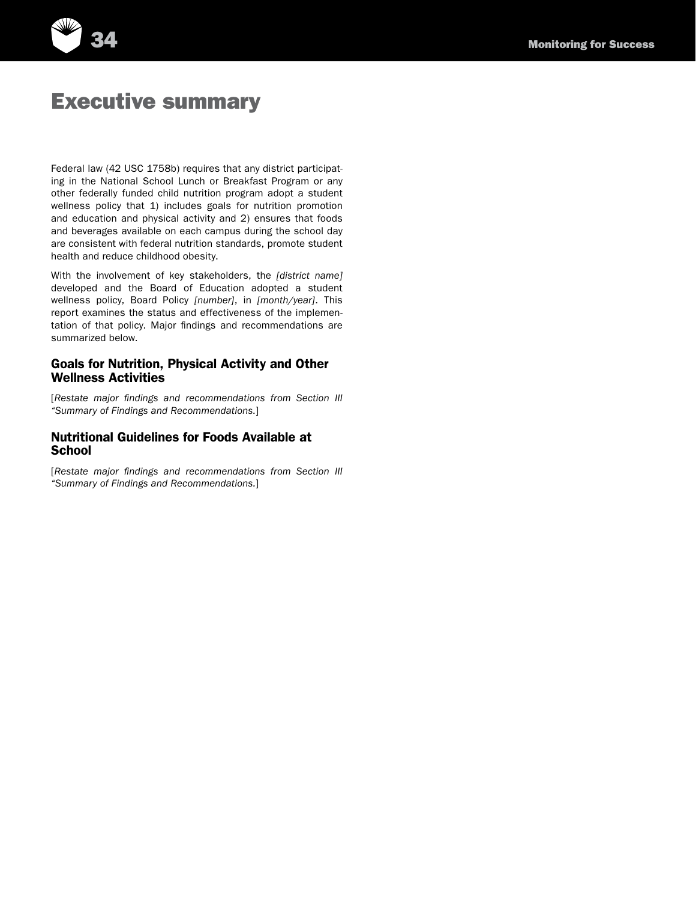# Executive summary

Federal law (42 USC 1758b) requires that any district participating in the National School Lunch or Breakfast Program or any other federally funded child nutrition program adopt a student wellness policy that 1) includes goals for nutrition promotion and education and physical activity and 2) ensures that foods and beverages available on each campus during the school day are consistent with federal nutrition standards, promote student health and reduce childhood obesity.

With the involvement of key stakeholders, the *[district name]* developed and the Board of Education adopted a student wellness policy, Board Policy *[number]*, in *[month/year]*. This report examines the status and effectiveness of the implementation of that policy. Major findings and recommendations are summarized below.

## Goals for Nutrition, Physical Activity and Other Wellness Activities

[*Restate major findings and recommendations from Section III "Summary of Findings and Recommendations.*]

## Nutritional Guidelines for Foods Available at School

[*Restate major findings and recommendations from Section III "Summary of Findings and Recommendations.*]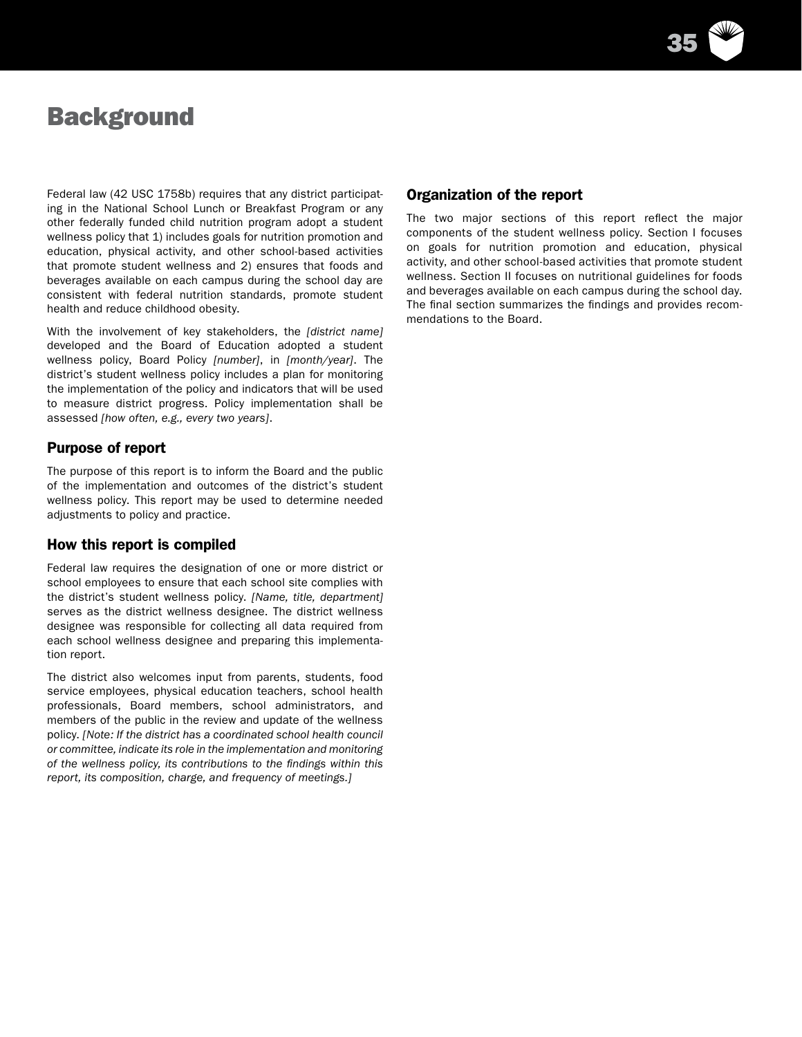# Background

Federal law (42 USC 1758b) requires that any district participating in the National School Lunch or Breakfast Program or any other federally funded child nutrition program adopt a student wellness policy that 1) includes goals for nutrition promotion and education, physical activity, and other school-based activities that promote student wellness and 2) ensures that foods and beverages available on each campus during the school day are consistent with federal nutrition standards, promote student health and reduce childhood obesity.

With the involvement of key stakeholders, the *[district name]* developed and the Board of Education adopted a student wellness policy, Board Policy *[number]*, in *[month/year]*. The district's student wellness policy includes a plan for monitoring the implementation of the policy and indicators that will be used to measure district progress. Policy implementation shall be assessed *[how often, e.g., every two years]*.

## Purpose of report

The purpose of this report is to inform the Board and the public of the implementation and outcomes of the district's student wellness policy. This report may be used to determine needed adjustments to policy and practice.

## How this report is compiled

Federal law requires the designation of one or more district or school employees to ensure that each school site complies with the district's student wellness policy. *[Name, title, department]* serves as the district wellness designee. The district wellness designee was responsible for collecting all data required from each school wellness designee and preparing this implementation report.

The district also welcomes input from parents, students, food service employees, physical education teachers, school health professionals, Board members, school administrators, and members of the public in the review and update of the wellness policy. *[Note: If the district has a coordinated school health council or committee, indicate its role in the implementation and monitoring of the wellness policy, its contributions to the findings within this report, its composition, charge, and frequency of meetings.]*

## Organization of the report

The two major sections of this report reflect the major components of the student wellness policy. Section I focuses on goals for nutrition promotion and education, physical activity, and other school-based activities that promote student wellness. Section II focuses on nutritional guidelines for foods and beverages available on each campus during the school day. The final section summarizes the findings and provides recommendations to the Board.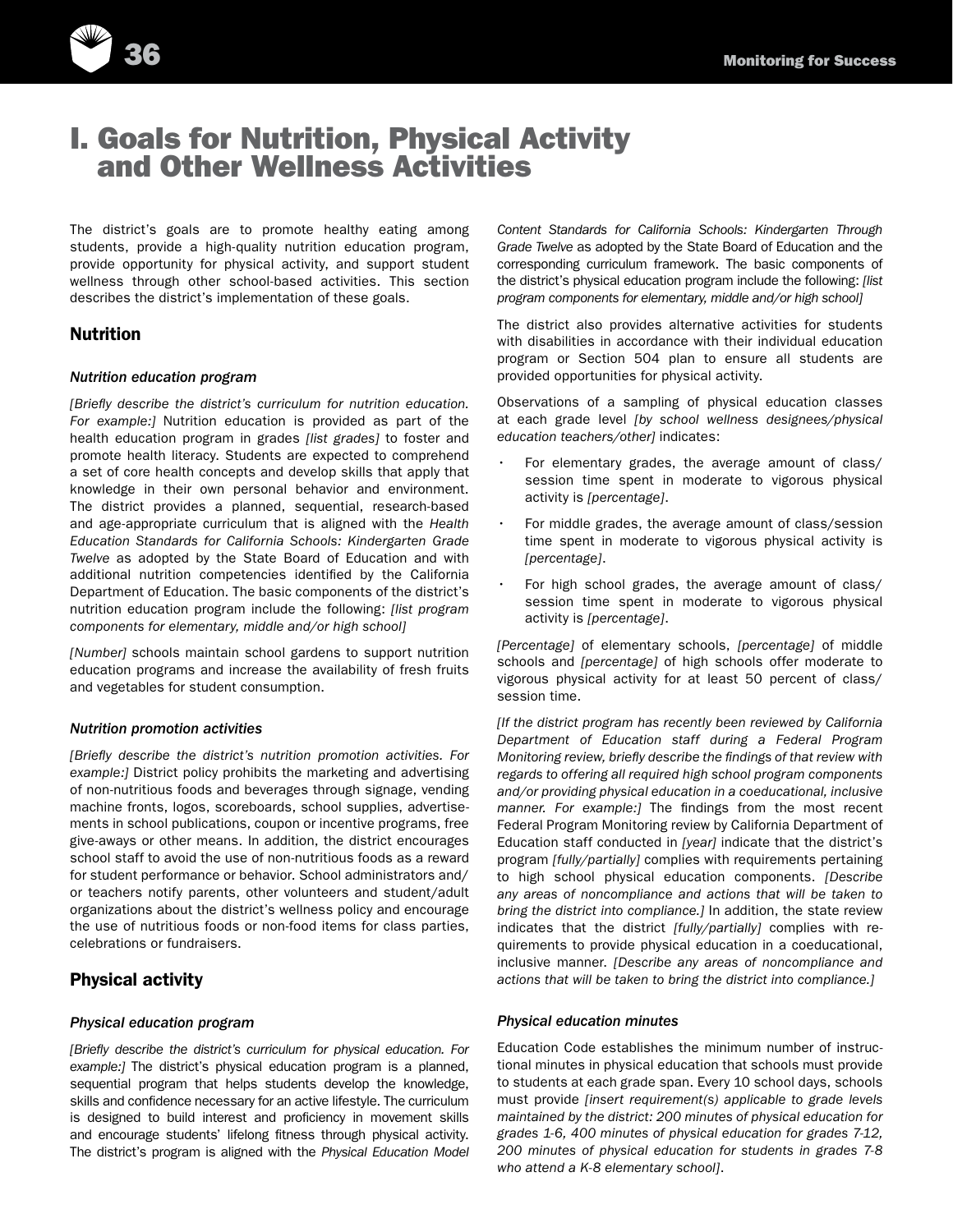# I. Goals for Nutrition, Physical Activity and Other Wellness Activities

The district's goals are to promote healthy eating among students, provide a high-quality nutrition education program, provide opportunity for physical activity, and support student wellness through other school-based activities. This section describes the district's implementation of these goals.

## Nutrition

### *Nutrition education program*

*[Briefly describe the district's curriculum for nutrition education. For example:]* Nutrition education is provided as part of the health education program in grades *[list grades]* to foster and promote health literacy. Students are expected to comprehend a set of core health concepts and develop skills that apply that knowledge in their own personal behavior and environment. The district provides a planned, sequential, research-based and age-appropriate curriculum that is aligned with the *Health Education Standards for California Schools: Kindergarten Grade Twelve* as adopted by the State Board of Education and with additional nutrition competencies identified by the California Department of Education. The basic components of the district's nutrition education program include the following: *[list program components for elementary, middle and/or high school]*

*[Number]* schools maintain school gardens to support nutrition education programs and increase the availability of fresh fruits and vegetables for student consumption.

### *Nutrition promotion activities*

*[Briefly describe the district's nutrition promotion activities. For example:]* District policy prohibits the marketing and advertising of non-nutritious foods and beverages through signage, vending machine fronts, logos, scoreboards, school supplies, advertisements in school publications, coupon or incentive programs, free give-aways or other means. In addition, the district encourages school staff to avoid the use of non-nutritious foods as a reward for student performance or behavior. School administrators and/or teachers notify parents, other volunteers and student/adult organizations about the district's wellness policy and encourage the use of nutritious foods or non-food items for class parties, celebrations or fundraisers.

## Physical activity

### *Physical education program*

*[Briefly describe the district's curriculum for physical education. For example:]* The district's physical education program is a planned, sequential program that helps students develop the knowledge, skills and confidence necessary for an active lifestyle. The curriculum is designed to build interest and proficiency in movement skills and encourage students' lifelong fitness through physical activity. The district's program is aligned with the *Physical Education Model Content Standards for California Schools: Kindergarten Through Grade Twelve* as adopted by the State Board of Education and the corresponding curriculum framework. The basic components of the district's physical education program include the following: *[list program components for elementary, middle and/or high school]*

The district also provides alternative activities for students with disabilities in accordance with their individual education program or Section 504 plan to ensure all students are provided opportunities for physical activity.

Observations of a sampling of physical education classes at each grade level *[by school wellness designees/physical education teachers/other]* indicates:

- For elementary grades, the average amount of class/session time spent in moderate to vigorous physical activity is *[percentage]*.
- For middle grades, the average amount of class/session time spent in moderate to vigorous physical activity is *[percentage]*.
- For high school grades, the average amount of class/session time spent in moderate to vigorous physical activity is *[percentage]*.

*[Percentage]* of elementary schools, *[percentage]* of middle schools and *[percentage]* of high schools offer moderate to vigorous physical activity for at least 50 percent of class/session time.

*[If the district program has recently been reviewed by California Department of Education staff during a Federal Program Monitoring review, briefly describe the findings of that review with regards to offering all required high school program components and/or providing physical education in a coeducational, inclusive manner. For example:]* The findings from the most recent Federal Program Monitoring review by California Department of Education staff conducted in *[year]* indicate that the district's program *[fully/partially]* complies with requirements pertaining to high school physical education components. *[Describe any areas of noncompliance and actions that will be taken to bring the district into compliance.]* In addition, the state review indicates that the district *[fully/partially]* complies with requirements to provide physical education in a coeducational, inclusive manner. *[Describe any areas of noncompliance and actions that will be taken to bring the district into compliance.]*

### *Physical education minutes*

Education Code establishes the minimum number of instructional minutes in physical education that schools must provide to students at each grade span. Every 10 school days, schools must provide *[insert requirement(s) applicable to grade levels maintained by the district: 200 minutes of physical education for grades 1-6, 400 minutes of physical education for grades 7-12, 200 minutes of physical education for students in grades 7-8 who attend a K-8 elementary school]*.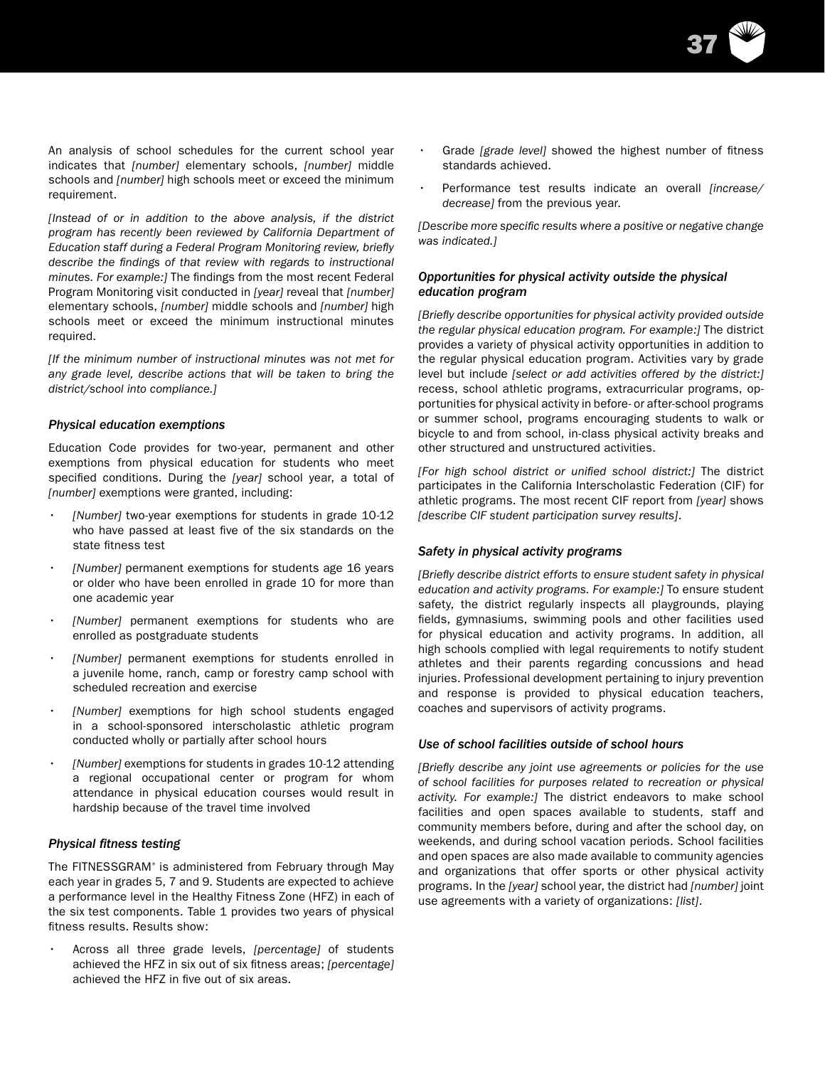An analysis of school schedules for the current school year indicates that *[number]* elementary schools, *[number]* middle schools and *[number]* high schools meet or exceed the minimum requirement.

*[Instead of or in addition to the above analysis, if the district program has recently been reviewed by California Department of Education staff during a Federal Program Monitoring review, briefly describe the findings of that review with regards to instructional minutes. For example:]* The findings from the most recent Federal Program Monitoring visit conducted in *[year]* reveal that *[number]* elementary schools, *[number]* middle schools and *[number]* high schools meet or exceed the minimum instructional minutes required.

*[If the minimum number of instructional minutes was not met for any grade level, describe actions that will be taken to bring the district/school into compliance.]*

### *Physical education exemptions*

Education Code provides for two-year, permanent and other exemptions from physical education for students who meet specified conditions. During the *[year]* school year, a total of *[number]* exemptions were granted, including:

- *[Number]* two-year exemptions for students in grade 10-12 who have passed at least five of the six standards on the state fitness test
- *[Number]* permanent exemptions for students age 16 years or older who have been enrolled in grade 10 for more than one academic year
- *[Number]* permanent exemptions for students who are enrolled as postgraduate students
- *[Number]* permanent exemptions for students enrolled in a juvenile home, ranch, camp or forestry camp school with scheduled recreation and exercise
- *[Number]* exemptions for high school students engaged in a school-sponsored interscholastic athletic program conducted wholly or partially after school hours
- *[Number]* exemptions for students in grades 10-12 attending a regional occupational center or program for whom attendance in physical education courses would result in hardship because of the travel time involved

### *Physical fitness testing*

The FITNESSGRAM® is administered from February through May each year in grades 5, 7 and 9. Students are expected to achieve a performance level in the Healthy Fitness Zone (HFZ) in each of the six test components. Table 1 provides two years of physical fitness results. Results show:

- Across all three grade levels, *[percentage]* of students achieved the HFZ in six out of six fitness areas; *[percentage]* achieved the HFZ in five out of six areas.
- Grade *[grade level]* showed the highest number of fitness standards achieved.
- Performance test results indicate an overall *[increase/ decrease]* from the previous year.

*[Describe more specific results where a positive or negative change was indicated.]*

### *Opportunities for physical activity outside the physical education program*

*[Briefly describe opportunities for physical activity provided outside the regular physical education program. For example:]* The district provides a variety of physical activity opportunities in addition to the regular physical education program. Activities vary by grade level but include *[select or add activities offered by the district:]* recess, school athletic programs, extracurricular programs, opportunities for physical activity in before- or after-school programs or summer school, programs encouraging students to walk or bicycle to and from school, in-class physical activity breaks and other structured and unstructured activities.

*[For high school district or unified school district:]* The district participates in the California Interscholastic Federation (CIF) for athletic programs. The most recent CIF report from *[year]* shows *[describe CIF student participation survey results]*.

### *Safety in physical activity programs*

*[Briefly describe district efforts to ensure student safety in physical education and activity programs. For example:]* To ensure student safety, the district regularly inspects all playgrounds, playing fields, gymnasiums, swimming pools and other facilities used for physical education and activity programs. In addition, all high schools complied with legal requirements to notify student athletes and their parents regarding concussions and head injuries. Professional development pertaining to injury prevention and response is provided to physical education teachers, coaches and supervisors of activity programs.

### *Use of school facilities outside of school hours*

*[Briefly describe any joint use agreements or policies for the use of school facilities for purposes related to recreation or physical activity. For example:]* The district endeavors to make school facilities and open spaces available to students, staff and community members before, during and after the school day, on weekends, and during school vacation periods. School facilities and open spaces are also made available to community agencies and organizations that offer sports or other physical activity programs. In the *[year]* school year, the district had *[number]* joint use agreements with a variety of organizations: *[list]*.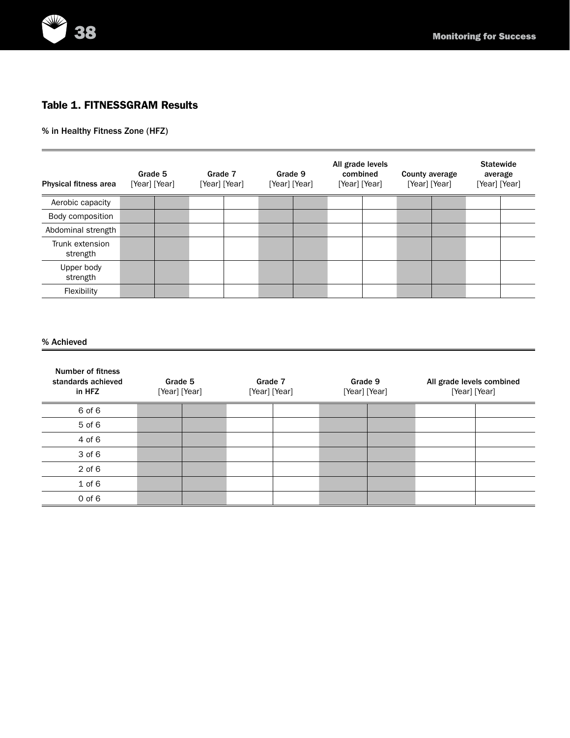### Table 1. FITNESSGRAM Results

% in Healthy Fitness Zone (HFZ)

| Physical fitness area | Grade 5 [Year] | Grade 5 [Year] | Grade 7 [Year] | Grade 7 [Year] | Grade 9 [Year] | Grade 9 [Year] | All grade levels combined [Year] | All grade levels combined [Year] | County average [Year] | County average [Year] | Statewide average [Year] | Statewide average [Year] |
|---|---|---|---|---|---|---|---|---|---|---|---|---|
| Aerobic capacity | | | | | | | | | | | | |
| Body composition | | | | | | | | | | | | |
| Abdominal strength | | | | | | | | | | | | |
| Trunk extension strength | | | | | | | | | | | | |
| Upper body strength | | | | | | | | | | | | |
| Flexibility | | | | | | | | | | | | |

% Achieved

| Number of fitness standards achieved in HFZ | Grade 5 [Year] | Grade 5 [Year] | Grade 7 [Year] | Grade 7 [Year] | Grade 9 [Year] | Grade 9 [Year] | All grade levels combined [Year] | All grade levels combined [Year] |
|---|---|---|---|---|---|---|---|---|
| 6 of 6 | | | | | | | | |
| 5 of 6 | | | | | | | | |
| 4 of 6 | | | | | | | | |
| 3 of 6 | | | | | | | | |
| 2 of 6 | | | | | | | | |
| 1 of 6 | | | | | | | | |
| 0 of 6 | | | | | | | | |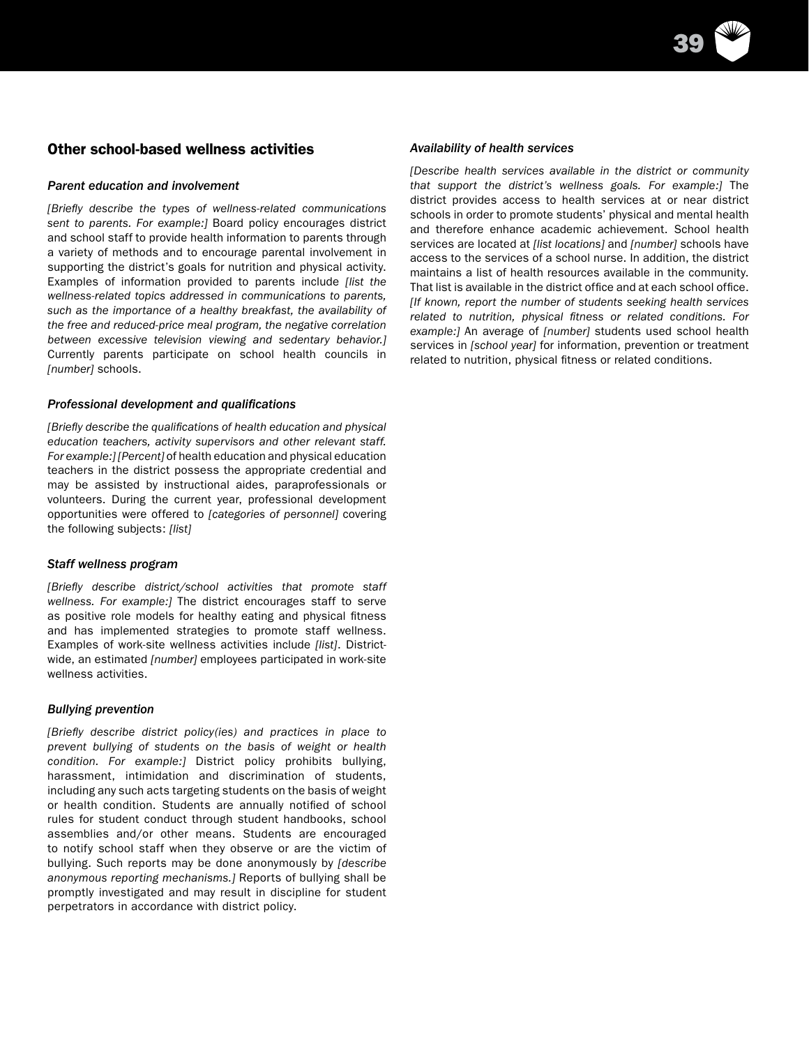## Other school-based wellness activities

### *Parent education and involvement*

*[Briefly describe the types of wellness-related communications sent to parents. For example:]* Board policy encourages district and school staff to provide health information to parents through a variety of methods and to encourage parental involvement in supporting the district's goals for nutrition and physical activity. Examples of information provided to parents include *[list the wellness-related topics addressed in communications to parents, such as the importance of a healthy breakfast, the availability of the free and reduced-price meal program, the negative correlation between excessive television viewing and sedentary behavior.]* Currently parents participate on school health councils in *[number]* schools.

### *Professional development and qualifications*

*[Briefly describe the qualifications of health education and physical education teachers, activity supervisors and other relevant staff. For example:] [Percent]* of health education and physical education teachers in the district possess the appropriate credential and may be assisted by instructional aides, paraprofessionals or volunteers. During the current year, professional development opportunities were offered to *[categories of personnel]* covering the following subjects: *[list]*

### *Staff wellness program*

*[Briefly describe district/school activities that promote staff wellness. For example:]* The district encourages staff to serve as positive role models for healthy eating and physical fitness and has implemented strategies to promote staff wellness. Examples of work-site wellness activities include *[list]*. District-wide, an estimated *[number]* employees participated in work-site wellness activities.

### *Bullying prevention*

*[Briefly describe district policy(ies) and practices in place to prevent bullying of students on the basis of weight or health condition. For example:]* District policy prohibits bullying, harassment, intimidation and discrimination of students, including any such acts targeting students on the basis of weight or health condition. Students are annually notified of school rules for student conduct through student handbooks, school assemblies and/or other means. Students are encouraged to notify school staff when they observe or are the victim of bullying. Such reports may be done anonymously by *[describe anonymous reporting mechanisms.]* Reports of bullying shall be promptly investigated and may result in discipline for student perpetrators in accordance with district policy.

### *Availability of health services*

*[Describe health services available in the district or community that support the district's wellness goals. For example:]* The district provides access to health services at or near district schools in order to promote students' physical and mental health and therefore enhance academic achievement. School health services are located at *[list locations]* and *[number]* schools have access to the services of a school nurse. In addition, the district maintains a list of health resources available in the community. That list is available in the district office and at each school office. *[If known, report the number of students seeking health services related to nutrition, physical fitness or related conditions. For example:]* An average of *[number]* students used school health services in *[school year]* for information, prevention or treatment related to nutrition, physical fitness or related conditions.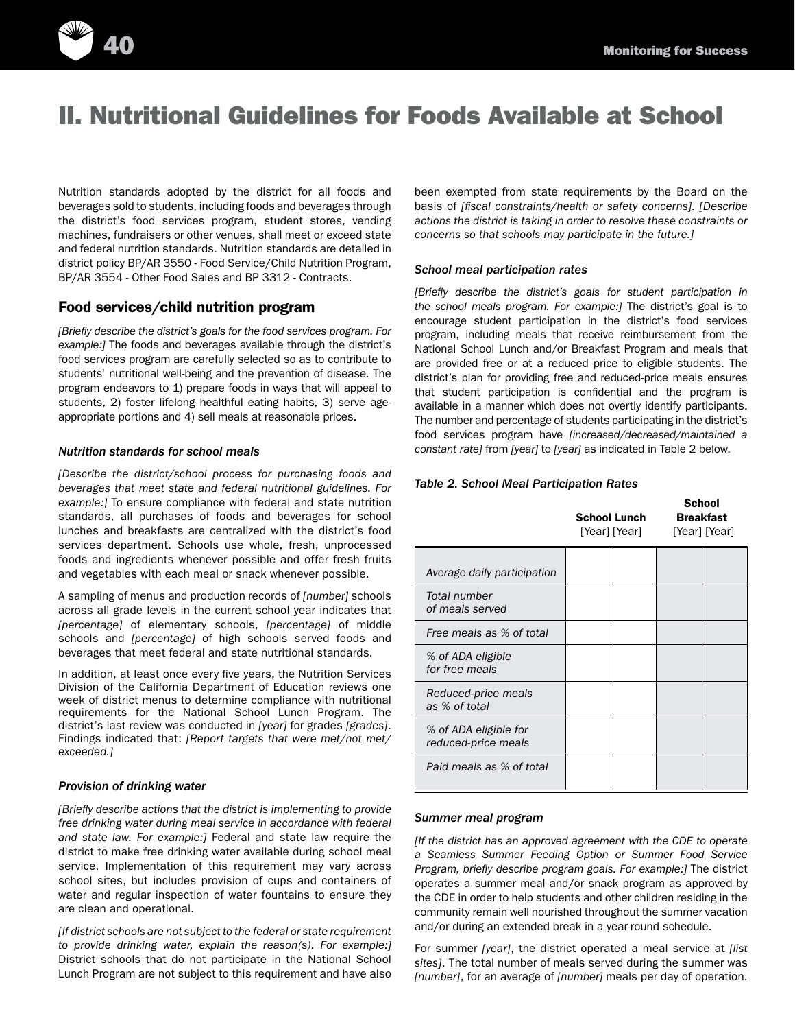# II. Nutritional Guidelines for Foods Available at School

Nutrition standards adopted by the district for all foods and beverages sold to students, including foods and beverages through the district's food services program, student stores, vending machines, fundraisers or other venues, shall meet or exceed state and federal nutrition standards. Nutrition standards are detailed in district policy BP/AR 3550 - Food Service/Child Nutrition Program, BP/AR 3554 - Other Food Sales and BP 3312 - Contracts.

## Food services/child nutrition program

*[Briefly describe the district's goals for the food services program. For example:]* The foods and beverages available through the district's food services program are carefully selected so as to contribute to students' nutritional well-being and the prevention of disease. The program endeavors to 1) prepare foods in ways that will appeal to students, 2) foster lifelong healthful eating habits, 3) serve age-appropriate portions and 4) sell meals at reasonable prices.

### *Nutrition standards for school meals*

*[Describe the district/school process for purchasing foods and beverages that meet state and federal nutritional guidelines. For example:]* To ensure compliance with federal and state nutrition standards, all purchases of foods and beverages for school lunches and breakfasts are centralized with the district's food services department. Schools use whole, fresh, unprocessed foods and ingredients whenever possible and offer fresh fruits and vegetables with each meal or snack whenever possible.

A sampling of menus and production records of *[number]* schools across all grade levels in the current school year indicates that *[percentage]* of elementary schools, *[percentage]* of middle schools and *[percentage]* of high schools served foods and beverages that meet federal and state nutritional standards.

In addition, at least once every five years, the Nutrition Services Division of the California Department of Education reviews one week of district menus to determine compliance with nutritional requirements for the National School Lunch Program. The district's last review was conducted in *[year]* for grades *[grades]*. Findings indicated that: *[Report targets that were met/not met/exceeded.]*

### *Provision of drinking water*

*[Briefly describe actions that the district is implementing to provide free drinking water during meal service in accordance with federal and state law. For example:]* Federal and state law require the district to make free drinking water available during school meal service. Implementation of this requirement may vary across school sites, but includes provision of cups and containers of water and regular inspection of water fountains to ensure they are clean and operational.

*[If district schools are not subject to the federal or state requirement to provide drinking water, explain the reason(s). For example:]* District schools that do not participate in the National School Lunch Program are not subject to this requirement and have also been exempted from state requirements by the Board on the basis of *[fiscal constraints/health or safety concerns]. [Describe actions the district is taking in order to resolve these constraints or concerns so that schools may participate in the future.]*

### *School meal participation rates*

*[Briefly describe the district's goals for student participation in the school meals program. For example:]* The district's goal is to encourage student participation in the district's food services program, including meals that receive reimbursement from the National School Lunch and/or Breakfast Program and meals that are provided free or at a reduced price to eligible students. The district's plan for providing free and reduced-price meals ensures that student participation is confidential and the program is available in a manner which does not overtly identify participants. The number and percentage of students participating in the district's food services program have *[increased/decreased/maintained a constant rate]* from *[year]* to *[year]* as indicated in Table 2 below.

*Table 2. School Meal Participation Rates*

| | **School Lunch** | | **School Breakfast** | |
|---|---|---|---|---|
| | [Year] | [Year] | [Year] | [Year] |
| *Average daily participation* | | | | |
| *Total number of meals served* | | | | |
| *Free meals as % of total* | | | | |
| *% of ADA eligible for free meals* | | | | |
| *Reduced-price meals as % of total* | | | | |
| *% of ADA eligible for reduced-price meals* | | | | |
| *Paid meals as % of total* | | | | |

### *Summer meal program*

*[If the district has an approved agreement with the CDE to operate a Seamless Summer Feeding Option or Summer Food Service Program, briefly describe program goals. For example:]* The district operates a summer meal and/or snack program as approved by the CDE in order to help students and other children residing in the community remain well nourished throughout the summer vacation and/or during an extended break in a year-round schedule.

For summer *[year]*, the district operated a meal service at *[list sites]*. The total number of meals served during the summer was *[number]*, for an average of *[number]* meals per day of operation.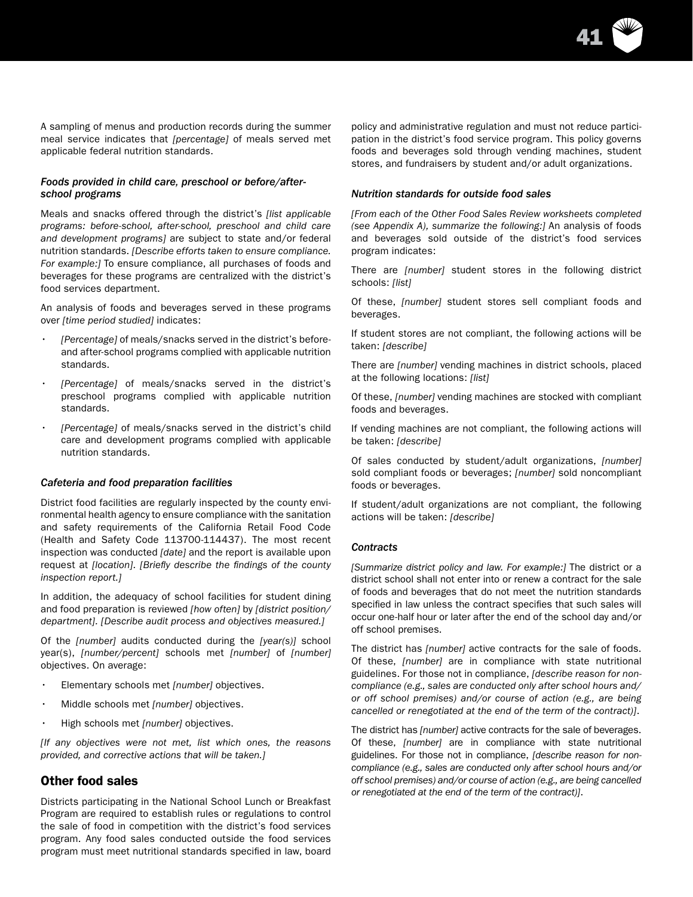A sampling of menus and production records during the summer meal service indicates that *[percentage]* of meals served met applicable federal nutrition standards.

#### *Foods provided in child care, preschool or before/after-school programs*

Meals and snacks offered through the district's *[list applicable programs: before-school, after-school, preschool and child care and development programs]* are subject to state and/or federal nutrition standards. *[Describe efforts taken to ensure compliance. For example:]* To ensure compliance, all purchases of foods and beverages for these programs are centralized with the district's food services department.

An analysis of foods and beverages served in these programs over *[time period studied]* indicates:

- *[Percentage]* of meals/snacks served in the district's before- and after-school programs complied with applicable nutrition standards.
- *[Percentage]* of meals/snacks served in the district's preschool programs complied with applicable nutrition standards.
- *[Percentage]* of meals/snacks served in the district's child care and development programs complied with applicable nutrition standards.

#### *Cafeteria and food preparation facilities*

District food facilities are regularly inspected by the county environmental health agency to ensure compliance with the sanitation and safety requirements of the California Retail Food Code (Health and Safety Code 113700-114437). The most recent inspection was conducted *[date]* and the report is available upon request at *[location]*. *[Briefly describe the findings of the county inspection report.]*

In addition, the adequacy of school facilities for student dining and food preparation is reviewed *[how often]* by *[district position/department]*. *[Describe audit process and objectives measured.]*

Of the *[number]* audits conducted during the *[year(s)]* school year(s), *[number/percent]* schools met *[number]* of *[number]* objectives. On average:

- Elementary schools met *[number]* objectives.
- Middle schools met *[number]* objectives.
- High schools met *[number]* objectives.

*[If any objectives were not met, list which ones, the reasons provided, and corrective actions that will be taken.]*

## Other food sales

Districts participating in the National School Lunch or Breakfast Program are required to establish rules or regulations to control the sale of food in competition with the district's food services program. Any food sales conducted outside the food services program must meet nutritional standards specified in law, board policy and administrative regulation and must not reduce participation in the district's food service program. This policy governs foods and beverages sold through vending machines, student stores, and fundraisers by student and/or adult organizations.

#### *Nutrition standards for outside food sales*

*[From each of the Other Food Sales Review worksheets completed (see Appendix A), summarize the following:]* An analysis of foods and beverages sold outside of the district's food services program indicates:

There are *[number]* student stores in the following district schools: *[list]*

Of these, *[number]* student stores sell compliant foods and beverages.

If student stores are not compliant, the following actions will be taken: *[describe]*

There are *[number]* vending machines in district schools, placed at the following locations: *[list]*

Of these, *[number]* vending machines are stocked with compliant foods and beverages.

If vending machines are not compliant, the following actions will be taken: *[describe]*

Of sales conducted by student/adult organizations, *[number]* sold compliant foods or beverages; *[number]* sold noncompliant foods or beverages.

If student/adult organizations are not compliant, the following actions will be taken: *[describe]*

#### *Contracts*

*[Summarize district policy and law. For example:]* The district or a district school shall not enter into or renew a contract for the sale of foods and beverages that do not meet the nutrition standards specified in law unless the contract specifies that such sales will occur one-half hour or later after the end of the school day and/or off school premises.

The district has *[number]* active contracts for the sale of foods. Of these, *[number]* are in compliance with state nutritional guidelines. For those not in compliance, *[describe reason for non-compliance (e.g., sales are conducted only after school hours and/or off school premises) and/or course of action (e.g., are being cancelled or renegotiated at the end of the term of the contract)]*.

The district has *[number]* active contracts for the sale of beverages. Of these, *[number]* are in compliance with state nutritional guidelines. For those not in compliance, *[describe reason for non-compliance (e.g., sales are conducted only after school hours and/or off school premises) and/or course of action (e.g., are being cancelled or renegotiated at the end of the term of the contract)]*.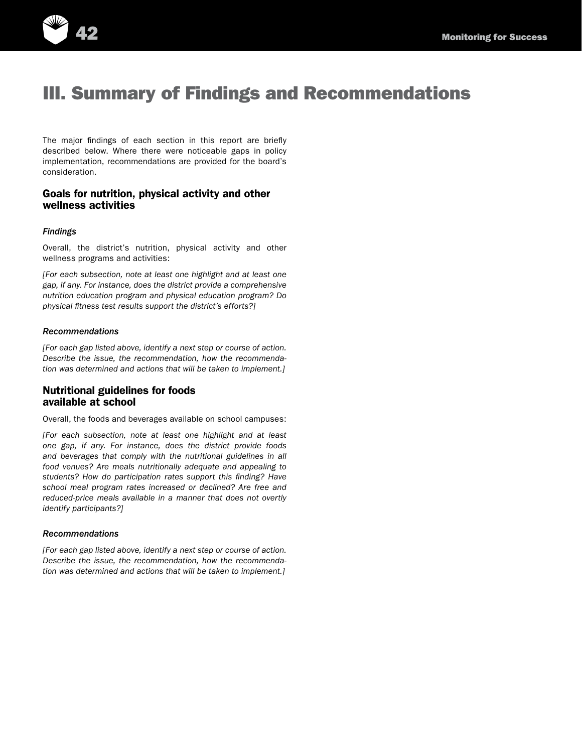# III. Summary of Findings and Recommendations

The major findings of each section in this report are briefly described below. Where there were noticeable gaps in policy implementation, recommendations are provided for the board's consideration.

## Goals for nutrition, physical activity and other wellness activities

### *Findings*

Overall, the district's nutrition, physical activity and other wellness programs and activities:

*[For each subsection, note at least one highlight and at least one gap, if any. For instance, does the district provide a comprehensive nutrition education program and physical education program? Do physical fitness test results support the district's efforts?]*

### *Recommendations*

*[For each gap listed above, identify a next step or course of action. Describe the issue, the recommendation, how the recommendation was determined and actions that will be taken to implement.]*

## Nutritional guidelines for foods available at school

Overall, the foods and beverages available on school campuses:

*[For each subsection, note at least one highlight and at least one gap, if any. For instance, does the district provide foods and beverages that comply with the nutritional guidelines in all food venues? Are meals nutritionally adequate and appealing to students? How do participation rates support this finding? Have school meal program rates increased or declined? Are free and reduced-price meals available in a manner that does not overtly identify participants?]*

### *Recommendations*

*[For each gap listed above, identify a next step or course of action. Describe the issue, the recommendation, how the recommendation was determined and actions that will be taken to implement.]*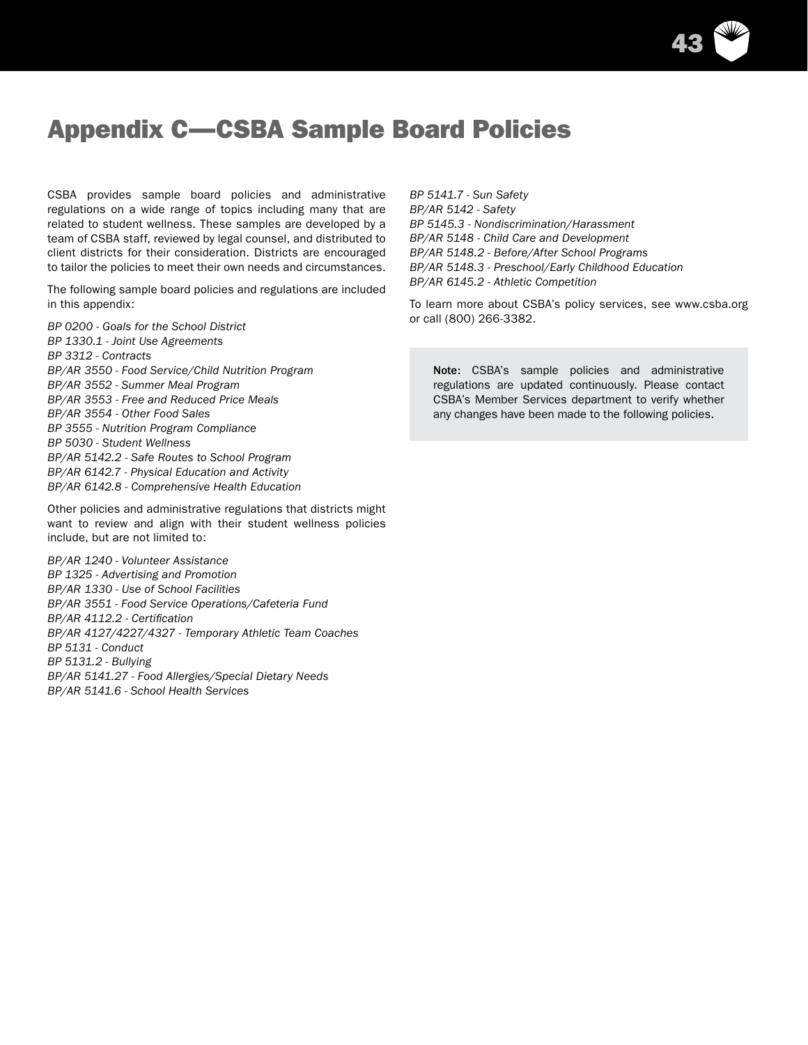# Appendix C—CSBA Sample Board Policies

CSBA provides sample board policies and administrative regulations on a wide range of topics including many that are related to student wellness. These samples are developed by a team of CSBA staff, reviewed by legal counsel, and distributed to client districts for their consideration. Districts are encouraged to tailor the policies to meet their own needs and circumstances.

The following sample board policies and regulations are included in this appendix:

*BP 0200 - Goals for the School District*
*BP 1330.1 - Joint Use Agreements*
*BP 3312 - Contracts*
*BP/AR 3550 - Food Service/Child Nutrition Program*
*BP/AR 3552 - Summer Meal Program*
*BP/AR 3553 - Free and Reduced Price Meals*
*BP/AR 3554 - Other Food Sales*
*BP 3555 - Nutrition Program Compliance*
*BP 5030 - Student Wellness*
*BP/AR 5142.2 - Safe Routes to School Program*
*BP/AR 6142.7 - Physical Education and Activity*
*BP/AR 6142.8 - Comprehensive Health Education*

Other policies and administrative regulations that districts might want to review and align with their student wellness policies include, but are not limited to:

*BP/AR 1240 - Volunteer Assistance*
*BP 1325 - Advertising and Promotion*
*BP/AR 1330 - Use of School Facilities*
*BP/AR 3551 - Food Service Operations/Cafeteria Fund*
*BP/AR 4112.2 - Certification*
*BP/AR 4127/4227/4327 - Temporary Athletic Team Coaches*
*BP 5131 - Conduct*
*BP 5131.2 - Bullying*
*BP/AR 5141.27 - Food Allergies/Special Dietary Needs*
*BP/AR 5141.6 - School Health Services*
*BP 5141.7 - Sun Safety*
*BP/AR 5142 - Safety*
*BP 5145.3 - Nondiscrimination/Harassment*
*BP/AR 5148 - Child Care and Development*
*BP/AR 5148.2 - Before/After School Programs*
*BP/AR 5148.3 - Preschool/Early Childhood Education*
*BP/AR 6145.2 - Athletic Competition*

To learn more about CSBA's policy services, see www.csba.org or call (800) 266-3382.

**Note:** CSBA's sample policies and administrative regulations are updated continuously. Please contact CSBA's Member Services department to verify whether any changes have been made to the following policies.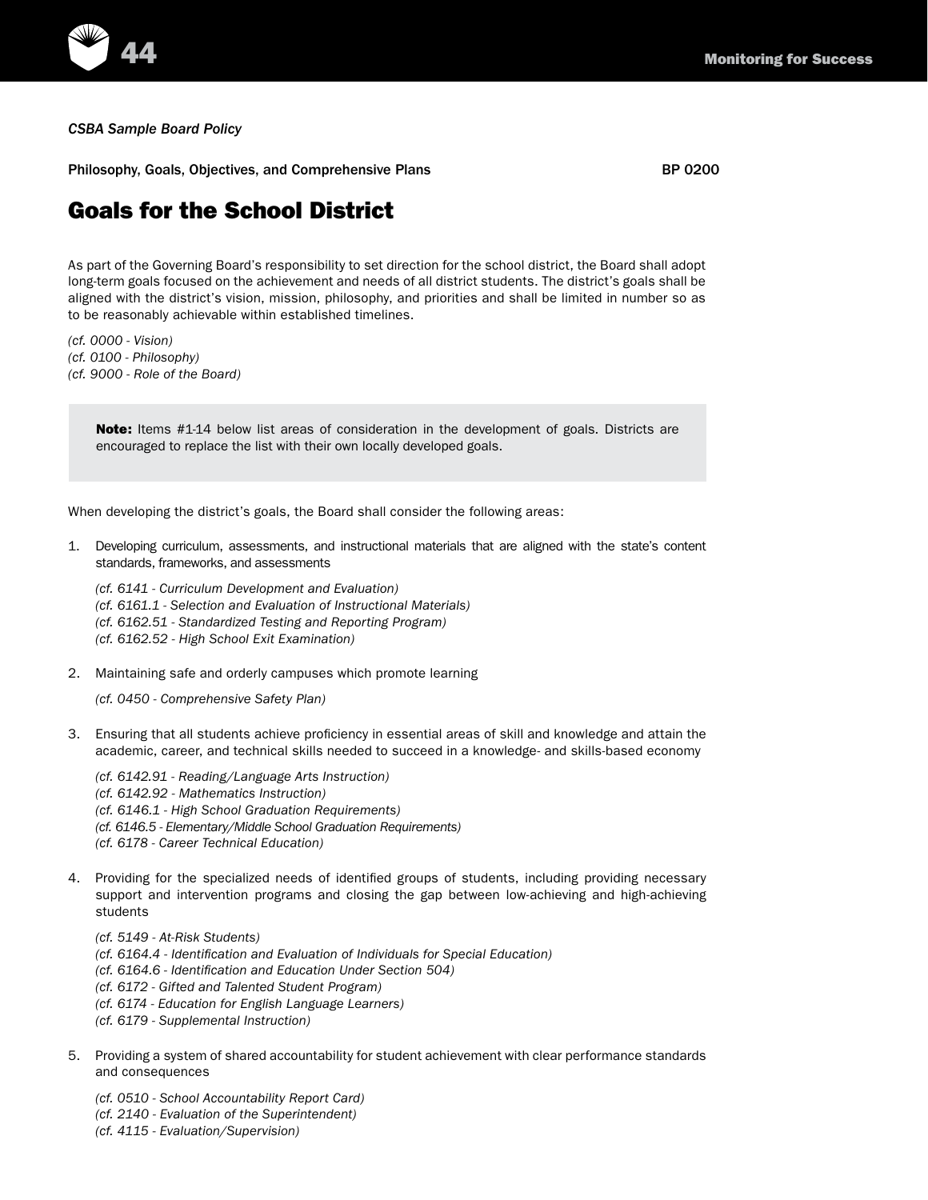*CSBA Sample Board Policy*

Philosophy, Goals, Objectives, and Comprehensive Plans BP 0200

# Goals for the School District

As part of the Governing Board's responsibility to set direction for the school district, the Board shall adopt long-term goals focused on the achievement and needs of all district students. The district's goals shall be aligned with the district's vision, mission, philosophy, and priorities and shall be limited in number so as to be reasonably achievable within established timelines.

*(cf. 0000 - Vision)*
*(cf. 0100 - Philosophy)*
*(cf. 9000 - Role of the Board)*

> **Note:** Items #1-14 below list areas of consideration in the development of goals. Districts are encouraged to replace the list with their own locally developed goals.

When developing the district's goals, the Board shall consider the following areas:

1. Developing curriculum, assessments, and instructional materials that are aligned with the state's content standards, frameworks, and assessments

   *(cf. 6141 - Curriculum Development and Evaluation)*
   *(cf. 6161.1 - Selection and Evaluation of Instructional Materials)*
   *(cf. 6162.51 - Standardized Testing and Reporting Program)*
   *(cf. 6162.52 - High School Exit Examination)*

2. Maintaining safe and orderly campuses which promote learning

   *(cf. 0450 - Comprehensive Safety Plan)*

3. Ensuring that all students achieve proficiency in essential areas of skill and knowledge and attain the academic, career, and technical skills needed to succeed in a knowledge- and skills-based economy

   *(cf. 6142.91 - Reading/Language Arts Instruction)*
   *(cf. 6142.92 - Mathematics Instruction)*
   *(cf. 6146.1 - High School Graduation Requirements)*
   *(cf. 6146.5 - Elementary/Middle School Graduation Requirements)*
   *(cf. 6178 - Career Technical Education)*

4. Providing for the specialized needs of identified groups of students, including providing necessary support and intervention programs and closing the gap between low-achieving and high-achieving students

   *(cf. 5149 - At-Risk Students)*
   *(cf. 6164.4 - Identification and Evaluation of Individuals for Special Education)*
   *(cf. 6164.6 - Identification and Education Under Section 504)*
   *(cf. 6172 - Gifted and Talented Student Program)*
   *(cf. 6174 - Education for English Language Learners)*
   *(cf. 6179 - Supplemental Instruction)*

5. Providing a system of shared accountability for student achievement with clear performance standards and consequences

   *(cf. 0510 - School Accountability Report Card)*
   *(cf. 2140 - Evaluation of the Superintendent)*
   *(cf. 4115 - Evaluation/Supervision)*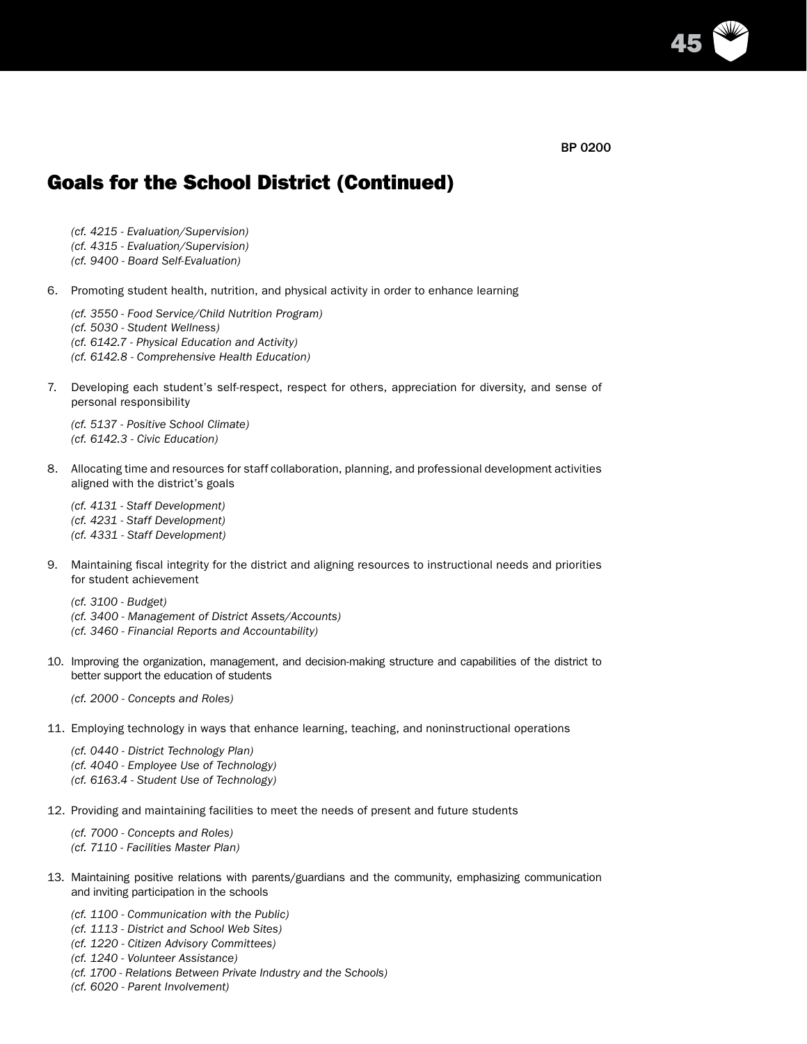BP 0200

## Goals for the School District (Continued)

*(cf. 4215 - Evaluation/Supervision)*
*(cf. 4315 - Evaluation/Supervision)*
*(cf. 9400 - Board Self-Evaluation)*

6. Promoting student health, nutrition, and physical activity in order to enhance learning

   *(cf. 3550 - Food Service/Child Nutrition Program)*
   *(cf. 5030 - Student Wellness)*
   *(cf. 6142.7 - Physical Education and Activity)*
   *(cf. 6142.8 - Comprehensive Health Education)*

7. Developing each student's self-respect, respect for others, appreciation for diversity, and sense of personal responsibility

   *(cf. 5137 - Positive School Climate)*
   *(cf. 6142.3 - Civic Education)*

8. Allocating time and resources for staff collaboration, planning, and professional development activities aligned with the district's goals

   *(cf. 4131 - Staff Development)*
   *(cf. 4231 - Staff Development)*
   *(cf. 4331 - Staff Development)*

9. Maintaining fiscal integrity for the district and aligning resources to instructional needs and priorities for student achievement

   *(cf. 3100 - Budget)*
   *(cf. 3400 - Management of District Assets/Accounts)*
   *(cf. 3460 - Financial Reports and Accountability)*

10. Improving the organization, management, and decision-making structure and capabilities of the district to better support the education of students

    *(cf. 2000 - Concepts and Roles)*

11. Employing technology in ways that enhance learning, teaching, and noninstructional operations

    *(cf. 0440 - District Technology Plan)*
    *(cf. 4040 - Employee Use of Technology)*
    *(cf. 6163.4 - Student Use of Technology)*

12. Providing and maintaining facilities to meet the needs of present and future students

    *(cf. 7000 - Concepts and Roles)*
    *(cf. 7110 - Facilities Master Plan)*

13. Maintaining positive relations with parents/guardians and the community, emphasizing communication and inviting participation in the schools

    *(cf. 1100 - Communication with the Public)*
    *(cf. 1113 - District and School Web Sites)*
    *(cf. 1220 - Citizen Advisory Committees)*
    *(cf. 1240 - Volunteer Assistance)*
    *(cf. 1700 - Relations Between Private Industry and the Schools)*
    *(cf. 6020 - Parent Involvement)*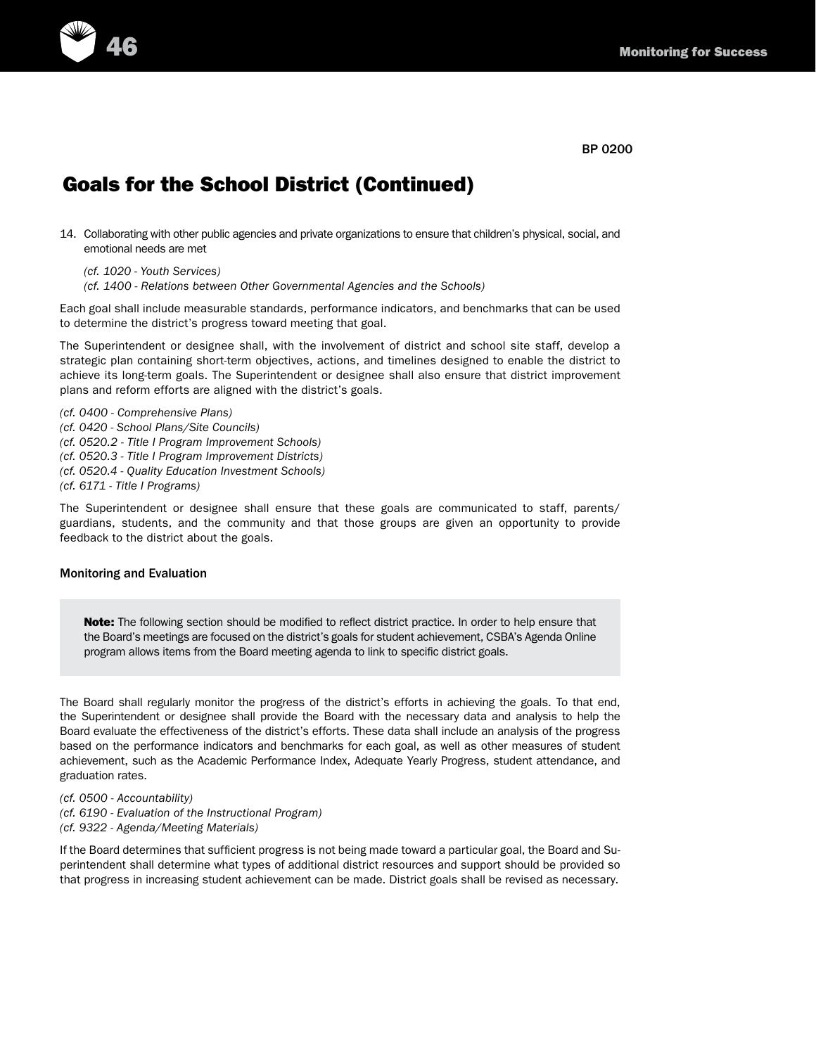BP 0200

# Goals for the School District (Continued)

14. Collaborating with other public agencies and private organizations to ensure that children's physical, social, and emotional needs are met

    *(cf. 1020 - Youth Services)*
    *(cf. 1400 - Relations between Other Governmental Agencies and the Schools)*

Each goal shall include measurable standards, performance indicators, and benchmarks that can be used to determine the district's progress toward meeting that goal.

The Superintendent or designee shall, with the involvement of district and school site staff, develop a strategic plan containing short-term objectives, actions, and timelines designed to enable the district to achieve its long-term goals. The Superintendent or designee shall also ensure that district improvement plans and reform efforts are aligned with the district's goals.

*(cf. 0400 - Comprehensive Plans)*
*(cf. 0420 - School Plans/Site Councils)*
*(cf. 0520.2 - Title I Program Improvement Schools)*
*(cf. 0520.3 - Title I Program Improvement Districts)*
*(cf. 0520.4 - Quality Education Investment Schools)*
*(cf. 6171 - Title I Programs)*

The Superintendent or designee shall ensure that these goals are communicated to staff, parents/guardians, students, and the community and that those groups are given an opportunity to provide feedback to the district about the goals.

### Monitoring and Evaluation

> **Note:** The following section should be modified to reflect district practice. In order to help ensure that the Board's meetings are focused on the district's goals for student achievement, CSBA's Agenda Online program allows items from the Board meeting agenda to link to specific district goals.

The Board shall regularly monitor the progress of the district's efforts in achieving the goals. To that end, the Superintendent or designee shall provide the Board with the necessary data and analysis to help the Board evaluate the effectiveness of the district's efforts. These data shall include an analysis of the progress based on the performance indicators and benchmarks for each goal, as well as other measures of student achievement, such as the Academic Performance Index, Adequate Yearly Progress, student attendance, and graduation rates.

*(cf. 0500 - Accountability)*
*(cf. 6190 - Evaluation of the Instructional Program)*
*(cf. 9322 - Agenda/Meeting Materials)*

If the Board determines that sufficient progress is not being made toward a particular goal, the Board and Superintendent shall determine what types of additional district resources and support should be provided so that progress in increasing student achievement can be made. District goals shall be revised as necessary.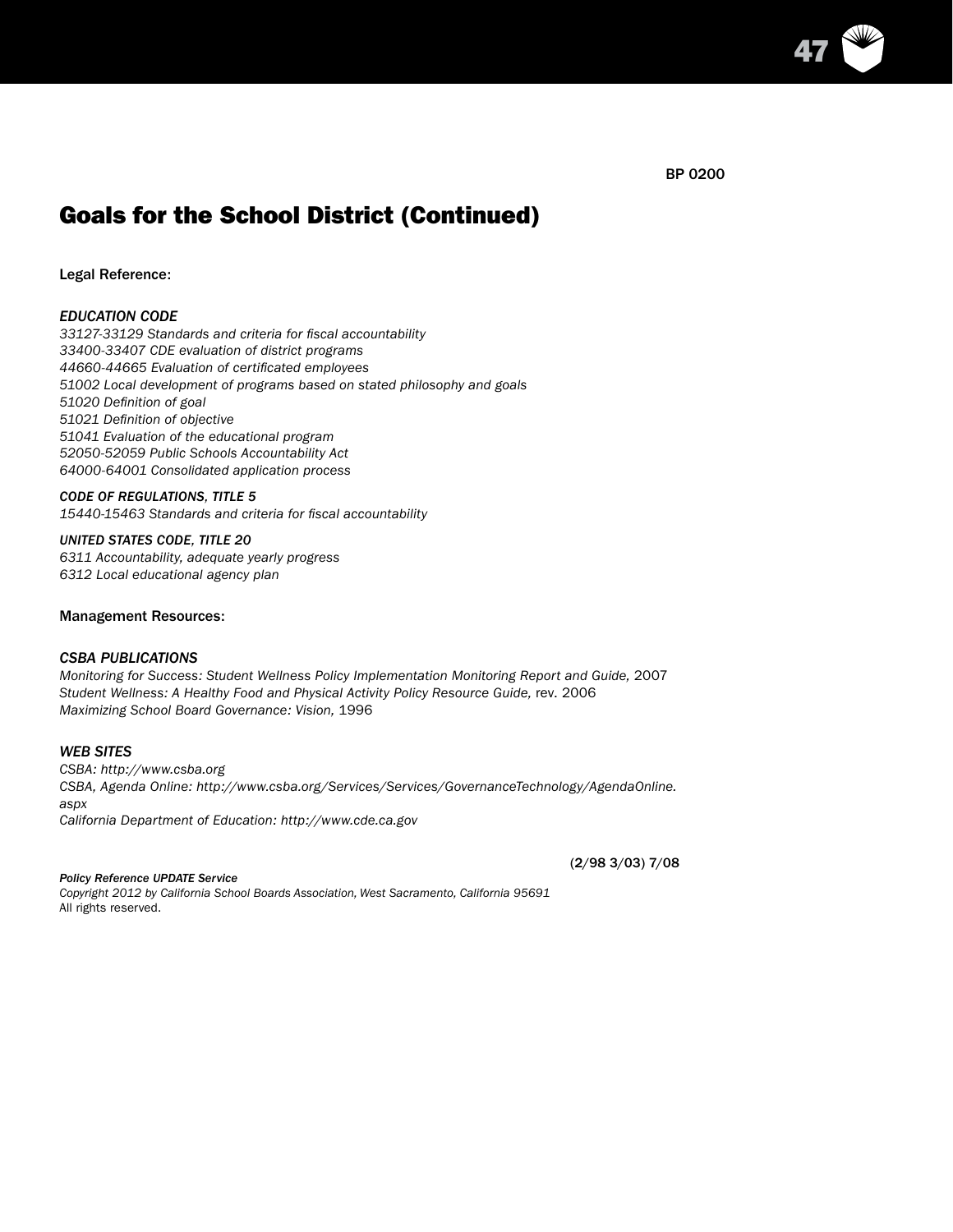BP 0200

# Goals for the School District (Continued)

Legal Reference:

*EDUCATION CODE*
*33127-33129 Standards and criteria for fiscal accountability*
*33400-33407 CDE evaluation of district programs*
*44660-44665 Evaluation of certificated employees*
*51002 Local development of programs based on stated philosophy and goals*
*51020 Definition of goal*
*51021 Definition of objective*
*51041 Evaluation of the educational program*
*52050-52059 Public Schools Accountability Act*
*64000-64001 Consolidated application process*

*CODE OF REGULATIONS, TITLE 5*
*15440-15463 Standards and criteria for fiscal accountability*

*UNITED STATES CODE, TITLE 20*
*6311 Accountability, adequate yearly progress*
*6312 Local educational agency plan*

Management Resources:

*CSBA PUBLICATIONS*
*Monitoring for Success: Student Wellness Policy Implementation Monitoring Report and Guide,* 2007
*Student Wellness: A Healthy Food and Physical Activity Policy Resource Guide,* rev. 2006
*Maximizing School Board Governance: Vision,* 1996

*WEB SITES*
*CSBA: http://www.csba.org*
*CSBA, Agenda Online: http://www.csba.org/Services/Services/GovernanceTechnology/AgendaOnline.aspx*
*California Department of Education: http://www.cde.ca.gov*

(2/98 3/03) 7/08

***Policy Reference UPDATE Service***
*Copyright 2012 by California School Boards Association, West Sacramento, California 95691*
All rights reserved.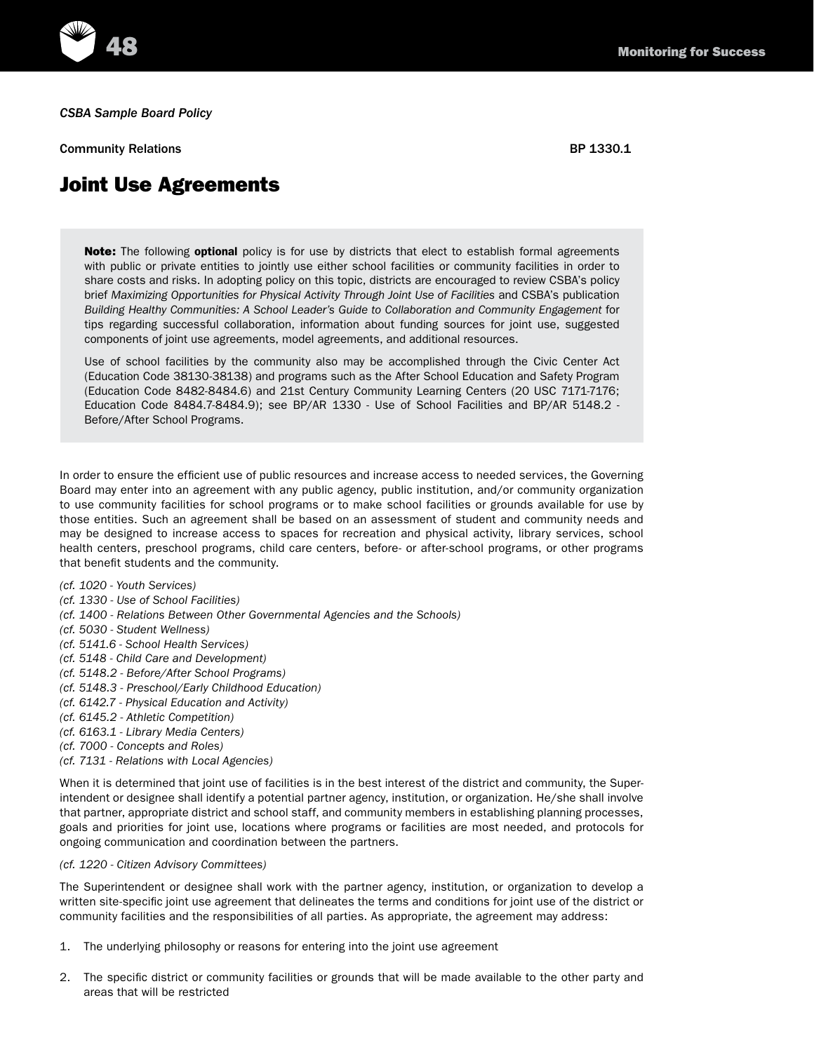*CSBA Sample Board Policy*

Community Relations BP 1330.1

# Joint Use Agreements

> **Note:** The following **optional** policy is for use by districts that elect to establish formal agreements with public or private entities to jointly use either school facilities or community facilities in order to share costs and risks. In adopting policy on this topic, districts are encouraged to review CSBA's policy brief *Maximizing Opportunities for Physical Activity Through Joint Use of Facilities* and CSBA's publication *Building Healthy Communities: A School Leader's Guide to Collaboration and Community Engagement* for tips regarding successful collaboration, information about funding sources for joint use, suggested components of joint use agreements, model agreements, and additional resources.
>
> Use of school facilities by the community also may be accomplished through the Civic Center Act (Education Code 38130-38138) and programs such as the After School Education and Safety Program (Education Code 8482-8484.6) and 21st Century Community Learning Centers (20 USC 7171-7176; Education Code 8484.7-8484.9); see BP/AR 1330 - Use of School Facilities and BP/AR 5148.2 - Before/After School Programs.

In order to ensure the efficient use of public resources and increase access to needed services, the Governing Board may enter into an agreement with any public agency, public institution, and/or community organization to use community facilities for school programs or to make school facilities or grounds available for use by those entities. Such an agreement shall be based on an assessment of student and community needs and may be designed to increase access to spaces for recreation and physical activity, library services, school health centers, preschool programs, child care centers, before- or after-school programs, or other programs that benefit students and the community.

*(cf. 1020 - Youth Services)*
*(cf. 1330 - Use of School Facilities)*
*(cf. 1400 - Relations Between Other Governmental Agencies and the Schools)*
*(cf. 5030 - Student Wellness)*
*(cf. 5141.6 - School Health Services)*
*(cf. 5148 - Child Care and Development)*
*(cf. 5148.2 - Before/After School Programs)*
*(cf. 5148.3 - Preschool/Early Childhood Education)*
*(cf. 6142.7 - Physical Education and Activity)*
*(cf. 6145.2 - Athletic Competition)*
*(cf. 6163.1 - Library Media Centers)*
*(cf. 7000 - Concepts and Roles)*
*(cf. 7131 - Relations with Local Agencies)*

When it is determined that joint use of facilities is in the best interest of the district and community, the Superintendent or designee shall identify a potential partner agency, institution, or organization. He/she shall involve that partner, appropriate district and school staff, and community members in establishing planning processes, goals and priorities for joint use, locations where programs or facilities are most needed, and protocols for ongoing communication and coordination between the partners.

*(cf. 1220 - Citizen Advisory Committees)*

The Superintendent or designee shall work with the partner agency, institution, or organization to develop a written site-specific joint use agreement that delineates the terms and conditions for joint use of the district or community facilities and the responsibilities of all parties. As appropriate, the agreement may address:

1. The underlying philosophy or reasons for entering into the joint use agreement

2. The specific district or community facilities or grounds that will be made available to the other party and areas that will be restricted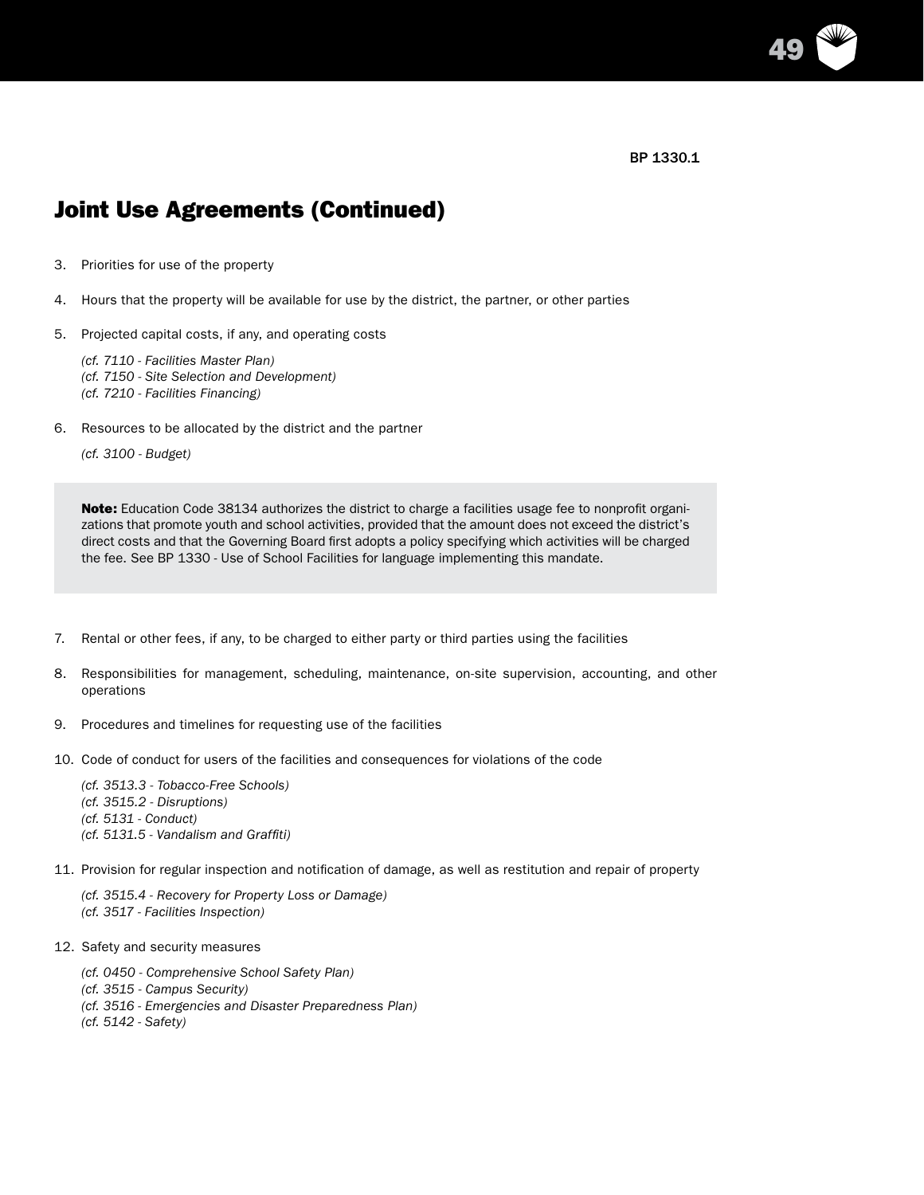BP 1330.1

# Joint Use Agreements (Continued)

3. Priorities for use of the property

4. Hours that the property will be available for use by the district, the partner, or other parties

5. Projected capital costs, if any, and operating costs

   *(cf. 7110 - Facilities Master Plan)*
   *(cf. 7150 - Site Selection and Development)*
   *(cf. 7210 - Facilities Financing)*

6. Resources to be allocated by the district and the partner

   *(cf. 3100 - Budget)*

> **Note:** Education Code 38134 authorizes the district to charge a facilities usage fee to nonprofit organizations that promote youth and school activities, provided that the amount does not exceed the district's direct costs and that the Governing Board first adopts a policy specifying which activities will be charged the fee. See BP 1330 - Use of School Facilities for language implementing this mandate.

7. Rental or other fees, if any, to be charged to either party or third parties using the facilities

8. Responsibilities for management, scheduling, maintenance, on-site supervision, accounting, and other operations

9. Procedures and timelines for requesting use of the facilities

10. Code of conduct for users of the facilities and consequences for violations of the code

    *(cf. 3513.3 - Tobacco-Free Schools)*
    *(cf. 3515.2 - Disruptions)*
    *(cf. 5131 - Conduct)*
    *(cf. 5131.5 - Vandalism and Graffiti)*

11. Provision for regular inspection and notification of damage, as well as restitution and repair of property

    *(cf. 3515.4 - Recovery for Property Loss or Damage)*
    *(cf. 3517 - Facilities Inspection)*

12. Safety and security measures

    *(cf. 0450 - Comprehensive School Safety Plan)*
    *(cf. 3515 - Campus Security)*
    *(cf. 3516 - Emergencies and Disaster Preparedness Plan)*
    *(cf. 5142 - Safety)*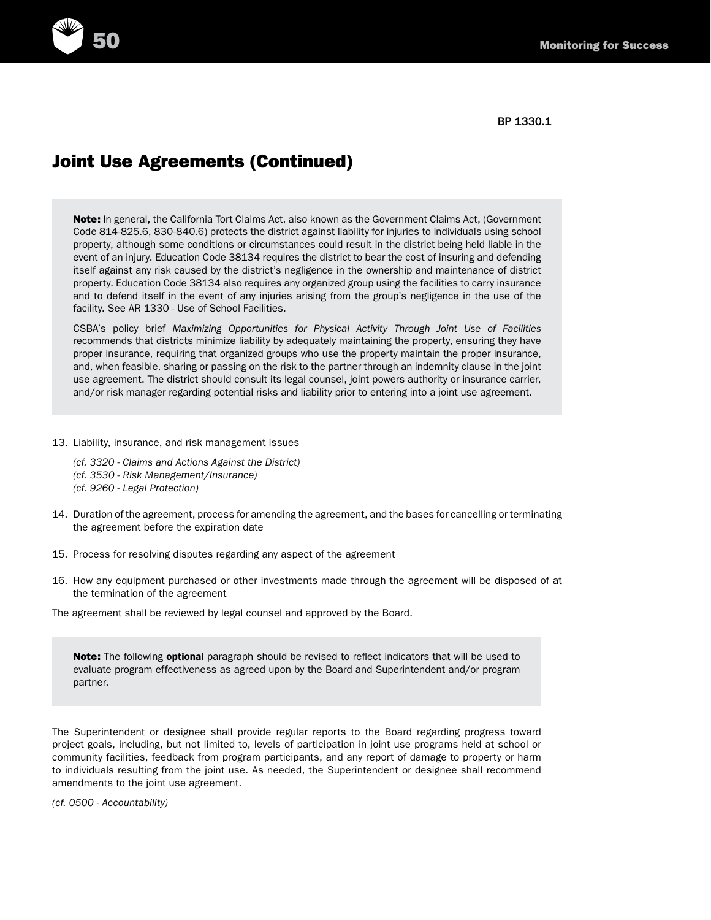BP 1330.1

# Joint Use Agreements (Continued)

**Note:** In general, the California Tort Claims Act, also known as the Government Claims Act, (Government Code 814-825.6, 830-840.6) protects the district against liability for injuries to individuals using school property, although some conditions or circumstances could result in the district being held liable in the event of an injury. Education Code 38134 requires the district to bear the cost of insuring and defending itself against any risk caused by the district's negligence in the ownership and maintenance of district property. Education Code 38134 also requires any organized group using the facilities to carry insurance and to defend itself in the event of any injuries arising from the group's negligence in the use of the facility. See AR 1330 - Use of School Facilities.

CSBA's policy brief *Maximizing Opportunities for Physical Activity Through Joint Use of Facilities* recommends that districts minimize liability by adequately maintaining the property, ensuring they have proper insurance, requiring that organized groups who use the property maintain the proper insurance, and, when feasible, sharing or passing on the risk to the partner through an indemnity clause in the joint use agreement. The district should consult its legal counsel, joint powers authority or insurance carrier, and/or risk manager regarding potential risks and liability prior to entering into a joint use agreement.

13. Liability, insurance, and risk management issues

    *(cf. 3320 - Claims and Actions Against the District)*
    *(cf. 3530 - Risk Management/Insurance)*
    *(cf. 9260 - Legal Protection)*

14. Duration of the agreement, process for amending the agreement, and the bases for cancelling or terminating the agreement before the expiration date

15. Process for resolving disputes regarding any aspect of the agreement

16. How any equipment purchased or other investments made through the agreement will be disposed of at the termination of the agreement

The agreement shall be reviewed by legal counsel and approved by the Board.

**Note:** The following **optional** paragraph should be revised to reflect indicators that will be used to evaluate program effectiveness as agreed upon by the Board and Superintendent and/or program partner.

The Superintendent or designee shall provide regular reports to the Board regarding progress toward project goals, including, but not limited to, levels of participation in joint use programs held at school or community facilities, feedback from program participants, and any report of damage to property or harm to individuals resulting from the joint use. As needed, the Superintendent or designee shall recommend amendments to the joint use agreement.

*(cf. 0500 - Accountability)*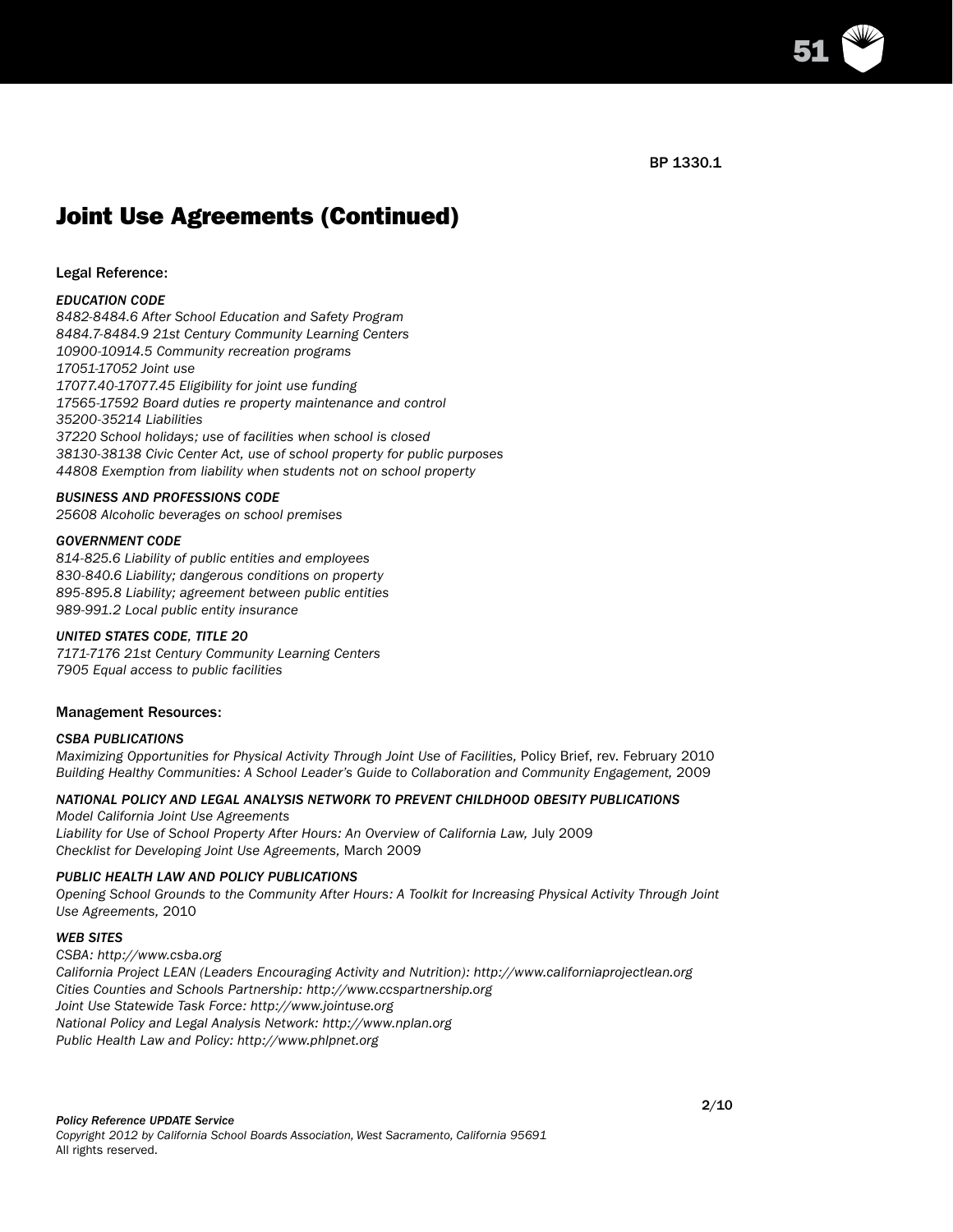BP 1330.1

# Joint Use Agreements (Continued)

Legal Reference:

*EDUCATION CODE*
*8482-8484.6 After School Education and Safety Program*
*8484.7-8484.9 21st Century Community Learning Centers*
*10900-10914.5 Community recreation programs*
*17051-17052 Joint use*
*17077.40-17077.45 Eligibility for joint use funding*
*17565-17592 Board duties re property maintenance and control*
*35200-35214 Liabilities*
*37220 School holidays; use of facilities when school is closed*
*38130-38138 Civic Center Act, use of school property for public purposes*
*44808 Exemption from liability when students not on school property*

*BUSINESS AND PROFESSIONS CODE*
*25608 Alcoholic beverages on school premises*

*GOVERNMENT CODE*
*814-825.6 Liability of public entities and employees*
*830-840.6 Liability; dangerous conditions on property*
*895-895.8 Liability; agreement between public entities*
*989-991.2 Local public entity insurance*

*UNITED STATES CODE, TITLE 20*
*7171-7176 21st Century Community Learning Centers*
*7905 Equal access to public facilities*

Management Resources:

*CSBA PUBLICATIONS*
*Maximizing Opportunities for Physical Activity Through Joint Use of Facilities,* Policy Brief, rev. February 2010
*Building Healthy Communities: A School Leader's Guide to Collaboration and Community Engagement,* 2009

*NATIONAL POLICY AND LEGAL ANALYSIS NETWORK TO PREVENT CHILDHOOD OBESITY PUBLICATIONS*
*Model California Joint Use Agreements*
*Liability for Use of School Property After Hours: An Overview of California Law,* July 2009
*Checklist for Developing Joint Use Agreements,* March 2009

*PUBLIC HEALTH LAW AND POLICY PUBLICATIONS*
*Opening School Grounds to the Community After Hours: A Toolkit for Increasing Physical Activity Through Joint Use Agreements,* 2010

*WEB SITES*
*CSBA: http://www.csba.org*
*California Project LEAN (Leaders Encouraging Activity and Nutrition): http://www.californiaprojectlean.org*
*Cities Counties and Schools Partnership: http://www.ccspartnership.org*
*Joint Use Statewide Task Force: http://www.jointuse.org*
*National Policy and Legal Analysis Network: http://www.nplan.org*
*Public Health Law and Policy: http://www.phlpnet.org*

2/10

*Policy Reference UPDATE Service*
*Copyright 2012 by California School Boards Association, West Sacramento, California 95691*
All rights reserved.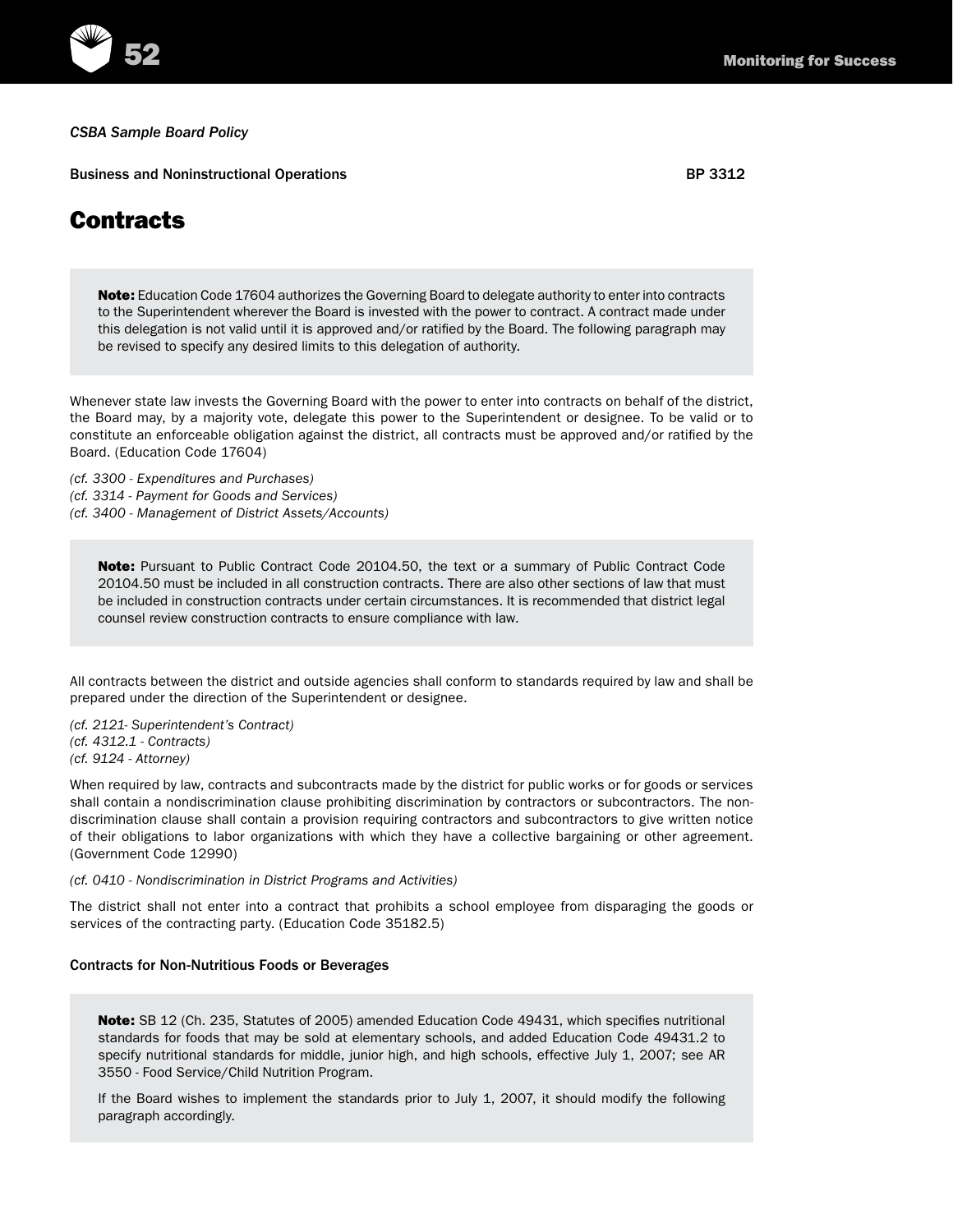*CSBA Sample Board Policy*

Business and Noninstructional Operations BP 3312

# Contracts

> **Note:** Education Code 17604 authorizes the Governing Board to delegate authority to enter into contracts to the Superintendent wherever the Board is invested with the power to contract. A contract made under this delegation is not valid until it is approved and/or ratified by the Board. The following paragraph may be revised to specify any desired limits to this delegation of authority.

Whenever state law invests the Governing Board with the power to enter into contracts on behalf of the district, the Board may, by a majority vote, delegate this power to the Superintendent or designee. To be valid or to constitute an enforceable obligation against the district, all contracts must be approved and/or ratified by the Board. (Education Code 17604)

*(cf. 3300 - Expenditures and Purchases)*
*(cf. 3314 - Payment for Goods and Services)*
*(cf. 3400 - Management of District Assets/Accounts)*

> **Note:** Pursuant to Public Contract Code 20104.50, the text or a summary of Public Contract Code 20104.50 must be included in all construction contracts. There are also other sections of law that must be included in construction contracts under certain circumstances. It is recommended that district legal counsel review construction contracts to ensure compliance with law.

All contracts between the district and outside agencies shall conform to standards required by law and shall be prepared under the direction of the Superintendent or designee.

*(cf. 2121- Superintendent's Contract)*
*(cf. 4312.1 - Contracts)*
*(cf. 9124 - Attorney)*

When required by law, contracts and subcontracts made by the district for public works or for goods or services shall contain a nondiscrimination clause prohibiting discrimination by contractors or subcontractors. The nondiscrimination clause shall contain a provision requiring contractors and subcontractors to give written notice of their obligations to labor organizations with which they have a collective bargaining or other agreement. (Government Code 12990)

*(cf. 0410 - Nondiscrimination in District Programs and Activities)*

The district shall not enter into a contract that prohibits a school employee from disparaging the goods or services of the contracting party. (Education Code 35182.5)

### Contracts for Non-Nutritious Foods or Beverages

> **Note:** SB 12 (Ch. 235, Statutes of 2005) amended Education Code 49431, which specifies nutritional standards for foods that may be sold at elementary schools, and added Education Code 49431.2 to specify nutritional standards for middle, junior high, and high schools, effective July 1, 2007; see AR 3550 - Food Service/Child Nutrition Program.
>
> If the Board wishes to implement the standards prior to July 1, 2007, it should modify the following paragraph accordingly.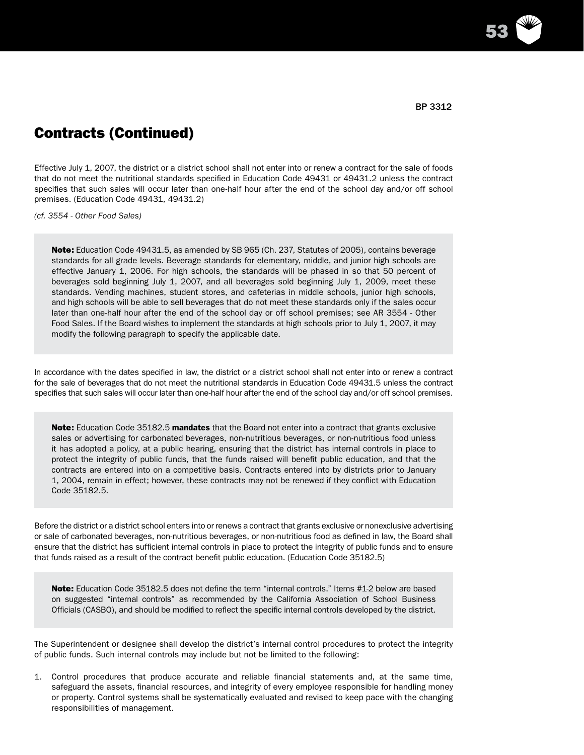BP 3312

## Contracts (Continued)

Effective July 1, 2007, the district or a district school shall not enter into or renew a contract for the sale of foods that do not meet the nutritional standards specified in Education Code 49431 or 49431.2 unless the contract specifies that such sales will occur later than one-half hour after the end of the school day and/or off school premises. (Education Code 49431, 49431.2)

*(cf. 3554 - Other Food Sales)*

> **Note:** Education Code 49431.5, as amended by SB 965 (Ch. 237, Statutes of 2005), contains beverage standards for all grade levels. Beverage standards for elementary, middle, and junior high schools are effective January 1, 2006. For high schools, the standards will be phased in so that 50 percent of beverages sold beginning July 1, 2007, and all beverages sold beginning July 1, 2009, meet these standards. Vending machines, student stores, and cafeterias in middle schools, junior high schools, and high schools will be able to sell beverages that do not meet these standards only if the sales occur later than one-half hour after the end of the school day or off school premises; see AR 3554 - Other Food Sales. If the Board wishes to implement the standards at high schools prior to July 1, 2007, it may modify the following paragraph to specify the applicable date.

In accordance with the dates specified in law, the district or a district school shall not enter into or renew a contract for the sale of beverages that do not meet the nutritional standards in Education Code 49431.5 unless the contract specifies that such sales will occur later than one-half hour after the end of the school day and/or off school premises.

> **Note:** Education Code 35182.5 **mandates** that the Board not enter into a contract that grants exclusive sales or advertising for carbonated beverages, non-nutritious beverages, or non-nutritious food unless it has adopted a policy, at a public hearing, ensuring that the district has internal controls in place to protect the integrity of public funds, that the funds raised will benefit public education, and that the contracts are entered into on a competitive basis. Contracts entered into by districts prior to January 1, 2004, remain in effect; however, these contracts may not be renewed if they conflict with Education Code 35182.5.

Before the district or a district school enters into or renews a contract that grants exclusive or nonexclusive advertising or sale of carbonated beverages, non-nutritious beverages, or non-nutritious food as defined in law, the Board shall ensure that the district has sufficient internal controls in place to protect the integrity of public funds and to ensure that funds raised as a result of the contract benefit public education. (Education Code 35182.5)

> **Note:** Education Code 35182.5 does not define the term "internal controls." Items #1-2 below are based on suggested "internal controls" as recommended by the California Association of School Business Officials (CASBO), and should be modified to reflect the specific internal controls developed by the district.

The Superintendent or designee shall develop the district's internal control procedures to protect the integrity of public funds. Such internal controls may include but not be limited to the following:

1. Control procedures that produce accurate and reliable financial statements and, at the same time, safeguard the assets, financial resources, and integrity of every employee responsible for handling money or property. Control systems shall be systematically evaluated and revised to keep pace with the changing responsibilities of management.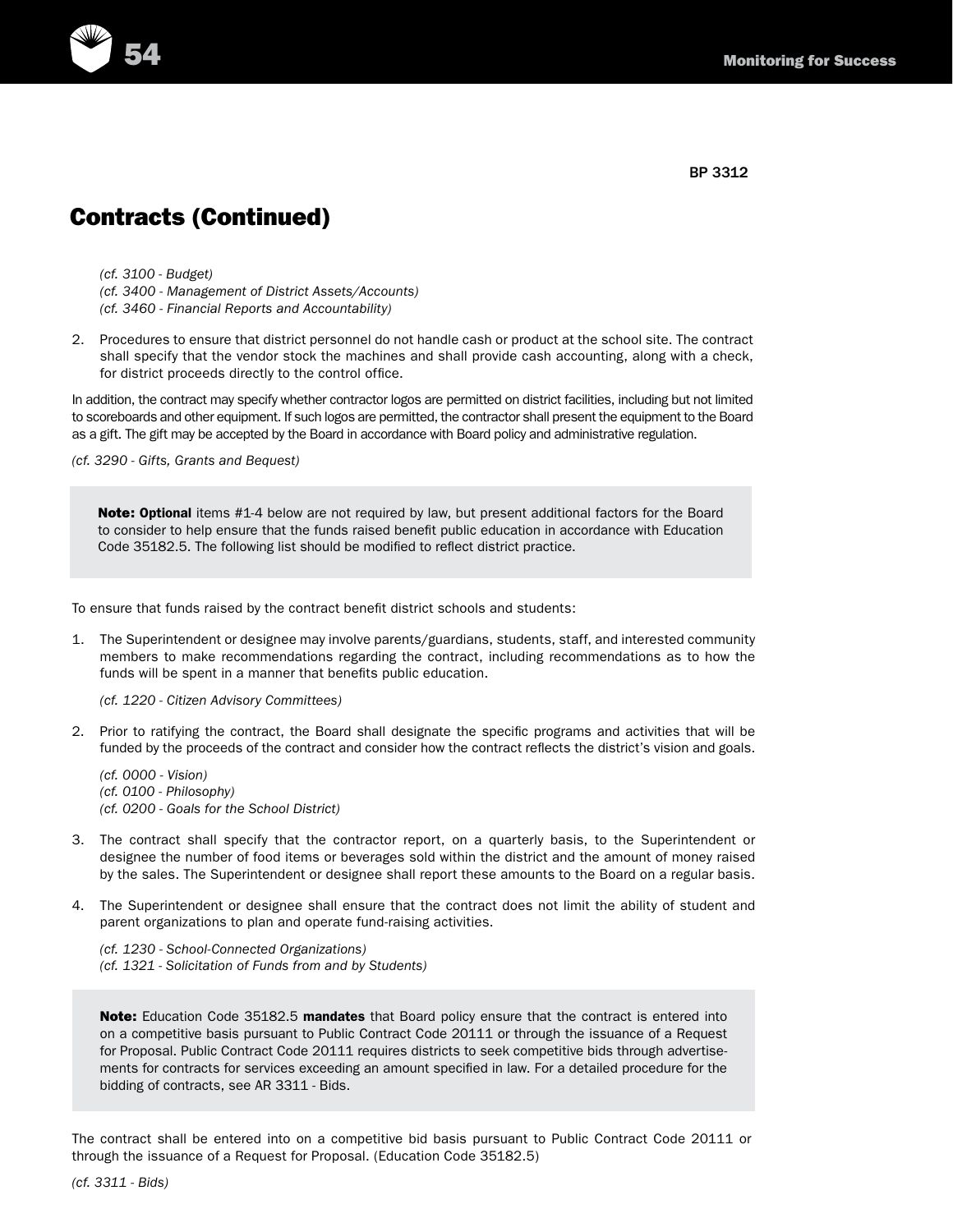BP 3312

## Contracts (Continued)

*(cf. 3100 - Budget)*
*(cf. 3400 - Management of District Assets/Accounts)*
*(cf. 3460 - Financial Reports and Accountability)*

2. Procedures to ensure that district personnel do not handle cash or product at the school site. The contract shall specify that the vendor stock the machines and shall provide cash accounting, along with a check, for district proceeds directly to the control office.

In addition, the contract may specify whether contractor logos are permitted on district facilities, including but not limited to scoreboards and other equipment. If such logos are permitted, the contractor shall present the equipment to the Board as a gift. The gift may be accepted by the Board in accordance with Board policy and administrative regulation.

*(cf. 3290 - Gifts, Grants and Bequest)*

> **Note: Optional** items #1-4 below are not required by law, but present additional factors for the Board to consider to help ensure that the funds raised benefit public education in accordance with Education Code 35182.5. The following list should be modified to reflect district practice.

To ensure that funds raised by the contract benefit district schools and students:

1. The Superintendent or designee may involve parents/guardians, students, staff, and interested community members to make recommendations regarding the contract, including recommendations as to how the funds will be spent in a manner that benefits public education.

   *(cf. 1220 - Citizen Advisory Committees)*

2. Prior to ratifying the contract, the Board shall designate the specific programs and activities that will be funded by the proceeds of the contract and consider how the contract reflects the district's vision and goals.

   *(cf. 0000 - Vision)*
   *(cf. 0100 - Philosophy)*
   *(cf. 0200 - Goals for the School District)*

3. The contract shall specify that the contractor report, on a quarterly basis, to the Superintendent or designee the number of food items or beverages sold within the district and the amount of money raised by the sales. The Superintendent or designee shall report these amounts to the Board on a regular basis.

4. The Superintendent or designee shall ensure that the contract does not limit the ability of student and parent organizations to plan and operate fund-raising activities.

   *(cf. 1230 - School-Connected Organizations)*
   *(cf. 1321 - Solicitation of Funds from and by Students)*

> **Note:** Education Code 35182.5 **mandates** that Board policy ensure that the contract is entered into on a competitive basis pursuant to Public Contract Code 20111 or through the issuance of a Request for Proposal. Public Contract Code 20111 requires districts to seek competitive bids through advertisements for contracts for services exceeding an amount specified in law. For a detailed procedure for the bidding of contracts, see AR 3311 - Bids.

The contract shall be entered into on a competitive bid basis pursuant to Public Contract Code 20111 or through the issuance of a Request for Proposal. (Education Code 35182.5)

*(cf. 3311 - Bids)*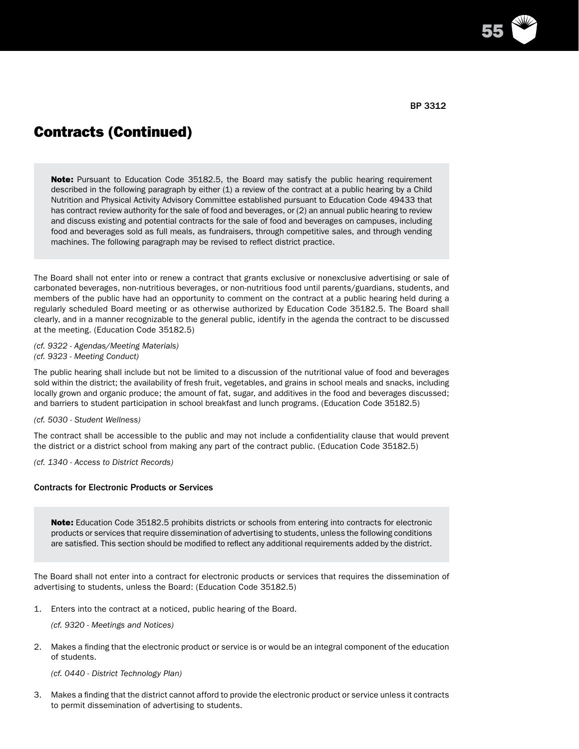BP 3312

# Contracts (Continued)

> **Note:** Pursuant to Education Code 35182.5, the Board may satisfy the public hearing requirement described in the following paragraph by either (1) a review of the contract at a public hearing by a Child Nutrition and Physical Activity Advisory Committee established pursuant to Education Code 49433 that has contract review authority for the sale of food and beverages, or (2) an annual public hearing to review and discuss existing and potential contracts for the sale of food and beverages on campuses, including food and beverages sold as full meals, as fundraisers, through competitive sales, and through vending machines. The following paragraph may be revised to reflect district practice.

The Board shall not enter into or renew a contract that grants exclusive or nonexclusive advertising or sale of carbonated beverages, non-nutritious beverages, or non-nutritious food until parents/guardians, students, and members of the public have had an opportunity to comment on the contract at a public hearing held during a regularly scheduled Board meeting or as otherwise authorized by Education Code 35182.5. The Board shall clearly, and in a manner recognizable to the general public, identify in the agenda the contract to be discussed at the meeting. (Education Code 35182.5)

*(cf. 9322 - Agendas/Meeting Materials)*
*(cf. 9323 - Meeting Conduct)*

The public hearing shall include but not be limited to a discussion of the nutritional value of food and beverages sold within the district; the availability of fresh fruit, vegetables, and grains in school meals and snacks, including locally grown and organic produce; the amount of fat, sugar, and additives in the food and beverages discussed; and barriers to student participation in school breakfast and lunch programs. (Education Code 35182.5)

*(cf. 5030 - Student Wellness)*

The contract shall be accessible to the public and may not include a confidentiality clause that would prevent the district or a district school from making any part of the contract public. (Education Code 35182.5)

*(cf. 1340 - Access to District Records)*

### Contracts for Electronic Products or Services

> **Note:** Education Code 35182.5 prohibits districts or schools from entering into contracts for electronic products or services that require dissemination of advertising to students, unless the following conditions are satisfied. This section should be modified to reflect any additional requirements added by the district.

The Board shall not enter into a contract for electronic products or services that requires the dissemination of advertising to students, unless the Board: (Education Code 35182.5)

1. Enters into the contract at a noticed, public hearing of the Board.

   *(cf. 9320 - Meetings and Notices)*

2. Makes a finding that the electronic product or service is or would be an integral component of the education of students.

   *(cf. 0440 - District Technology Plan)*

3. Makes a finding that the district cannot afford to provide the electronic product or service unless it contracts to permit dissemination of advertising to students.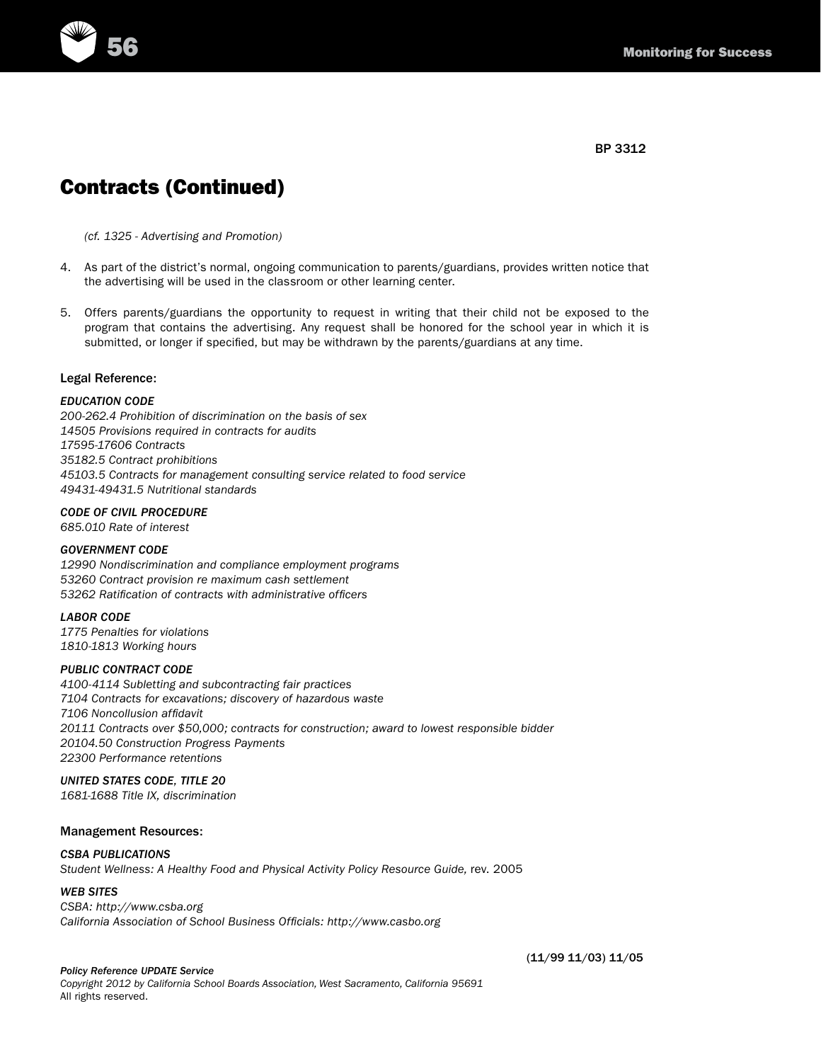BP 3312

# Contracts (Continued)

*(cf. 1325 - Advertising and Promotion)*

4. As part of the district's normal, ongoing communication to parents/guardians, provides written notice that the advertising will be used in the classroom or other learning center.

5. Offers parents/guardians the opportunity to request in writing that their child not be exposed to the program that contains the advertising. Any request shall be honored for the school year in which it is submitted, or longer if specified, but may be withdrawn by the parents/guardians at any time.

Legal Reference:

*EDUCATION CODE*
*200-262.4 Prohibition of discrimination on the basis of sex*
*14505 Provisions required in contracts for audits*
*17595-17606 Contracts*
*35182.5 Contract prohibitions*
*45103.5 Contracts for management consulting service related to food service*
*49431-49431.5 Nutritional standards*

*CODE OF CIVIL PROCEDURE*
*685.010 Rate of interest*

*GOVERNMENT CODE*
*12990 Nondiscrimination and compliance employment programs*
*53260 Contract provision re maximum cash settlement*
*53262 Ratification of contracts with administrative officers*

*LABOR CODE*
*1775 Penalties for violations*
*1810-1813 Working hours*

*PUBLIC CONTRACT CODE*
*4100-4114 Subletting and subcontracting fair practices*
*7104 Contracts for excavations; discovery of hazardous waste*
*7106 Noncollusion affidavit*
*20111 Contracts over $50,000; contracts for construction; award to lowest responsible bidder*
*20104.50 Construction Progress Payments*
*22300 Performance retentions*

*UNITED STATES CODE, TITLE 20*
*1681-1688 Title IX, discrimination*

Management Resources:

*CSBA PUBLICATIONS*
*Student Wellness: A Healthy Food and Physical Activity Policy Resource Guide,* rev. 2005

*WEB SITES*
*CSBA: http://www.csba.org*
*California Association of School Business Officials: http://www.casbo.org*

(11/99 11/03) 11/05

*Policy Reference UPDATE Service*
*Copyright 2012 by California School Boards Association, West Sacramento, California 95691*
All rights reserved.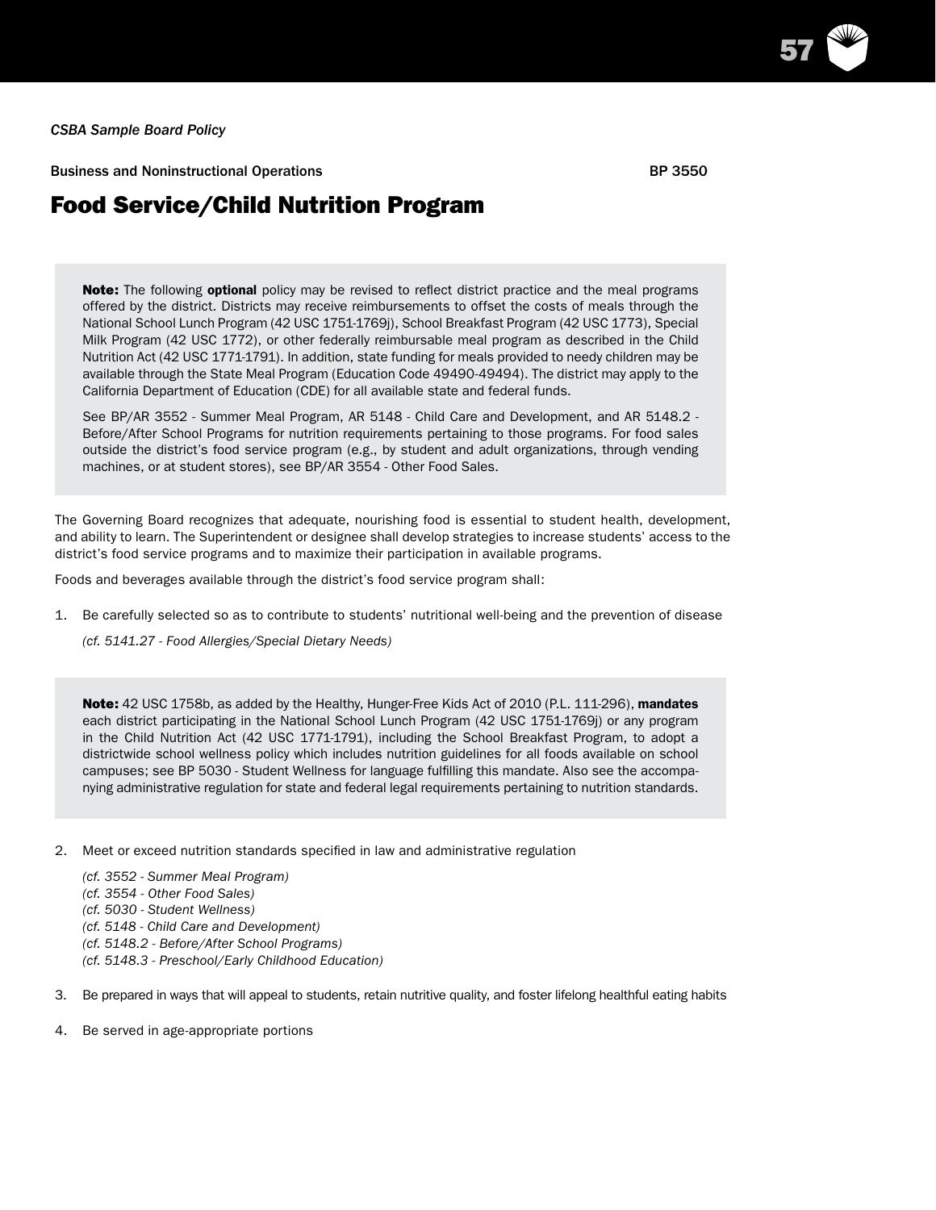*CSBA Sample Board Policy*

Business and Noninstructional Operations BP 3550

# Food Service/Child Nutrition Program

> **Note:** The following **optional** policy may be revised to reflect district practice and the meal programs offered by the district. Districts may receive reimbursements to offset the costs of meals through the National School Lunch Program (42 USC 1751-1769j), School Breakfast Program (42 USC 1773), Special Milk Program (42 USC 1772), or other federally reimbursable meal program as described in the Child Nutrition Act (42 USC 1771-1791). In addition, state funding for meals provided to needy children may be available through the State Meal Program (Education Code 49490-49494). The district may apply to the California Department of Education (CDE) for all available state and federal funds.
>
> See BP/AR 3552 - Summer Meal Program, AR 5148 - Child Care and Development, and AR 5148.2 - Before/After School Programs for nutrition requirements pertaining to those programs. For food sales outside the district's food service program (e.g., by student and adult organizations, through vending machines, or at student stores), see BP/AR 3554 - Other Food Sales.

The Governing Board recognizes that adequate, nourishing food is essential to student health, development, and ability to learn. The Superintendent or designee shall develop strategies to increase students' access to the district's food service programs and to maximize their participation in available programs.

Foods and beverages available through the district's food service program shall:

1. Be carefully selected so as to contribute to students' nutritional well-being and the prevention of disease

   *(cf. 5141.27 - Food Allergies/Special Dietary Needs)*

> **Note:** 42 USC 1758b, as added by the Healthy, Hunger-Free Kids Act of 2010 (P.L. 111-296), **mandates** each district participating in the National School Lunch Program (42 USC 1751-1769j) or any program in the Child Nutrition Act (42 USC 1771-1791), including the School Breakfast Program, to adopt a districtwide school wellness policy which includes nutrition guidelines for all foods available on school campuses; see BP 5030 - Student Wellness for language fulfilling this mandate. Also see the accompanying administrative regulation for state and federal legal requirements pertaining to nutrition standards.

2. Meet or exceed nutrition standards specified in law and administrative regulation

   *(cf. 3552 - Summer Meal Program)*
   *(cf. 3554 - Other Food Sales)*
   *(cf. 5030 - Student Wellness)*
   *(cf. 5148 - Child Care and Development)*
   *(cf. 5148.2 - Before/After School Programs)*
   *(cf. 5148.3 - Preschool/Early Childhood Education)*

3. Be prepared in ways that will appeal to students, retain nutritive quality, and foster lifelong healthful eating habits

4. Be served in age-appropriate portions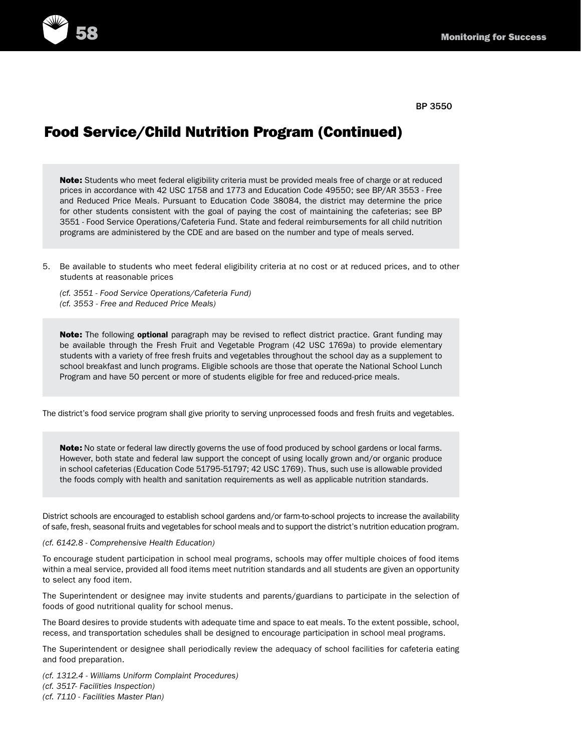BP 3550

# Food Service/Child Nutrition Program (Continued)

**Note:** Students who meet federal eligibility criteria must be provided meals free of charge or at reduced prices in accordance with 42 USC 1758 and 1773 and Education Code 49550; see BP/AR 3553 - Free and Reduced Price Meals. Pursuant to Education Code 38084, the district may determine the price for other students consistent with the goal of paying the cost of maintaining the cafeterias; see BP 3551 - Food Service Operations/Cafeteria Fund. State and federal reimbursements for all child nutrition programs are administered by the CDE and are based on the number and type of meals served.

5. Be available to students who meet federal eligibility criteria at no cost or at reduced prices, and to other students at reasonable prices

   *(cf. 3551 - Food Service Operations/Cafeteria Fund)*
   *(cf. 3553 - Free and Reduced Price Meals)*

**Note:** The following **optional** paragraph may be revised to reflect district practice. Grant funding may be available through the Fresh Fruit and Vegetable Program (42 USC 1769a) to provide elementary students with a variety of free fresh fruits and vegetables throughout the school day as a supplement to school breakfast and lunch programs. Eligible schools are those that operate the National School Lunch Program and have 50 percent or more of students eligible for free and reduced-price meals.

The district's food service program shall give priority to serving unprocessed foods and fresh fruits and vegetables.

**Note:** No state or federal law directly governs the use of food produced by school gardens or local farms. However, both state and federal law support the concept of using locally grown and/or organic produce in school cafeterias (Education Code 51795-51797; 42 USC 1769). Thus, such use is allowable provided the foods comply with health and sanitation requirements as well as applicable nutrition standards.

District schools are encouraged to establish school gardens and/or farm-to-school projects to increase the availability of safe, fresh, seasonal fruits and vegetables for school meals and to support the district's nutrition education program.

*(cf. 6142.8 - Comprehensive Health Education)*

To encourage student participation in school meal programs, schools may offer multiple choices of food items within a meal service, provided all food items meet nutrition standards and all students are given an opportunity to select any food item.

The Superintendent or designee may invite students and parents/guardians to participate in the selection of foods of good nutritional quality for school menus.

The Board desires to provide students with adequate time and space to eat meals. To the extent possible, school, recess, and transportation schedules shall be designed to encourage participation in school meal programs.

The Superintendent or designee shall periodically review the adequacy of school facilities for cafeteria eating and food preparation.

*(cf. 1312.4 - Williams Uniform Complaint Procedures)*
*(cf. 3517- Facilities Inspection)*
*(cf. 7110 - Facilities Master Plan)*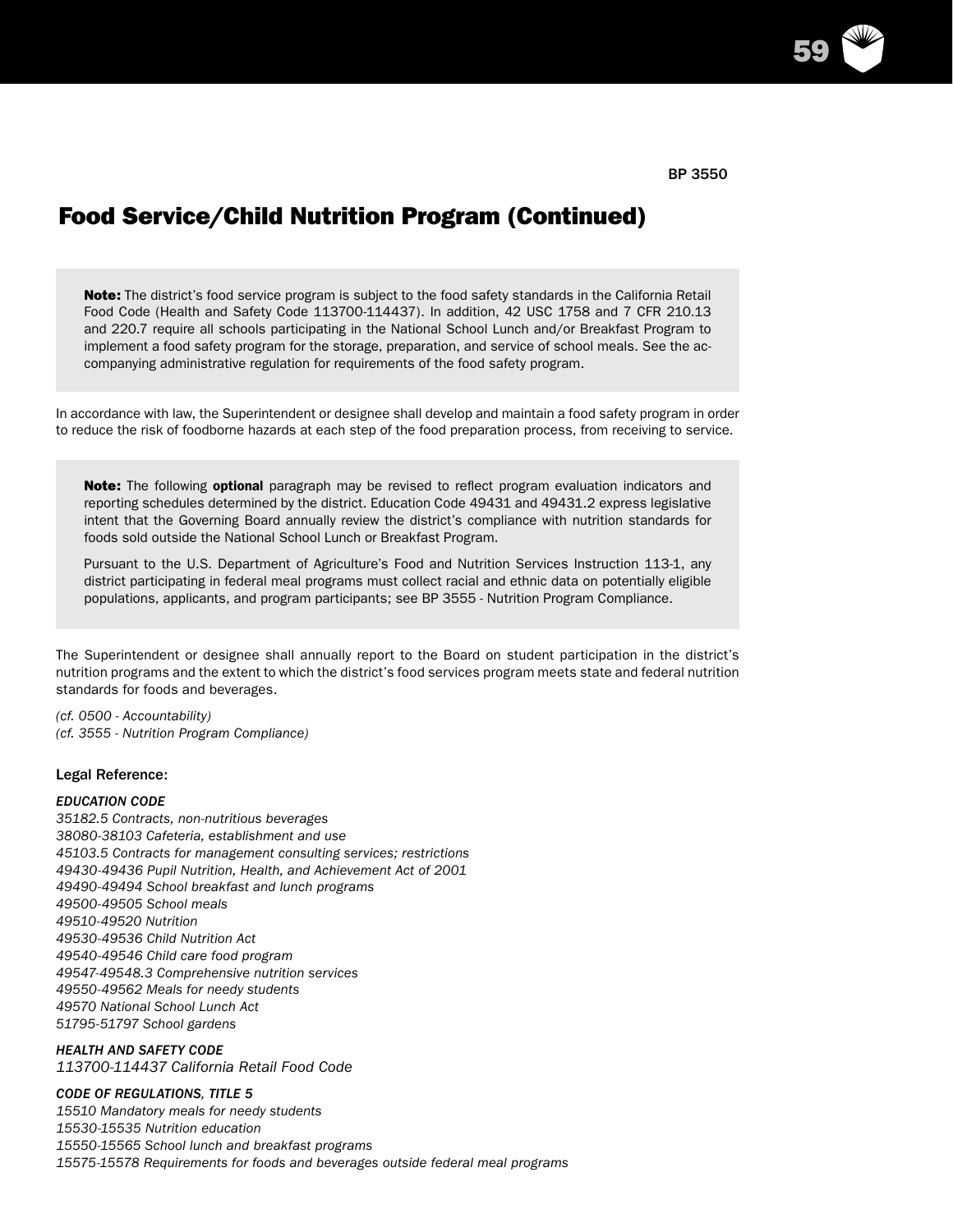BP 3550

# Food Service/Child Nutrition Program (Continued)

> **Note:** The district's food service program is subject to the food safety standards in the California Retail Food Code (Health and Safety Code 113700-114437). In addition, 42 USC 1758 and 7 CFR 210.13 and 220.7 require all schools participating in the National School Lunch and/or Breakfast Program to implement a food safety program for the storage, preparation, and service of school meals. See the accompanying administrative regulation for requirements of the food safety program.

In accordance with law, the Superintendent or designee shall develop and maintain a food safety program in order to reduce the risk of foodborne hazards at each step of the food preparation process, from receiving to service.

> **Note:** The following **optional** paragraph may be revised to reflect program evaluation indicators and reporting schedules determined by the district. Education Code 49431 and 49431.2 express legislative intent that the Governing Board annually review the district's compliance with nutrition standards for foods sold outside the National School Lunch or Breakfast Program.
>
> Pursuant to the U.S. Department of Agriculture's Food and Nutrition Services Instruction 113-1, any district participating in federal meal programs must collect racial and ethnic data on potentially eligible populations, applicants, and program participants; see BP 3555 - Nutrition Program Compliance.

The Superintendent or designee shall annually report to the Board on student participation in the district's nutrition programs and the extent to which the district's food services program meets state and federal nutrition standards for foods and beverages.

*(cf. 0500 - Accountability)*
*(cf. 3555 - Nutrition Program Compliance)*

Legal Reference:

***EDUCATION CODE***
*35182.5 Contracts, non-nutritious beverages*
*38080-38103 Cafeteria, establishment and use*
*45103.5 Contracts for management consulting services; restrictions*
*49430-49436 Pupil Nutrition, Health, and Achievement Act of 2001*
*49490-49494 School breakfast and lunch programs*
*49500-49505 School meals*
*49510-49520 Nutrition*
*49530-49536 Child Nutrition Act*
*49540-49546 Child care food program*
*49547-49548.3 Comprehensive nutrition services*
*49550-49562 Meals for needy students*
*49570 National School Lunch Act*
*51795-51797 School gardens*

***HEALTH AND SAFETY CODE***
*113700-114437 California Retail Food Code*

***CODE OF REGULATIONS, TITLE 5***
*15510 Mandatory meals for needy students*
*15530-15535 Nutrition education*
*15550-15565 School lunch and breakfast programs*
*15575-15578 Requirements for foods and beverages outside federal meal programs*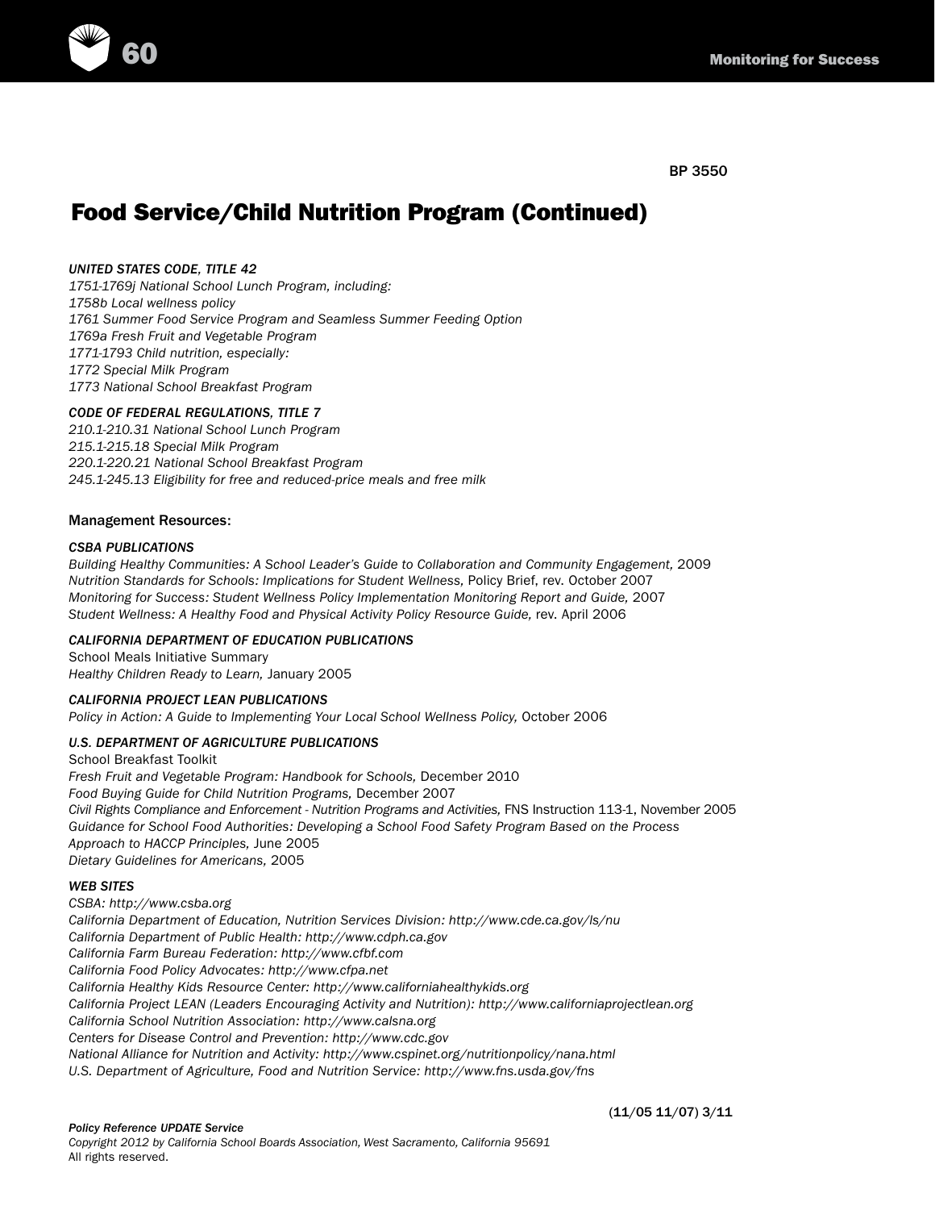BP 3550

# Food Service/Child Nutrition Program (Continued)

*UNITED STATES CODE, TITLE 42*
*1751-1769j National School Lunch Program, including:*
*1758b Local wellness policy*
*1761 Summer Food Service Program and Seamless Summer Feeding Option*
*1769a Fresh Fruit and Vegetable Program*
*1771-1793 Child nutrition, especially:*
*1772 Special Milk Program*
*1773 National School Breakfast Program*

*CODE OF FEDERAL REGULATIONS, TITLE 7*
*210.1-210.31 National School Lunch Program*
*215.1-215.18 Special Milk Program*
*220.1-220.21 National School Breakfast Program*
*245.1-245.13 Eligibility for free and reduced-price meals and free milk*

## Management Resources:

*CSBA PUBLICATIONS*
*Building Healthy Communities: A School Leader's Guide to Collaboration and Community Engagement,* 2009
*Nutrition Standards for Schools: Implications for Student Wellness,* Policy Brief, rev. October 2007
*Monitoring for Success: Student Wellness Policy Implementation Monitoring Report and Guide,* 2007
*Student Wellness: A Healthy Food and Physical Activity Policy Resource Guide,* rev. April 2006

*CALIFORNIA DEPARTMENT OF EDUCATION PUBLICATIONS*
School Meals Initiative Summary
*Healthy Children Ready to Learn,* January 2005

*CALIFORNIA PROJECT LEAN PUBLICATIONS*
*Policy in Action: A Guide to Implementing Your Local School Wellness Policy,* October 2006

*U.S. DEPARTMENT OF AGRICULTURE PUBLICATIONS*
School Breakfast Toolkit
*Fresh Fruit and Vegetable Program: Handbook for Schools,* December 2010
*Food Buying Guide for Child Nutrition Programs,* December 2007
*Civil Rights Compliance and Enforcement - Nutrition Programs and Activities,* FNS Instruction 113-1, November 2005
*Guidance for School Food Authorities: Developing a School Food Safety Program Based on the Process Approach to HACCP Principles,* June 2005
*Dietary Guidelines for Americans,* 2005

*WEB SITES*
*CSBA: http://www.csba.org*
*California Department of Education, Nutrition Services Division: http://www.cde.ca.gov/ls/nu*
*California Department of Public Health: http://www.cdph.ca.gov*
*California Farm Bureau Federation: http://www.cfbf.com*
*California Food Policy Advocates: http://www.cfpa.net*
*California Healthy Kids Resource Center: http://www.californiahealthykids.org*
*California Project LEAN (Leaders Encouraging Activity and Nutrition): http://www.californiaprojectlean.org*
*California School Nutrition Association: http://www.calsna.org*
*Centers for Disease Control and Prevention: http://www.cdc.gov*
*National Alliance for Nutrition and Activity: http://www.cspinet.org/nutritionpolicy/nana.html*
*U.S. Department of Agriculture, Food and Nutrition Service: http://www.fns.usda.gov/fns*

(11/05 11/07) 3/11

*Policy Reference UPDATE Service*
*Copyright 2012 by California School Boards Association, West Sacramento, California 95691*
All rights reserved.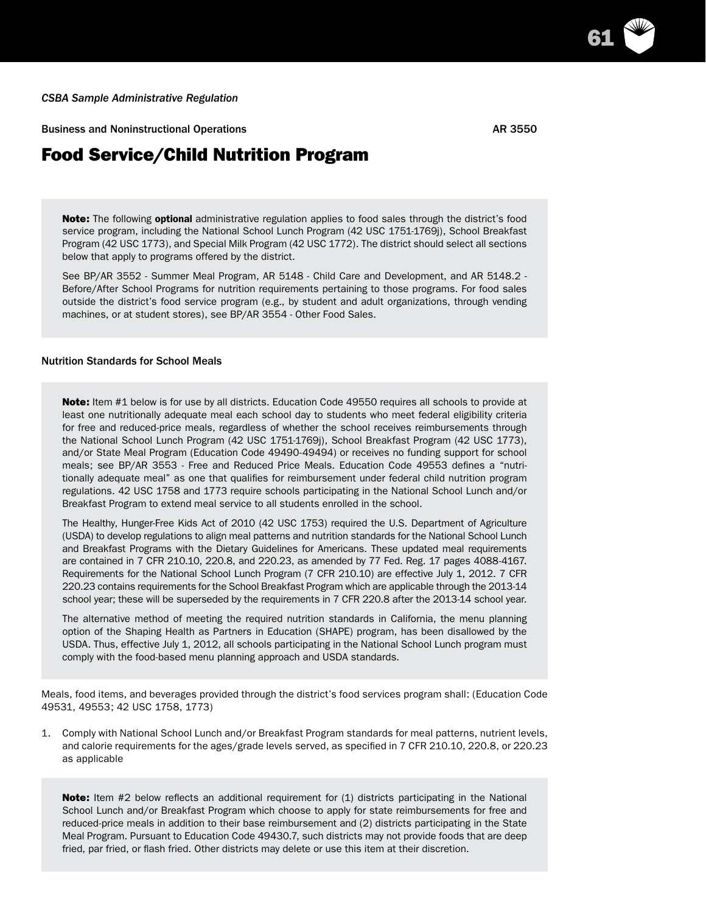*CSBA Sample Administrative Regulation*

Business and Noninstructional Operations AR 3550

# Food Service/Child Nutrition Program

> **Note:** The following **optional** administrative regulation applies to food sales through the district's food service program, including the National School Lunch Program (42 USC 1751-1769j), School Breakfast Program (42 USC 1773), and Special Milk Program (42 USC 1772). The district should select all sections below that apply to programs offered by the district.
>
> See BP/AR 3552 - Summer Meal Program, AR 5148 - Child Care and Development, and AR 5148.2 - Before/After School Programs for nutrition requirements pertaining to those programs. For food sales outside the district's food service program (e.g., by student and adult organizations, through vending machines, or at student stores), see BP/AR 3554 - Other Food Sales.

## Nutrition Standards for School Meals

> **Note:** Item #1 below is for use by all districts. Education Code 49550 requires all schools to provide at least one nutritionally adequate meal each school day to students who meet federal eligibility criteria for free and reduced-price meals, regardless of whether the school receives reimbursements through the National School Lunch Program (42 USC 1751-1769j), School Breakfast Program (42 USC 1773), and/or State Meal Program (Education Code 49490-49494) or receives no funding support for school meals; see BP/AR 3553 - Free and Reduced Price Meals. Education Code 49553 defines a "nutritionally adequate meal" as one that qualifies for reimbursement under federal child nutrition program regulations. 42 USC 1758 and 1773 require schools participating in the National School Lunch and/or Breakfast Program to extend meal service to all students enrolled in the school.
>
> The Healthy, Hunger-Free Kids Act of 2010 (42 USC 1753) required the U.S. Department of Agriculture (USDA) to develop regulations to align meal patterns and nutrition standards for the National School Lunch and Breakfast Programs with the Dietary Guidelines for Americans. These updated meal requirements are contained in 7 CFR 210.10, 220.8, and 220.23, as amended by 77 Fed. Reg. 17 pages 4088-4167. Requirements for the National School Lunch Program (7 CFR 210.10) are effective July 1, 2012. 7 CFR 220.23 contains requirements for the School Breakfast Program which are applicable through the 2013-14 school year; these will be superseded by the requirements in 7 CFR 220.8 after the 2013-14 school year.
>
> The alternative method of meeting the required nutrition standards in California, the menu planning option of the Shaping Health as Partners in Education (SHAPE) program, has been disallowed by the USDA. Thus, effective July 1, 2012, all schools participating in the National School Lunch program must comply with the food-based menu planning approach and USDA standards.

Meals, food items, and beverages provided through the district's food services program shall: (Education Code 49531, 49553; 42 USC 1758, 1773)

1. Comply with National School Lunch and/or Breakfast Program standards for meal patterns, nutrient levels, and calorie requirements for the ages/grade levels served, as specified in 7 CFR 210.10, 220.8, or 220.23 as applicable

> **Note:** Item #2 below reflects an additional requirement for (1) districts participating in the National School Lunch and/or Breakfast Program which choose to apply for state reimbursements for free and reduced-price meals in addition to their base reimbursement and (2) districts participating in the State Meal Program. Pursuant to Education Code 49430.7, such districts may not provide foods that are deep fried, par fried, or flash fried. Other districts may delete or use this item at their discretion.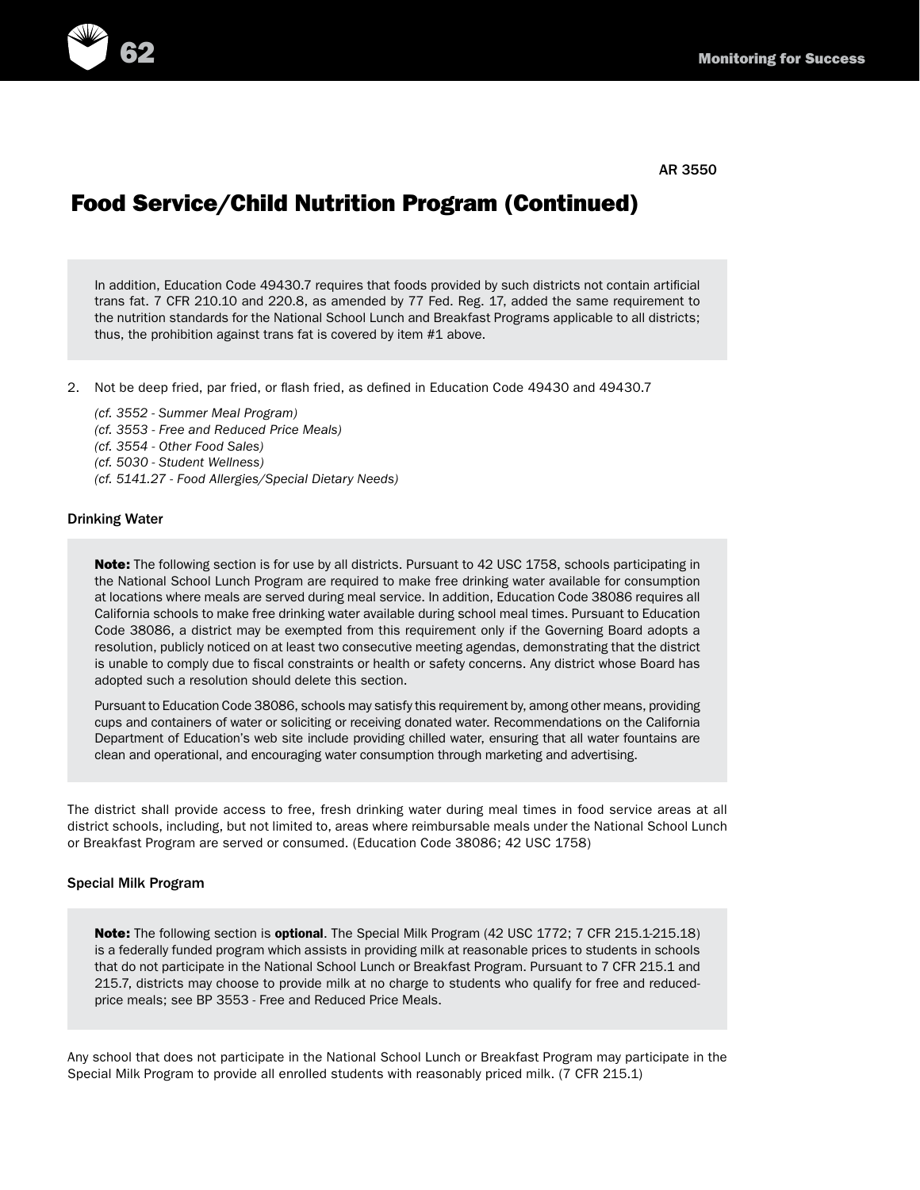AR 3550

# Food Service/Child Nutrition Program (Continued)

In addition, Education Code 49430.7 requires that foods provided by such districts not contain artificial trans fat. 7 CFR 210.10 and 220.8, as amended by 77 Fed. Reg. 17, added the same requirement to the nutrition standards for the National School Lunch and Breakfast Programs applicable to all districts; thus, the prohibition against trans fat is covered by item #1 above.

2. Not be deep fried, par fried, or flash fried, as defined in Education Code 49430 and 49430.7

*(cf. 3552 - Summer Meal Program)*
*(cf. 3553 - Free and Reduced Price Meals)*
*(cf. 3554 - Other Food Sales)*
*(cf. 5030 - Student Wellness)*
*(cf. 5141.27 - Food Allergies/Special Dietary Needs)*

### Drinking Water

**Note:** The following section is for use by all districts. Pursuant to 42 USC 1758, schools participating in the National School Lunch Program are required to make free drinking water available for consumption at locations where meals are served during meal service. In addition, Education Code 38086 requires all California schools to make free drinking water available during school meal times. Pursuant to Education Code 38086, a district may be exempted from this requirement only if the Governing Board adopts a resolution, publicly noticed on at least two consecutive meeting agendas, demonstrating that the district is unable to comply due to fiscal constraints or health or safety concerns. Any district whose Board has adopted such a resolution should delete this section.

Pursuant to Education Code 38086, schools may satisfy this requirement by, among other means, providing cups and containers of water or soliciting or receiving donated water. Recommendations on the California Department of Education's web site include providing chilled water, ensuring that all water fountains are clean and operational, and encouraging water consumption through marketing and advertising.

The district shall provide access to free, fresh drinking water during meal times in food service areas at all district schools, including, but not limited to, areas where reimbursable meals under the National School Lunch or Breakfast Program are served or consumed. (Education Code 38086; 42 USC 1758)

### Special Milk Program

**Note:** The following section is **optional**. The Special Milk Program (42 USC 1772; 7 CFR 215.1-215.18) is a federally funded program which assists in providing milk at reasonable prices to students in schools that do not participate in the National School Lunch or Breakfast Program. Pursuant to 7 CFR 215.1 and 215.7, districts may choose to provide milk at no charge to students who qualify for free and reduced-price meals; see BP 3553 - Free and Reduced Price Meals.

Any school that does not participate in the National School Lunch or Breakfast Program may participate in the Special Milk Program to provide all enrolled students with reasonably priced milk. (7 CFR 215.1)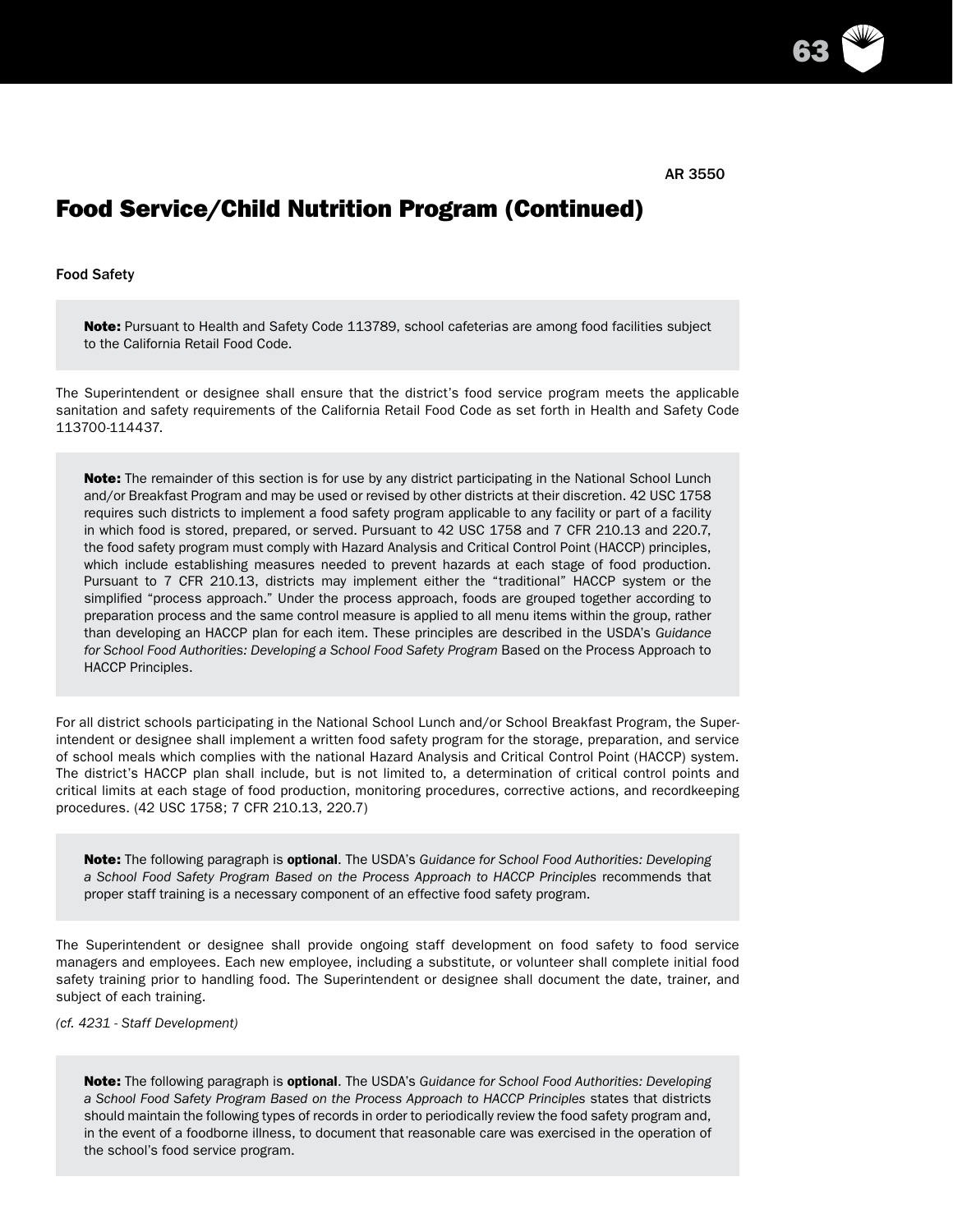AR 3550

# Food Service/Child Nutrition Program (Continued)

Food Safety

> **Note:** Pursuant to Health and Safety Code 113789, school cafeterias are among food facilities subject to the California Retail Food Code.

The Superintendent or designee shall ensure that the district's food service program meets the applicable sanitation and safety requirements of the California Retail Food Code as set forth in Health and Safety Code 113700-114437.

> **Note:** The remainder of this section is for use by any district participating in the National School Lunch and/or Breakfast Program and may be used or revised by other districts at their discretion. 42 USC 1758 requires such districts to implement a food safety program applicable to any facility or part of a facility in which food is stored, prepared, or served. Pursuant to 42 USC 1758 and 7 CFR 210.13 and 220.7, the food safety program must comply with Hazard Analysis and Critical Control Point (HACCP) principles, which include establishing measures needed to prevent hazards at each stage of food production. Pursuant to 7 CFR 210.13, districts may implement either the "traditional" HACCP system or the simplified "process approach." Under the process approach, foods are grouped together according to preparation process and the same control measure is applied to all menu items within the group, rather than developing an HACCP plan for each item. These principles are described in the USDA's *Guidance for School Food Authorities: Developing a School Food Safety Program* Based on the Process Approach to HACCP Principles.

For all district schools participating in the National School Lunch and/or School Breakfast Program, the Superintendent or designee shall implement a written food safety program for the storage, preparation, and service of school meals which complies with the national Hazard Analysis and Critical Control Point (HACCP) system. The district's HACCP plan shall include, but is not limited to, a determination of critical control points and critical limits at each stage of food production, monitoring procedures, corrective actions, and recordkeeping procedures. (42 USC 1758; 7 CFR 210.13, 220.7)

> **Note:** The following paragraph is **optional**. The USDA's *Guidance for School Food Authorities: Developing a School Food Safety Program Based on the Process Approach to HACCP Principles* recommends that proper staff training is a necessary component of an effective food safety program.

The Superintendent or designee shall provide ongoing staff development on food safety to food service managers and employees. Each new employee, including a substitute, or volunteer shall complete initial food safety training prior to handling food. The Superintendent or designee shall document the date, trainer, and subject of each training.

*(cf. 4231 - Staff Development)*

> **Note:** The following paragraph is **optional**. The USDA's *Guidance for School Food Authorities: Developing a School Food Safety Program Based on the Process Approach to HACCP Principles* states that districts should maintain the following types of records in order to periodically review the food safety program and, in the event of a foodborne illness, to document that reasonable care was exercised in the operation of the school's food service program.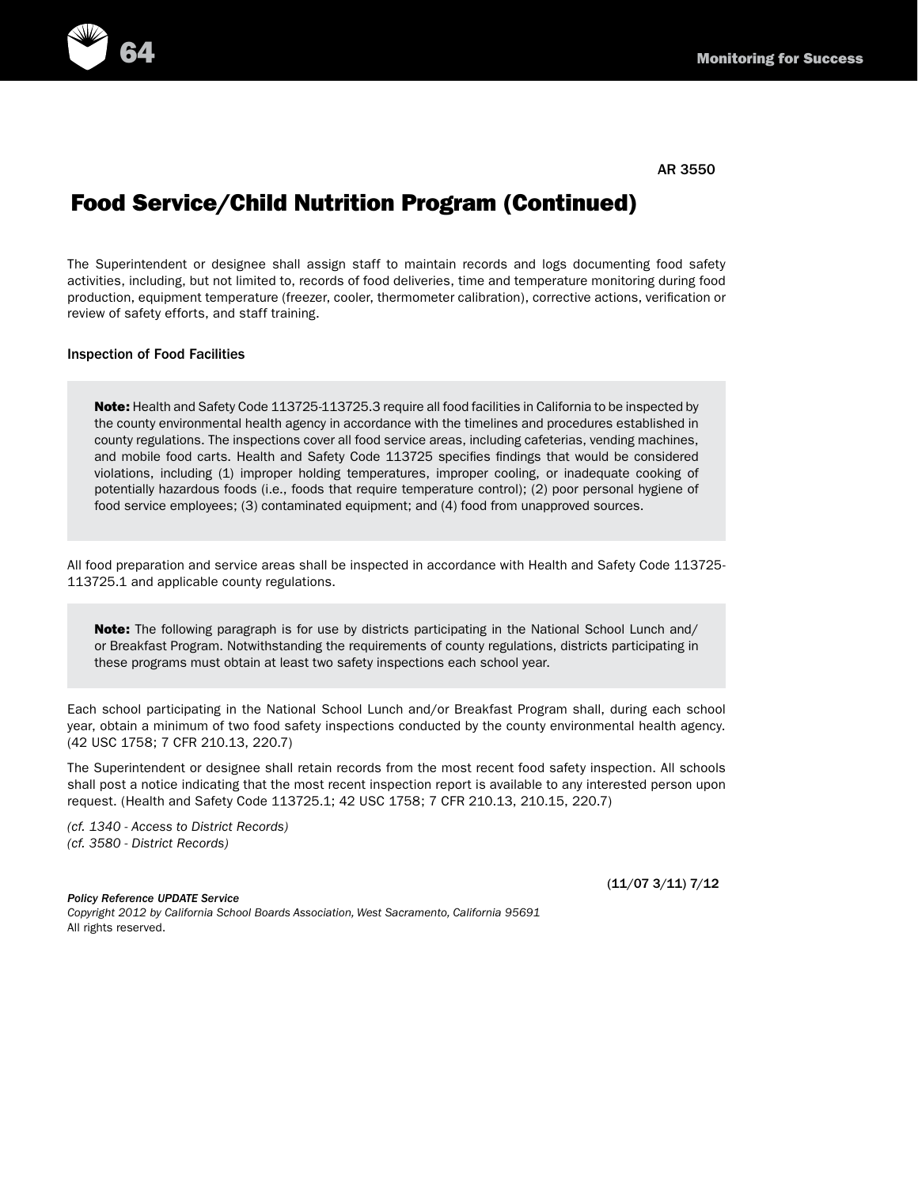AR 3550

# Food Service/Child Nutrition Program (Continued)

The Superintendent or designee shall assign staff to maintain records and logs documenting food safety activities, including, but not limited to, records of food deliveries, time and temperature monitoring during food production, equipment temperature (freezer, cooler, thermometer calibration), corrective actions, verification or review of safety efforts, and staff training.

Inspection of Food Facilities

> **Note:** Health and Safety Code 113725-113725.3 require all food facilities in California to be inspected by the county environmental health agency in accordance with the timelines and procedures established in county regulations. The inspections cover all food service areas, including cafeterias, vending machines, and mobile food carts. Health and Safety Code 113725 specifies findings that would be considered violations, including (1) improper holding temperatures, improper cooling, or inadequate cooking of potentially hazardous foods (i.e., foods that require temperature control); (2) poor personal hygiene of food service employees; (3) contaminated equipment; and (4) food from unapproved sources.

All food preparation and service areas shall be inspected in accordance with Health and Safety Code 113725-113725.1 and applicable county regulations.

> **Note:** The following paragraph is for use by districts participating in the National School Lunch and/or Breakfast Program. Notwithstanding the requirements of county regulations, districts participating in these programs must obtain at least two safety inspections each school year.

Each school participating in the National School Lunch and/or Breakfast Program shall, during each school year, obtain a minimum of two food safety inspections conducted by the county environmental health agency. (42 USC 1758; 7 CFR 210.13, 220.7)

The Superintendent or designee shall retain records from the most recent food safety inspection. All schools shall post a notice indicating that the most recent inspection report is available to any interested person upon request. (Health and Safety Code 113725.1; 42 USC 1758; 7 CFR 210.13, 210.15, 220.7)

*(cf. 1340 - Access to District Records)*
*(cf. 3580 - District Records)*

(11/07 3/11) 7/12

*Policy Reference UPDATE Service*
*Copyright 2012 by California School Boards Association, West Sacramento, California 95691*
All rights reserved.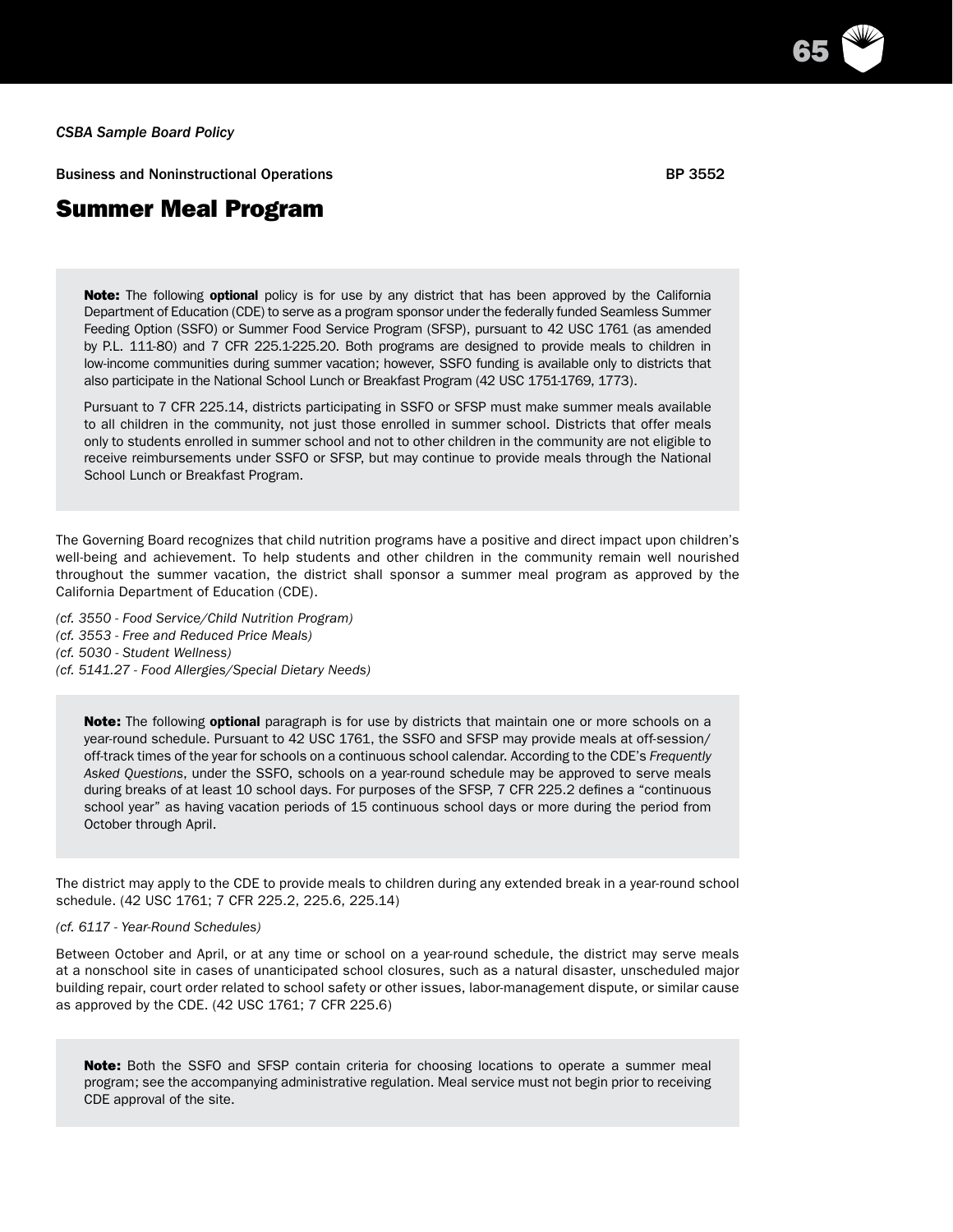*CSBA Sample Board Policy*

Business and Noninstructional Operations BP 3552

# Summer Meal Program

> **Note:** The following **optional** policy is for use by any district that has been approved by the California Department of Education (CDE) to serve as a program sponsor under the federally funded Seamless Summer Feeding Option (SSFO) or Summer Food Service Program (SFSP), pursuant to 42 USC 1761 (as amended by P.L. 111-80) and 7 CFR 225.1-225.20. Both programs are designed to provide meals to children in low-income communities during summer vacation; however, SSFO funding is available only to districts that also participate in the National School Lunch or Breakfast Program (42 USC 1751-1769, 1773).
>
> Pursuant to 7 CFR 225.14, districts participating in SSFO or SFSP must make summer meals available to all children in the community, not just those enrolled in summer school. Districts that offer meals only to students enrolled in summer school and not to other children in the community are not eligible to receive reimbursements under SSFO or SFSP, but may continue to provide meals through the National School Lunch or Breakfast Program.

The Governing Board recognizes that child nutrition programs have a positive and direct impact upon children's well-being and achievement. To help students and other children in the community remain well nourished throughout the summer vacation, the district shall sponsor a summer meal program as approved by the California Department of Education (CDE).

*(cf. 3550 - Food Service/Child Nutrition Program)*
*(cf. 3553 - Free and Reduced Price Meals)*
*(cf. 5030 - Student Wellness)*
*(cf. 5141.27 - Food Allergies/Special Dietary Needs)*

> **Note:** The following **optional** paragraph is for use by districts that maintain one or more schools on a year-round schedule. Pursuant to 42 USC 1761, the SSFO and SFSP may provide meals at off-session/off-track times of the year for schools on a continuous school calendar. According to the CDE's *Frequently Asked Questions*, under the SSFO, schools on a year-round schedule may be approved to serve meals during breaks of at least 10 school days. For purposes of the SFSP, 7 CFR 225.2 defines a "continuous school year" as having vacation periods of 15 continuous school days or more during the period from October through April.

The district may apply to the CDE to provide meals to children during any extended break in a year-round school schedule. (42 USC 1761; 7 CFR 225.2, 225.6, 225.14)

*(cf. 6117 - Year-Round Schedules)*

Between October and April, or at any time or school on a year-round schedule, the district may serve meals at a nonschool site in cases of unanticipated school closures, such as a natural disaster, unscheduled major building repair, court order related to school safety or other issues, labor-management dispute, or similar cause as approved by the CDE. (42 USC 1761; 7 CFR 225.6)

> **Note:** Both the SSFO and SFSP contain criteria for choosing locations to operate a summer meal program; see the accompanying administrative regulation. Meal service must not begin prior to receiving CDE approval of the site.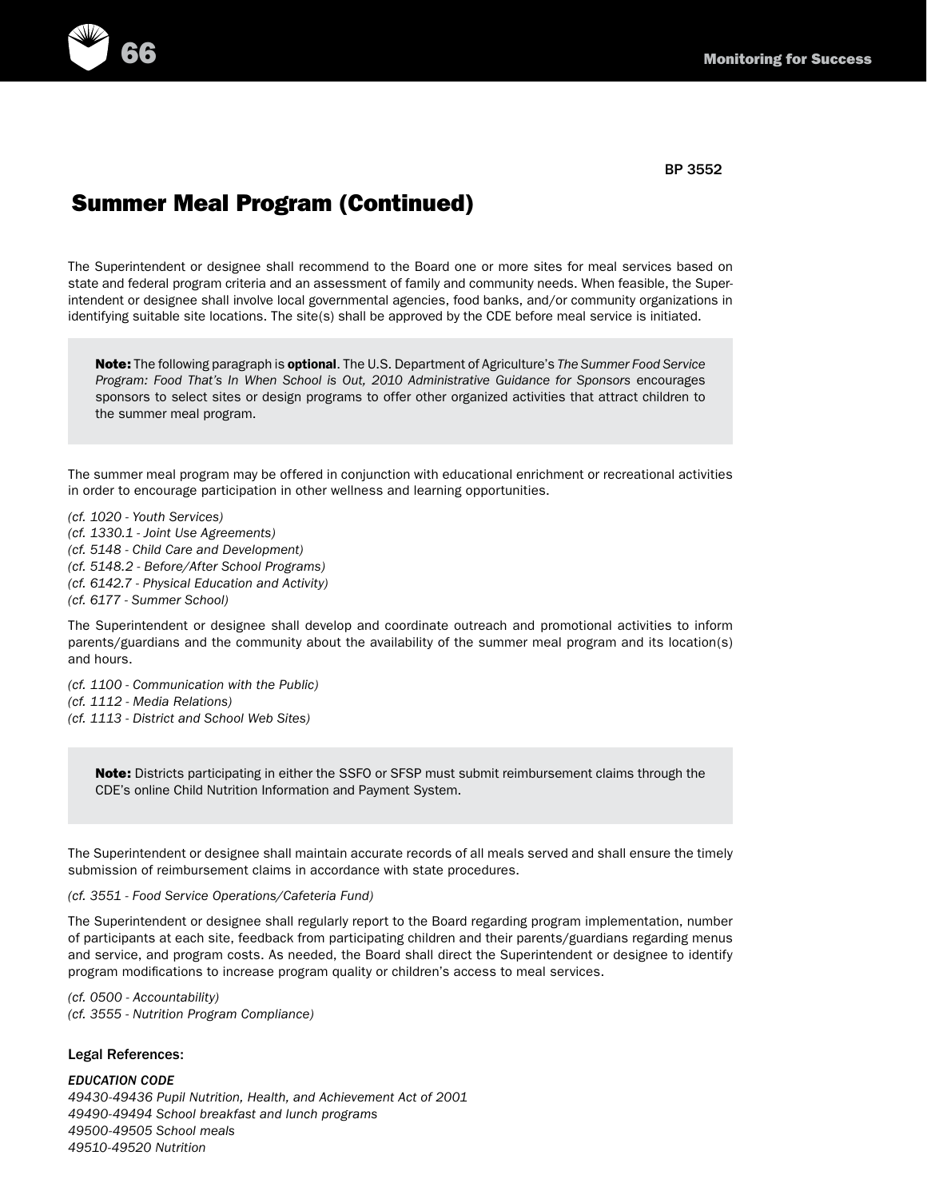BP 3552

## Summer Meal Program (Continued)

The Superintendent or designee shall recommend to the Board one or more sites for meal services based on state and federal program criteria and an assessment of family and community needs. When feasible, the Superintendent or designee shall involve local governmental agencies, food banks, and/or community organizations in identifying suitable site locations. The site(s) shall be approved by the CDE before meal service is initiated.

> **Note:** The following paragraph is **optional**. The U.S. Department of Agriculture's *The Summer Food Service Program: Food That's In When School is Out, 2010 Administrative Guidance for Sponsors* encourages sponsors to select sites or design programs to offer other organized activities that attract children to the summer meal program.

The summer meal program may be offered in conjunction with educational enrichment or recreational activities in order to encourage participation in other wellness and learning opportunities.

*(cf. 1020 - Youth Services)*
*(cf. 1330.1 - Joint Use Agreements)*
*(cf. 5148 - Child Care and Development)*
*(cf. 5148.2 - Before/After School Programs)*
*(cf. 6142.7 - Physical Education and Activity)*
*(cf. 6177 - Summer School)*

The Superintendent or designee shall develop and coordinate outreach and promotional activities to inform parents/guardians and the community about the availability of the summer meal program and its location(s) and hours.

*(cf. 1100 - Communication with the Public)*
*(cf. 1112 - Media Relations)*
*(cf. 1113 - District and School Web Sites)*

> **Note:** Districts participating in either the SSFO or SFSP must submit reimbursement claims through the CDE's online Child Nutrition Information and Payment System.

The Superintendent or designee shall maintain accurate records of all meals served and shall ensure the timely submission of reimbursement claims in accordance with state procedures.

*(cf. 3551 - Food Service Operations/Cafeteria Fund)*

The Superintendent or designee shall regularly report to the Board regarding program implementation, number of participants at each site, feedback from participating children and their parents/guardians regarding menus and service, and program costs. As needed, the Board shall direct the Superintendent or designee to identify program modifications to increase program quality or children's access to meal services.

*(cf. 0500 - Accountability)*
*(cf. 3555 - Nutrition Program Compliance)*

### Legal References:

*EDUCATION CODE*
*49430-49436 Pupil Nutrition, Health, and Achievement Act of 2001*
*49490-49494 School breakfast and lunch programs*
*49500-49505 School meals*
*49510-49520 Nutrition*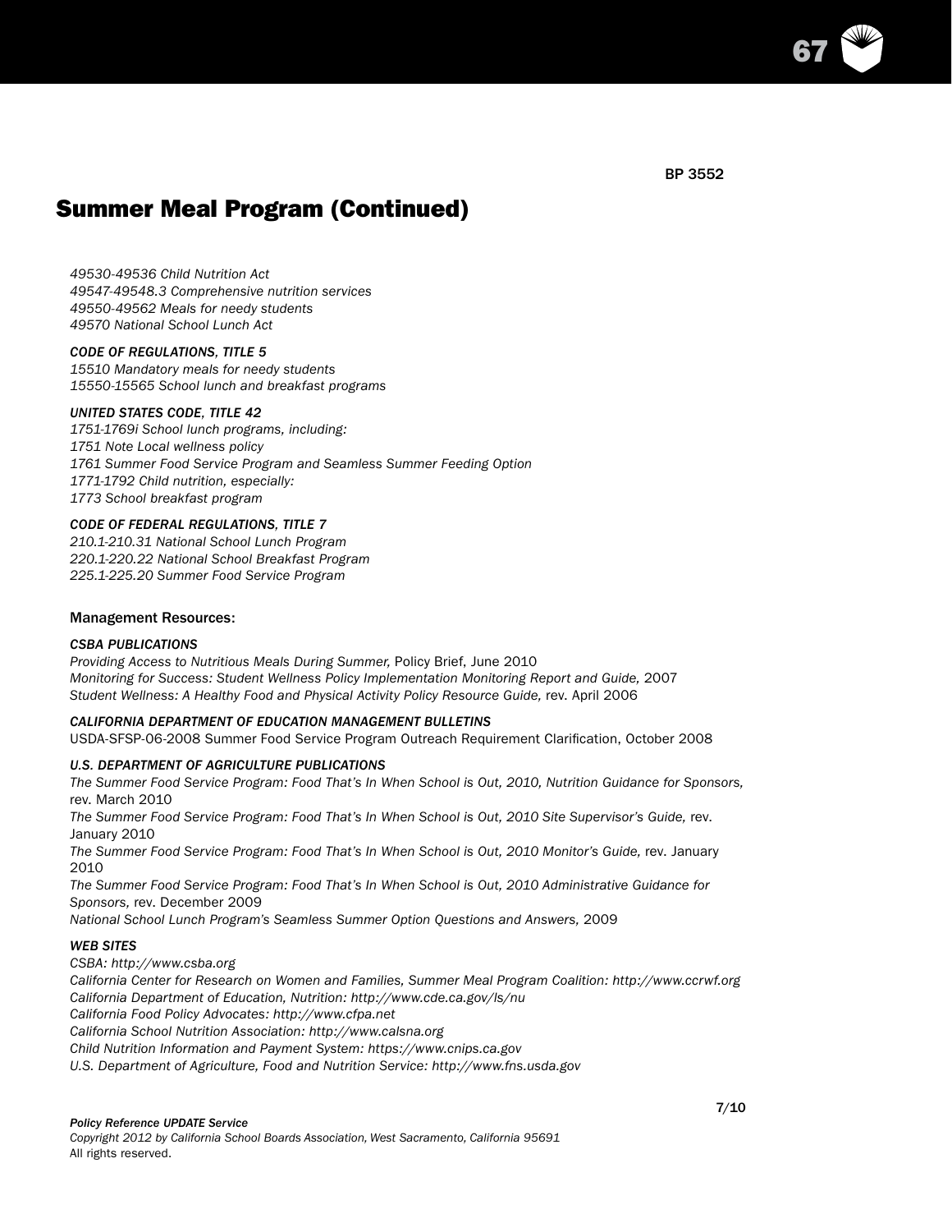BP 3552

# Summer Meal Program (Continued)

*49530-49536 Child Nutrition Act*
*49547-49548.3 Comprehensive nutrition services*
*49550-49562 Meals for needy students*
*49570 National School Lunch Act*

***CODE OF REGULATIONS, TITLE 5***
*15510 Mandatory meals for needy students*
*15550-15565 School lunch and breakfast programs*

***UNITED STATES CODE, TITLE 42***
*1751-1769i School lunch programs, including:*
*1751 Note Local wellness policy*
*1761 Summer Food Service Program and Seamless Summer Feeding Option*
*1771-1792 Child nutrition, especially:*
*1773 School breakfast program*

***CODE OF FEDERAL REGULATIONS, TITLE 7***
*210.1-210.31 National School Lunch Program*
*220.1-220.22 National School Breakfast Program*
*225.1-225.20 Summer Food Service Program*

Management Resources:

***CSBA PUBLICATIONS***
*Providing Access to Nutritious Meals During Summer,* Policy Brief, June 2010
*Monitoring for Success: Student Wellness Policy Implementation Monitoring Report and Guide,* 2007
*Student Wellness: A Healthy Food and Physical Activity Policy Resource Guide,* rev. April 2006

***CALIFORNIA DEPARTMENT OF EDUCATION MANAGEMENT BULLETINS***
USDA-SFSP-06-2008 Summer Food Service Program Outreach Requirement Clarification, October 2008

***U.S. DEPARTMENT OF AGRICULTURE PUBLICATIONS***
*The Summer Food Service Program: Food That's In When School is Out, 2010, Nutrition Guidance for Sponsors,* rev. March 2010
*The Summer Food Service Program: Food That's In When School is Out, 2010 Site Supervisor's Guide,* rev. January 2010
*The Summer Food Service Program: Food That's In When School is Out, 2010 Monitor's Guide,* rev. January 2010
*The Summer Food Service Program: Food That's In When School is Out, 2010 Administrative Guidance for Sponsors,* rev. December 2009
*National School Lunch Program's Seamless Summer Option Questions and Answers,* 2009

***WEB SITES***
*CSBA: http://www.csba.org*
*California Center for Research on Women and Families, Summer Meal Program Coalition: http://www.ccrwf.org*
*California Department of Education, Nutrition: http://www.cde.ca.gov/ls/nu*
*California Food Policy Advocates: http://www.cfpa.net*
*California School Nutrition Association: http://www.calsna.org*
*Child Nutrition Information and Payment System: https://www.cnips.ca.gov*
*U.S. Department of Agriculture, Food and Nutrition Service: http://www.fns.usda.gov*

7/10

***Policy Reference UPDATE Service***
*Copyright 2012 by California School Boards Association, West Sacramento, California 95691*
All rights reserved.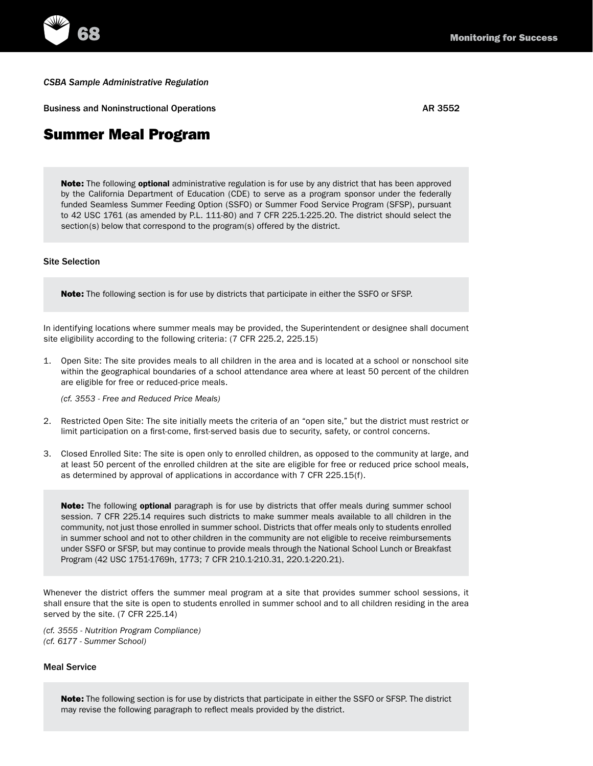*CSBA Sample Administrative Regulation*

Business and Noninstructional Operations AR 3552

# Summer Meal Program

> **Note:** The following **optional** administrative regulation is for use by any district that has been approved by the California Department of Education (CDE) to serve as a program sponsor under the federally funded Seamless Summer Feeding Option (SSFO) or Summer Food Service Program (SFSP), pursuant to 42 USC 1761 (as amended by P.L. 111-80) and 7 CFR 225.1-225.20. The district should select the section(s) below that correspond to the program(s) offered by the district.

Site Selection

> **Note:** The following section is for use by districts that participate in either the SSFO or SFSP.

In identifying locations where summer meals may be provided, the Superintendent or designee shall document site eligibility according to the following criteria: (7 CFR 225.2, 225.15)

1. Open Site: The site provides meals to all children in the area and is located at a school or nonschool site within the geographical boundaries of a school attendance area where at least 50 percent of the children are eligible for free or reduced-price meals.

   *(cf. 3553 - Free and Reduced Price Meals)*

2. Restricted Open Site: The site initially meets the criteria of an "open site," but the district must restrict or limit participation on a first-come, first-served basis due to security, safety, or control concerns.

3. Closed Enrolled Site: The site is open only to enrolled children, as opposed to the community at large, and at least 50 percent of the enrolled children at the site are eligible for free or reduced price school meals, as determined by approval of applications in accordance with 7 CFR 225.15(f).

> **Note:** The following **optional** paragraph is for use by districts that offer meals during summer school session. 7 CFR 225.14 requires such districts to make summer meals available to all children in the community, not just those enrolled in summer school. Districts that offer meals only to students enrolled in summer school and not to other children in the community are not eligible to receive reimbursements under SSFO or SFSP, but may continue to provide meals through the National School Lunch or Breakfast Program (42 USC 1751-1769h, 1773; 7 CFR 210.1-210.31, 220.1-220.21).

Whenever the district offers the summer meal program at a site that provides summer school sessions, it shall ensure that the site is open to students enrolled in summer school and to all children residing in the area served by the site. (7 CFR 225.14)

*(cf. 3555 - Nutrition Program Compliance)*
*(cf. 6177 - Summer School)*

Meal Service

> **Note:** The following section is for use by districts that participate in either the SSFO or SFSP. The district may revise the following paragraph to reflect meals provided by the district.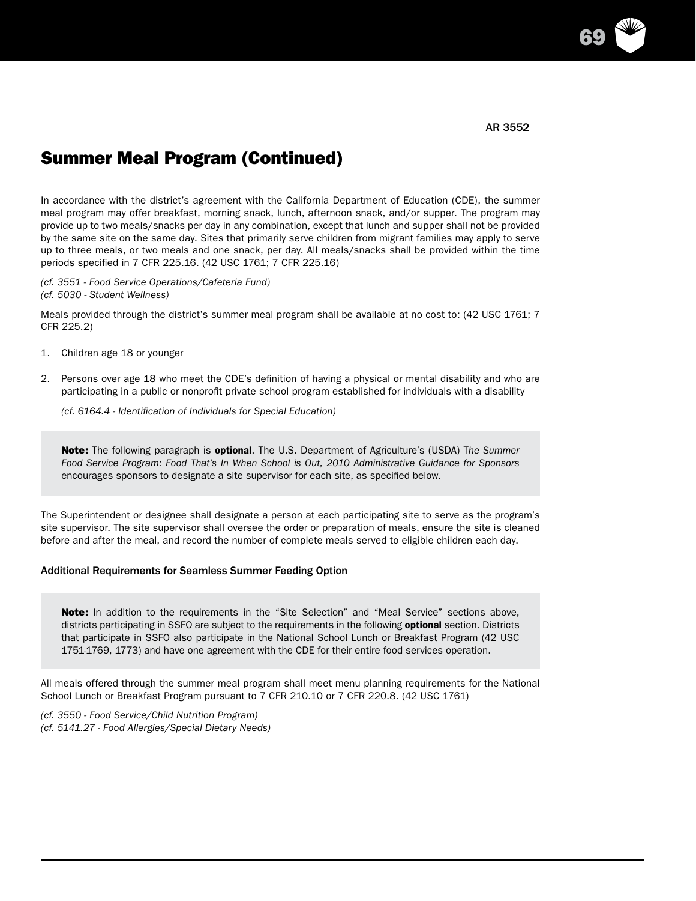AR 3552

## Summer Meal Program (Continued)

In accordance with the district's agreement with the California Department of Education (CDE), the summer meal program may offer breakfast, morning snack, lunch, afternoon snack, and/or supper. The program may provide up to two meals/snacks per day in any combination, except that lunch and supper shall not be provided by the same site on the same day. Sites that primarily serve children from migrant families may apply to serve up to three meals, or two meals and one snack, per day. All meals/snacks shall be provided within the time periods specified in 7 CFR 225.16. (42 USC 1761; 7 CFR 225.16)

*(cf. 3551 - Food Service Operations/Cafeteria Fund)*
*(cf. 5030 - Student Wellness)*

Meals provided through the district's summer meal program shall be available at no cost to: (42 USC 1761; 7 CFR 225.2)

1. Children age 18 or younger
2. Persons over age 18 who meet the CDE's definition of having a physical or mental disability and who are participating in a public or nonprofit private school program established for individuals with a disability

   *(cf. 6164.4 - Identification of Individuals for Special Education)*

> **Note:** The following paragraph is **optional**. The U.S. Department of Agriculture's (USDA) T*he Summer Food Service Program: Food That's In When School is Out, 2010 Administrative Guidance for Sponsors* encourages sponsors to designate a site supervisor for each site, as specified below.

The Superintendent or designee shall designate a person at each participating site to serve as the program's site supervisor. The site supervisor shall oversee the order or preparation of meals, ensure the site is cleaned before and after the meal, and record the number of complete meals served to eligible children each day.

### Additional Requirements for Seamless Summer Feeding Option

> **Note:** In addition to the requirements in the "Site Selection" and "Meal Service" sections above, districts participating in SSFO are subject to the requirements in the following **optional** section. Districts that participate in SSFO also participate in the National School Lunch or Breakfast Program (42 USC 1751-1769, 1773) and have one agreement with the CDE for their entire food services operation.

All meals offered through the summer meal program shall meet menu planning requirements for the National School Lunch or Breakfast Program pursuant to 7 CFR 210.10 or 7 CFR 220.8. (42 USC 1761)

*(cf. 3550 - Food Service/Child Nutrition Program)*
*(cf. 5141.27 - Food Allergies/Special Dietary Needs)*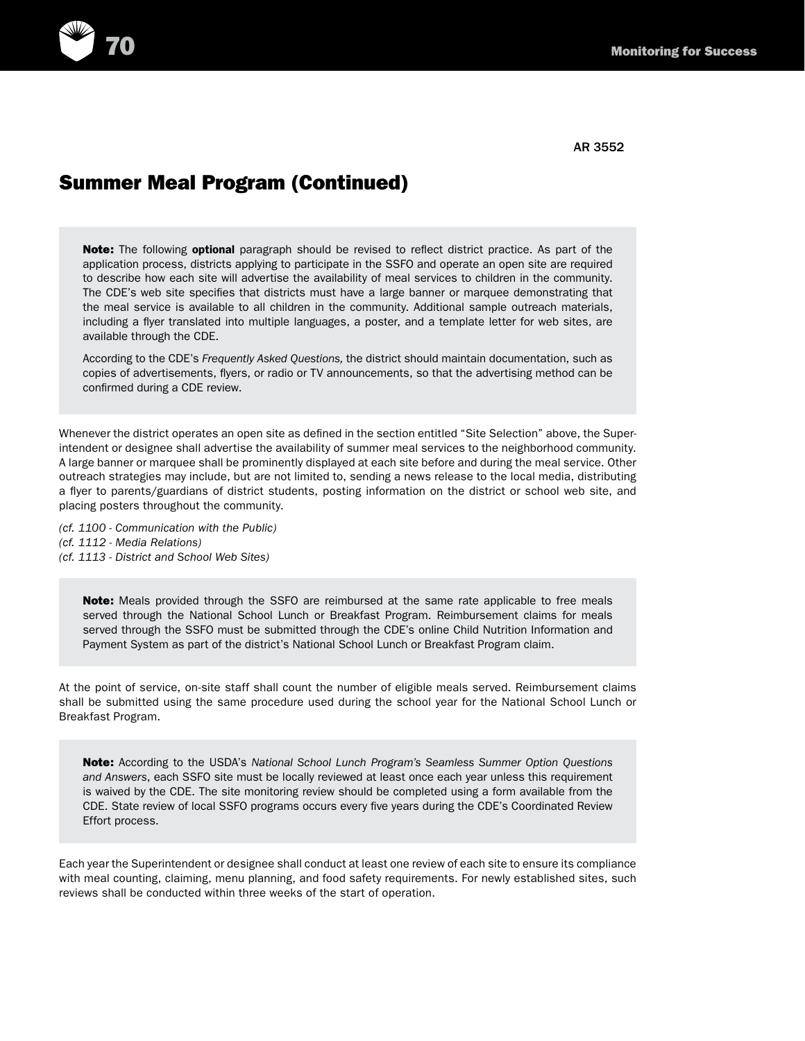AR 3552

## Summer Meal Program (Continued)

> **Note:** The following **optional** paragraph should be revised to reflect district practice. As part of the application process, districts applying to participate in the SSFO and operate an open site are required to describe how each site will advertise the availability of meal services to children in the community. The CDE's web site specifies that districts must have a large banner or marquee demonstrating that the meal service is available to all children in the community. Additional sample outreach materials, including a flyer translated into multiple languages, a poster, and a template letter for web sites, are available through the CDE.
>
> According to the CDE's *Frequently Asked Questions,* the district should maintain documentation, such as copies of advertisements, flyers, or radio or TV announcements, so that the advertising method can be confirmed during a CDE review.

Whenever the district operates an open site as defined in the section entitled "Site Selection" above, the Superintendent or designee shall advertise the availability of summer meal services to the neighborhood community. A large banner or marquee shall be prominently displayed at each site before and during the meal service. Other outreach strategies may include, but are not limited to, sending a news release to the local media, distributing a flyer to parents/guardians of district students, posting information on the district or school web site, and placing posters throughout the community.

*(cf. 1100 - Communication with the Public)*
*(cf. 1112 - Media Relations)*
*(cf. 1113 - District and School Web Sites)*

> **Note:** Meals provided through the SSFO are reimbursed at the same rate applicable to free meals served through the National School Lunch or Breakfast Program. Reimbursement claims for meals served through the SSFO must be submitted through the CDE's online Child Nutrition Information and Payment System as part of the district's National School Lunch or Breakfast Program claim.

At the point of service, on-site staff shall count the number of eligible meals served. Reimbursement claims shall be submitted using the same procedure used during the school year for the National School Lunch or Breakfast Program.

> **Note:** According to the USDA's *National School Lunch Program's Seamless Summer Option Questions and Answers*, each SSFO site must be locally reviewed at least once each year unless this requirement is waived by the CDE. The site monitoring review should be completed using a form available from the CDE. State review of local SSFO programs occurs every five years during the CDE's Coordinated Review Effort process.

Each year the Superintendent or designee shall conduct at least one review of each site to ensure its compliance with meal counting, claiming, menu planning, and food safety requirements. For newly established sites, such reviews shall be conducted within three weeks of the start of operation.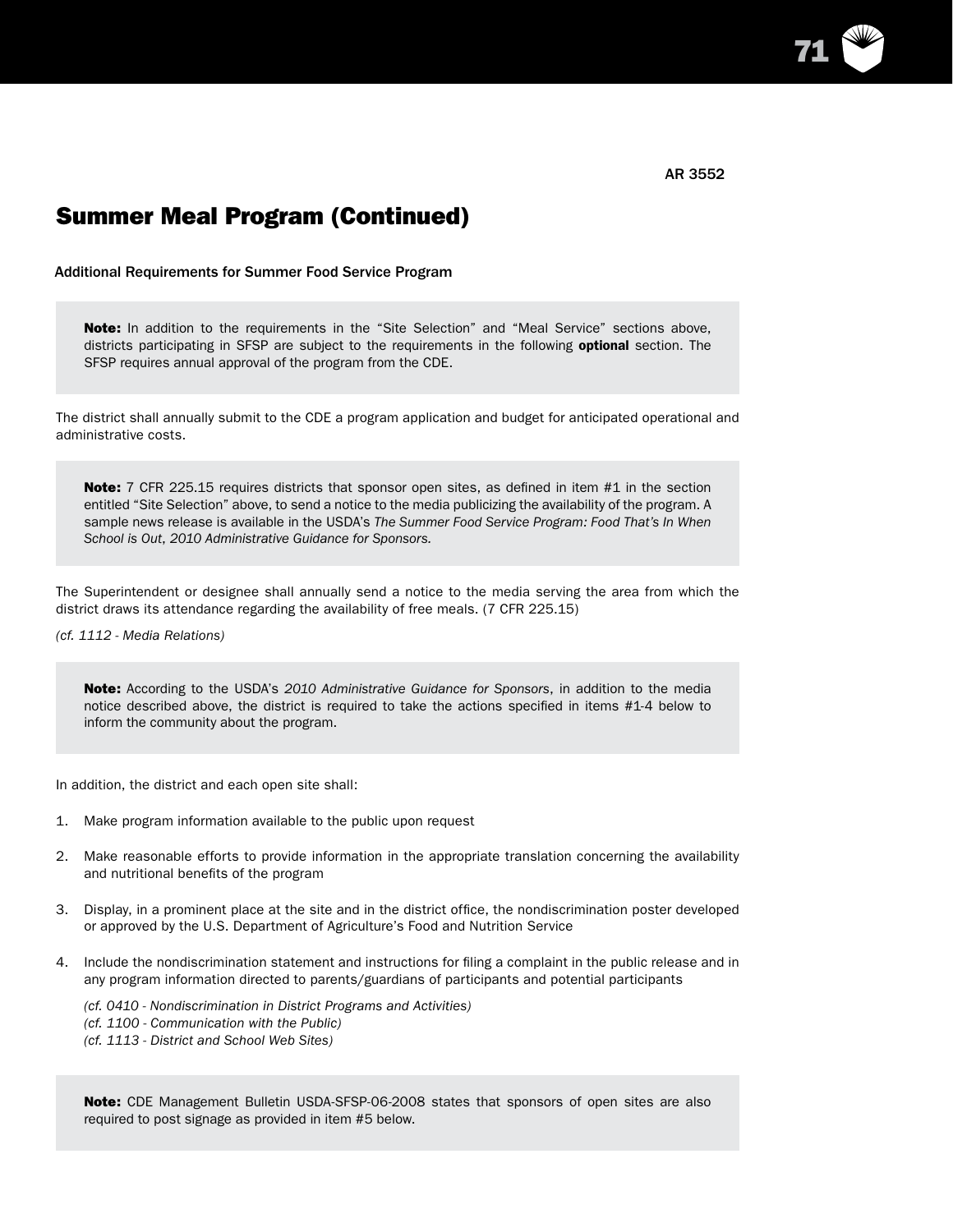AR 3552

# Summer Meal Program (Continued)

Additional Requirements for Summer Food Service Program

> **Note:** In addition to the requirements in the "Site Selection" and "Meal Service" sections above, districts participating in SFSP are subject to the requirements in the following **optional** section. The SFSP requires annual approval of the program from the CDE.

The district shall annually submit to the CDE a program application and budget for anticipated operational and administrative costs.

> **Note:** 7 CFR 225.15 requires districts that sponsor open sites, as defined in item #1 in the section entitled "Site Selection" above, to send a notice to the media publicizing the availability of the program. A sample news release is available in the USDA's *The Summer Food Service Program: Food That's In When School is Out, 2010 Administrative Guidance for Sponsors.*

The Superintendent or designee shall annually send a notice to the media serving the area from which the district draws its attendance regarding the availability of free meals. (7 CFR 225.15)

*(cf. 1112 - Media Relations)*

> **Note:** According to the USDA's *2010 Administrative Guidance for Sponsors*, in addition to the media notice described above, the district is required to take the actions specified in items #1-4 below to inform the community about the program.

In addition, the district and each open site shall:

1. Make program information available to the public upon request
2. Make reasonable efforts to provide information in the appropriate translation concerning the availability and nutritional benefits of the program
3. Display, in a prominent place at the site and in the district office, the nondiscrimination poster developed or approved by the U.S. Department of Agriculture's Food and Nutrition Service
4. Include the nondiscrimination statement and instructions for filing a complaint in the public release and in any program information directed to parents/guardians of participants and potential participants

   *(cf. 0410 - Nondiscrimination in District Programs and Activities)*
   *(cf. 1100 - Communication with the Public)*
   *(cf. 1113 - District and School Web Sites)*

> **Note:** CDE Management Bulletin USDA-SFSP-06-2008 states that sponsors of open sites are also required to post signage as provided in item #5 below.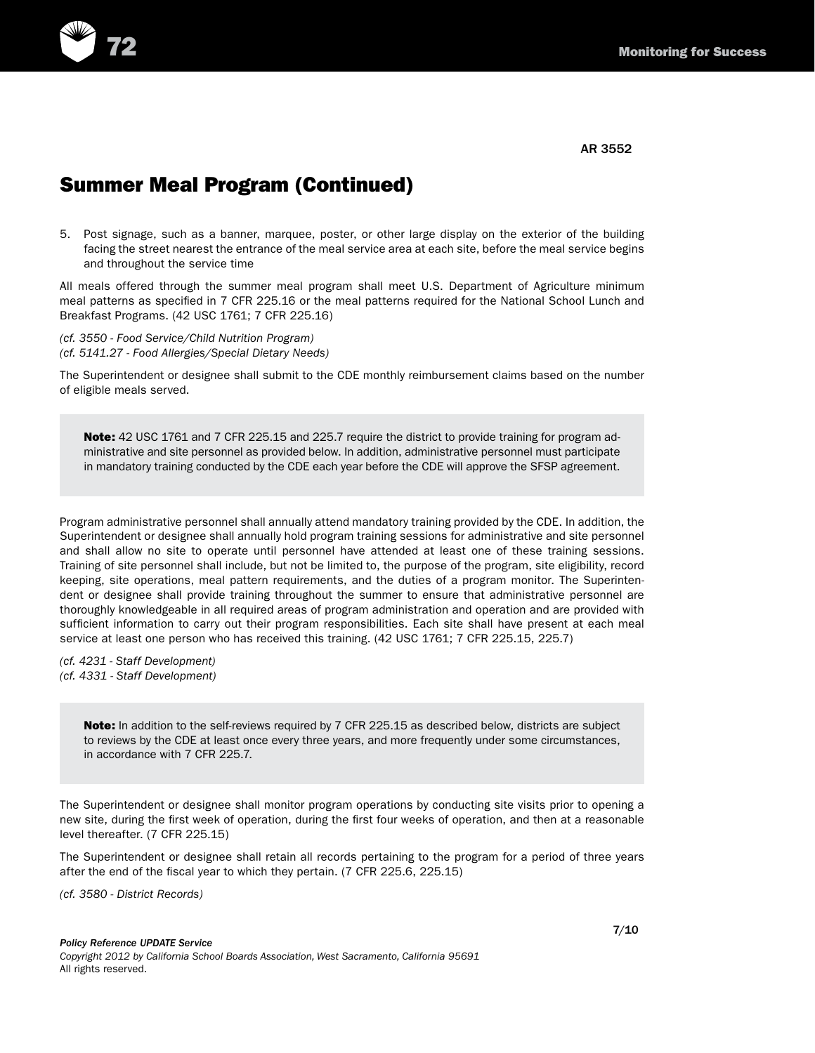AR 3552

## Summary Meal Program (Continued)

5. Post signage, such as a banner, marquee, poster, or other large display on the exterior of the building facing the street nearest the entrance of the meal service area at each site, before the meal service begins and throughout the service time

All meals offered through the summer meal program shall meet U.S. Department of Agriculture minimum meal patterns as specified in 7 CFR 225.16 or the meal patterns required for the National School Lunch and Breakfast Programs. (42 USC 1761; 7 CFR 225.16)

*(cf. 3550 - Food Service/Child Nutrition Program)*
*(cf. 5141.27 - Food Allergies/Special Dietary Needs)*

The Superintendent or designee shall submit to the CDE monthly reimbursement claims based on the number of eligible meals served.

> **Note:** 42 USC 1761 and 7 CFR 225.15 and 225.7 require the district to provide training for program administrative and site personnel as provided below. In addition, administrative personnel must participate in mandatory training conducted by the CDE each year before the CDE will approve the SFSP agreement.

Program administrative personnel shall annually attend mandatory training provided by the CDE. In addition, the Superintendent or designee shall annually hold program training sessions for administrative and site personnel and shall allow no site to operate until personnel have attended at least one of these training sessions. Training of site personnel shall include, but not be limited to, the purpose of the program, site eligibility, record keeping, site operations, meal pattern requirements, and the duties of a program monitor. The Superintendent or designee shall provide training throughout the summer to ensure that administrative personnel are thoroughly knowledgeable in all required areas of program administration and operation and are provided with sufficient information to carry out their program responsibilities. Each site shall have present at each meal service at least one person who has received this training. (42 USC 1761; 7 CFR 225.15, 225.7)

*(cf. 4231 - Staff Development)*
*(cf. 4331 - Staff Development)*

> **Note:** In addition to the self-reviews required by 7 CFR 225.15 as described below, districts are subject to reviews by the CDE at least once every three years, and more frequently under some circumstances, in accordance with 7 CFR 225.7.

The Superintendent or designee shall monitor program operations by conducting site visits prior to opening a new site, during the first week of operation, during the first four weeks of operation, and then at a reasonable level thereafter. (7 CFR 225.15)

The Superintendent or designee shall retain all records pertaining to the program for a period of three years after the end of the fiscal year to which they pertain. (7 CFR 225.6, 225.15)

*(cf. 3580 - District Records)*

7/10

*Policy Reference UPDATE Service*
*Copyright 2012 by California School Boards Association, West Sacramento, California 95691*
All rights reserved.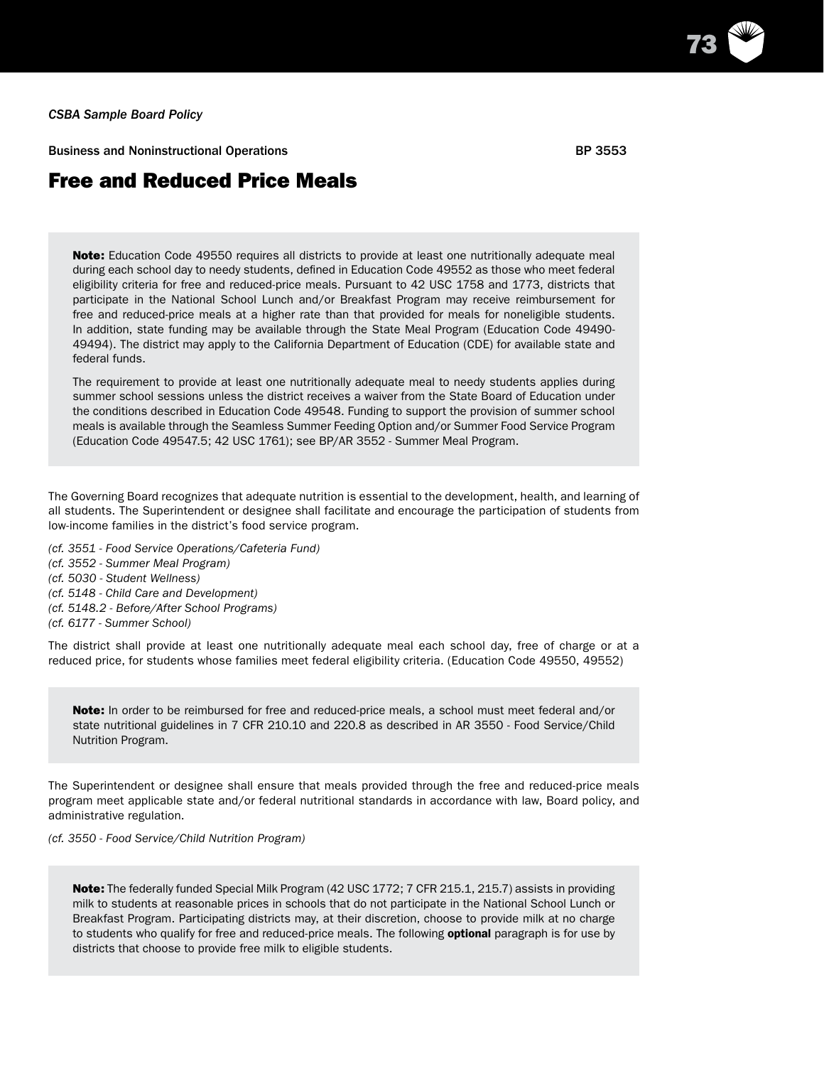*CSBA Sample Board Policy*

Business and Noninstructional Operations BP 3553

# Free and Reduced Price Meals

> **Note:** Education Code 49550 requires all districts to provide at least one nutritionally adequate meal during each school day to needy students, defined in Education Code 49552 as those who meet federal eligibility criteria for free and reduced-price meals. Pursuant to 42 USC 1758 and 1773, districts that participate in the National School Lunch and/or Breakfast Program may receive reimbursement for free and reduced-price meals at a higher rate than that provided for meals for noneligible students. In addition, state funding may be available through the State Meal Program (Education Code 49490-49494). The district may apply to the California Department of Education (CDE) for available state and federal funds.
>
> The requirement to provide at least one nutritionally adequate meal to needy students applies during summer school sessions unless the district receives a waiver from the State Board of Education under the conditions described in Education Code 49548. Funding to support the provision of summer school meals is available through the Seamless Summer Feeding Option and/or Summer Food Service Program (Education Code 49547.5; 42 USC 1761); see BP/AR 3552 - Summer Meal Program.

The Governing Board recognizes that adequate nutrition is essential to the development, health, and learning of all students. The Superintendent or designee shall facilitate and encourage the participation of students from low-income families in the district's food service program.

*(cf. 3551 - Food Service Operations/Cafeteria Fund)*
*(cf. 3552 - Summer Meal Program)*
*(cf. 5030 - Student Wellness)*
*(cf. 5148 - Child Care and Development)*
*(cf. 5148.2 - Before/After School Programs)*
*(cf. 6177 - Summer School)*

The district shall provide at least one nutritionally adequate meal each school day, free of charge or at a reduced price, for students whose families meet federal eligibility criteria. (Education Code 49550, 49552)

> **Note:** In order to be reimbursed for free and reduced-price meals, a school must meet federal and/or state nutritional guidelines in 7 CFR 210.10 and 220.8 as described in AR 3550 - Food Service/Child Nutrition Program.

The Superintendent or designee shall ensure that meals provided through the free and reduced-price meals program meet applicable state and/or federal nutritional standards in accordance with law, Board policy, and administrative regulation.

*(cf. 3550 - Food Service/Child Nutrition Program)*

> **Note:** The federally funded Special Milk Program (42 USC 1772; 7 CFR 215.1, 215.7) assists in providing milk to students at reasonable prices in schools that do not participate in the National School Lunch or Breakfast Program. Participating districts may, at their discretion, choose to provide milk at no charge to students who qualify for free and reduced-price meals. The following **optional** paragraph is for use by districts that choose to provide free milk to eligible students.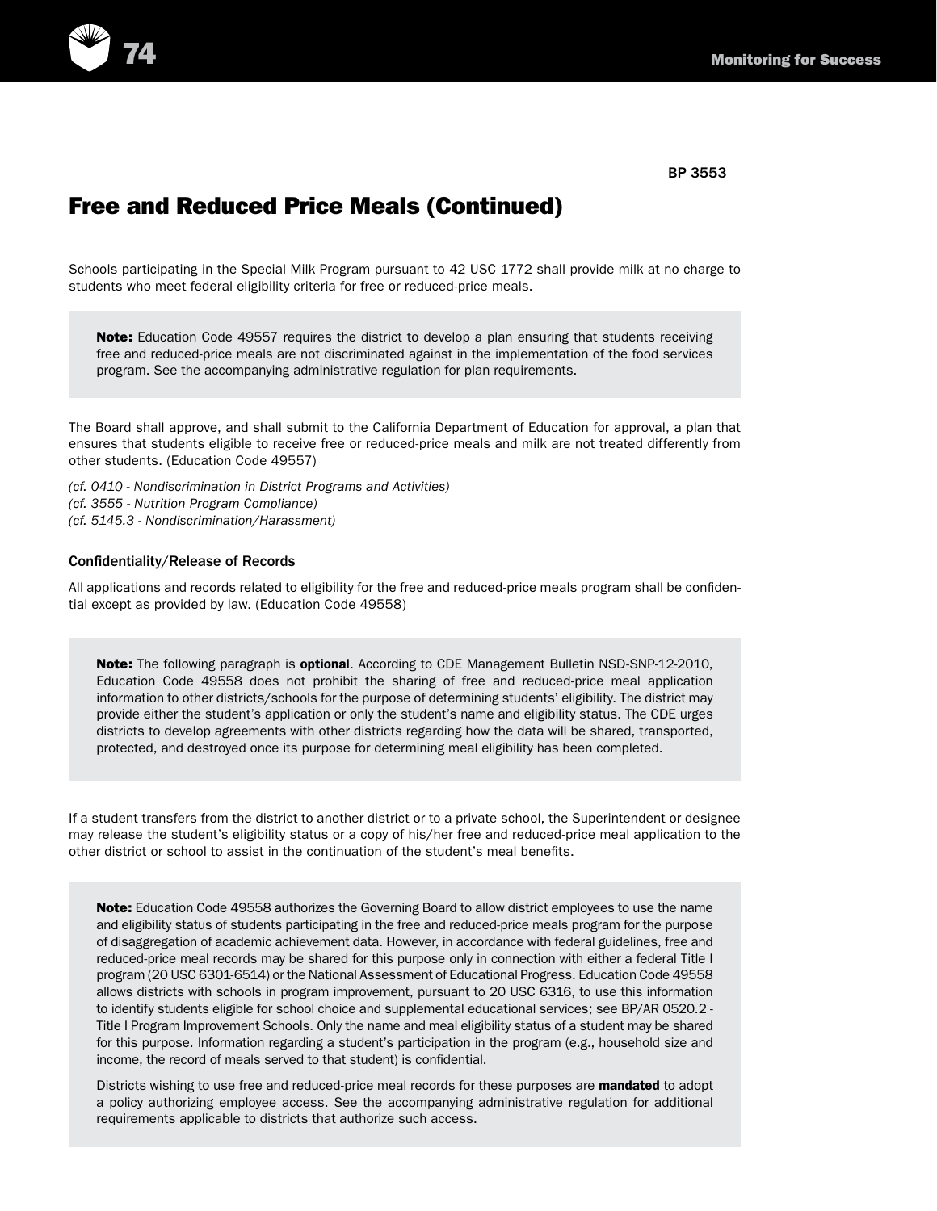BP 3553

# Free and Reduced Price Meals (Continued)

Schools participating in the Special Milk Program pursuant to 42 USC 1772 shall provide milk at no charge to students who meet federal eligibility criteria for free or reduced-price meals.

> **Note:** Education Code 49557 requires the district to develop a plan ensuring that students receiving free and reduced-price meals are not discriminated against in the implementation of the food services program. See the accompanying administrative regulation for plan requirements.

The Board shall approve, and shall submit to the California Department of Education for approval, a plan that ensures that students eligible to receive free or reduced-price meals and milk are not treated differently from other students. (Education Code 49557)

*(cf. 0410 - Nondiscrimination in District Programs and Activities)*
*(cf. 3555 - Nutrition Program Compliance)*
*(cf. 5145.3 - Nondiscrimination/Harassment)*

### Confidentiality/Release of Records

All applications and records related to eligibility for the free and reduced-price meals program shall be confidential except as provided by law. (Education Code 49558)

> **Note:** The following paragraph is **optional**. According to CDE Management Bulletin NSD-SNP-12-2010, Education Code 49558 does not prohibit the sharing of free and reduced-price meal application information to other districts/schools for the purpose of determining students' eligibility. The district may provide either the student's application or only the student's name and eligibility status. The CDE urges districts to develop agreements with other districts regarding how the data will be shared, transported, protected, and destroyed once its purpose for determining meal eligibility has been completed.

If a student transfers from the district to another district or to a private school, the Superintendent or designee may release the student's eligibility status or a copy of his/her free and reduced-price meal application to the other district or school to assist in the continuation of the student's meal benefits.

> **Note:** Education Code 49558 authorizes the Governing Board to allow district employees to use the name and eligibility status of students participating in the free and reduced-price meals program for the purpose of disaggregation of academic achievement data. However, in accordance with federal guidelines, free and reduced-price meal records may be shared for this purpose only in connection with either a federal Title I program (20 USC 6301-6514) or the National Assessment of Educational Progress. Education Code 49558 allows districts with schools in program improvement, pursuant to 20 USC 6316, to use this information to identify students eligible for school choice and supplemental educational services; see BP/AR 0520.2 - Title I Program Improvement Schools. Only the name and meal eligibility status of a student may be shared for this purpose. Information regarding a student's participation in the program (e.g., household size and income, the record of meals served to that student) is confidential.
>
> Districts wishing to use free and reduced-price meal records for these purposes are **mandated** to adopt a policy authorizing employee access. See the accompanying administrative regulation for additional requirements applicable to districts that authorize such access.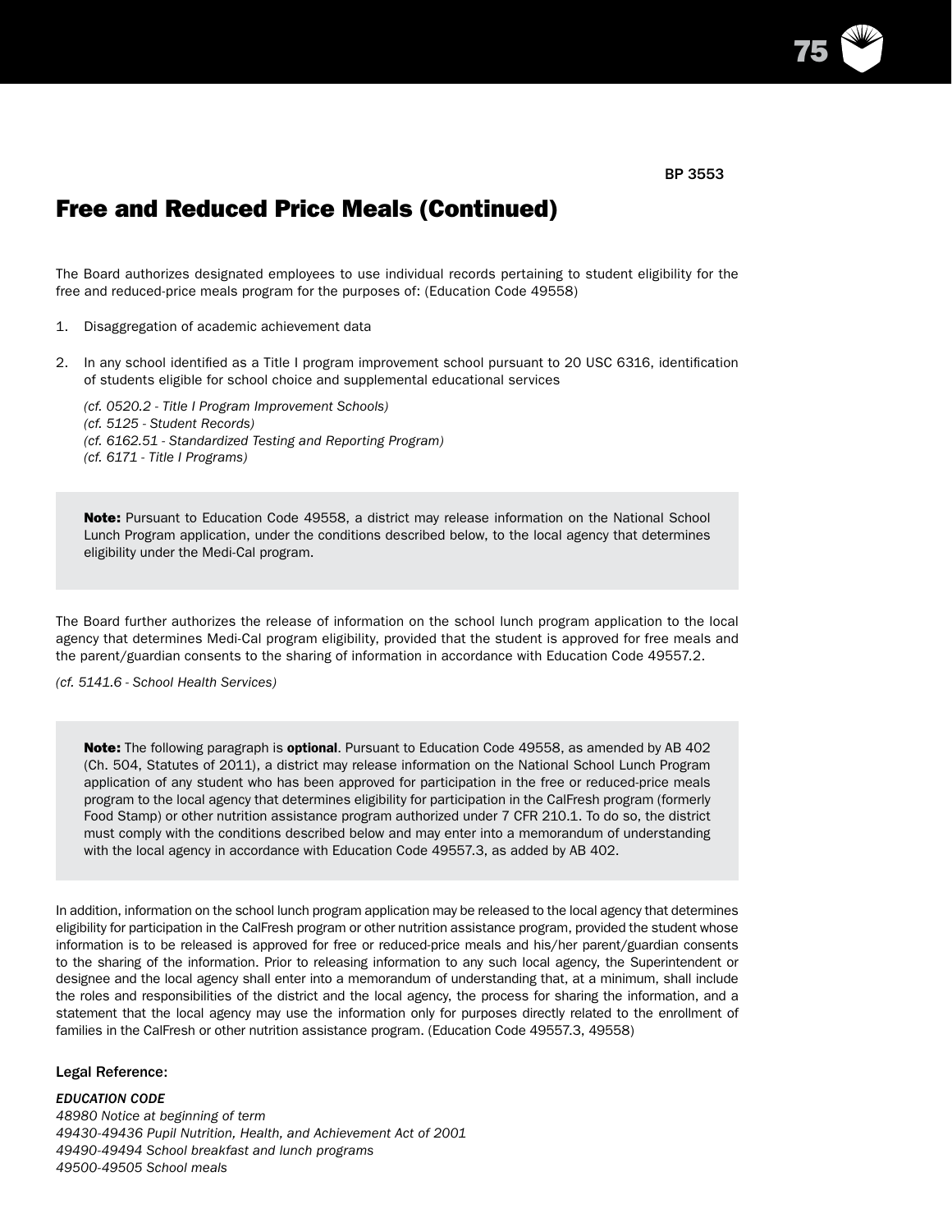BP 3553

## Free and Reduced Price Meals (Continued)

The Board authorizes designated employees to use individual records pertaining to student eligibility for the free and reduced-price meals program for the purposes of: (Education Code 49558)

1. Disaggregation of academic achievement data
2. In any school identified as a Title I program improvement school pursuant to 20 USC 6316, identification of students eligible for school choice and supplemental educational services

*(cf. 0520.2 - Title I Program Improvement Schools)*
*(cf. 5125 - Student Records)*
*(cf. 6162.51 - Standardized Testing and Reporting Program)*
*(cf. 6171 - Title I Programs)*

> **Note:** Pursuant to Education Code 49558, a district may release information on the National School Lunch Program application, under the conditions described below, to the local agency that determines eligibility under the Medi-Cal program.

The Board further authorizes the release of information on the school lunch program application to the local agency that determines Medi-Cal program eligibility, provided that the student is approved for free meals and the parent/guardian consents to the sharing of information in accordance with Education Code 49557.2.

*(cf. 5141.6 - School Health Services)*

> **Note:** The following paragraph is **optional**. Pursuant to Education Code 49558, as amended by AB 402 (Ch. 504, Statutes of 2011), a district may release information on the National School Lunch Program application of any student who has been approved for participation in the free or reduced-price meals program to the local agency that determines eligibility for participation in the CalFresh program (formerly Food Stamp) or other nutrition assistance program authorized under 7 CFR 210.1. To do so, the district must comply with the conditions described below and may enter into a memorandum of understanding with the local agency in accordance with Education Code 49557.3, as added by AB 402.

In addition, information on the school lunch program application may be released to the local agency that determines eligibility for participation in the CalFresh program or other nutrition assistance program, provided the student whose information is to be released is approved for free or reduced-price meals and his/her parent/guardian consents to the sharing of the information. Prior to releasing information to any such local agency, the Superintendent or designee and the local agency shall enter into a memorandum of understanding that, at a minimum, shall include the roles and responsibilities of the district and the local agency, the process for sharing the information, and a statement that the local agency may use the information only for purposes directly related to the enrollment of families in the CalFresh or other nutrition assistance program. (Education Code 49557.3, 49558)

### Legal Reference:

*EDUCATION CODE*
*48980 Notice at beginning of term*
*49430-49436 Pupil Nutrition, Health, and Achievement Act of 2001*
*49490-49494 School breakfast and lunch programs*
*49500-49505 School meals*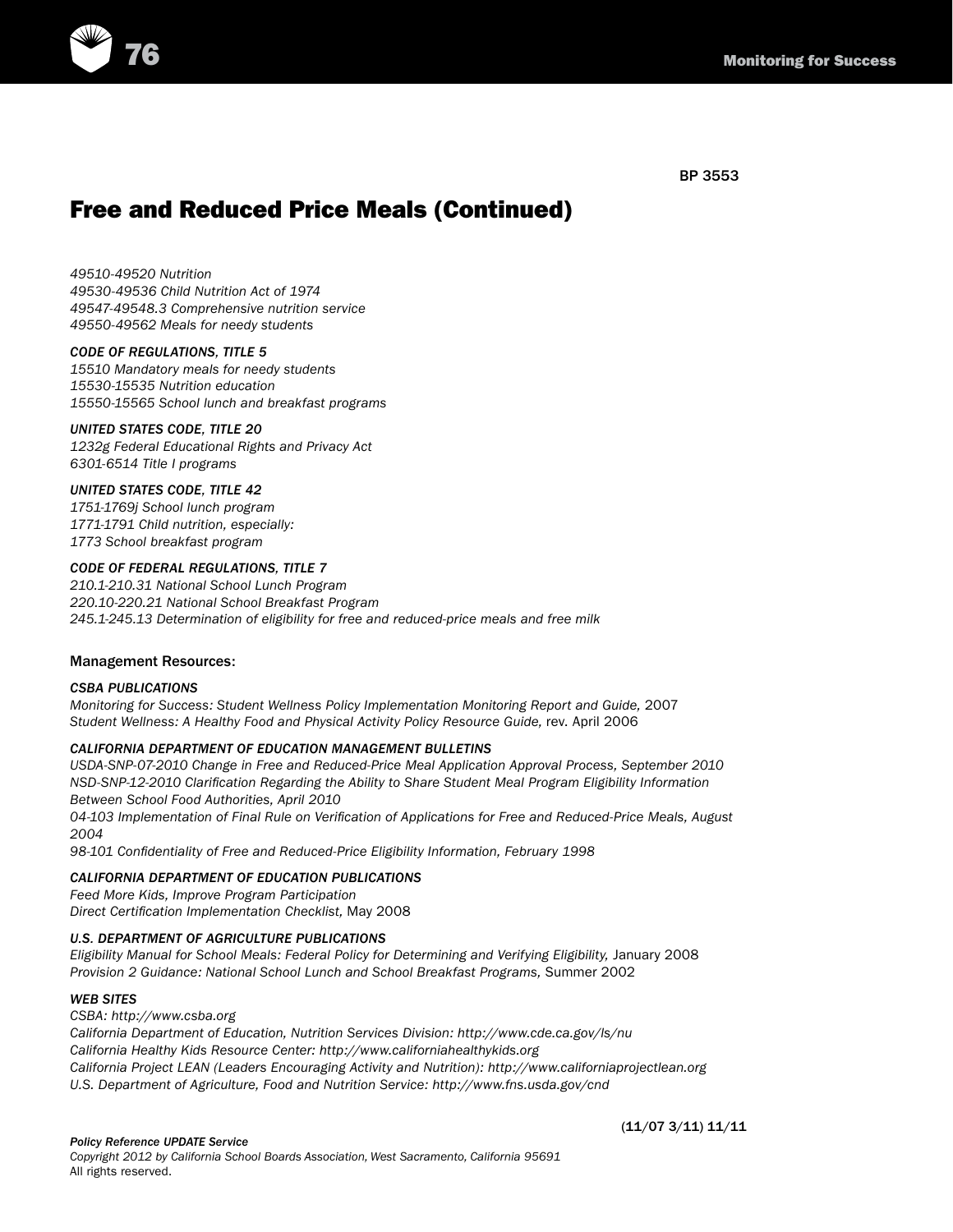BP 3553

# Free and Reduced Price Meals (Continued)

*49510-49520 Nutrition*
*49530-49536 Child Nutrition Act of 1974*
*49547-49548.3 Comprehensive nutrition service*
*49550-49562 Meals for needy students*

*CODE OF REGULATIONS, TITLE 5*
*15510 Mandatory meals for needy students*
*15530-15535 Nutrition education*
*15550-15565 School lunch and breakfast programs*

*UNITED STATES CODE, TITLE 20*
*1232g Federal Educational Rights and Privacy Act*
*6301-6514 Title I programs*

*UNITED STATES CODE, TITLE 42*
*1751-1769j School lunch program*
*1771-1791 Child nutrition, especially:*
*1773 School breakfast program*

*CODE OF FEDERAL REGULATIONS, TITLE 7*
*210.1-210.31 National School Lunch Program*
*220.10-220.21 National School Breakfast Program*
*245.1-245.13 Determination of eligibility for free and reduced-price meals and free milk*

Management Resources:

*CSBA PUBLICATIONS*
*Monitoring for Success: Student Wellness Policy Implementation Monitoring Report and Guide,* 2007
*Student Wellness: A Healthy Food and Physical Activity Policy Resource Guide,* rev. April 2006

*CALIFORNIA DEPARTMENT OF EDUCATION MANAGEMENT BULLETINS*
*USDA-SNP-07-2010 Change in Free and Reduced-Price Meal Application Approval Process, September 2010*
*NSD-SNP-12-2010 Clarification Regarding the Ability to Share Student Meal Program Eligibility Information Between School Food Authorities, April 2010*
*04-103 Implementation of Final Rule on Verification of Applications for Free and Reduced-Price Meals, August 2004*
*98-101 Confidentiality of Free and Reduced-Price Eligibility Information, February 1998*

*CALIFORNIA DEPARTMENT OF EDUCATION PUBLICATIONS*
*Feed More Kids, Improve Program Participation*
*Direct Certification Implementation Checklist,* May 2008

*U.S. DEPARTMENT OF AGRICULTURE PUBLICATIONS*
*Eligibility Manual for School Meals: Federal Policy for Determining and Verifying Eligibility,* January 2008
*Provision 2 Guidance: National School Lunch and School Breakfast Programs,* Summer 2002

*WEB SITES*
*CSBA: http://www.csba.org*
*California Department of Education, Nutrition Services Division: http://www.cde.ca.gov/ls/nu*
*California Healthy Kids Resource Center: http://www.californiahealthykids.org*
*California Project LEAN (Leaders Encouraging Activity and Nutrition): http://www.californiaprojectlean.org*
*U.S. Department of Agriculture, Food and Nutrition Service: http://www.fns.usda.gov/cnd*

(11/07 3/11) 11/11

*Policy Reference UPDATE Service*
*Copyright 2012 by California School Boards Association, West Sacramento, California 95691*
All rights reserved.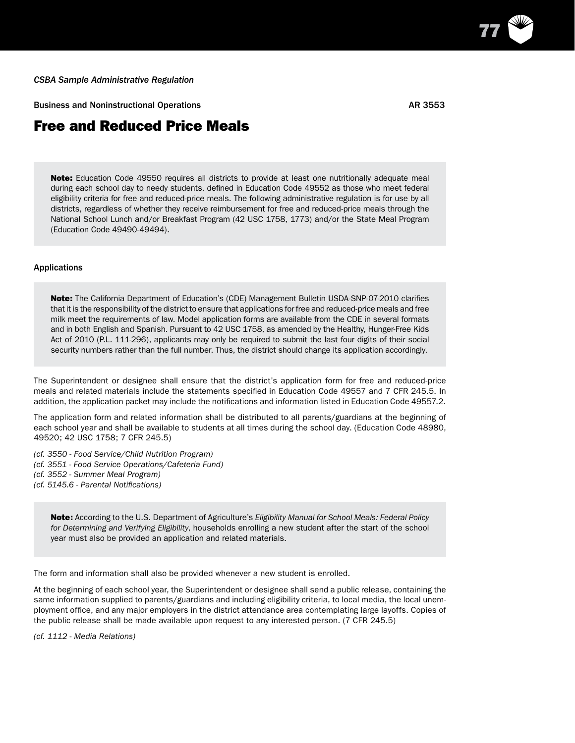*CSBA Sample Administrative Regulation*

Business and Noninstructional Operations AR 3553

# Free and Reduced Price Meals

> **Note:** Education Code 49550 requires all districts to provide at least one nutritionally adequate meal during each school day to needy students, defined in Education Code 49552 as those who meet federal eligibility criteria for free and reduced-price meals. The following administrative regulation is for use by all districts, regardless of whether they receive reimbursement for free and reduced-price meals through the National School Lunch and/or Breakfast Program (42 USC 1758, 1773) and/or the State Meal Program (Education Code 49490-49494).

## Applications

> **Note:** The California Department of Education's (CDE) Management Bulletin USDA-SNP-07-2010 clarifies that it is the responsibility of the district to ensure that applications for free and reduced-price meals and free milk meet the requirements of law. Model application forms are available from the CDE in several formats and in both English and Spanish. Pursuant to 42 USC 1758, as amended by the Healthy, Hunger-Free Kids Act of 2010 (P.L. 111-296), applicants may only be required to submit the last four digits of their social security numbers rather than the full number. Thus, the district should change its application accordingly.

The Superintendent or designee shall ensure that the district's application form for free and reduced-price meals and related materials include the statements specified in Education Code 49557 and 7 CFR 245.5. In addition, the application packet may include the notifications and information listed in Education Code 49557.2.

The application form and related information shall be distributed to all parents/guardians at the beginning of each school year and shall be available to students at all times during the school day. (Education Code 48980, 49520; 42 USC 1758; 7 CFR 245.5)

*(cf. 3550 - Food Service/Child Nutrition Program)*
*(cf. 3551 - Food Service Operations/Cafeteria Fund)*
*(cf. 3552 - Summer Meal Program)*
*(cf. 5145.6 - Parental Notifications)*

> **Note:** According to the U.S. Department of Agriculture's *Eligibility Manual for School Meals: Federal Policy for Determining and Verifying Eligibility*, households enrolling a new student after the start of the school year must also be provided an application and related materials.

The form and information shall also be provided whenever a new student is enrolled.

At the beginning of each school year, the Superintendent or designee shall send a public release, containing the same information supplied to parents/guardians and including eligibility criteria, to local media, the local unemployment office, and any major employers in the district attendance area contemplating large layoffs. Copies of the public release shall be made available upon request to any interested person. (7 CFR 245.5)

*(cf. 1112 - Media Relations)*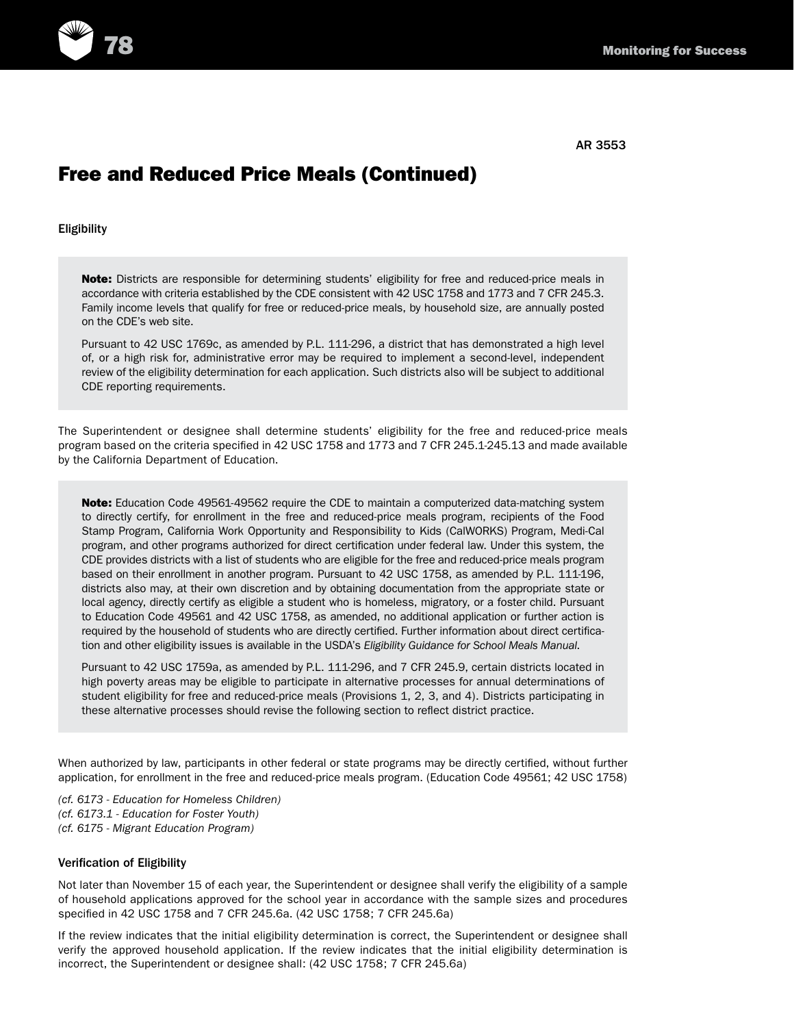AR 3553

# Free and Reduced Price Meals (Continued)

### Eligibility

> **Note:** Districts are responsible for determining students' eligibility for free and reduced-price meals in accordance with criteria established by the CDE consistent with 42 USC 1758 and 1773 and 7 CFR 245.3. Family income levels that qualify for free or reduced-price meals, by household size, are annually posted on the CDE's web site.
>
> Pursuant to 42 USC 1769c, as amended by P.L. 111-296, a district that has demonstrated a high level of, or a high risk for, administrative error may be required to implement a second-level, independent review of the eligibility determination for each application. Such districts also will be subject to additional CDE reporting requirements.

The Superintendent or designee shall determine students' eligibility for the free and reduced-price meals program based on the criteria specified in 42 USC 1758 and 1773 and 7 CFR 245.1-245.13 and made available by the California Department of Education.

> **Note:** Education Code 49561-49562 require the CDE to maintain a computerized data-matching system to directly certify, for enrollment in the free and reduced-price meals program, recipients of the Food Stamp Program, California Work Opportunity and Responsibility to Kids (CalWORKS) Program, Medi-Cal program, and other programs authorized for direct certification under federal law. Under this system, the CDE provides districts with a list of students who are eligible for the free and reduced-price meals program based on their enrollment in another program. Pursuant to 42 USC 1758, as amended by P.L. 111-196, districts also may, at their own discretion and by obtaining documentation from the appropriate state or local agency, directly certify as eligible a student who is homeless, migratory, or a foster child. Pursuant to Education Code 49561 and 42 USC 1758, as amended, no additional application or further action is required by the household of students who are directly certified. Further information about direct certification and other eligibility issues is available in the USDA's *Eligibility Guidance for School Meals Manual*.
>
> Pursuant to 42 USC 1759a, as amended by P.L. 111-296, and 7 CFR 245.9, certain districts located in high poverty areas may be eligible to participate in alternative processes for annual determinations of student eligibility for free and reduced-price meals (Provisions 1, 2, 3, and 4). Districts participating in these alternative processes should revise the following section to reflect district practice.

When authorized by law, participants in other federal or state programs may be directly certified, without further application, for enrollment in the free and reduced-price meals program. (Education Code 49561; 42 USC 1758)

*(cf. 6173 - Education for Homeless Children)*
*(cf. 6173.1 - Education for Foster Youth)*
*(cf. 6175 - Migrant Education Program)*

### Verification of Eligibility

Not later than November 15 of each year, the Superintendent or designee shall verify the eligibility of a sample of household applications approved for the school year in accordance with the sample sizes and procedures specified in 42 USC 1758 and 7 CFR 245.6a. (42 USC 1758; 7 CFR 245.6a)

If the review indicates that the initial eligibility determination is correct, the Superintendent or designee shall verify the approved household application. If the review indicates that the initial eligibility determination is incorrect, the Superintendent or designee shall: (42 USC 1758; 7 CFR 245.6a)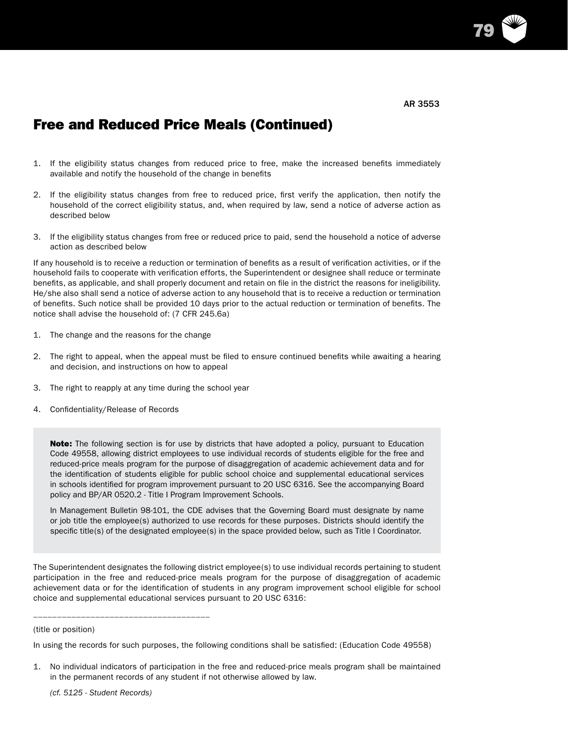AR 3553

## Free and Reduced Price Meals (Continued)

1. If the eligibility status changes from reduced price to free, make the increased benefits immediately available and notify the household of the change in benefits

2. If the eligibility status changes from free to reduced price, first verify the application, then notify the household of the correct eligibility status, and, when required by law, send a notice of adverse action as described below

3. If the eligibility status changes from free or reduced price to paid, send the household a notice of adverse action as described below

If any household is to receive a reduction or termination of benefits as a result of verification activities, or if the household fails to cooperate with verification efforts, the Superintendent or designee shall reduce or terminate benefits, as applicable, and shall properly document and retain on file in the district the reasons for ineligibility. He/she also shall send a notice of adverse action to any household that is to receive a reduction or termination of benefits. Such notice shall be provided 10 days prior to the actual reduction or termination of benefits. The notice shall advise the household of: (7 CFR 245.6a)

1. The change and the reasons for the change

2. The right to appeal, when the appeal must be filed to ensure continued benefits while awaiting a hearing and decision, and instructions on how to appeal

3. The right to reapply at any time during the school year

4. Confidentiality/Release of Records

> **Note:** The following section is for use by districts that have adopted a policy, pursuant to Education Code 49558, allowing district employees to use individual records of students eligible for the free and reduced-price meals program for the purpose of disaggregation of academic achievement data and for the identification of students eligible for public school choice and supplemental educational services in schools identified for program improvement pursuant to 20 USC 6316. See the accompanying Board policy and BP/AR 0520.2 - Title I Program Improvement Schools.
>
> In Management Bulletin 98-101, the CDE advises that the Governing Board must designate by name or job title the employee(s) authorized to use records for these purposes. Districts should identify the specific title(s) of the designated employee(s) in the space provided below, such as Title I Coordinator.

The Superintendent designates the following district employee(s) to use individual records pertaining to student participation in the free and reduced-price meals program for the purpose of disaggregation of academic achievement data or for the identification of students in any program improvement school eligible for school choice and supplemental educational services pursuant to 20 USC 6316:

____________________________________

(title or position)

In using the records for such purposes, the following conditions shall be satisfied: (Education Code 49558)

1. No individual indicators of participation in the free and reduced-price meals program shall be maintained in the permanent records of any student if not otherwise allowed by law.

   *(cf. 5125 - Student Records)*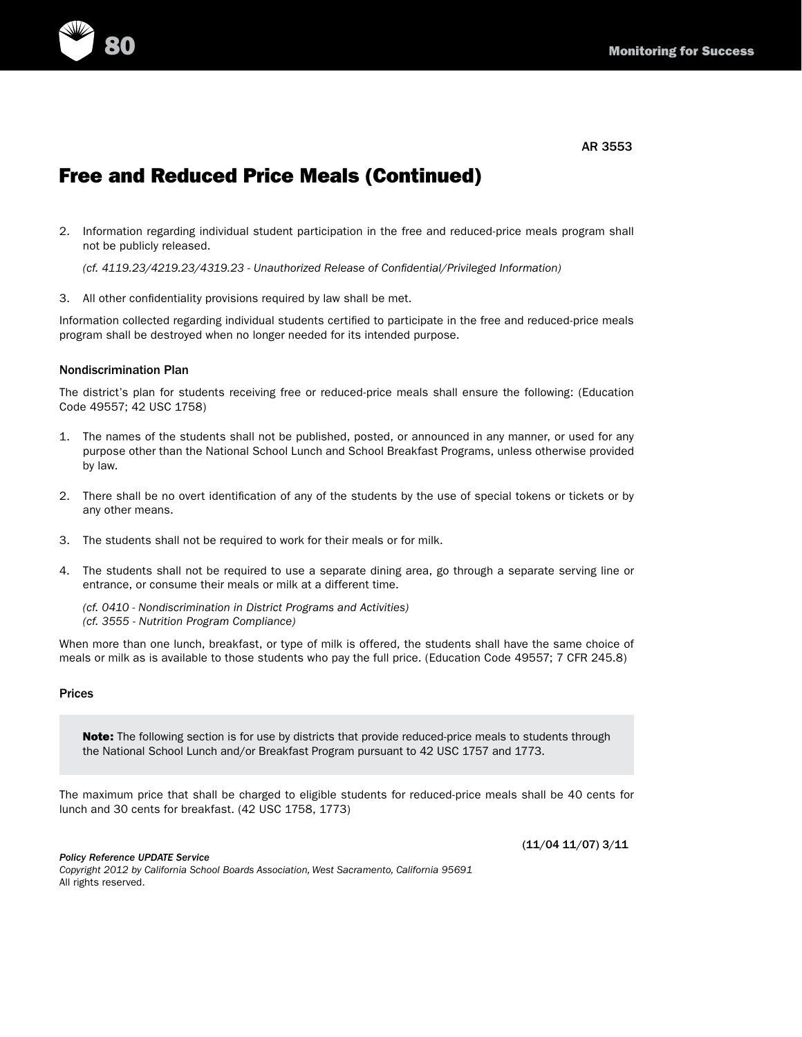AR 3553

# Free and Reduced Price Meals (Continued)

2. Information regarding individual student participation in the free and reduced-price meals program shall not be publicly released.

   *(cf. 4119.23/4219.23/4319.23 - Unauthorized Release of Confidential/Privileged Information)*

3. All other confidentiality provisions required by law shall be met.

Information collected regarding individual students certified to participate in the free and reduced-price meals program shall be destroyed when no longer needed for its intended purpose.

### Nondiscrimination Plan

The district's plan for students receiving free or reduced-price meals shall ensure the following: (Education Code 49557; 42 USC 1758)

1. The names of the students shall not be published, posted, or announced in any manner, or used for any purpose other than the National School Lunch and School Breakfast Programs, unless otherwise provided by law.

2. There shall be no overt identification of any of the students by the use of special tokens or tickets or by any other means.

3. The students shall not be required to work for their meals or for milk.

4. The students shall not be required to use a separate dining area, go through a separate serving line or entrance, or consume their meals or milk at a different time.

   *(cf. 0410 - Nondiscrimination in District Programs and Activities)*
   *(cf. 3555 - Nutrition Program Compliance)*

When more than one lunch, breakfast, or type of milk is offered, the students shall have the same choice of meals or milk as is available to those students who pay the full price. (Education Code 49557; 7 CFR 245.8)

### Prices

> **Note:** The following section is for use by districts that provide reduced-price meals to students through the National School Lunch and/or Breakfast Program pursuant to 42 USC 1757 and 1773.

The maximum price that shall be charged to eligible students for reduced-price meals shall be 40 cents for lunch and 30 cents for breakfast. (42 USC 1758, 1773)

(11/04 11/07) 3/11

*Policy Reference UPDATE Service*
*Copyright 2012 by California School Boards Association, West Sacramento, California 95691*
All rights reserved.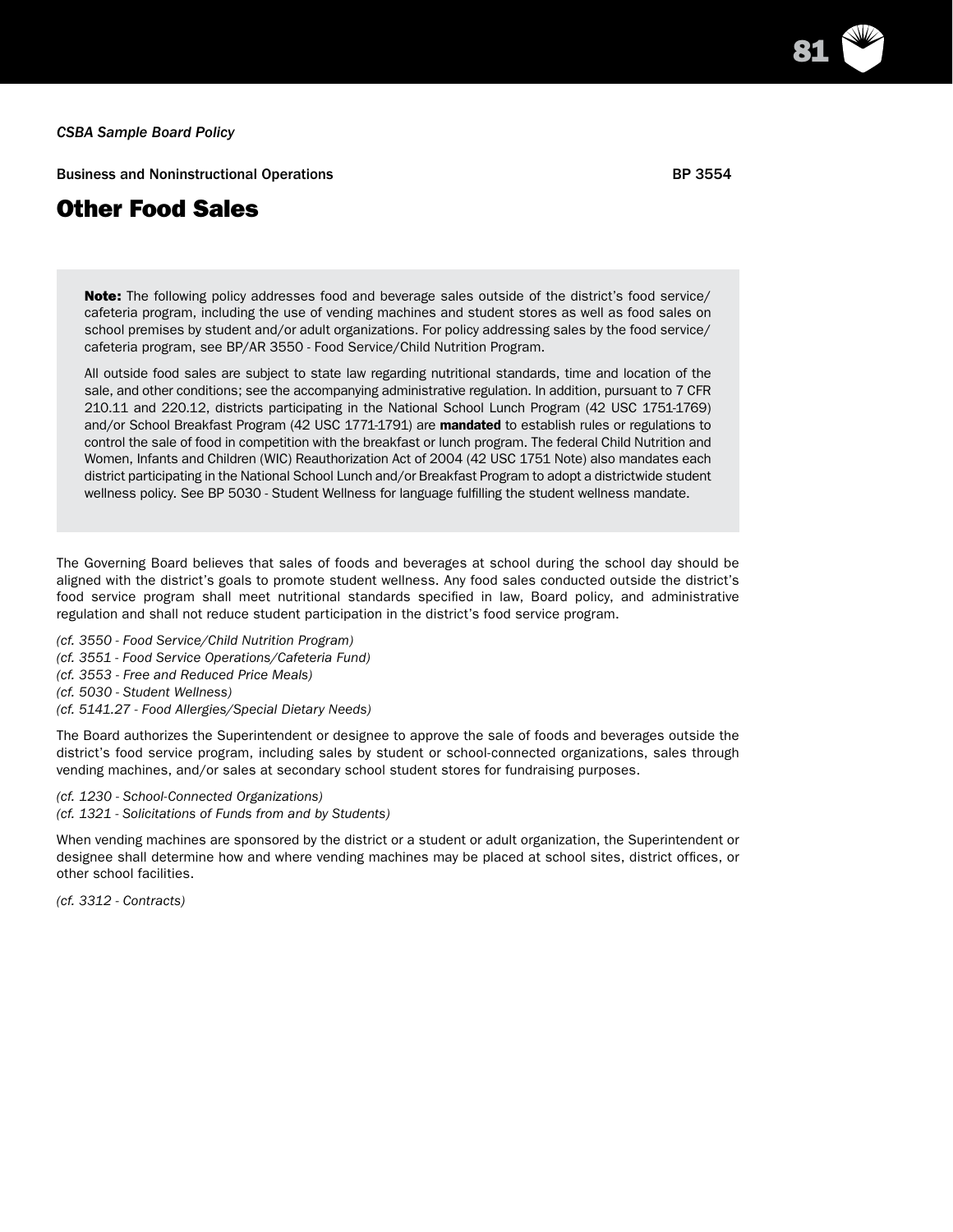*CSBA Sample Board Policy*

Business and Noninstructional Operations BP 3554

# Other Food Sales

> **Note:** The following policy addresses food and beverage sales outside of the district's food service/cafeteria program, including the use of vending machines and student stores as well as food sales on school premises by student and/or adult organizations. For policy addressing sales by the food service/cafeteria program, see BP/AR 3550 - Food Service/Child Nutrition Program.
>
> All outside food sales are subject to state law regarding nutritional standards, time and location of the sale, and other conditions; see the accompanying administrative regulation. In addition, pursuant to 7 CFR 210.11 and 220.12, districts participating in the National School Lunch Program (42 USC 1751-1769) and/or School Breakfast Program (42 USC 1771-1791) are **mandated** to establish rules or regulations to control the sale of food in competition with the breakfast or lunch program. The federal Child Nutrition and Women, Infants and Children (WIC) Reauthorization Act of 2004 (42 USC 1751 Note) also mandates each district participating in the National School Lunch and/or Breakfast Program to adopt a districtwide student wellness policy. See BP 5030 - Student Wellness for language fulfilling the student wellness mandate.

The Governing Board believes that sales of foods and beverages at school during the school day should be aligned with the district's goals to promote student wellness. Any food sales conducted outside the district's food service program shall meet nutritional standards specified in law, Board policy, and administrative regulation and shall not reduce student participation in the district's food service program.

*(cf. 3550 - Food Service/Child Nutrition Program)*
*(cf. 3551 - Food Service Operations/Cafeteria Fund)*
*(cf. 3553 - Free and Reduced Price Meals)*
*(cf. 5030 - Student Wellness)*
*(cf. 5141.27 - Food Allergies/Special Dietary Needs)*

The Board authorizes the Superintendent or designee to approve the sale of foods and beverages outside the district's food service program, including sales by student or school-connected organizations, sales through vending machines, and/or sales at secondary school student stores for fundraising purposes.

*(cf. 1230 - School-Connected Organizations)*
*(cf. 1321 - Solicitations of Funds from and by Students)*

When vending machines are sponsored by the district or a student or adult organization, the Superintendent or designee shall determine how and where vending machines may be placed at school sites, district offices, or other school facilities.

*(cf. 3312 - Contracts)*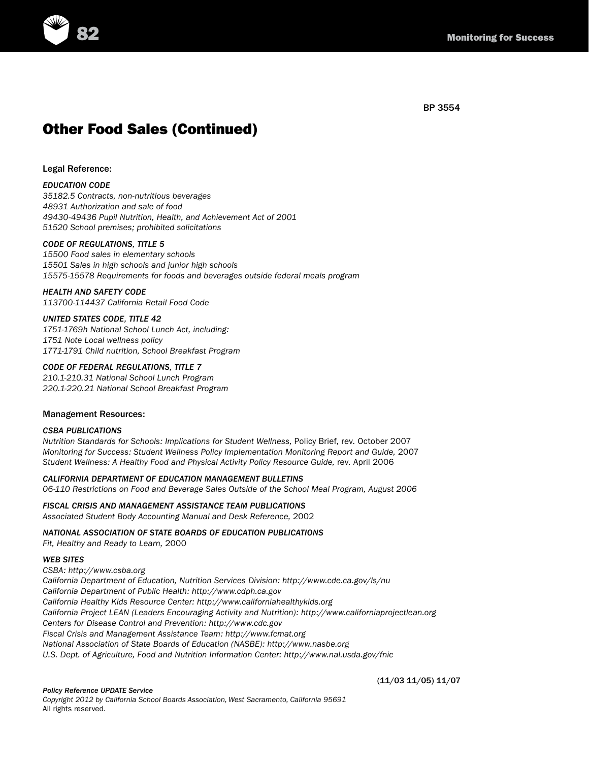BP 3554

# Other Food Sales (Continued)

Legal Reference:

*EDUCATION CODE*
*35182.5 Contracts, non-nutritious beverages*
*48931 Authorization and sale of food*
*49430-49436 Pupil Nutrition, Health, and Achievement Act of 2001*
*51520 School premises; prohibited solicitations*

*CODE OF REGULATIONS, TITLE 5*
*15500 Food sales in elementary schools*
*15501 Sales in high schools and junior high schools*
*15575-15578 Requirements for foods and beverages outside federal meals program*

*HEALTH AND SAFETY CODE*
*113700-114437 California Retail Food Code*

*UNITED STATES CODE, TITLE 42*
*1751-1769h National School Lunch Act, including:*
*1751 Note Local wellness policy*
*1771-1791 Child nutrition, School Breakfast Program*

*CODE OF FEDERAL REGULATIONS, TITLE 7*
*210.1-210.31 National School Lunch Program*
*220.1-220.21 National School Breakfast Program*

Management Resources:

*CSBA PUBLICATIONS*
*Nutrition Standards for Schools: Implications for Student Wellness,* Policy Brief, rev. October 2007
*Monitoring for Success: Student Wellness Policy Implementation Monitoring Report and Guide,* 2007
*Student Wellness: A Healthy Food and Physical Activity Policy Resource Guide,* rev. April 2006

*CALIFORNIA DEPARTMENT OF EDUCATION MANAGEMENT BULLETINS*
*06-110 Restrictions on Food and Beverage Sales Outside of the School Meal Program, August 2006*

*FISCAL CRISIS AND MANAGEMENT ASSISTANCE TEAM PUBLICATIONS*
*Associated Student Body Accounting Manual and Desk Reference,* 2002

*NATIONAL ASSOCIATION OF STATE BOARDS OF EDUCATION PUBLICATIONS*
*Fit, Healthy and Ready to Learn,* 2000

*WEB SITES*
*CSBA: http://www.csba.org*
*California Department of Education, Nutrition Services Division: http://www.cde.ca.gov/ls/nu*
*California Department of Public Health: http://www.cdph.ca.gov*
*California Healthy Kids Resource Center: http://www.californiahealthykids.org*
*California Project LEAN (Leaders Encouraging Activity and Nutrition): http://www.californiaprojectlean.org*
*Centers for Disease Control and Prevention: http://www.cdc.gov*
*Fiscal Crisis and Management Assistance Team: http://www.fcmat.org*
*National Association of State Boards of Education (NASBE): http://www.nasbe.org*
*U.S. Dept. of Agriculture, Food and Nutrition Information Center: http://www.nal.usda.gov/fnic*

(11/03 11/05) 11/07

*Policy Reference UPDATE Service*
*Copyright 2012 by California School Boards Association, West Sacramento, California 95691*
All rights reserved.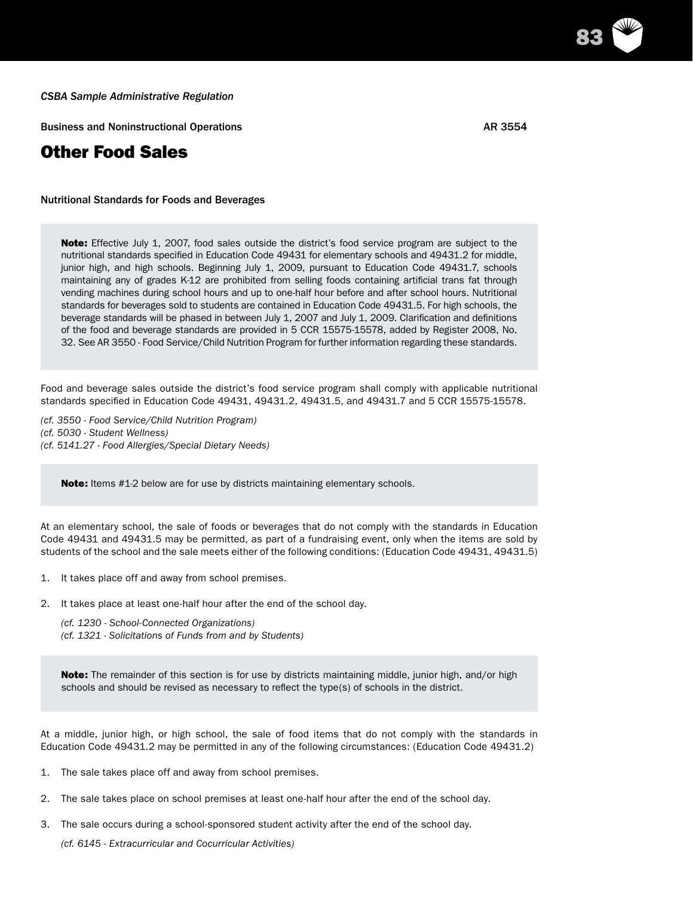*CSBA Sample Administrative Regulation*

Business and Noninstructional Operations AR 3554

# Other Food Sales

Nutritional Standards for Foods and Beverages

> **Note:** Effective July 1, 2007, food sales outside the district's food service program are subject to the nutritional standards specified in Education Code 49431 for elementary schools and 49431.2 for middle, junior high, and high schools. Beginning July 1, 2009, pursuant to Education Code 49431.7, schools maintaining any of grades K-12 are prohibited from selling foods containing artificial trans fat through vending machines during school hours and up to one-half hour before and after school hours. Nutritional standards for beverages sold to students are contained in Education Code 49431.5. For high schools, the beverage standards will be phased in between July 1, 2007 and July 1, 2009. Clarification and definitions of the food and beverage standards are provided in 5 CCR 15575-15578, added by Register 2008, No. 32. See AR 3550 - Food Service/Child Nutrition Program for further information regarding these standards.

Food and beverage sales outside the district's food service program shall comply with applicable nutritional standards specified in Education Code 49431, 49431.2, 49431.5, and 49431.7 and 5 CCR 15575-15578.

*(cf. 3550 - Food Service/Child Nutrition Program)*
*(cf. 5030 - Student Wellness)*
*(cf. 5141.27 - Food Allergies/Special Dietary Needs)*

> **Note:** Items #1-2 below are for use by districts maintaining elementary schools.

At an elementary school, the sale of foods or beverages that do not comply with the standards in Education Code 49431 and 49431.5 may be permitted, as part of a fundraising event, only when the items are sold by students of the school and the sale meets either of the following conditions: (Education Code 49431, 49431.5)

1. It takes place off and away from school premises.
2. It takes place at least one-half hour after the end of the school day.

   *(cf. 1230 - School-Connected Organizations)*
   *(cf. 1321 - Solicitations of Funds from and by Students)*

> **Note:** The remainder of this section is for use by districts maintaining middle, junior high, and/or high schools and should be revised as necessary to reflect the type(s) of schools in the district.

At a middle, junior high, or high school, the sale of food items that do not comply with the standards in Education Code 49431.2 may be permitted in any of the following circumstances: (Education Code 49431.2)

1. The sale takes place off and away from school premises.
2. The sale takes place on school premises at least one-half hour after the end of the school day.
3. The sale occurs during a school-sponsored student activity after the end of the school day.

   *(cf. 6145 - Extracurricular and Cocurricular Activities)*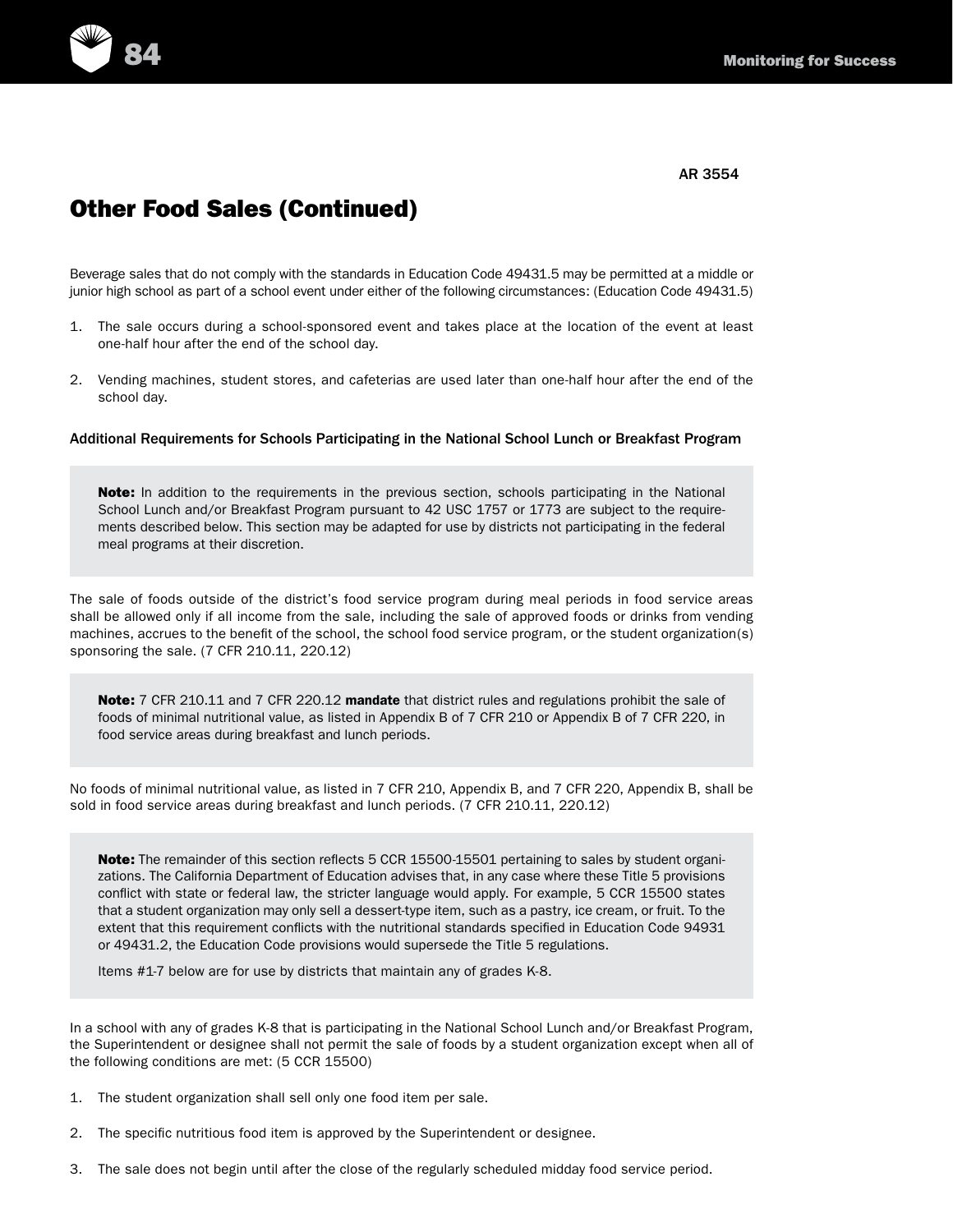AR 3554

## Other Food Sales (Continued)

Beverage sales that do not comply with the standards in Education Code 49431.5 may be permitted at a middle or junior high school as part of a school event under either of the following circumstances: (Education Code 49431.5)

1. The sale occurs during a school-sponsored event and takes place at the location of the event at least one-half hour after the end of the school day.
2. Vending machines, student stores, and cafeterias are used later than one-half hour after the end of the school day.

### Additional Requirements for Schools Participating in the National School Lunch or Breakfast Program

> **Note:** In addition to the requirements in the previous section, schools participating in the National School Lunch and/or Breakfast Program pursuant to 42 USC 1757 or 1773 are subject to the requirements described below. This section may be adapted for use by districts not participating in the federal meal programs at their discretion.

The sale of foods outside of the district's food service program during meal periods in food service areas shall be allowed only if all income from the sale, including the sale of approved foods or drinks from vending machines, accrues to the benefit of the school, the school food service program, or the student organization(s) sponsoring the sale. (7 CFR 210.11, 220.12)

> **Note:** 7 CFR 210.11 and 7 CFR 220.12 **mandate** that district rules and regulations prohibit the sale of foods of minimal nutritional value, as listed in Appendix B of 7 CFR 210 or Appendix B of 7 CFR 220, in food service areas during breakfast and lunch periods.

No foods of minimal nutritional value, as listed in 7 CFR 210, Appendix B, and 7 CFR 220, Appendix B, shall be sold in food service areas during breakfast and lunch periods. (7 CFR 210.11, 220.12)

> **Note:** The remainder of this section reflects 5 CCR 15500-15501 pertaining to sales by student organizations. The California Department of Education advises that, in any case where these Title 5 provisions conflict with state or federal law, the stricter language would apply. For example, 5 CCR 15500 states that a student organization may only sell a dessert-type item, such as a pastry, ice cream, or fruit. To the extent that this requirement conflicts with the nutritional standards specified in Education Code 94931 or 49431.2, the Education Code provisions would supersede the Title 5 regulations.
>
> Items #1-7 below are for use by districts that maintain any of grades K-8.

In a school with any of grades K-8 that is participating in the National School Lunch and/or Breakfast Program, the Superintendent or designee shall not permit the sale of foods by a student organization except when all of the following conditions are met: (5 CCR 15500)

1. The student organization shall sell only one food item per sale.
2. The specific nutritious food item is approved by the Superintendent or designee.
3. The sale does not begin until after the close of the regularly scheduled midday food service period.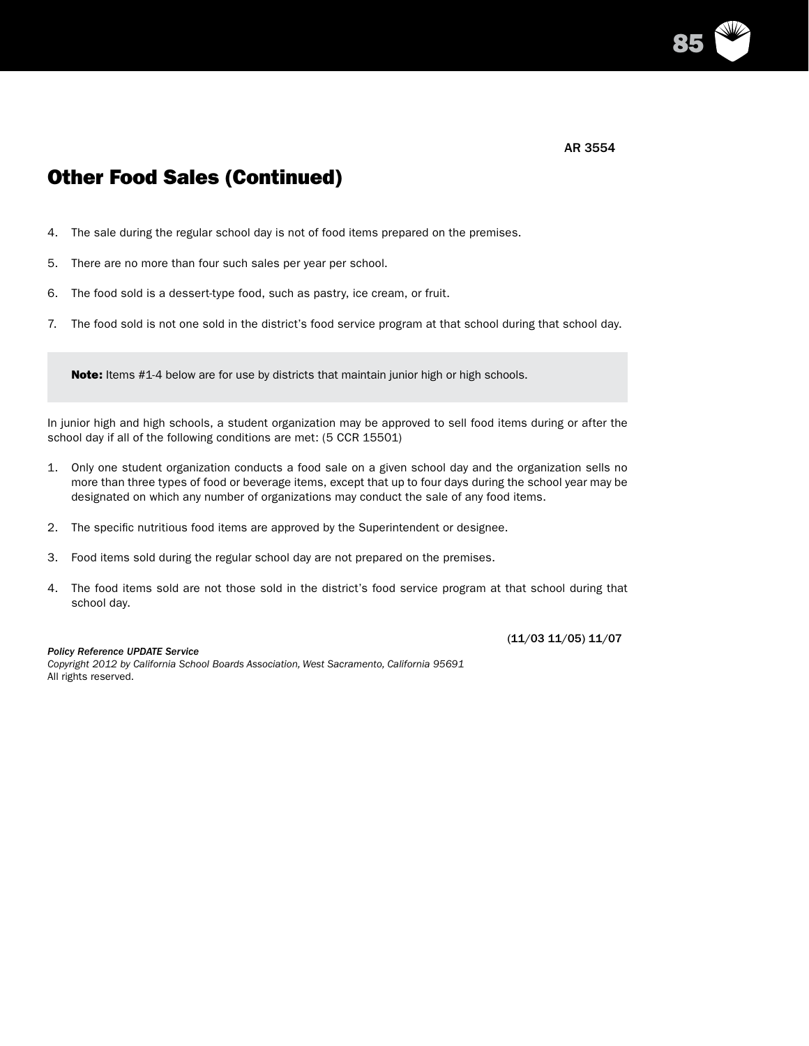AR 3554

## Other Food Sales (Continued)

4. The sale during the regular school day is not of food items prepared on the premises.

5. There are no more than four such sales per year per school.

6. The food sold is a dessert-type food, such as pastry, ice cream, or fruit.

7. The food sold is not one sold in the district's food service program at that school during that school day.

**Note:** Items #1-4 below are for use by districts that maintain junior high or high schools.

In junior high and high schools, a student organization may be approved to sell food items during or after the school day if all of the following conditions are met: (5 CCR 15501)

1. Only one student organization conducts a food sale on a given school day and the organization sells no more than three types of food or beverage items, except that up to four days during the school year may be designated on which any number of organizations may conduct the sale of any food items.

2. The specific nutritious food items are approved by the Superintendent or designee.

3. Food items sold during the regular school day are not prepared on the premises.

4. The food items sold are not those sold in the district's food service program at that school during that school day.

(11/03 11/05) 11/07

*Policy Reference UPDATE Service*
*Copyright 2012 by California School Boards Association, West Sacramento, California 95691*
All rights reserved.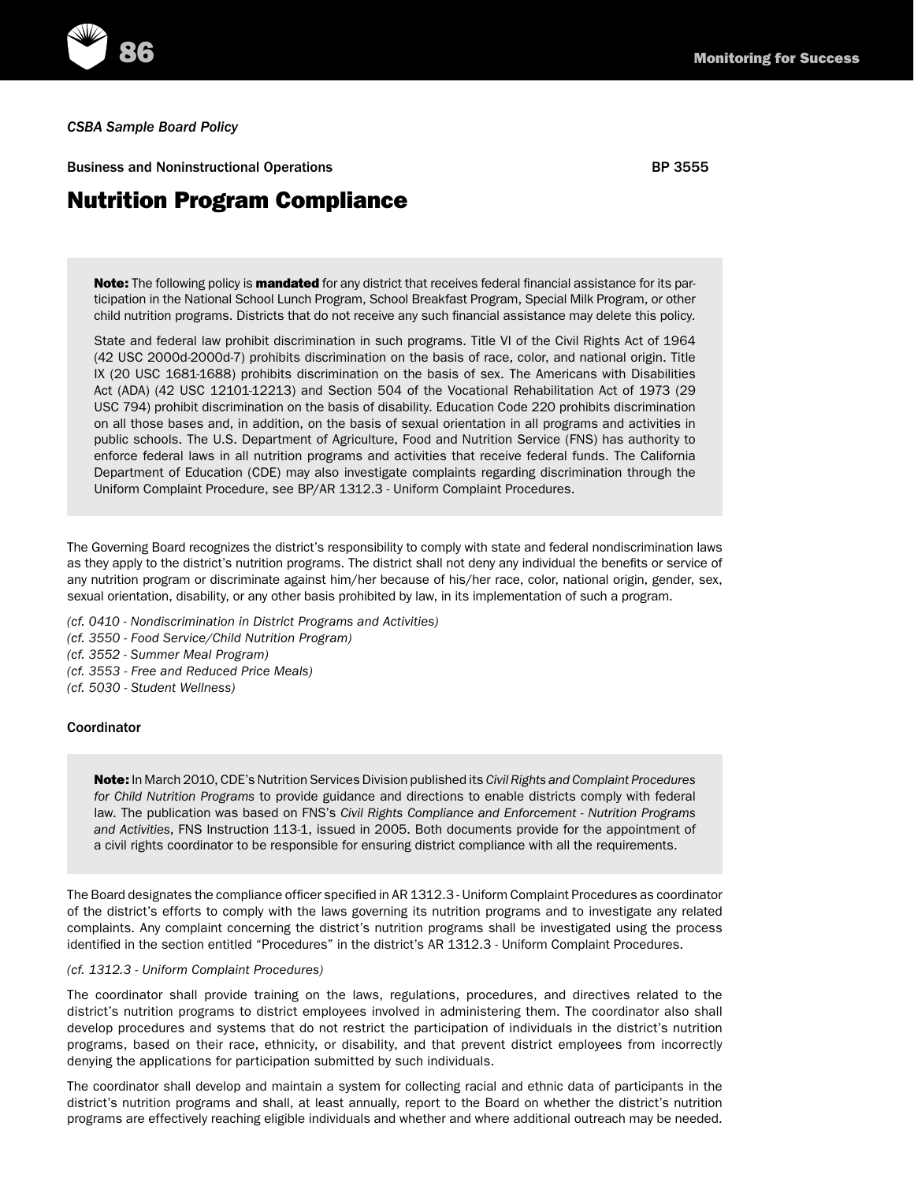*CSBA Sample Board Policy*

Business and Noninstructional Operations BP 3555

# Nutrition Program Compliance

> **Note:** The following policy is **mandated** for any district that receives federal financial assistance for its participation in the National School Lunch Program, School Breakfast Program, Special Milk Program, or other child nutrition programs. Districts that do not receive any such financial assistance may delete this policy.
>
> State and federal law prohibit discrimination in such programs. Title VI of the Civil Rights Act of 1964 (42 USC 2000d-2000d-7) prohibits discrimination on the basis of race, color, and national origin. Title IX (20 USC 1681-1688) prohibits discrimination on the basis of sex. The Americans with Disabilities Act (ADA) (42 USC 12101-12213) and Section 504 of the Vocational Rehabilitation Act of 1973 (29 USC 794) prohibit discrimination on the basis of disability. Education Code 220 prohibits discrimination on all those bases and, in addition, on the basis of sexual orientation in all programs and activities in public schools. The U.S. Department of Agriculture, Food and Nutrition Service (FNS) has authority to enforce federal laws in all nutrition programs and activities that receive federal funds. The California Department of Education (CDE) may also investigate complaints regarding discrimination through the Uniform Complaint Procedure, see BP/AR 1312.3 - Uniform Complaint Procedures.

The Governing Board recognizes the district's responsibility to comply with state and federal nondiscrimination laws as they apply to the district's nutrition programs. The district shall not deny any individual the benefits or service of any nutrition program or discriminate against him/her because of his/her race, color, national origin, gender, sex, sexual orientation, disability, or any other basis prohibited by law, in its implementation of such a program.

*(cf. 0410 - Nondiscrimination in District Programs and Activities)*
*(cf. 3550 - Food Service/Child Nutrition Program)*
*(cf. 3552 - Summer Meal Program)*
*(cf. 3553 - Free and Reduced Price Meals)*
*(cf. 5030 - Student Wellness)*

## Coordinator

> **Note:** In March 2010, CDE's Nutrition Services Division published its *Civil Rights and Complaint Procedures for Child Nutrition Programs* to provide guidance and directions to enable districts comply with federal law. The publication was based on FNS's *Civil Rights Compliance and Enforcement - Nutrition Programs and Activities*, FNS Instruction 113-1, issued in 2005. Both documents provide for the appointment of a civil rights coordinator to be responsible for ensuring district compliance with all the requirements.

The Board designates the compliance officer specified in AR 1312.3 - Uniform Complaint Procedures as coordinator of the district's efforts to comply with the laws governing its nutrition programs and to investigate any related complaints. Any complaint concerning the district's nutrition programs shall be investigated using the process identified in the section entitled "Procedures" in the district's AR 1312.3 - Uniform Complaint Procedures.

*(cf. 1312.3 - Uniform Complaint Procedures)*

The coordinator shall provide training on the laws, regulations, procedures, and directives related to the district's nutrition programs to district employees involved in administering them. The coordinator also shall develop procedures and systems that do not restrict the participation of individuals in the district's nutrition programs, based on their race, ethnicity, or disability, and that prevent district employees from incorrectly denying the applications for participation submitted by such individuals.

The coordinator shall develop and maintain a system for collecting racial and ethnic data of participants in the district's nutrition programs and shall, at least annually, report to the Board on whether the district's nutrition programs are effectively reaching eligible individuals and whether and where additional outreach may be needed.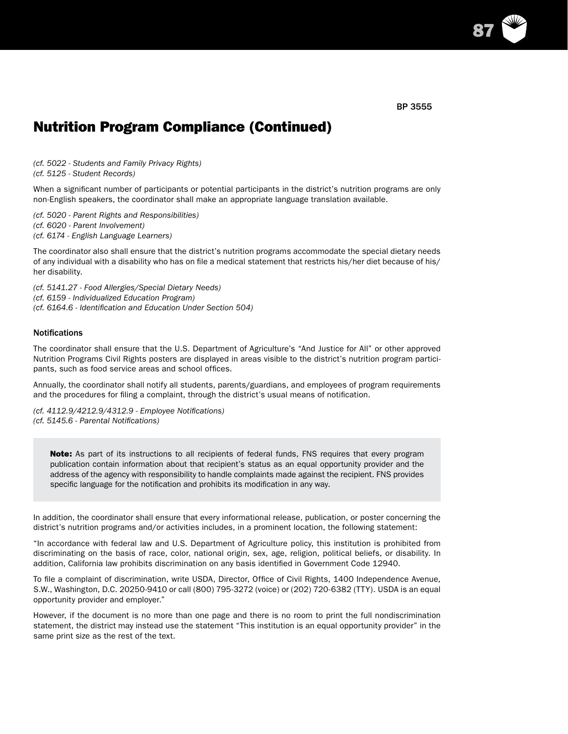BP 3555

## Nutrition Program Compliance (Continued)

*(cf. 5022 - Students and Family Privacy Rights)*
*(cf. 5125 - Student Records)*

When a significant number of participants or potential participants in the district's nutrition programs are only non-English speakers, the coordinator shall make an appropriate language translation available.

*(cf. 5020 - Parent Rights and Responsibilities)*
*(cf. 6020 - Parent Involvement)*
*(cf. 6174 - English Language Learners)*

The coordinator also shall ensure that the district's nutrition programs accommodate the special dietary needs of any individual with a disability who has on file a medical statement that restricts his/her diet because of his/her disability.

*(cf. 5141.27 - Food Allergies/Special Dietary Needs)*
*(cf. 6159 - Individualized Education Program)*
*(cf. 6164.6 - Identification and Education Under Section 504)*

### Notifications

The coordinator shall ensure that the U.S. Department of Agriculture's "And Justice for All" or other approved Nutrition Programs Civil Rights posters are displayed in areas visible to the district's nutrition program participants, such as food service areas and school offices.

Annually, the coordinator shall notify all students, parents/guardians, and employees of program requirements and the procedures for filing a complaint, through the district's usual means of notification.

*(cf. 4112.9/4212.9/4312.9 - Employee Notifications)*
*(cf. 5145.6 - Parental Notifications)*

> **Note:** As part of its instructions to all recipients of federal funds, FNS requires that every program publication contain information about that recipient's status as an equal opportunity provider and the address of the agency with responsibility to handle complaints made against the recipient. FNS provides specific language for the notification and prohibits its modification in any way.

In addition, the coordinator shall ensure that every informational release, publication, or poster concerning the district's nutrition programs and/or activities includes, in a prominent location, the following statement:

"In accordance with federal law and U.S. Department of Agriculture policy, this institution is prohibited from discriminating on the basis of race, color, national origin, sex, age, religion, political beliefs, or disability. In addition, California law prohibits discrimination on any basis identified in Government Code 12940.

To file a complaint of discrimination, write USDA, Director, Office of Civil Rights, 1400 Independence Avenue, S.W., Washington, D.C. 20250-9410 or call (800) 795-3272 (voice) or (202) 720-6382 (TTY). USDA is an equal opportunity provider and employer."

However, if the document is no more than one page and there is no room to print the full nondiscrimination statement, the district may instead use the statement "This institution is an equal opportunity provider" in the same print size as the rest of the text.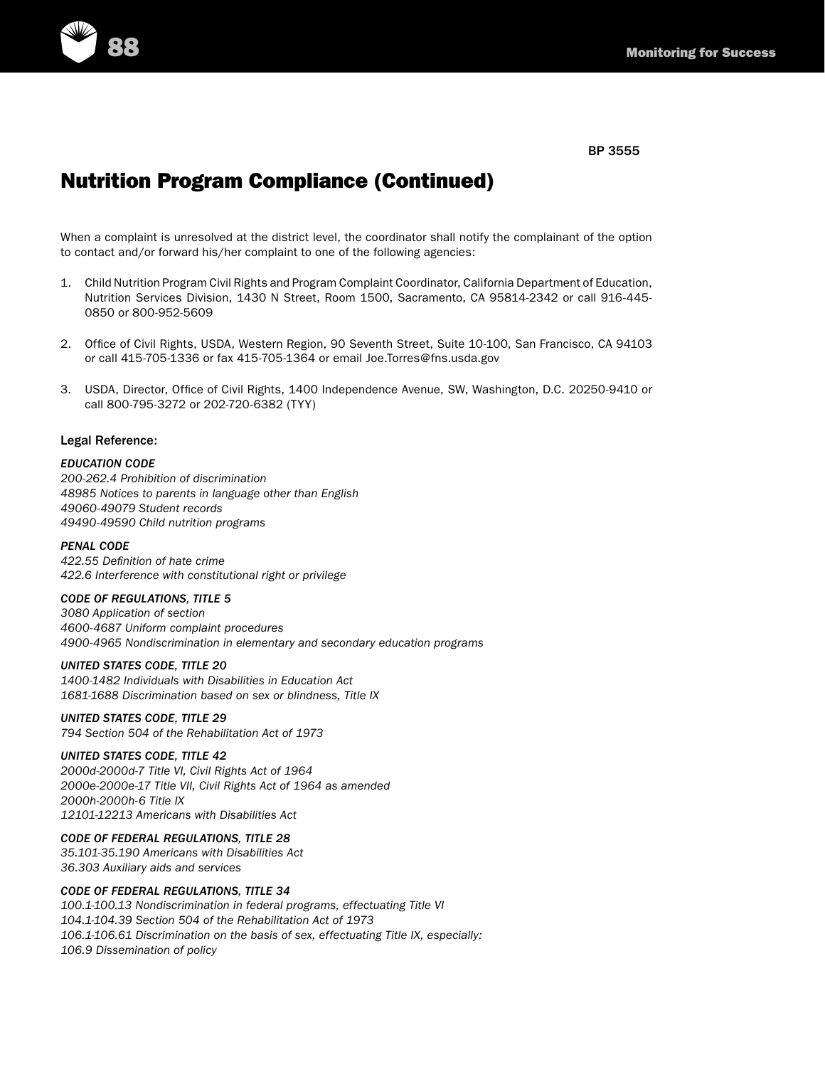BP 3555

# Nutrition Program Compliance (Continued)

When a complaint is unresolved at the district level, the coordinator shall notify the complainant of the option to contact and/or forward his/her complaint to one of the following agencies:

1. Child Nutrition Program Civil Rights and Program Complaint Coordinator, California Department of Education, Nutrition Services Division, 1430 N Street, Room 1500, Sacramento, CA 95814-2342 or call 916-445-0850 or 800-952-5609

2. Office of Civil Rights, USDA, Western Region, 90 Seventh Street, Suite 10-100, San Francisco, CA 94103 or call 415-705-1336 or fax 415-705-1364 or email Joe.Torres@fns.usda.gov

3. USDA, Director, Office of Civil Rights, 1400 Independence Avenue, SW, Washington, D.C. 20250-9410 or call 800-795-3272 or 202-720-6382 (TYY)

Legal Reference:

*EDUCATION CODE*
*200-262.4 Prohibition of discrimination*
*48985 Notices to parents in language other than English*
*49060-49079 Student records*
*49490-49590 Child nutrition programs*

*PENAL CODE*
*422.55 Definition of hate crime*
*422.6 Interference with constitutional right or privilege*

*CODE OF REGULATIONS, TITLE 5*
*3080 Application of section*
*4600-4687 Uniform complaint procedures*
*4900-4965 Nondiscrimination in elementary and secondary education programs*

*UNITED STATES CODE, TITLE 20*
*1400-1482 Individuals with Disabilities in Education Act*
*1681-1688 Discrimination based on sex or blindness, Title IX*

*UNITED STATES CODE, TITLE 29*
*794 Section 504 of the Rehabilitation Act of 1973*

*UNITED STATES CODE, TITLE 42*
*2000d-2000d-7 Title VI, Civil Rights Act of 1964*
*2000e-2000e-17 Title VII, Civil Rights Act of 1964 as amended*
*2000h-2000h-6 Title IX*
*12101-12213 Americans with Disabilities Act*

*CODE OF FEDERAL REGULATIONS, TITLE 28*
*35.101-35.190 Americans with Disabilities Act*
*36.303 Auxiliary aids and services*

*CODE OF FEDERAL REGULATIONS, TITLE 34*
*100.1-100.13 Nondiscrimination in federal programs, effectuating Title VI*
*104.1-104.39 Section 504 of the Rehabilitation Act of 1973*
*106.1-106.61 Discrimination on the basis of sex, effectuating Title IX, especially:*
*106.9 Dissemination of policy*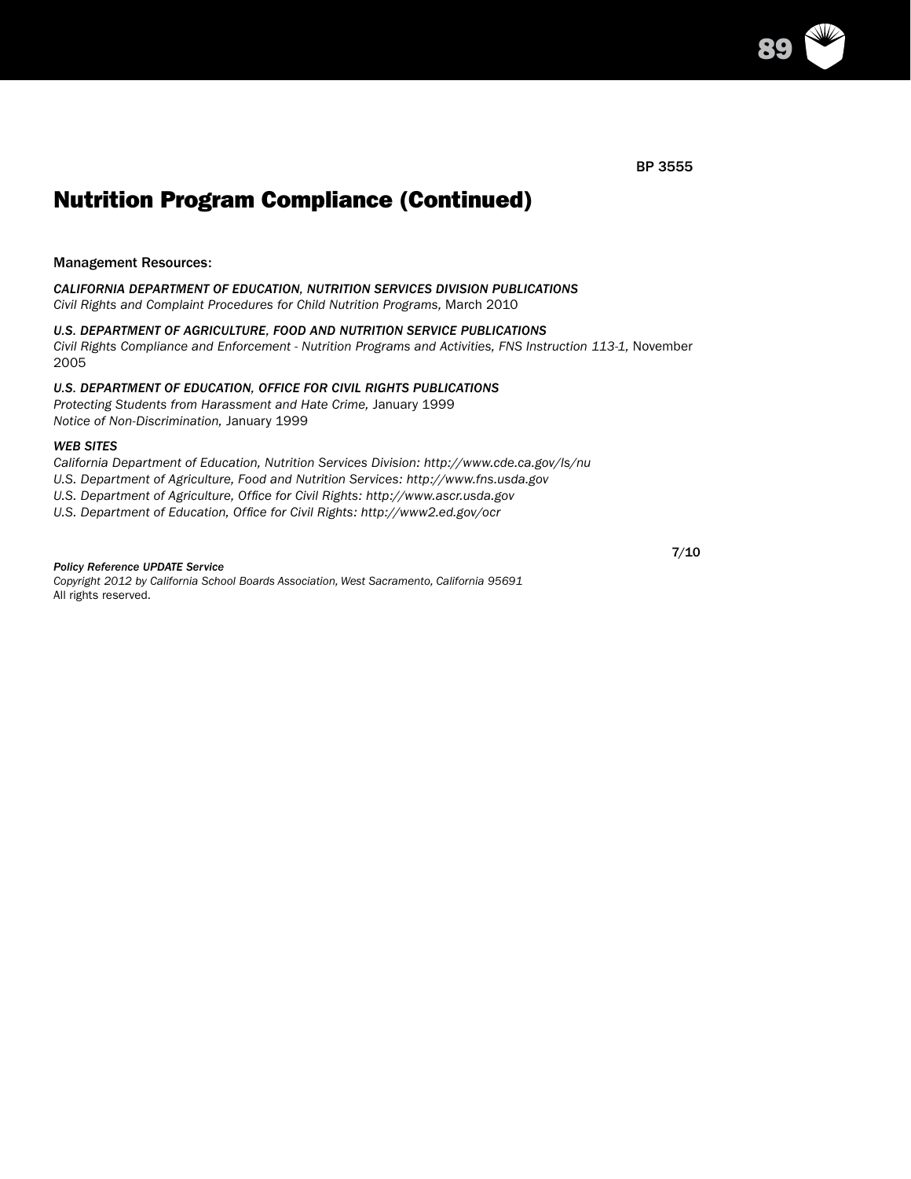BP 3555

# Nutrition Program Compliance (Continued)

Management Resources:

*CALIFORNIA DEPARTMENT OF EDUCATION, NUTRITION SERVICES DIVISION PUBLICATIONS*
*Civil Rights and Complaint Procedures for Child Nutrition Programs,* March 2010

*U.S. DEPARTMENT OF AGRICULTURE, FOOD AND NUTRITION SERVICE PUBLICATIONS*
*Civil Rights Compliance and Enforcement - Nutrition Programs and Activities, FNS Instruction 113-1,* November 2005

*U.S. DEPARTMENT OF EDUCATION, OFFICE FOR CIVIL RIGHTS PUBLICATIONS*
*Protecting Students from Harassment and Hate Crime,* January 1999
*Notice of Non-Discrimination,* January 1999

*WEB SITES*
*California Department of Education, Nutrition Services Division: http://www.cde.ca.gov/ls/nu*
*U.S. Department of Agriculture, Food and Nutrition Services: http://www.fns.usda.gov*
*U.S. Department of Agriculture, Office for Civil Rights: http://www.ascr.usda.gov*
*U.S. Department of Education, Office for Civil Rights: http://www2.ed.gov/ocr*

7/10

***Policy Reference UPDATE Service***
*Copyright 2012 by California School Boards Association, West Sacramento, California 95691*
All rights reserved.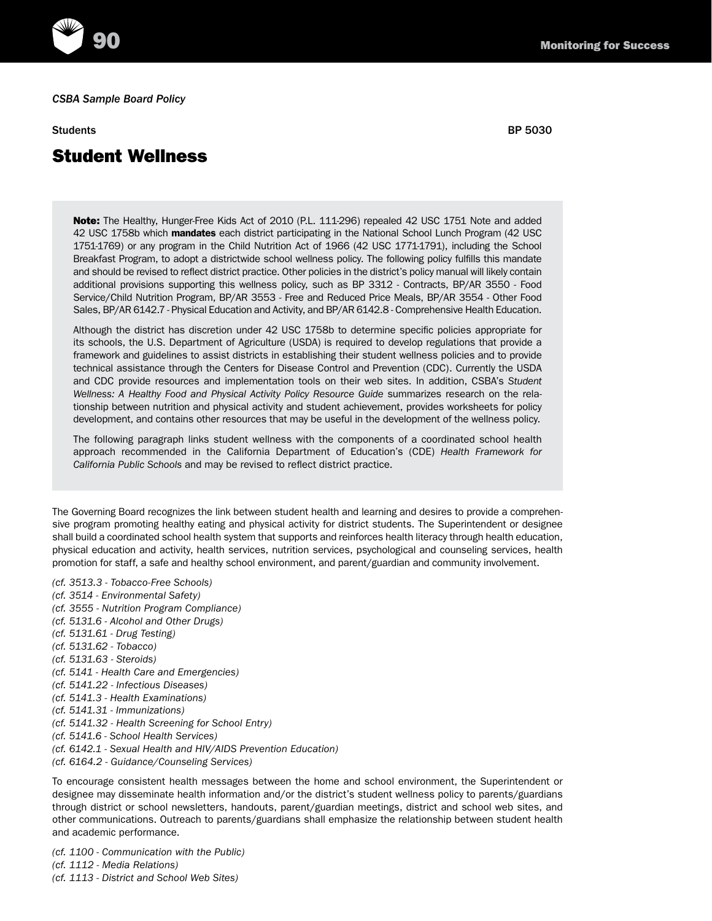*CSBA Sample Board Policy*

Students BP 5030

# Student Wellness

**Note:** The Healthy, Hunger-Free Kids Act of 2010 (P.L. 111-296) repealed 42 USC 1751 Note and added 42 USC 1758b which **mandates** each district participating in the National School Lunch Program (42 USC 1751-1769) or any program in the Child Nutrition Act of 1966 (42 USC 1771-1791), including the School Breakfast Program, to adopt a districtwide school wellness policy. The following policy fulfills this mandate and should be revised to reflect district practice. Other policies in the district's policy manual will likely contain additional provisions supporting this wellness policy, such as BP 3312 - Contracts, BP/AR 3550 - Food Service/Child Nutrition Program, BP/AR 3553 - Free and Reduced Price Meals, BP/AR 3554 - Other Food Sales, BP/AR 6142.7 - Physical Education and Activity, and BP/AR 6142.8 - Comprehensive Health Education.

Although the district has discretion under 42 USC 1758b to determine specific policies appropriate for its schools, the U.S. Department of Agriculture (USDA) is required to develop regulations that provide a framework and guidelines to assist districts in establishing their student wellness policies and to provide technical assistance through the Centers for Disease Control and Prevention (CDC). Currently the USDA and CDC provide resources and implementation tools on their web sites. In addition, CSBA's *Student Wellness: A Healthy Food and Physical Activity Policy Resource Guide* summarizes research on the relationship between nutrition and physical activity and student achievement, provides worksheets for policy development, and contains other resources that may be useful in the development of the wellness policy.

The following paragraph links student wellness with the components of a coordinated school health approach recommended in the California Department of Education's (CDE) *Health Framework for California Public Schools* and may be revised to reflect district practice.

The Governing Board recognizes the link between student health and learning and desires to provide a comprehensive program promoting healthy eating and physical activity for district students. The Superintendent or designee shall build a coordinated school health system that supports and reinforces health literacy through health education, physical education and activity, health services, nutrition services, psychological and counseling services, health promotion for staff, a safe and healthy school environment, and parent/guardian and community involvement.

*(cf. 3513.3 - Tobacco-Free Schools)*
*(cf. 3514 - Environmental Safety)*
*(cf. 3555 - Nutrition Program Compliance)*
*(cf. 5131.6 - Alcohol and Other Drugs)*
*(cf. 5131.61 - Drug Testing)*
*(cf. 5131.62 - Tobacco)*
*(cf. 5131.63 - Steroids)*
*(cf. 5141 - Health Care and Emergencies)*
*(cf. 5141.22 - Infectious Diseases)*
*(cf. 5141.3 - Health Examinations)*
*(cf. 5141.31 - Immunizations)*
*(cf. 5141.32 - Health Screening for School Entry)*
*(cf. 5141.6 - School Health Services)*
*(cf. 6142.1 - Sexual Health and HIV/AIDS Prevention Education)*
*(cf. 6164.2 - Guidance/Counseling Services)*

To encourage consistent health messages between the home and school environment, the Superintendent or designee may disseminate health information and/or the district's student wellness policy to parents/guardians through district or school newsletters, handouts, parent/guardian meetings, district and school web sites, and other communications. Outreach to parents/guardians shall emphasize the relationship between student health and academic performance.

*(cf. 1100 - Communication with the Public)*
*(cf. 1112 - Media Relations)*
*(cf. 1113 - District and School Web Sites)*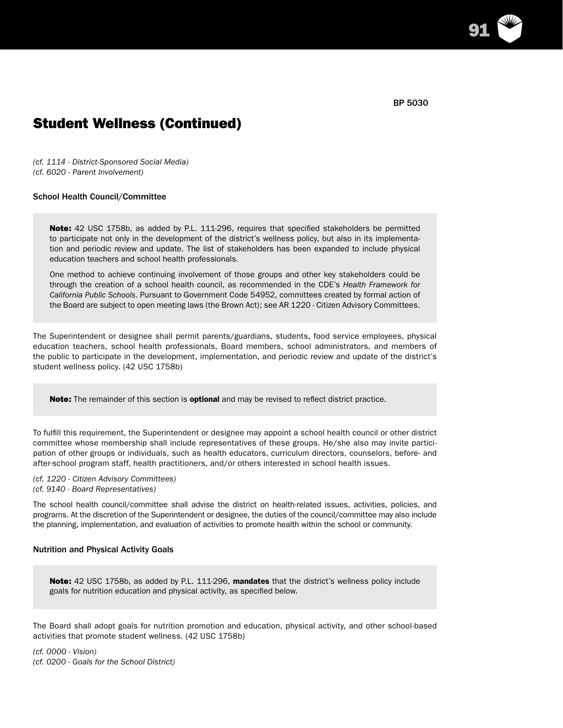BP 5030

## Student Wellness (Continued)

*(cf. 1114 - District-Sponsored Social Media)*
*(cf. 6020 - Parent Involvement)*

### School Health Council/Committee

> **Note:** 42 USC 1758b, as added by P.L. 111-296, requires that specified stakeholders be permitted to participate not only in the development of the district's wellness policy, but also in its implementation and periodic review and update. The list of stakeholders has been expanded to include physical education teachers and school health professionals.
>
> One method to achieve continuing involvement of those groups and other key stakeholders could be through the creation of a school health council, as recommended in the CDE's *Health Framework for California Public Schools*. Pursuant to Government Code 54952, committees created by formal action of the Board are subject to open meeting laws (the Brown Act); see AR 1220 - Citizen Advisory Committees.

The Superintendent or designee shall permit parents/guardians, students, food service employees, physical education teachers, school health professionals, Board members, school administrators, and members of the public to participate in the development, implementation, and periodic review and update of the district's student wellness policy. (42 USC 1758b)

> **Note:** The remainder of this section is **optional** and may be revised to reflect district practice.

To fulfill this requirement, the Superintendent or designee may appoint a school health council or other district committee whose membership shall include representatives of these groups. He/she also may invite participation of other groups or individuals, such as health educators, curriculum directors, counselors, before- and after-school program staff, health practitioners, and/or others interested in school health issues.

*(cf. 1220 - Citizen Advisory Committees)*
*(cf. 9140 - Board Representatives)*

The school health council/committee shall advise the district on health-related issues, activities, policies, and programs. At the discretion of the Superintendent or designee, the duties of the council/committee may also include the planning, implementation, and evaluation of activities to promote health within the school or community.

### Nutrition and Physical Activity Goals

> **Note:** 42 USC 1758b, as added by P.L. 111-296, **mandates** that the district's wellness policy include goals for nutrition education and physical activity, as specified below.

The Board shall adopt goals for nutrition promotion and education, physical activity, and other school-based activities that promote student wellness. (42 USC 1758b)

*(cf. 0000 - Vision)*
*(cf. 0200 - Goals for the School District)*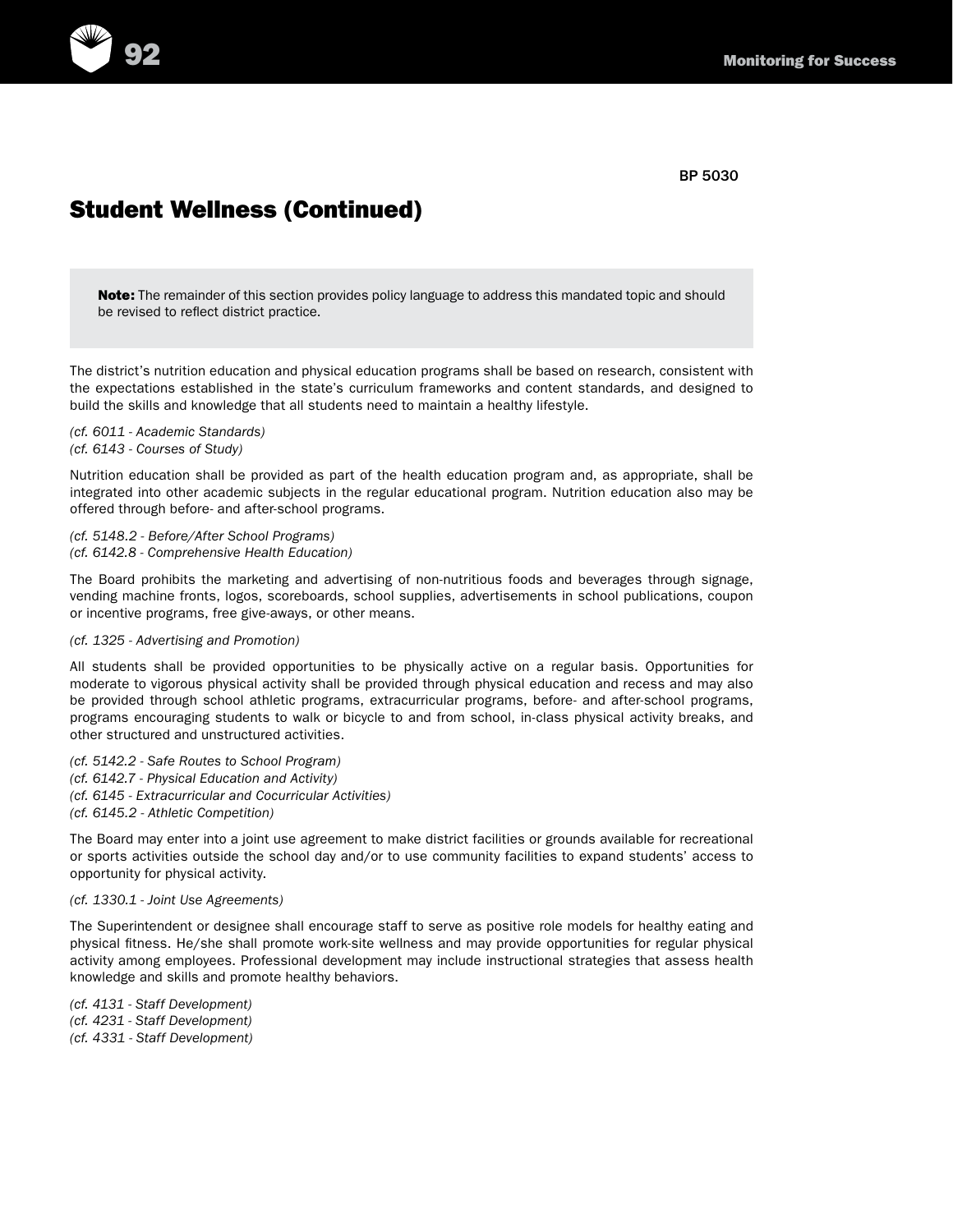BP 5030

# Student Wellness (Continued)

**Note:** The remainder of this section provides policy language to address this mandated topic and should be revised to reflect district practice.

The district's nutrition education and physical education programs shall be based on research, consistent with the expectations established in the state's curriculum frameworks and content standards, and designed to build the skills and knowledge that all students need to maintain a healthy lifestyle.

*(cf. 6011 - Academic Standards)*
*(cf. 6143 - Courses of Study)*

Nutrition education shall be provided as part of the health education program and, as appropriate, shall be integrated into other academic subjects in the regular educational program. Nutrition education also may be offered through before- and after-school programs.

*(cf. 5148.2 - Before/After School Programs)*
*(cf. 6142.8 - Comprehensive Health Education)*

The Board prohibits the marketing and advertising of non-nutritious foods and beverages through signage, vending machine fronts, logos, scoreboards, school supplies, advertisements in school publications, coupon or incentive programs, free give-aways, or other means.

*(cf. 1325 - Advertising and Promotion)*

All students shall be provided opportunities to be physically active on a regular basis. Opportunities for moderate to vigorous physical activity shall be provided through physical education and recess and may also be provided through school athletic programs, extracurricular programs, before- and after-school programs, programs encouraging students to walk or bicycle to and from school, in-class physical activity breaks, and other structured and unstructured activities.

*(cf. 5142.2 - Safe Routes to School Program)*
*(cf. 6142.7 - Physical Education and Activity)*
*(cf. 6145 - Extracurricular and Cocurricular Activities)*
*(cf. 6145.2 - Athletic Competition)*

The Board may enter into a joint use agreement to make district facilities or grounds available for recreational or sports activities outside the school day and/or to use community facilities to expand students' access to opportunity for physical activity.

*(cf. 1330.1 - Joint Use Agreements)*

The Superintendent or designee shall encourage staff to serve as positive role models for healthy eating and physical fitness. He/she shall promote work-site wellness and may provide opportunities for regular physical activity among employees. Professional development may include instructional strategies that assess health knowledge and skills and promote healthy behaviors.

*(cf. 4131 - Staff Development)*
*(cf. 4231 - Staff Development)*
*(cf. 4331 - Staff Development)*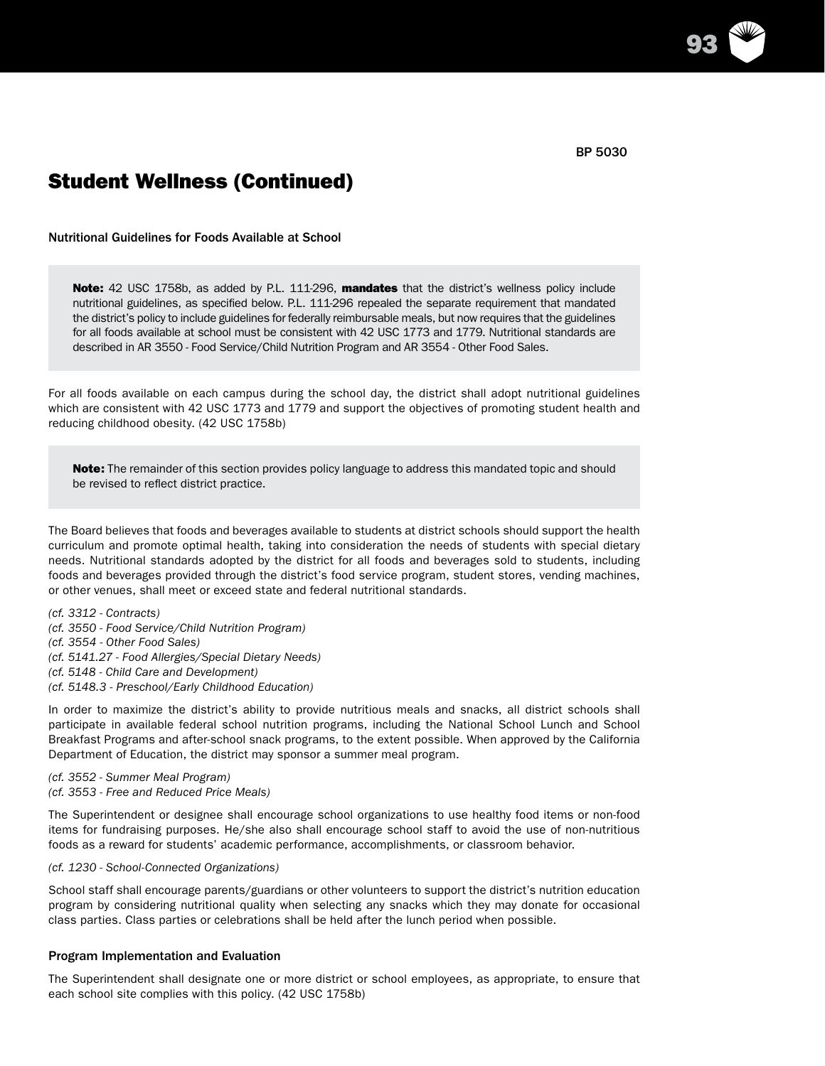BP 5030

# Student Wellness (Continued)

### Nutritional Guidelines for Foods Available at School

> **Note:** 42 USC 1758b, as added by P.L. 111-296, **mandates** that the district's wellness policy include nutritional guidelines, as specified below. P.L. 111-296 repealed the separate requirement that mandated the district's policy to include guidelines for federally reimbursable meals, but now requires that the guidelines for all foods available at school must be consistent with 42 USC 1773 and 1779. Nutritional standards are described in AR 3550 - Food Service/Child Nutrition Program and AR 3554 - Other Food Sales.

For all foods available on each campus during the school day, the district shall adopt nutritional guidelines which are consistent with 42 USC 1773 and 1779 and support the objectives of promoting student health and reducing childhood obesity. (42 USC 1758b)

> **Note:** The remainder of this section provides policy language to address this mandated topic and should be revised to reflect district practice.

The Board believes that foods and beverages available to students at district schools should support the health curriculum and promote optimal health, taking into consideration the needs of students with special dietary needs. Nutritional standards adopted by the district for all foods and beverages sold to students, including foods and beverages provided through the district's food service program, student stores, vending machines, or other venues, shall meet or exceed state and federal nutritional standards.

*(cf. 3312 - Contracts)*
*(cf. 3550 - Food Service/Child Nutrition Program)*
*(cf. 3554 - Other Food Sales)*
*(cf. 5141.27 - Food Allergies/Special Dietary Needs)*
*(cf. 5148 - Child Care and Development)*
*(cf. 5148.3 - Preschool/Early Childhood Education)*

In order to maximize the district's ability to provide nutritious meals and snacks, all district schools shall participate in available federal school nutrition programs, including the National School Lunch and School Breakfast Programs and after-school snack programs, to the extent possible. When approved by the California Department of Education, the district may sponsor a summer meal program.

*(cf. 3552 - Summer Meal Program)*
*(cf. 3553 - Free and Reduced Price Meals)*

The Superintendent or designee shall encourage school organizations to use healthy food items or non-food items for fundraising purposes. He/she also shall encourage school staff to avoid the use of non-nutritious foods as a reward for students' academic performance, accomplishments, or classroom behavior.

*(cf. 1230 - School-Connected Organizations)*

School staff shall encourage parents/guardians or other volunteers to support the district's nutrition education program by considering nutritional quality when selecting any snacks which they may donate for occasional class parties. Class parties or celebrations shall be held after the lunch period when possible.

### Program Implementation and Evaluation

The Superintendent shall designate one or more district or school employees, as appropriate, to ensure that each school site complies with this policy. (42 USC 1758b)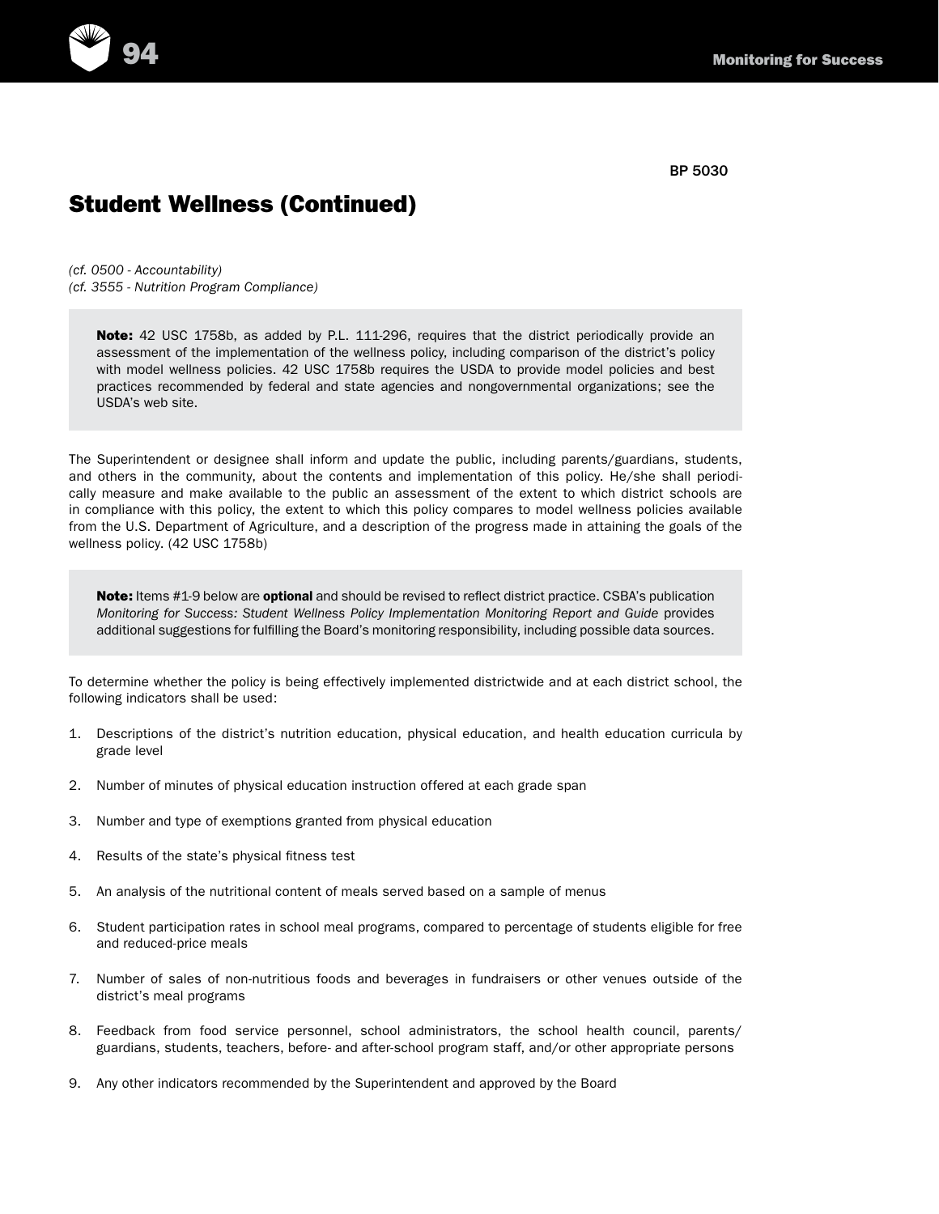BP 5030

## Student Wellness (Continued)

*(cf. 0500 - Accountability)*
*(cf. 3555 - Nutrition Program Compliance)*

> **Note:** 42 USC 1758b, as added by P.L. 111-296, requires that the district periodically provide an assessment of the implementation of the wellness policy, including comparison of the district's policy with model wellness policies. 42 USC 1758b requires the USDA to provide model policies and best practices recommended by federal and state agencies and nongovernmental organizations; see the USDA's web site.

The Superintendent or designee shall inform and update the public, including parents/guardians, students, and others in the community, about the contents and implementation of this policy. He/she shall periodically measure and make available to the public an assessment of the extent to which district schools are in compliance with this policy, the extent to which this policy compares to model wellness policies available from the U.S. Department of Agriculture, and a description of the progress made in attaining the goals of the wellness policy. (42 USC 1758b)

> **Note:** Items #1-9 below are **optional** and should be revised to reflect district practice. CSBA's publication *Monitoring for Success: Student Wellness Policy Implementation Monitoring Report and Guide* provides additional suggestions for fulfilling the Board's monitoring responsibility, including possible data sources.

To determine whether the policy is being effectively implemented districtwide and at each district school, the following indicators shall be used:

1. Descriptions of the district's nutrition education, physical education, and health education curricula by grade level
2. Number of minutes of physical education instruction offered at each grade span
3. Number and type of exemptions granted from physical education
4. Results of the state's physical fitness test
5. An analysis of the nutritional content of meals served based on a sample of menus
6. Student participation rates in school meal programs, compared to percentage of students eligible for free and reduced-price meals
7. Number of sales of non-nutritious foods and beverages in fundraisers or other venues outside of the district's meal programs
8. Feedback from food service personnel, school administrators, the school health council, parents/guardians, students, teachers, before- and after-school program staff, and/or other appropriate persons
9. Any other indicators recommended by the Superintendent and approved by the Board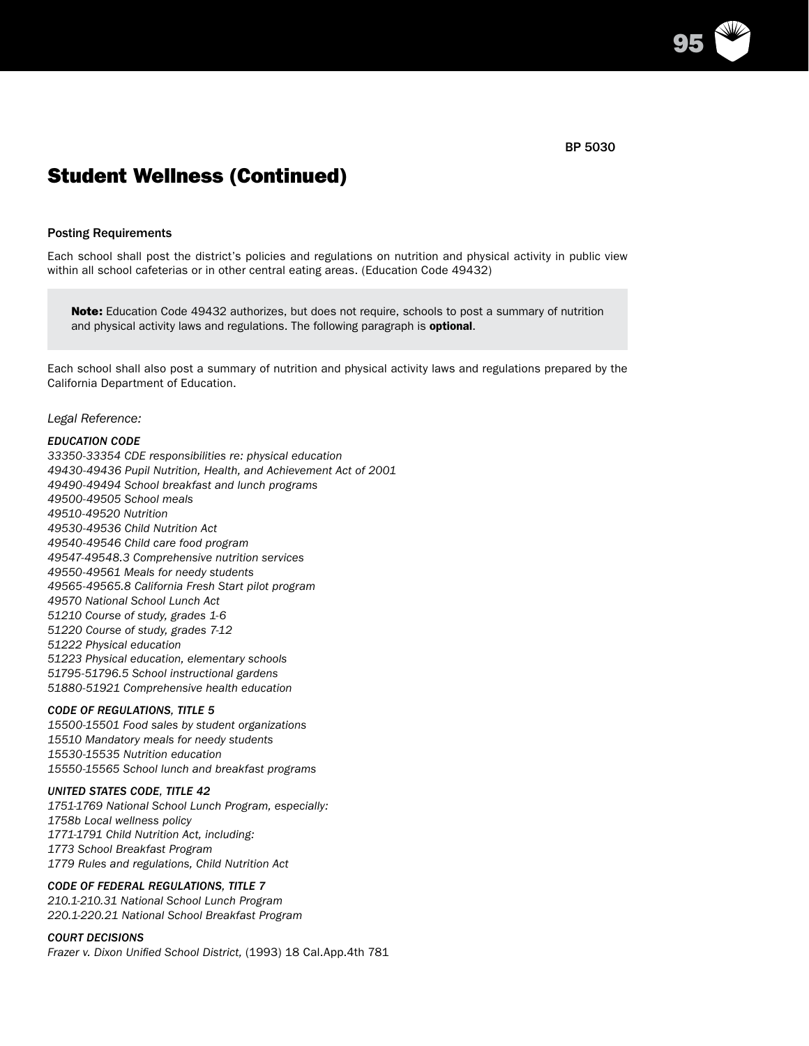BP 5030

# Student Wellness (Continued)

### Posting Requirements

Each school shall post the district's policies and regulations on nutrition and physical activity in public view within all school cafeterias or in other central eating areas. (Education Code 49432)

> **Note:** Education Code 49432 authorizes, but does not require, schools to post a summary of nutrition and physical activity laws and regulations. The following paragraph is **optional**.

Each school shall also post a summary of nutrition and physical activity laws and regulations prepared by the California Department of Education.

*Legal Reference:*

***EDUCATION CODE***  
*33350-33354 CDE responsibilities re: physical education*  
*49430-49436 Pupil Nutrition, Health, and Achievement Act of 2001*  
*49490-49494 School breakfast and lunch programs*  
*49500-49505 School meals*  
*49510-49520 Nutrition*  
*49530-49536 Child Nutrition Act*  
*49540-49546 Child care food program*  
*49547-49548.3 Comprehensive nutrition services*  
*49550-49561 Meals for needy students*  
*49565-49565.8 California Fresh Start pilot program*  
*49570 National School Lunch Act*  
*51210 Course of study, grades 1-6*  
*51220 Course of study, grades 7-12*  
*51222 Physical education*  
*51223 Physical education, elementary schools*  
*51795-51796.5 School instructional gardens*  
*51880-51921 Comprehensive health education*

***CODE OF REGULATIONS, TITLE 5***  
*15500-15501 Food sales by student organizations*  
*15510 Mandatory meals for needy students*  
*15530-15535 Nutrition education*  
*15550-15565 School lunch and breakfast programs*

***UNITED STATES CODE, TITLE 42***  
*1751-1769 National School Lunch Program, especially:*  
*1758b Local wellness policy*  
*1771-1791 Child Nutrition Act, including:*  
*1773 School Breakfast Program*  
*1779 Rules and regulations, Child Nutrition Act*

***CODE OF FEDERAL REGULATIONS, TITLE 7***  
*210.1-210.31 National School Lunch Program*  
*220.1-220.21 National School Breakfast Program*

***COURT DECISIONS***  
*Frazer v. Dixon Unified School District,* (1993) 18 Cal.App.4th 781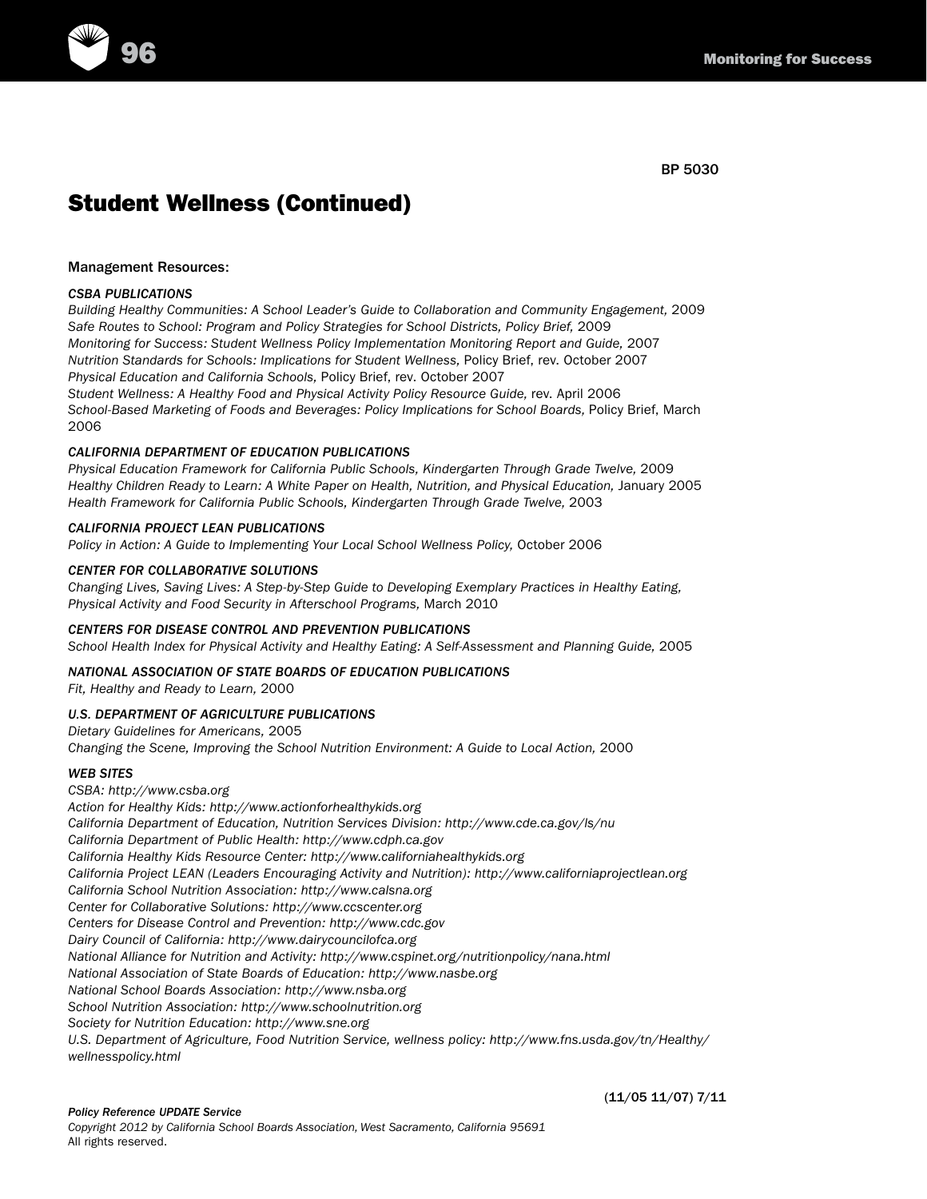BP 5030

# Student Wellness (Continued)

Management Resources:

*CSBA PUBLICATIONS*
*Building Healthy Communities: A School Leader's Guide to Collaboration and Community Engagement,* 2009
*Safe Routes to School: Program and Policy Strategies for School Districts, Policy Brief,* 2009
*Monitoring for Success: Student Wellness Policy Implementation Monitoring Report and Guide,* 2007
*Nutrition Standards for Schools: Implications for Student Wellness,* Policy Brief, rev. October 2007
*Physical Education and California Schools,* Policy Brief, rev. October 2007
*Student Wellness: A Healthy Food and Physical Activity Policy Resource Guide,* rev. April 2006
*School-Based Marketing of Foods and Beverages: Policy Implications for School Boards,* Policy Brief, March 2006

*CALIFORNIA DEPARTMENT OF EDUCATION PUBLICATIONS*
*Physical Education Framework for California Public Schools, Kindergarten Through Grade Twelve,* 2009
*Healthy Children Ready to Learn: A White Paper on Health, Nutrition, and Physical Education,* January 2005
*Health Framework for California Public Schools, Kindergarten Through Grade Twelve,* 2003

*CALIFORNIA PROJECT LEAN PUBLICATIONS*
*Policy in Action: A Guide to Implementing Your Local School Wellness Policy,* October 2006

*CENTER FOR COLLABORATIVE SOLUTIONS*
*Changing Lives, Saving Lives: A Step-by-Step Guide to Developing Exemplary Practices in Healthy Eating, Physical Activity and Food Security in Afterschool Programs,* March 2010

*CENTERS FOR DISEASE CONTROL AND PREVENTION PUBLICATIONS*
*School Health Index for Physical Activity and Healthy Eating: A Self-Assessment and Planning Guide,* 2005

*NATIONAL ASSOCIATION OF STATE BOARDS OF EDUCATION PUBLICATIONS*
*Fit, Healthy and Ready to Learn,* 2000

*U.S. DEPARTMENT OF AGRICULTURE PUBLICATIONS*
*Dietary Guidelines for Americans,* 2005
*Changing the Scene, Improving the School Nutrition Environment: A Guide to Local Action,* 2000

*WEB SITES*
*CSBA: http://www.csba.org*
*Action for Healthy Kids: http://www.actionforhealthykids.org*
*California Department of Education, Nutrition Services Division: http://www.cde.ca.gov/ls/nu*
*California Department of Public Health: http://www.cdph.ca.gov*
*California Healthy Kids Resource Center: http://www.californiahealthykids.org*
*California Project LEAN (Leaders Encouraging Activity and Nutrition): http://www.californiaprojectlean.org*
*California School Nutrition Association: http://www.calsna.org*
*Center for Collaborative Solutions: http://www.ccscenter.org*
*Centers for Disease Control and Prevention: http://www.cdc.gov*
*Dairy Council of California: http://www.dairycouncilofca.org*
*National Alliance for Nutrition and Activity: http://www.cspinet.org/nutritionpolicy/nana.html*
*National Association of State Boards of Education: http://www.nasbe.org*
*National School Boards Association: http://www.nsba.org*
*School Nutrition Association: http://www.schoolnutrition.org*
*Society for Nutrition Education: http://www.sne.org*
*U.S. Department of Agriculture, Food Nutrition Service, wellness policy: http://www.fns.usda.gov/tn/Healthy/wellnesspolicy.html*

(11/05 11/07) 7/11

*Policy Reference UPDATE Service*
*Copyright 2012 by California School Boards Association, West Sacramento, California 95691*
All rights reserved.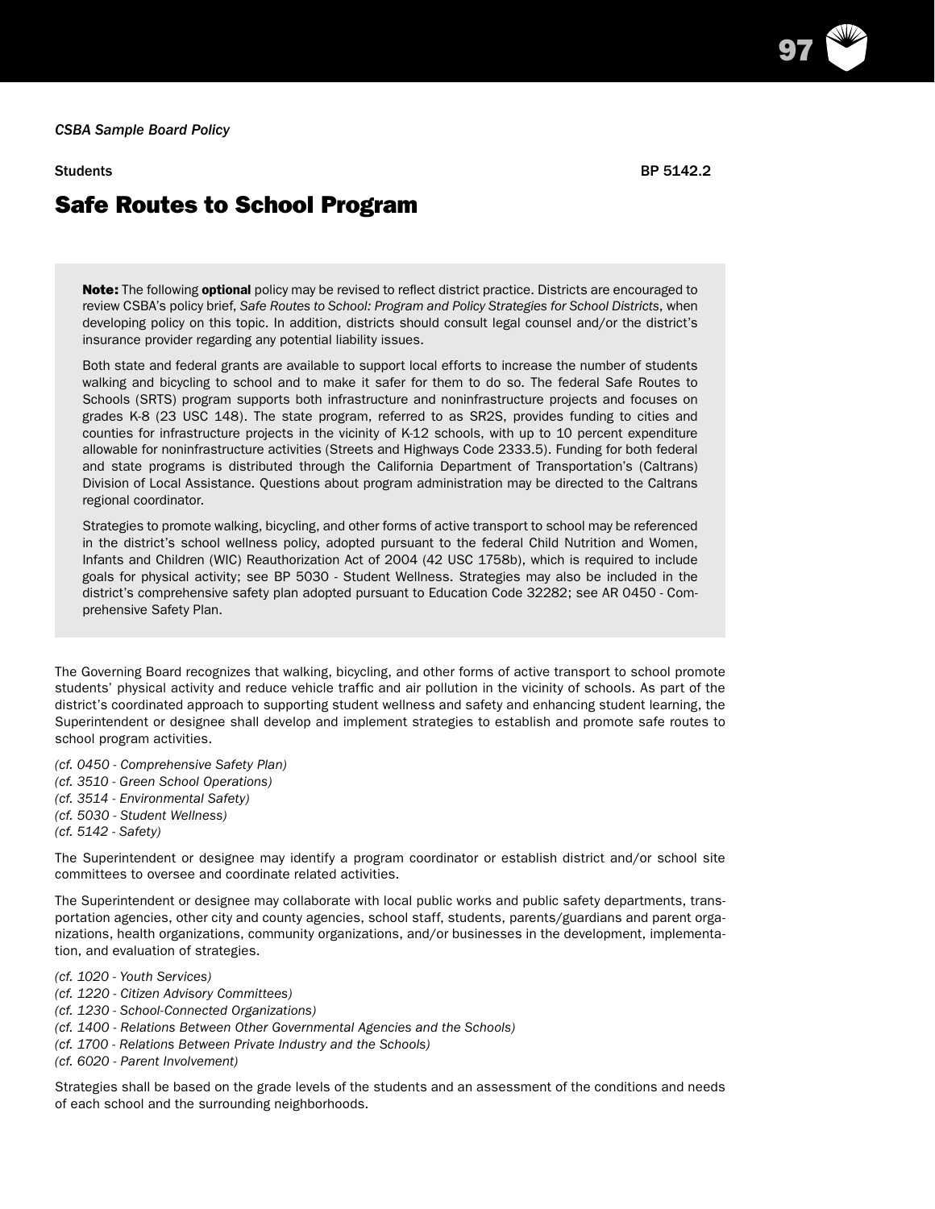*CSBA Sample Board Policy*

Students BP 5142.2

# Safe Routes to School Program

> **Note:** The following **optional** policy may be revised to reflect district practice. Districts are encouraged to review CSBA's policy brief, *Safe Routes to School: Program and Policy Strategies for School Districts*, when developing policy on this topic. In addition, districts should consult legal counsel and/or the district's insurance provider regarding any potential liability issues.
>
> Both state and federal grants are available to support local efforts to increase the number of students walking and bicycling to school and to make it safer for them to do so. The federal Safe Routes to Schools (SRTS) program supports both infrastructure and noninfrastructure projects and focuses on grades K-8 (23 USC 148). The state program, referred to as SR2S, provides funding to cities and counties for infrastructure projects in the vicinity of K-12 schools, with up to 10 percent expenditure allowable for noninfrastructure activities (Streets and Highways Code 2333.5). Funding for both federal and state programs is distributed through the California Department of Transportation's (Caltrans) Division of Local Assistance. Questions about program administration may be directed to the Caltrans regional coordinator.
>
> Strategies to promote walking, bicycling, and other forms of active transport to school may be referenced in the district's school wellness policy, adopted pursuant to the federal Child Nutrition and Women, Infants and Children (WIC) Reauthorization Act of 2004 (42 USC 1758b), which is required to include goals for physical activity; see BP 5030 - Student Wellness. Strategies may also be included in the district's comprehensive safety plan adopted pursuant to Education Code 32282; see AR 0450 - Comprehensive Safety Plan.

The Governing Board recognizes that walking, bicycling, and other forms of active transport to school promote students' physical activity and reduce vehicle traffic and air pollution in the vicinity of schools. As part of the district's coordinated approach to supporting student wellness and safety and enhancing student learning, the Superintendent or designee shall develop and implement strategies to establish and promote safe routes to school program activities.

*(cf. 0450 - Comprehensive Safety Plan)*
*(cf. 3510 - Green School Operations)*
*(cf. 3514 - Environmental Safety)*
*(cf. 5030 - Student Wellness)*
*(cf. 5142 - Safety)*

The Superintendent or designee may identify a program coordinator or establish district and/or school site committees to oversee and coordinate related activities.

The Superintendent or designee may collaborate with local public works and public safety departments, transportation agencies, other city and county agencies, school staff, students, parents/guardians and parent organizations, health organizations, community organizations, and/or businesses in the development, implementation, and evaluation of strategies.

*(cf. 1020 - Youth Services)*
*(cf. 1220 - Citizen Advisory Committees)*
*(cf. 1230 - School-Connected Organizations)*
*(cf. 1400 - Relations Between Other Governmental Agencies and the Schools)*
*(cf. 1700 - Relations Between Private Industry and the Schools)*
*(cf. 6020 - Parent Involvement)*

Strategies shall be based on the grade levels of the students and an assessment of the conditions and needs of each school and the surrounding neighborhoods.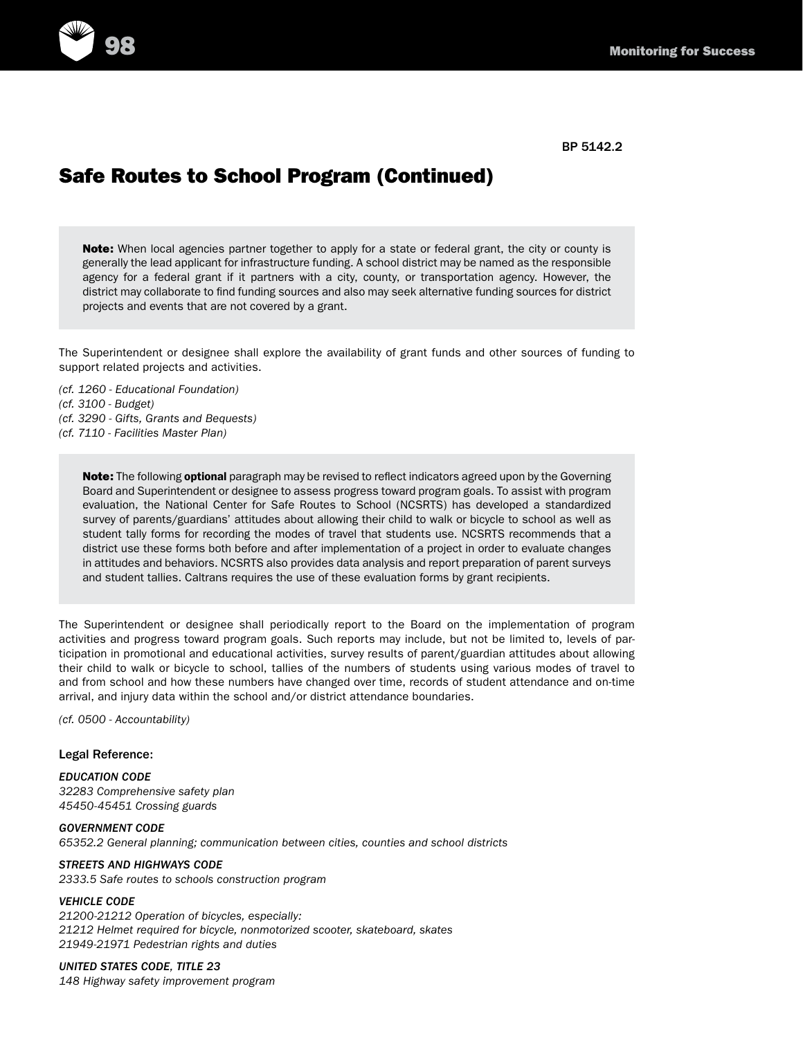BP 5142.2

# Safe Routes to School Program (Continued)

> **Note:** When local agencies partner together to apply for a state or federal grant, the city or county is generally the lead applicant for infrastructure funding. A school district may be named as the responsible agency for a federal grant if it partners with a city, county, or transportation agency. However, the district may collaborate to find funding sources and also may seek alternative funding sources for district projects and events that are not covered by a grant.

The Superintendent or designee shall explore the availability of grant funds and other sources of funding to support related projects and activities.

*(cf. 1260 - Educational Foundation)*
*(cf. 3100 - Budget)*
*(cf. 3290 - Gifts, Grants and Bequests)*
*(cf. 7110 - Facilities Master Plan)*

> **Note:** The following **optional** paragraph may be revised to reflect indicators agreed upon by the Governing Board and Superintendent or designee to assess progress toward program goals. To assist with program evaluation, the National Center for Safe Routes to School (NCSRTS) has developed a standardized survey of parents/guardians' attitudes about allowing their child to walk or bicycle to school as well as student tally forms for recording the modes of travel that students use. NCSRTS recommends that a district use these forms both before and after implementation of a project in order to evaluate changes in attitudes and behaviors. NCSRTS also provides data analysis and report preparation of parent surveys and student tallies. Caltrans requires the use of these evaluation forms by grant recipients.

The Superintendent or designee shall periodically report to the Board on the implementation of program activities and progress toward program goals. Such reports may include, but not be limited to, levels of participation in promotional and educational activities, survey results of parent/guardian attitudes about allowing their child to walk or bicycle to school, tallies of the numbers of students using various modes of travel to and from school and how these numbers have changed over time, records of student attendance and on-time arrival, and injury data within the school and/or district attendance boundaries.

*(cf. 0500 - Accountability)*

Legal Reference:

*EDUCATION CODE*
*32283 Comprehensive safety plan*
*45450-45451 Crossing guards*

*GOVERNMENT CODE*
*65352.2 General planning; communication between cities, counties and school districts*

*STREETS AND HIGHWAYS CODE*
*2333.5 Safe routes to schools construction program*

*VEHICLE CODE*
*21200-21212 Operation of bicycles, especially:*
*21212 Helmet required for bicycle, nonmotorized scooter, skateboard, skates*
*21949-21971 Pedestrian rights and duties*

*UNITED STATES CODE, TITLE 23*
*148 Highway safety improvement program*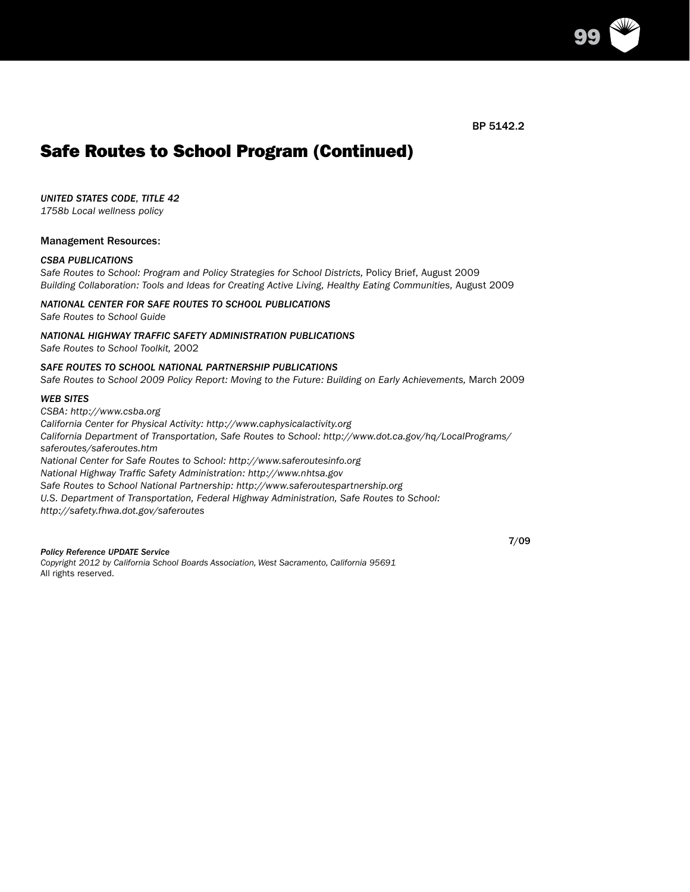BP 5142.2

# Safe Routes to School Program (Continued)

*UNITED STATES CODE, TITLE 42*
*1758b Local wellness policy*

Management Resources:

*CSBA PUBLICATIONS*
*Safe Routes to School: Program and Policy Strategies for School Districts,* Policy Brief, August 2009
*Building Collaboration: Tools and Ideas for Creating Active Living, Healthy Eating Communities,* August 2009

*NATIONAL CENTER FOR SAFE ROUTES TO SCHOOL PUBLICATIONS*
*Safe Routes to School Guide*

*NATIONAL HIGHWAY TRAFFIC SAFETY ADMINISTRATION PUBLICATIONS*
*Safe Routes to School Toolkit,* 2002

*SAFE ROUTES TO SCHOOL NATIONAL PARTNERSHIP PUBLICATIONS*
*Safe Routes to School 2009 Policy Report: Moving to the Future: Building on Early Achievements,* March 2009

*WEB SITES*
*CSBA: http://www.csba.org*
*California Center for Physical Activity: http://www.caphysicalactivity.org*
*California Department of Transportation, Safe Routes to School: http://www.dot.ca.gov/hq/LocalPrograms/saferoutes/saferoutes.htm*
*National Center for Safe Routes to School: http://www.saferoutesinfo.org*
*National Highway Traffic Safety Administration: http://www.nhtsa.gov*
*Safe Routes to School National Partnership: http://www.saferoutespartnership.org*
*U.S. Department of Transportation, Federal Highway Administration, Safe Routes to School: http://safety.fhwa.dot.gov/saferoutes*

7/09

*Policy Reference UPDATE Service*
*Copyright 2012 by California School Boards Association, West Sacramento, California 95691*
All rights reserved.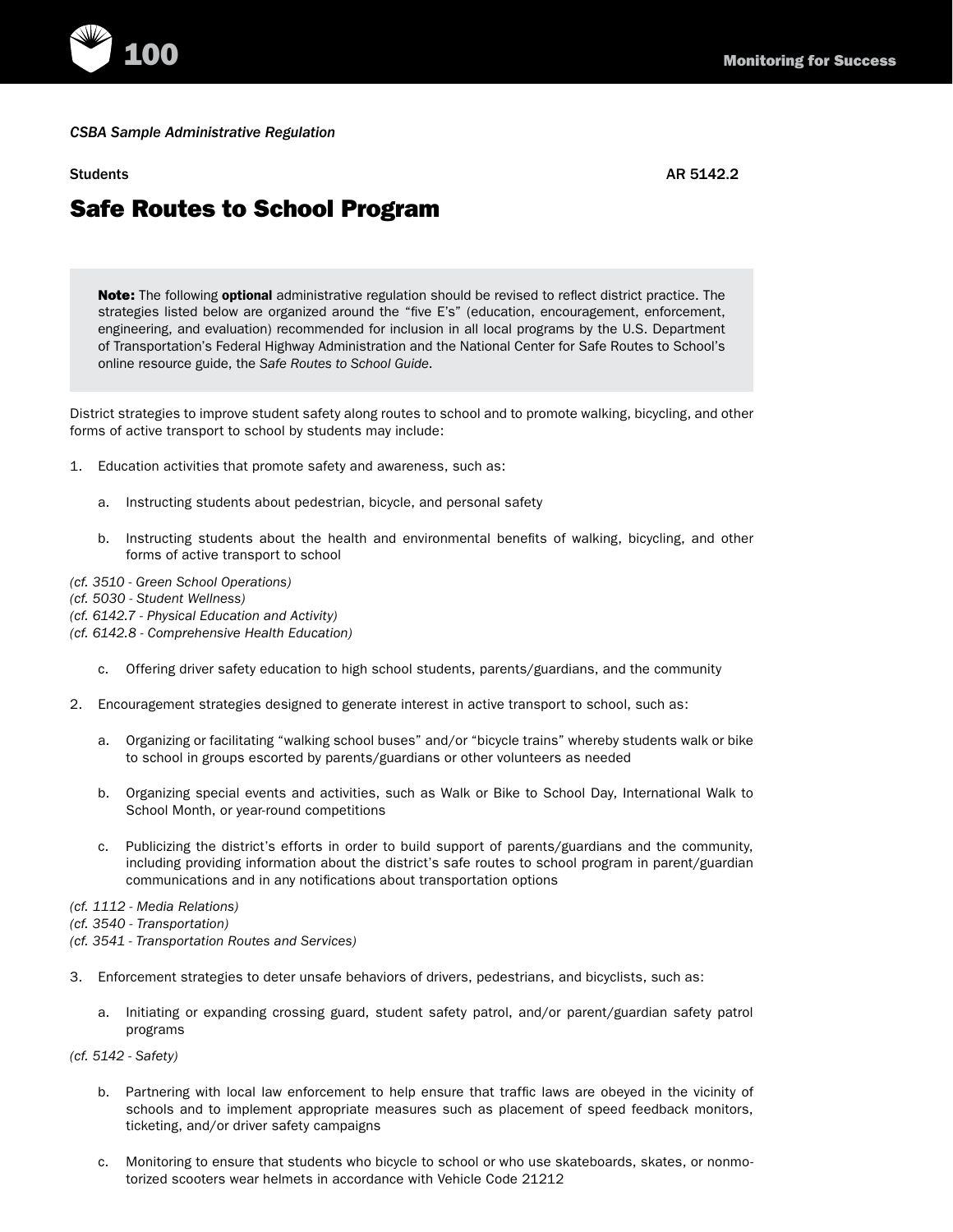*CSBA Sample Administrative Regulation*

Students AR 5142.2

# Safe Routes to School Program

> **Note:** The following **optional** administrative regulation should be revised to reflect district practice. The strategies listed below are organized around the "five E's" (education, encouragement, enforcement, engineering, and evaluation) recommended for inclusion in all local programs by the U.S. Department of Transportation's Federal Highway Administration and the National Center for Safe Routes to School's online resource guide, the *Safe Routes to School Guide*.

District strategies to improve student safety along routes to school and to promote walking, bicycling, and other forms of active transport to school by students may include:

1. Education activities that promote safety and awareness, such as:

   a. Instructing students about pedestrian, bicycle, and personal safety

   b. Instructing students about the health and environmental benefits of walking, bicycling, and other forms of active transport to school

*(cf. 3510 - Green School Operations)*
*(cf. 5030 - Student Wellness)*
*(cf. 6142.7 - Physical Education and Activity)*
*(cf. 6142.8 - Comprehensive Health Education)*

   c. Offering driver safety education to high school students, parents/guardians, and the community

2. Encouragement strategies designed to generate interest in active transport to school, such as:

   a. Organizing or facilitating "walking school buses" and/or "bicycle trains" whereby students walk or bike to school in groups escorted by parents/guardians or other volunteers as needed

   b. Organizing special events and activities, such as Walk or Bike to School Day, International Walk to School Month, or year-round competitions

   c. Publicizing the district's efforts in order to build support of parents/guardians and the community, including providing information about the district's safe routes to school program in parent/guardian communications and in any notifications about transportation options

*(cf. 1112 - Media Relations)*
*(cf. 3540 - Transportation)*
*(cf. 3541 - Transportation Routes and Services)*

3. Enforcement strategies to deter unsafe behaviors of drivers, pedestrians, and bicyclists, such as:

   a. Initiating or expanding crossing guard, student safety patrol, and/or parent/guardian safety patrol programs

*(cf. 5142 - Safety)*

   b. Partnering with local law enforcement to help ensure that traffic laws are obeyed in the vicinity of schools and to implement appropriate measures such as placement of speed feedback monitors, ticketing, and/or driver safety campaigns

   c. Monitoring to ensure that students who bicycle to school or who use skateboards, skates, or nonmotorized scooters wear helmets in accordance with Vehicle Code 21212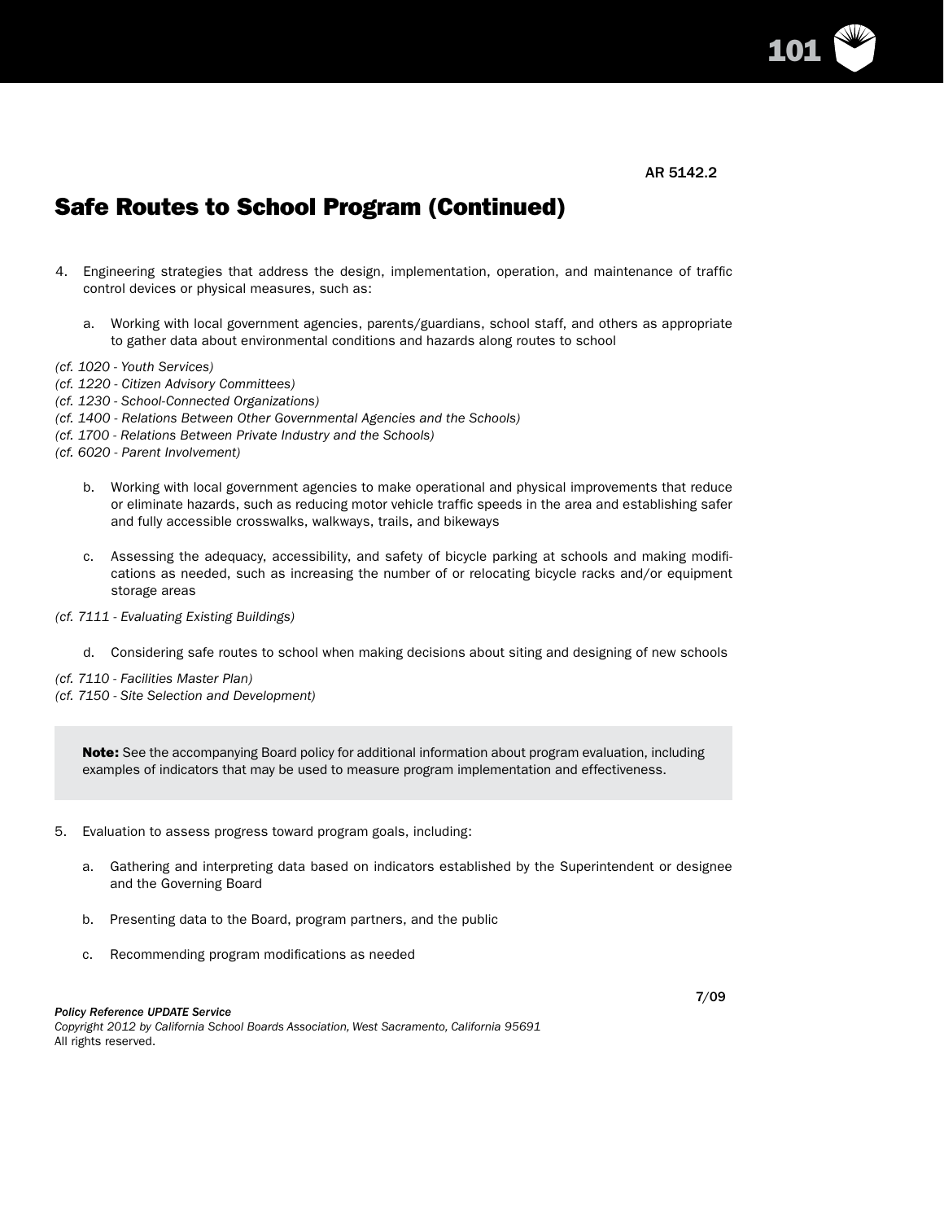AR 5142.2

# Safe Routes to School Program (Continued)

4. Engineering strategies that address the design, implementation, operation, and maintenance of traffic control devices or physical measures, such as:

   a. Working with local government agencies, parents/guardians, school staff, and others as appropriate to gather data about environmental conditions and hazards along routes to school

*(cf. 1020 - Youth Services)*
*(cf. 1220 - Citizen Advisory Committees)*
*(cf. 1230 - School-Connected Organizations)*
*(cf. 1400 - Relations Between Other Governmental Agencies and the Schools)*
*(cf. 1700 - Relations Between Private Industry and the Schools)*
*(cf. 6020 - Parent Involvement)*

   b. Working with local government agencies to make operational and physical improvements that reduce or eliminate hazards, such as reducing motor vehicle traffic speeds in the area and establishing safer and fully accessible crosswalks, walkways, trails, and bikeways

   c. Assessing the adequacy, accessibility, and safety of bicycle parking at schools and making modifications as needed, such as increasing the number of or relocating bicycle racks and/or equipment storage areas

*(cf. 7111 - Evaluating Existing Buildings)*

   d. Considering safe routes to school when making decisions about siting and designing of new schools

*(cf. 7110 - Facilities Master Plan)*
*(cf. 7150 - Site Selection and Development)*

> **Note:** See the accompanying Board policy for additional information about program evaluation, including examples of indicators that may be used to measure program implementation and effectiveness.

5. Evaluation to assess progress toward program goals, including:

   a. Gathering and interpreting data based on indicators established by the Superintendent or designee and the Governing Board

   b. Presenting data to the Board, program partners, and the public

   c. Recommending program modifications as needed

7/09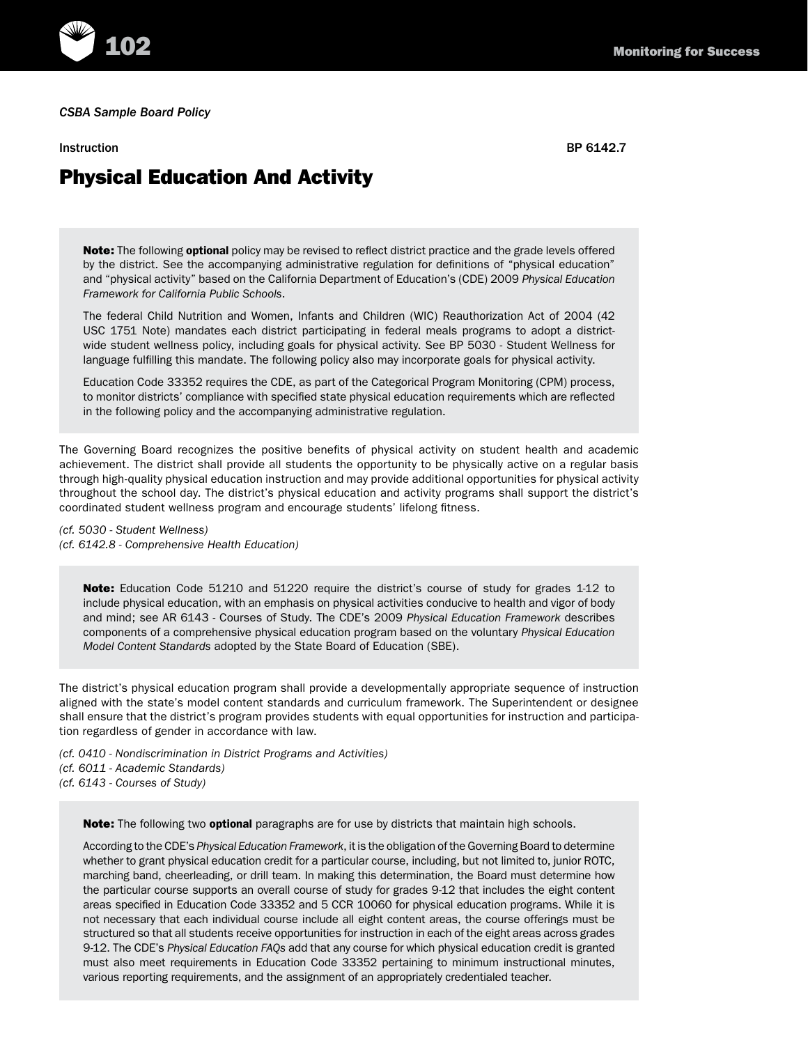*CSBA Sample Board Policy*

Instruction BP 6142.7

# Physical Education And Activity

> **Note:** The following **optional** policy may be revised to reflect district practice and the grade levels offered by the district. See the accompanying administrative regulation for definitions of "physical education" and "physical activity" based on the California Department of Education's (CDE) 2009 *Physical Education Framework for California Public Schools*.
>
> The federal Child Nutrition and Women, Infants and Children (WIC) Reauthorization Act of 2004 (42 USC 1751 Note) mandates each district participating in federal meals programs to adopt a district-wide student wellness policy, including goals for physical activity. See BP 5030 - Student Wellness for language fulfilling this mandate. The following policy also may incorporate goals for physical activity.
>
> Education Code 33352 requires the CDE, as part of the Categorical Program Monitoring (CPM) process, to monitor districts' compliance with specified state physical education requirements which are reflected in the following policy and the accompanying administrative regulation.

The Governing Board recognizes the positive benefits of physical activity on student health and academic achievement. The district shall provide all students the opportunity to be physically active on a regular basis through high-quality physical education instruction and may provide additional opportunities for physical activity throughout the school day. The district's physical education and activity programs shall support the district's coordinated student wellness program and encourage students' lifelong fitness.

*(cf. 5030 - Student Wellness)*
*(cf. 6142.8 - Comprehensive Health Education)*

> **Note:** Education Code 51210 and 51220 require the district's course of study for grades 1-12 to include physical education, with an emphasis on physical activities conducive to health and vigor of body and mind; see AR 6143 - Courses of Study. The CDE's 2009 *Physical Education Framework* describes components of a comprehensive physical education program based on the voluntary *Physical Education Model Content Standards* adopted by the State Board of Education (SBE).

The district's physical education program shall provide a developmentally appropriate sequence of instruction aligned with the state's model content standards and curriculum framework. The Superintendent or designee shall ensure that the district's program provides students with equal opportunities for instruction and participation regardless of gender in accordance with law.

*(cf. 0410 - Nondiscrimination in District Programs and Activities)*
*(cf. 6011 - Academic Standards)*
*(cf. 6143 - Courses of Study)*

> **Note:** The following two **optional** paragraphs are for use by districts that maintain high schools.
>
> According to the CDE's *Physical Education Framework*, it is the obligation of the Governing Board to determine whether to grant physical education credit for a particular course, including, but not limited to, junior ROTC, marching band, cheerleading, or drill team. In making this determination, the Board must determine how the particular course supports an overall course of study for grades 9-12 that includes the eight content areas specified in Education Code 33352 and 5 CCR 10060 for physical education programs. While it is not necessary that each individual course include all eight content areas, the course offerings must be structured so that all students receive opportunities for instruction in each of the eight areas across grades 9-12. The CDE's *Physical Education FAQs* add that any course for which physical education credit is granted must also meet requirements in Education Code 33352 pertaining to minimum instructional minutes, various reporting requirements, and the assignment of an appropriately credentialed teacher.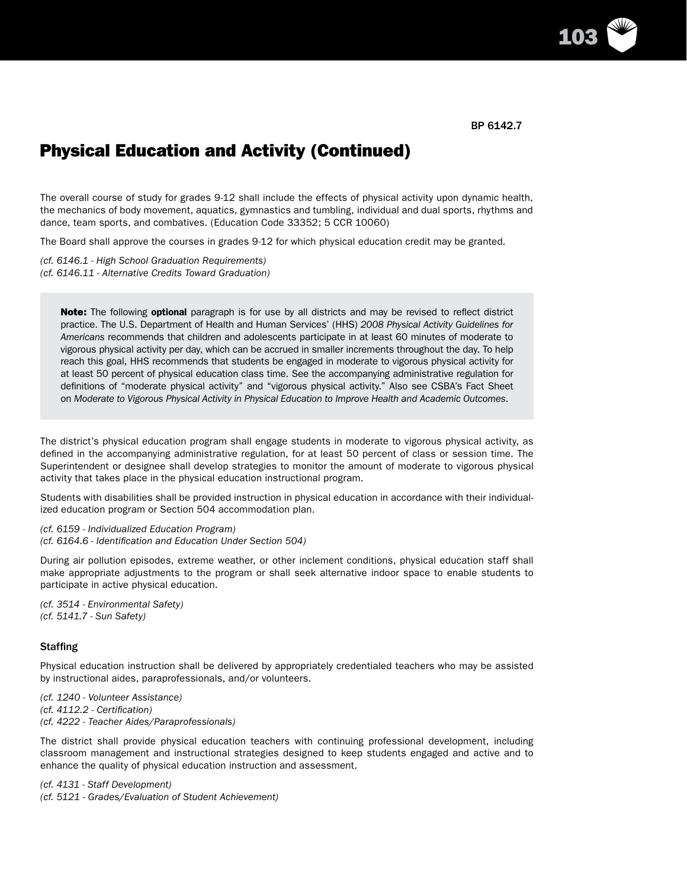BP 6142.7

# Physical Education and Activity (Continued)

The overall course of study for grades 9-12 shall include the effects of physical activity upon dynamic health, the mechanics of body movement, aquatics, gymnastics and tumbling, individual and dual sports, rhythms and dance, team sports, and combatives. (Education Code 33352; 5 CCR 10060)

The Board shall approve the courses in grades 9-12 for which physical education credit may be granted.

*(cf. 6146.1 - High School Graduation Requirements)*
*(cf. 6146.11 - Alternative Credits Toward Graduation)*

> **Note:** The following **optional** paragraph is for use by all districts and may be revised to reflect district practice. The U.S. Department of Health and Human Services' (HHS) *2008 Physical Activity Guidelines for Americans* recommends that children and adolescents participate in at least 60 minutes of moderate to vigorous physical activity per day, which can be accrued in smaller increments throughout the day. To help reach this goal, HHS recommends that students be engaged in moderate to vigorous physical activity for at least 50 percent of physical education class time. See the accompanying administrative regulation for definitions of "moderate physical activity" and "vigorous physical activity." Also see CSBA's Fact Sheet on *Moderate to Vigorous Physical Activity in Physical Education to Improve Health and Academic Outcomes*.

The district's physical education program shall engage students in moderate to vigorous physical activity, as defined in the accompanying administrative regulation, for at least 50 percent of class or session time. The Superintendent or designee shall develop strategies to monitor the amount of moderate to vigorous physical activity that takes place in the physical education instructional program.

Students with disabilities shall be provided instruction in physical education in accordance with their individualized education program or Section 504 accommodation plan.

*(cf. 6159 - Individualized Education Program)*
*(cf. 6164.6 - Identification and Education Under Section 504)*

During air pollution episodes, extreme weather, or other inclement conditions, physical education staff shall make appropriate adjustments to the program or shall seek alternative indoor space to enable students to participate in active physical education.

*(cf. 3514 - Environmental Safety)*
*(cf. 5141.7 - Sun Safety)*

### Staffing

Physical education instruction shall be delivered by appropriately credentialed teachers who may be assisted by instructional aides, paraprofessionals, and/or volunteers.

*(cf. 1240 - Volunteer Assistance)*
*(cf. 4112.2 - Certification)*
*(cf. 4222 - Teacher Aides/Paraprofessionals)*

The district shall provide physical education teachers with continuing professional development, including classroom management and instructional strategies designed to keep students engaged and active and to enhance the quality of physical education instruction and assessment.

*(cf. 4131 - Staff Development)*
*(cf. 5121 - Grades/Evaluation of Student Achievement)*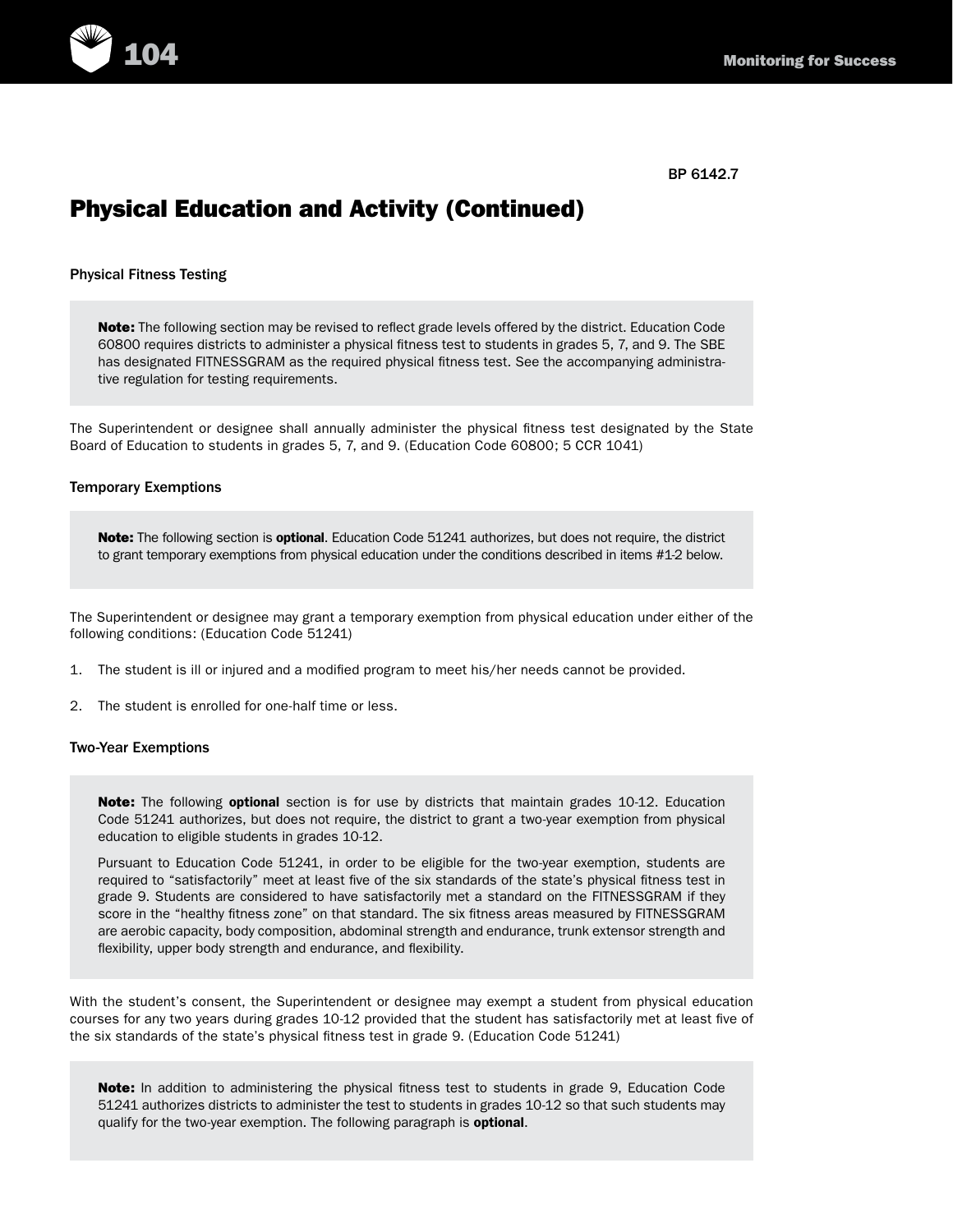BP 6142.7

# Physical Education and Activity (Continued)

### Physical Fitness Testing

> **Note:** The following section may be revised to reflect grade levels offered by the district. Education Code 60800 requires districts to administer a physical fitness test to students in grades 5, 7, and 9. The SBE has designated FITNESSGRAM as the required physical fitness test. See the accompanying administrative regulation for testing requirements.

The Superintendent or designee shall annually administer the physical fitness test designated by the State Board of Education to students in grades 5, 7, and 9. (Education Code 60800; 5 CCR 1041)

### Temporary Exemptions

> **Note:** The following section is **optional**. Education Code 51241 authorizes, but does not require, the district to grant temporary exemptions from physical education under the conditions described in items #1-2 below.

The Superintendent or designee may grant a temporary exemption from physical education under either of the following conditions: (Education Code 51241)

1. The student is ill or injured and a modified program to meet his/her needs cannot be provided.
2. The student is enrolled for one-half time or less.

### Two-Year Exemptions

> **Note:** The following **optional** section is for use by districts that maintain grades 10-12. Education Code 51241 authorizes, but does not require, the district to grant a two-year exemption from physical education to eligible students in grades 10-12.
>
> Pursuant to Education Code 51241, in order to be eligible for the two-year exemption, students are required to "satisfactorily" meet at least five of the six standards of the state's physical fitness test in grade 9. Students are considered to have satisfactorily met a standard on the FITNESSGRAM if they score in the "healthy fitness zone" on that standard. The six fitness areas measured by FITNESSGRAM are aerobic capacity, body composition, abdominal strength and endurance, trunk extensor strength and flexibility, upper body strength and endurance, and flexibility.

With the student's consent, the Superintendent or designee may exempt a student from physical education courses for any two years during grades 10-12 provided that the student has satisfactorily met at least five of the six standards of the state's physical fitness test in grade 9. (Education Code 51241)

> **Note:** In addition to administering the physical fitness test to students in grade 9, Education Code 51241 authorizes districts to administer the test to students in grades 10-12 so that such students may qualify for the two-year exemption. The following paragraph is **optional**.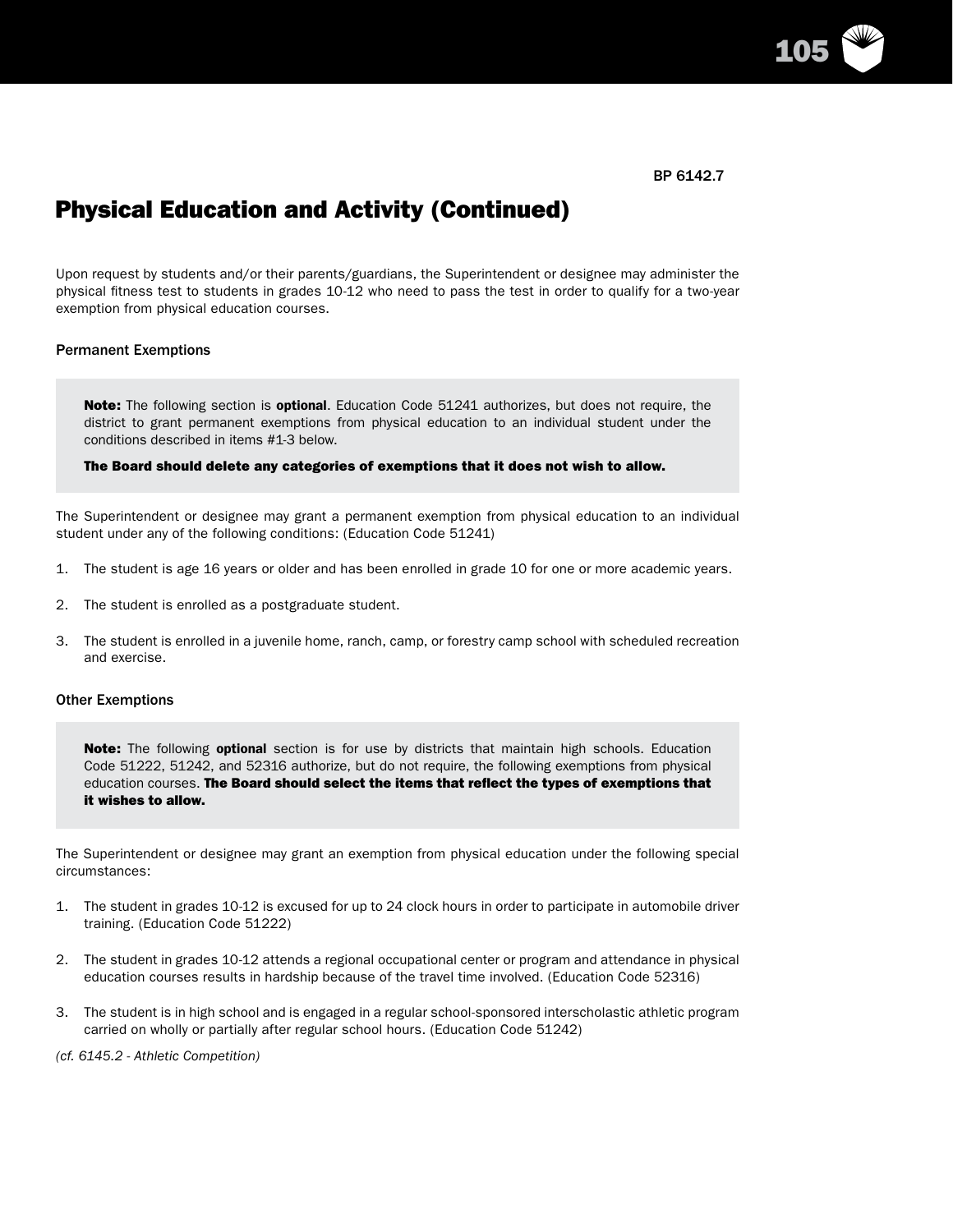BP 6142.7

# Physical Education and Activity (Continued)

Upon request by students and/or their parents/guardians, the Superintendent or designee may administer the physical fitness test to students in grades 10-12 who need to pass the test in order to qualify for a two-year exemption from physical education courses.

## Permanent Exemptions

> **Note:** The following section is **optional**. Education Code 51241 authorizes, but does not require, the district to grant permanent exemptions from physical education to an individual student under the conditions described in items #1-3 below.
>
> **The Board should delete any categories of exemptions that it does not wish to allow.**

The Superintendent or designee may grant a permanent exemption from physical education to an individual student under any of the following conditions: (Education Code 51241)

1. The student is age 16 years or older and has been enrolled in grade 10 for one or more academic years.
2. The student is enrolled as a postgraduate student.
3. The student is enrolled in a juvenile home, ranch, camp, or forestry camp school with scheduled recreation and exercise.

## Other Exemptions

> **Note:** The following **optional** section is for use by districts that maintain high schools. Education Code 51222, 51242, and 52316 authorize, but do not require, the following exemptions from physical education courses. **The Board should select the items that reflect the types of exemptions that it wishes to allow.**

The Superintendent or designee may grant an exemption from physical education under the following special circumstances:

1. The student in grades 10-12 is excused for up to 24 clock hours in order to participate in automobile driver training. (Education Code 51222)
2. The student in grades 10-12 attends a regional occupational center or program and attendance in physical education courses results in hardship because of the travel time involved. (Education Code 52316)
3. The student is in high school and is engaged in a regular school-sponsored interscholastic athletic program carried on wholly or partially after regular school hours. (Education Code 51242)

*(cf. 6145.2 - Athletic Competition)*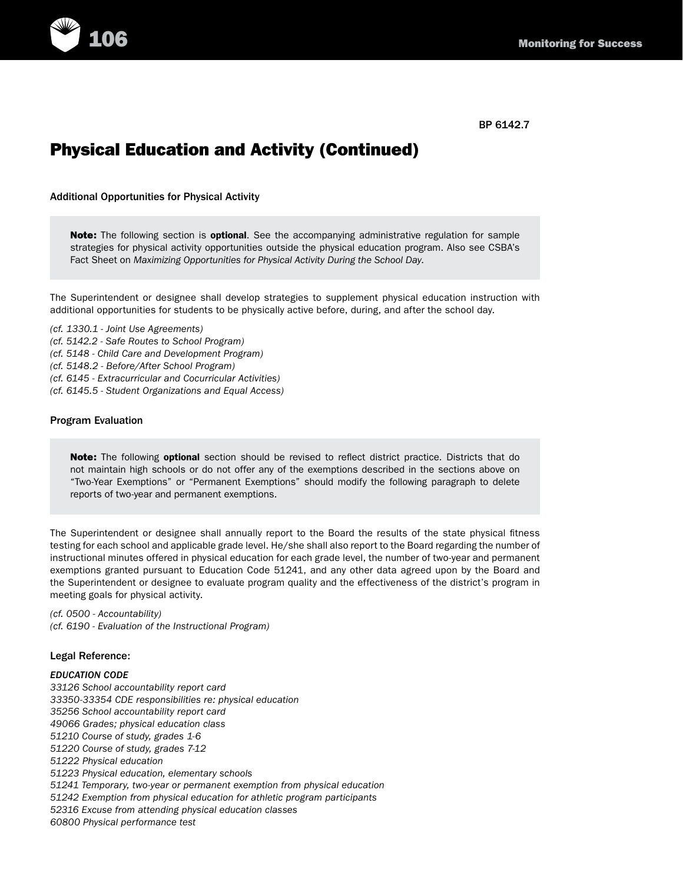BP 6142.7

# Physical Education and Activity (Continued)

### Additional Opportunities for Physical Activity

> **Note:** The following section is **optional**. See the accompanying administrative regulation for sample strategies for physical activity opportunities outside the physical education program. Also see CSBA's Fact Sheet on *Maximizing Opportunities for Physical Activity During the School Day*.

The Superintendent or designee shall develop strategies to supplement physical education instruction with additional opportunities for students to be physically active before, during, and after the school day.

*(cf. 1330.1 - Joint Use Agreements)*
*(cf. 5142.2 - Safe Routes to School Program)*
*(cf. 5148 - Child Care and Development Program)*
*(cf. 5148.2 - Before/After School Program)*
*(cf. 6145 - Extracurricular and Cocurricular Activities)*
*(cf. 6145.5 - Student Organizations and Equal Access)*

### Program Evaluation

> **Note:** The following **optional** section should be revised to reflect district practice. Districts that do not maintain high schools or do not offer any of the exemptions described in the sections above on "Two-Year Exemptions" or "Permanent Exemptions" should modify the following paragraph to delete reports of two-year and permanent exemptions.

The Superintendent or designee shall annually report to the Board the results of the state physical fitness testing for each school and applicable grade level. He/she shall also report to the Board regarding the number of instructional minutes offered in physical education for each grade level, the number of two-year and permanent exemptions granted pursuant to Education Code 51241, and any other data agreed upon by the Board and the Superintendent or designee to evaluate program quality and the effectiveness of the district's program in meeting goals for physical activity.

*(cf. 0500 - Accountability)*
*(cf. 6190 - Evaluation of the Instructional Program)*

### Legal Reference:

***EDUCATION CODE***
*33126 School accountability report card*
*33350-33354 CDE responsibilities re: physical education*
*35256 School accountability report card*
*49066 Grades; physical education class*
*51210 Course of study, grades 1-6*
*51220 Course of study, grades 7-12*
*51222 Physical education*
*51223 Physical education, elementary schools*
*51241 Temporary, two-year or permanent exemption from physical education*
*51242 Exemption from physical education for athletic program participants*
*52316 Excuse from attending physical education classes*
*60800 Physical performance test*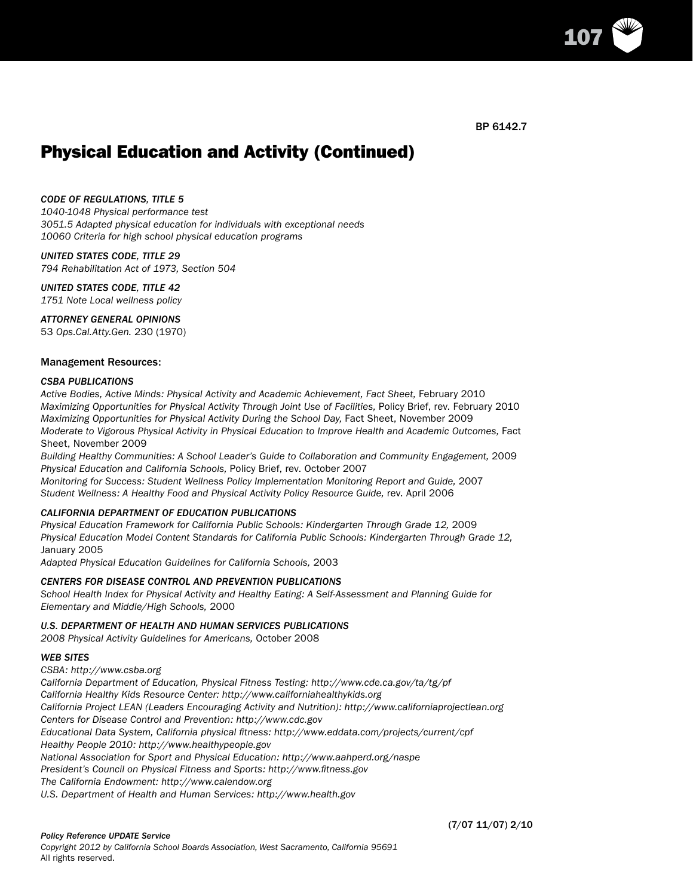BP 6142.7

# Physical Education and Activity (Continued)

*CODE OF REGULATIONS, TITLE 5*
*1040-1048 Physical performance test*
*3051.5 Adapted physical education for individuals with exceptional needs*
*10060 Criteria for high school physical education programs*

*UNITED STATES CODE, TITLE 29*
*794 Rehabilitation Act of 1973, Section 504*

*UNITED STATES CODE, TITLE 42*
*1751 Note Local wellness policy*

*ATTORNEY GENERAL OPINIONS*
53 *Ops.Cal.Atty.Gen.* 230 (1970)

## Management Resources:

*CSBA PUBLICATIONS*
*Active Bodies, Active Minds: Physical Activity and Academic Achievement, Fact Sheet,* February 2010
*Maximizing Opportunities for Physical Activity Through Joint Use of Facilities,* Policy Brief, rev. February 2010
*Maximizing Opportunities for Physical Activity During the School Day,* Fact Sheet, November 2009
*Moderate to Vigorous Physical Activity in Physical Education to Improve Health and Academic Outcomes,* Fact Sheet, November 2009
*Building Healthy Communities: A School Leader's Guide to Collaboration and Community Engagement,* 2009
*Physical Education and California Schools,* Policy Brief, rev. October 2007
*Monitoring for Success: Student Wellness Policy Implementation Monitoring Report and Guide,* 2007
*Student Wellness: A Healthy Food and Physical Activity Policy Resource Guide,* rev. April 2006

*CALIFORNIA DEPARTMENT OF EDUCATION PUBLICATIONS*
*Physical Education Framework for California Public Schools: Kindergarten Through Grade 12,* 2009
*Physical Education Model Content Standards for California Public Schools: Kindergarten Through Grade 12,* January 2005
*Adapted Physical Education Guidelines for California Schools,* 2003

*CENTERS FOR DISEASE CONTROL AND PREVENTION PUBLICATIONS*
*School Health Index for Physical Activity and Healthy Eating: A Self-Assessment and Planning Guide for Elementary and Middle/High Schools,* 2000

*U.S. DEPARTMENT OF HEALTH AND HUMAN SERVICES PUBLICATIONS*
*2008 Physical Activity Guidelines for Americans,* October 2008

*WEB SITES*
*CSBA: http://www.csba.org*
*California Department of Education, Physical Fitness Testing: http://www.cde.ca.gov/ta/tg/pf*
*California Healthy Kids Resource Center: http://www.californiahealthykids.org*
*California Project LEAN (Leaders Encouraging Activity and Nutrition): http://www.californiaprojectlean.org*
*Centers for Disease Control and Prevention: http://www.cdc.gov*
*Educational Data System, California physical fitness: http://www.eddata.com/projects/current/cpf*
*Healthy People 2010: http://www.healthypeople.gov*
*National Association for Sport and Physical Education: http://www.aahperd.org/naspe*
*President's Council on Physical Fitness and Sports: http://www.fitness.gov*
*The California Endowment: http://www.calendow.org*
*U.S. Department of Health and Human Services: http://www.health.gov*

(7/07 11/07) 2/10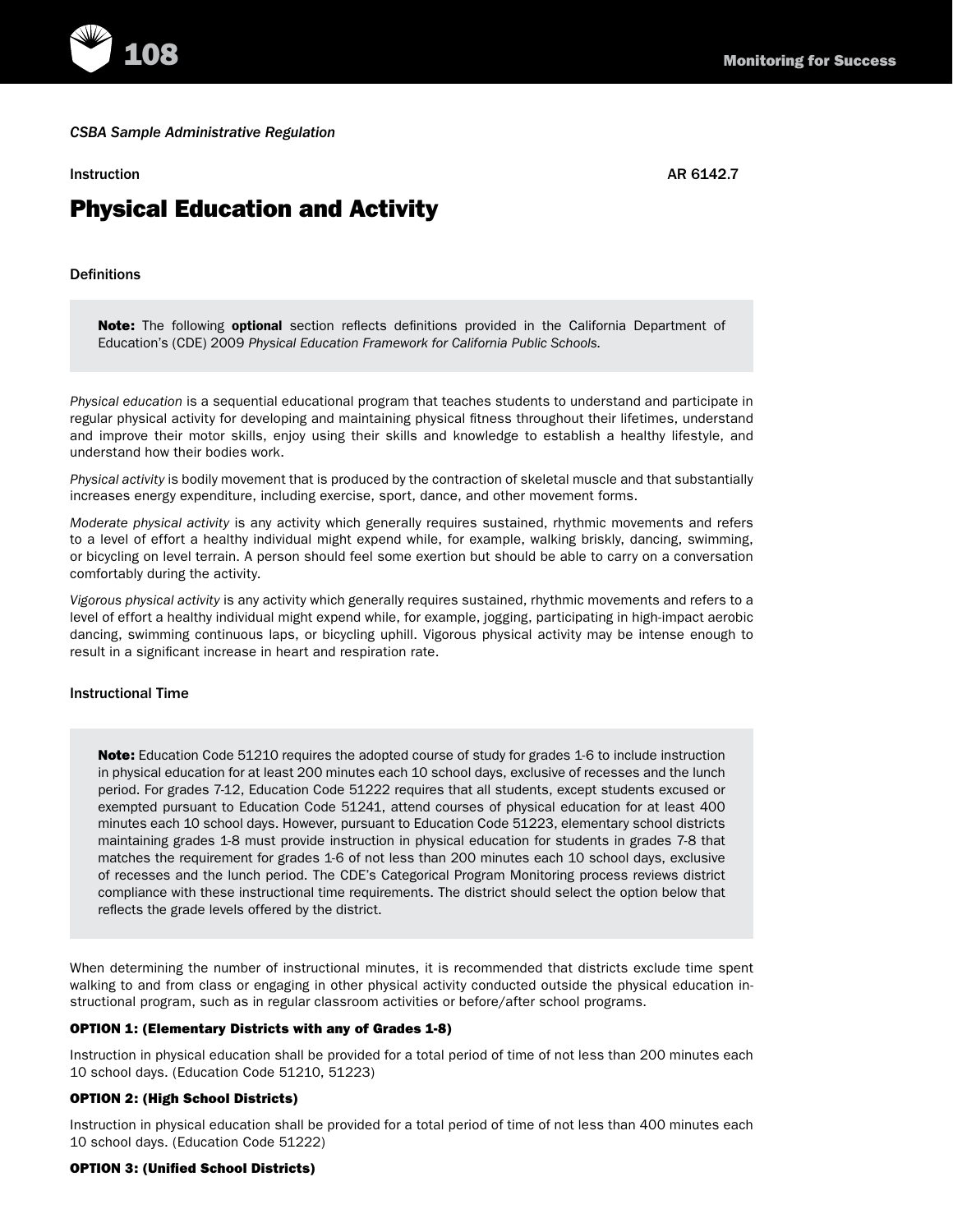*CSBA Sample Administrative Regulation*

Instruction AR 6142.7

# Physical Education and Activity

### Definitions

> **Note:** The following **optional** section reflects definitions provided in the California Department of Education's (CDE) 2009 *Physical Education Framework for California Public Schools.*

*Physical education* is a sequential educational program that teaches students to understand and participate in regular physical activity for developing and maintaining physical fitness throughout their lifetimes, understand and improve their motor skills, enjoy using their skills and knowledge to establish a healthy lifestyle, and understand how their bodies work.

*Physical activity* is bodily movement that is produced by the contraction of skeletal muscle and that substantially increases energy expenditure, including exercise, sport, dance, and other movement forms.

*Moderate physical activity* is any activity which generally requires sustained, rhythmic movements and refers to a level of effort a healthy individual might expend while, for example, walking briskly, dancing, swimming, or bicycling on level terrain. A person should feel some exertion but should be able to carry on a conversation comfortably during the activity.

*Vigorous physical activity* is any activity which generally requires sustained, rhythmic movements and refers to a level of effort a healthy individual might expend while, for example, jogging, participating in high-impact aerobic dancing, swimming continuous laps, or bicycling uphill. Vigorous physical activity may be intense enough to result in a significant increase in heart and respiration rate.

### Instructional Time

> **Note:** Education Code 51210 requires the adopted course of study for grades 1-6 to include instruction in physical education for at least 200 minutes each 10 school days, exclusive of recesses and the lunch period. For grades 7-12, Education Code 51222 requires that all students, except students excused or exempted pursuant to Education Code 51241, attend courses of physical education for at least 400 minutes each 10 school days. However, pursuant to Education Code 51223, elementary school districts maintaining grades 1-8 must provide instruction in physical education for students in grades 7-8 that matches the requirement for grades 1-6 of not less than 200 minutes each 10 school days, exclusive of recesses and the lunch period. The CDE's Categorical Program Monitoring process reviews district compliance with these instructional time requirements. The district should select the option below that reflects the grade levels offered by the district.

When determining the number of instructional minutes, it is recommended that districts exclude time spent walking to and from class or engaging in other physical activity conducted outside the physical education instructional program, such as in regular classroom activities or before/after school programs.

**OPTION 1: (Elementary Districts with any of Grades 1-8)**

Instruction in physical education shall be provided for a total period of time of not less than 200 minutes each 10 school days. (Education Code 51210, 51223)

**OPTION 2: (High School Districts)**

Instruction in physical education shall be provided for a total period of time of not less than 400 minutes each 10 school days. (Education Code 51222)

**OPTION 3: (Unified School Districts)**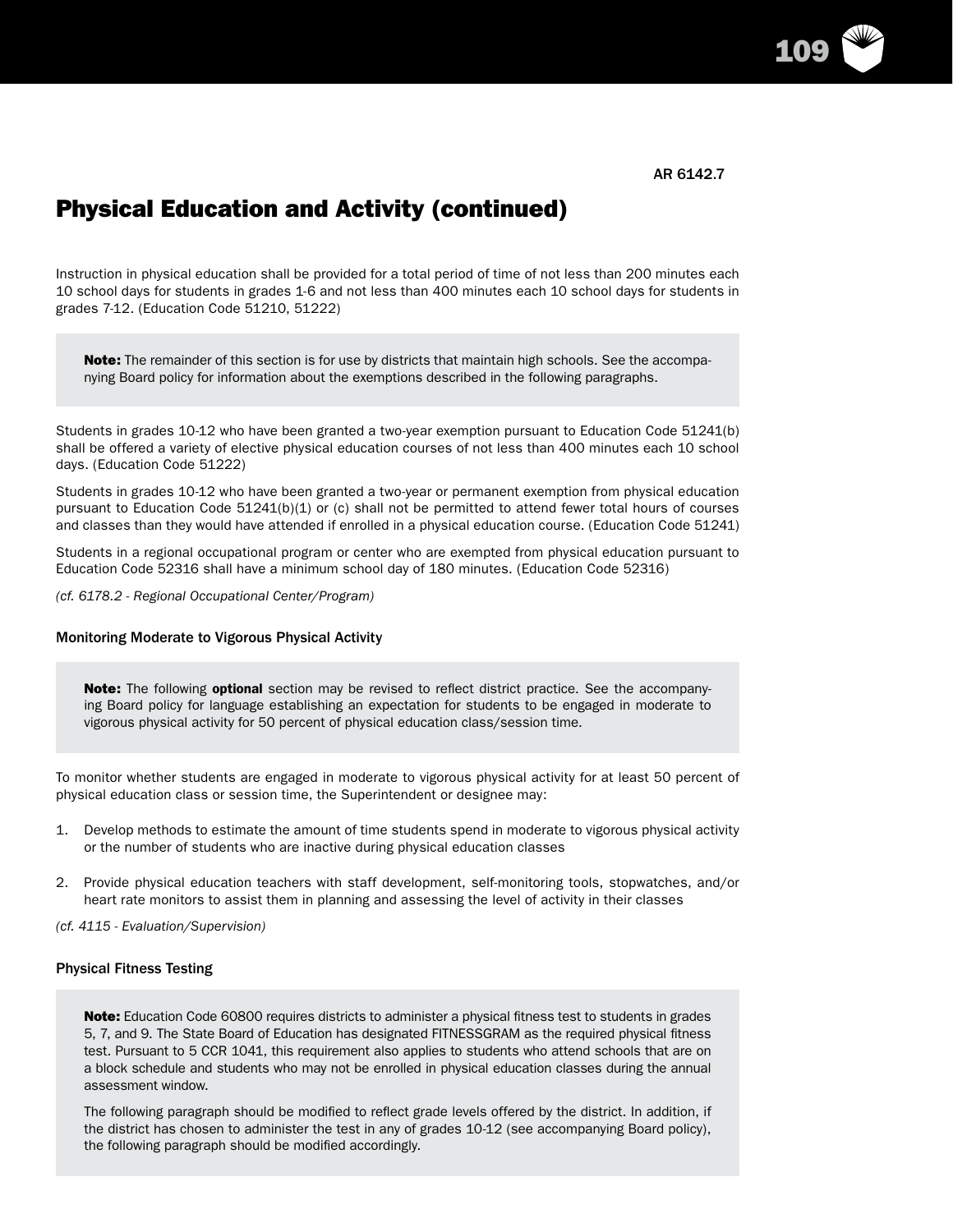AR 6142.7

## Physical Education and Activity (continued)

Instruction in physical education shall be provided for a total period of time of not less than 200 minutes each 10 school days for students in grades 1-6 and not less than 400 minutes each 10 school days for students in grades 7-12. (Education Code 51210, 51222)

> **Note:** The remainder of this section is for use by districts that maintain high schools. See the accompanying Board policy for information about the exemptions described in the following paragraphs.

Students in grades 10-12 who have been granted a two-year exemption pursuant to Education Code 51241(b) shall be offered a variety of elective physical education courses of not less than 400 minutes each 10 school days. (Education Code 51222)

Students in grades 10-12 who have been granted a two-year or permanent exemption from physical education pursuant to Education Code 51241(b)(1) or (c) shall not be permitted to attend fewer total hours of courses and classes than they would have attended if enrolled in a physical education course. (Education Code 51241)

Students in a regional occupational program or center who are exempted from physical education pursuant to Education Code 52316 shall have a minimum school day of 180 minutes. (Education Code 52316)

*(cf. 6178.2 - Regional Occupational Center/Program)*

### Monitoring Moderate to Vigorous Physical Activity

> **Note:** The following **optional** section may be revised to reflect district practice. See the accompanying Board policy for language establishing an expectation for students to be engaged in moderate to vigorous physical activity for 50 percent of physical education class/session time.

To monitor whether students are engaged in moderate to vigorous physical activity for at least 50 percent of physical education class or session time, the Superintendent or designee may:

1. Develop methods to estimate the amount of time students spend in moderate to vigorous physical activity or the number of students who are inactive during physical education classes

2. Provide physical education teachers with staff development, self-monitoring tools, stopwatches, and/or heart rate monitors to assist them in planning and assessing the level of activity in their classes

*(cf. 4115 - Evaluation/Supervision)*

### Physical Fitness Testing

> **Note:** Education Code 60800 requires districts to administer a physical fitness test to students in grades 5, 7, and 9. The State Board of Education has designated FITNESSGRAM as the required physical fitness test. Pursuant to 5 CCR 1041, this requirement also applies to students who attend schools that are on a block schedule and students who may not be enrolled in physical education classes during the annual assessment window.
>
> The following paragraph should be modified to reflect grade levels offered by the district. In addition, if the district has chosen to administer the test in any of grades 10-12 (see accompanying Board policy), the following paragraph should be modified accordingly.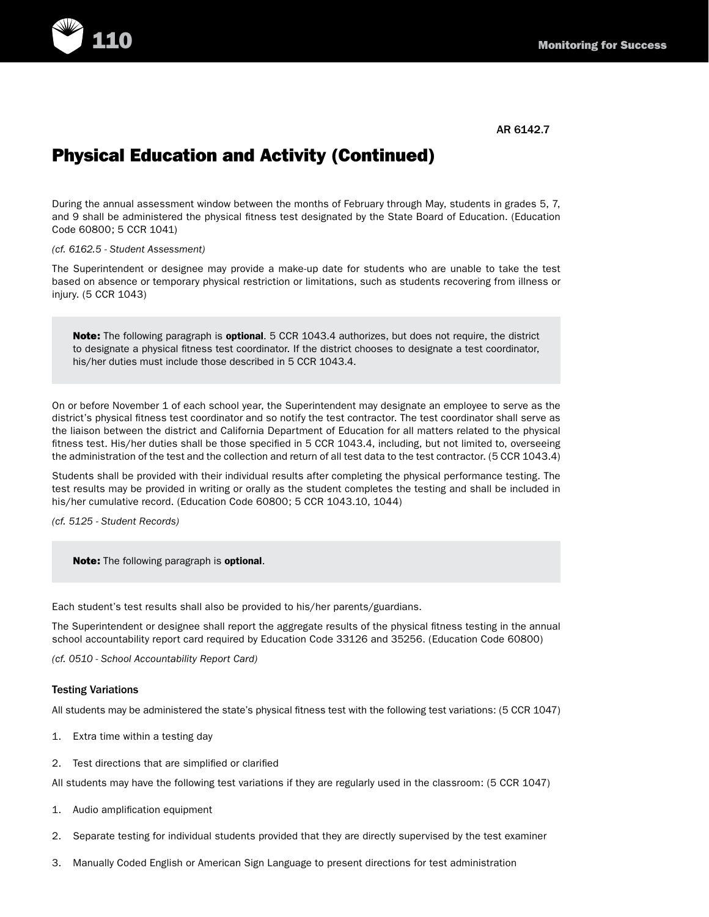AR 6142.7

# Physical Education and Activity (Continued)

During the annual assessment window between the months of February through May, students in grades 5, 7, and 9 shall be administered the physical fitness test designated by the State Board of Education. (Education Code 60800; 5 CCR 1041)

*(cf. 6162.5 - Student Assessment)*

The Superintendent or designee may provide a make-up date for students who are unable to take the test based on absence or temporary physical restriction or limitations, such as students recovering from illness or injury. (5 CCR 1043)

> **Note:** The following paragraph is **optional**. 5 CCR 1043.4 authorizes, but does not require, the district to designate a physical fitness test coordinator. If the district chooses to designate a test coordinator, his/her duties must include those described in 5 CCR 1043.4.

On or before November 1 of each school year, the Superintendent may designate an employee to serve as the district's physical fitness test coordinator and so notify the test contractor. The test coordinator shall serve as the liaison between the district and California Department of Education for all matters related to the physical fitness test. His/her duties shall be those specified in 5 CCR 1043.4, including, but not limited to, overseeing the administration of the test and the collection and return of all test data to the test contractor. (5 CCR 1043.4)

Students shall be provided with their individual results after completing the physical performance testing. The test results may be provided in writing or orally as the student completes the testing and shall be included in his/her cumulative record. (Education Code 60800; 5 CCR 1043.10, 1044)

*(cf. 5125 - Student Records)*

> **Note:** The following paragraph is **optional**.

Each student's test results shall also be provided to his/her parents/guardians.

The Superintendent or designee shall report the aggregate results of the physical fitness testing in the annual school accountability report card required by Education Code 33126 and 35256. (Education Code 60800)

*(cf. 0510 - School Accountability Report Card)*

### Testing Variations

All students may be administered the state's physical fitness test with the following test variations: (5 CCR 1047)

1. Extra time within a testing day
2. Test directions that are simplified or clarified

All students may have the following test variations if they are regularly used in the classroom: (5 CCR 1047)

1. Audio amplification equipment
2. Separate testing for individual students provided that they are directly supervised by the test examiner
3. Manually Coded English or American Sign Language to present directions for test administration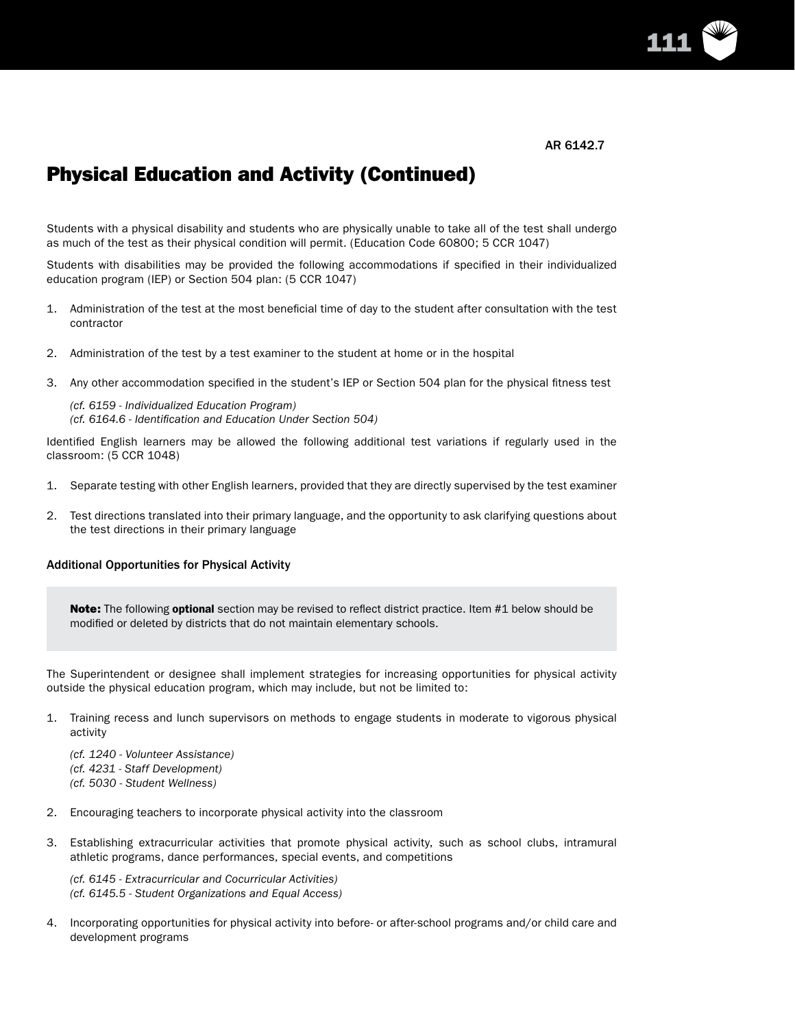AR 6142.7

# Physical Education and Activity (Continued)

Students with a physical disability and students who are physically unable to take all of the test shall undergo as much of the test as their physical condition will permit. (Education Code 60800; 5 CCR 1047)

Students with disabilities may be provided the following accommodations if specified in their individualized education program (IEP) or Section 504 plan: (5 CCR 1047)

1. Administration of the test at the most beneficial time of day to the student after consultation with the test contractor

2. Administration of the test by a test examiner to the student at home or in the hospital

3. Any other accommodation specified in the student's IEP or Section 504 plan for the physical fitness test

   *(cf. 6159 - Individualized Education Program)*
   *(cf. 6164.6 - Identification and Education Under Section 504)*

Identified English learners may be allowed the following additional test variations if regularly used in the classroom: (5 CCR 1048)

1. Separate testing with other English learners, provided that they are directly supervised by the test examiner

2. Test directions translated into their primary language, and the opportunity to ask clarifying questions about the test directions in their primary language

**Additional Opportunities for Physical Activity**

> **Note:** The following **optional** section may be revised to reflect district practice. Item #1 below should be modified or deleted by districts that do not maintain elementary schools.

The Superintendent or designee shall implement strategies for increasing opportunities for physical activity outside the physical education program, which may include, but not be limited to:

1. Training recess and lunch supervisors on methods to engage students in moderate to vigorous physical activity

   *(cf. 1240 - Volunteer Assistance)*
   *(cf. 4231 - Staff Development)*
   *(cf. 5030 - Student Wellness)*

2. Encouraging teachers to incorporate physical activity into the classroom

3. Establishing extracurricular activities that promote physical activity, such as school clubs, intramural athletic programs, dance performances, special events, and competitions

   *(cf. 6145 - Extracurricular and Cocurricular Activities)*
   *(cf. 6145.5 - Student Organizations and Equal Access)*

4. Incorporating opportunities for physical activity into before- or after-school programs and/or child care and development programs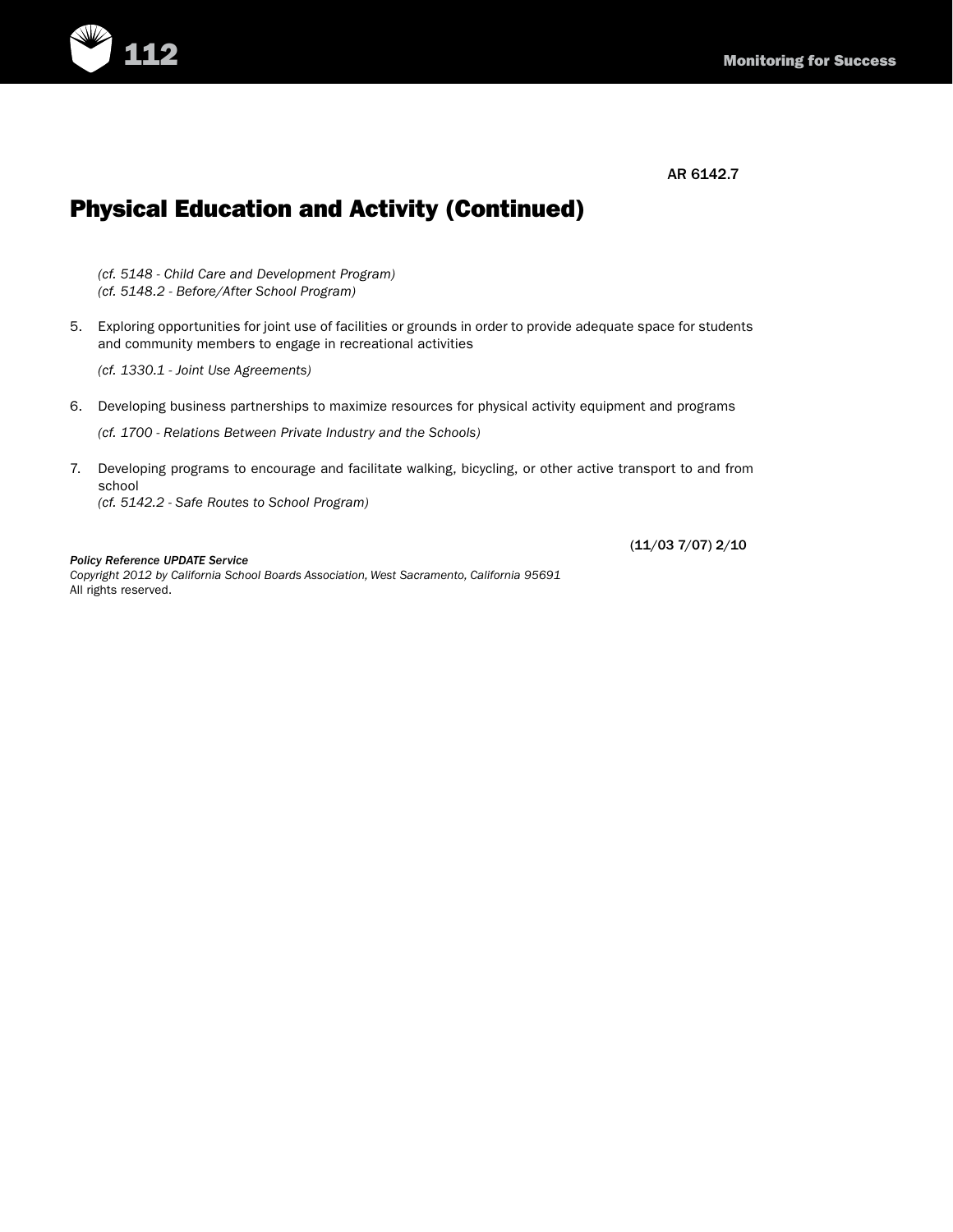AR 6142.7

## Physical Education and Activity (Continued)

*(cf. 5148 - Child Care and Development Program)*
*(cf. 5148.2 - Before/After School Program)*

5. Exploring opportunities for joint use of facilities or grounds in order to provide adequate space for students and community members to engage in recreational activities

   *(cf. 1330.1 - Joint Use Agreements)*

6. Developing business partnerships to maximize resources for physical activity equipment and programs

   *(cf. 1700 - Relations Between Private Industry and the Schools)*

7. Developing programs to encourage and facilitate walking, bicycling, or other active transport to and from school
   *(cf. 5142.2 - Safe Routes to School Program)*

(11/03 7/07) 2/10

***Policy Reference UPDATE Service***
*Copyright 2012 by California School Boards Association, West Sacramento, California 95691*
All rights reserved.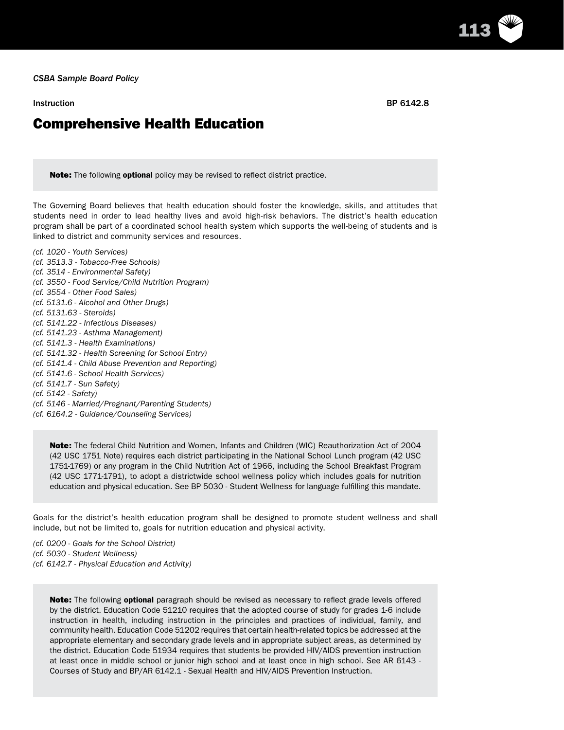*CSBA Sample Board Policy*

Instruction BP 6142.8

# Comprehensive Health Education

> **Note:** The following **optional** policy may be revised to reflect district practice.

The Governing Board believes that health education should foster the knowledge, skills, and attitudes that students need in order to lead healthy lives and avoid high-risk behaviors. The district's health education program shall be part of a coordinated school health system which supports the well-being of students and is linked to district and community services and resources.

*(cf. 1020 - Youth Services)*
*(cf. 3513.3 - Tobacco-Free Schools)*
*(cf. 3514 - Environmental Safety)*
*(cf. 3550 - Food Service/Child Nutrition Program)*
*(cf. 3554 - Other Food Sales)*
*(cf. 5131.6 - Alcohol and Other Drugs)*
*(cf. 5131.63 - Steroids)*
*(cf. 5141.22 - Infectious Diseases)*
*(cf. 5141.23 - Asthma Management)*
*(cf. 5141.3 - Health Examinations)*
*(cf. 5141.32 - Health Screening for School Entry)*
*(cf. 5141.4 - Child Abuse Prevention and Reporting)*
*(cf. 5141.6 - School Health Services)*
*(cf. 5141.7 - Sun Safety)*
*(cf. 5142 - Safety)*
*(cf. 5146 - Married/Pregnant/Parenting Students)*
*(cf. 6164.2 - Guidance/Counseling Services)*

> **Note:** The federal Child Nutrition and Women, Infants and Children (WIC) Reauthorization Act of 2004 (42 USC 1751 Note) requires each district participating in the National School Lunch program (42 USC 1751-1769) or any program in the Child Nutrition Act of 1966, including the School Breakfast Program (42 USC 1771-1791), to adopt a districtwide school wellness policy which includes goals for nutrition education and physical education. See BP 5030 - Student Wellness for language fulfilling this mandate.

Goals for the district's health education program shall be designed to promote student wellness and shall include, but not be limited to, goals for nutrition education and physical activity.

*(cf. 0200 - Goals for the School District)*
*(cf. 5030 - Student Wellness)*
*(cf. 6142.7 - Physical Education and Activity)*

> **Note:** The following **optional** paragraph should be revised as necessary to reflect grade levels offered by the district. Education Code 51210 requires that the adopted course of study for grades 1-6 include instruction in health, including instruction in the principles and practices of individual, family, and community health. Education Code 51202 requires that certain health-related topics be addressed at the appropriate elementary and secondary grade levels and in appropriate subject areas, as determined by the district. Education Code 51934 requires that students be provided HIV/AIDS prevention instruction at least once in middle school or junior high school and at least once in high school. See AR 6143 - Courses of Study and BP/AR 6142.1 - Sexual Health and HIV/AIDS Prevention Instruction.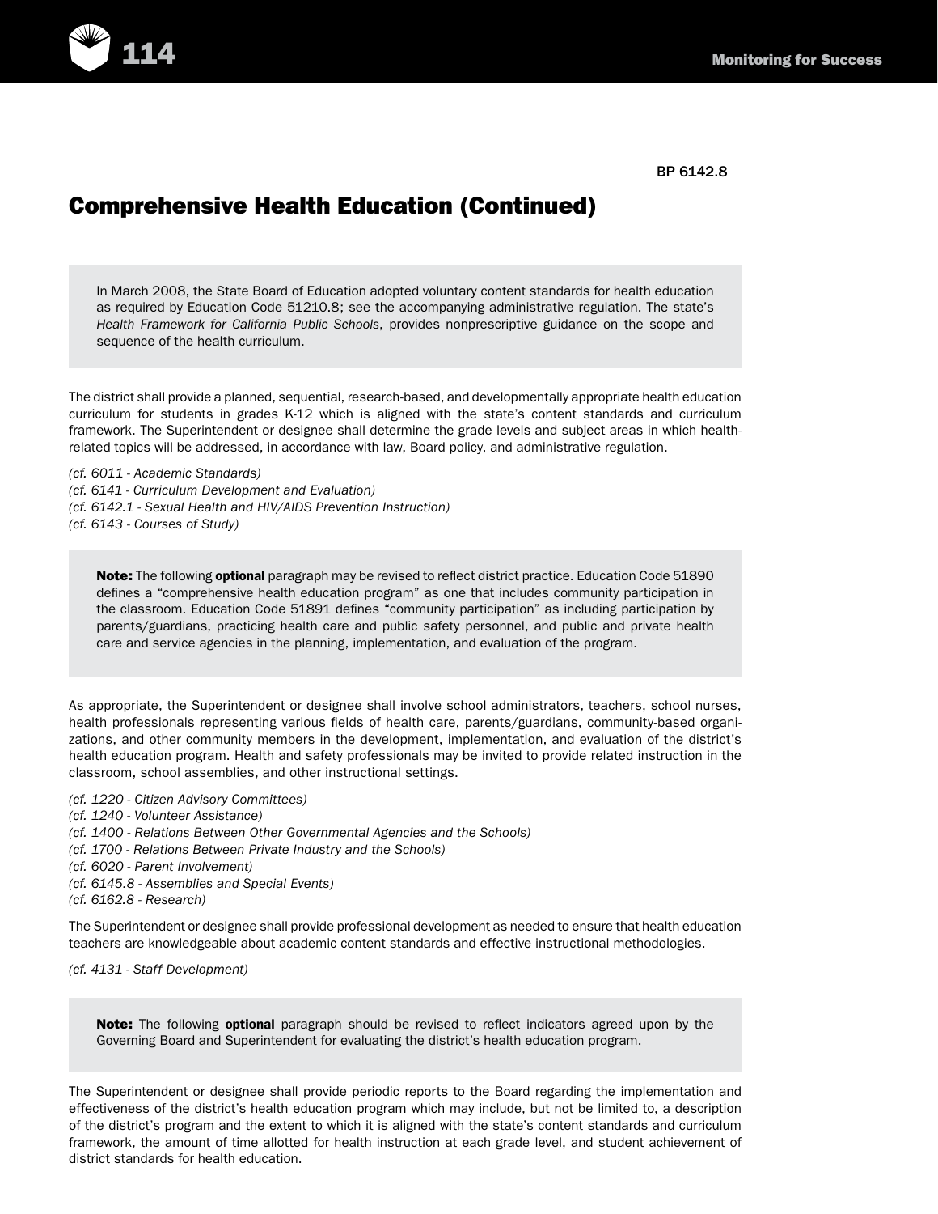BP 6142.8

## Comprehensive Health Education (Continued)

> In March 2008, the State Board of Education adopted voluntary content standards for health education as required by Education Code 51210.8; see the accompanying administrative regulation. The state's *Health Framework for California Public Schools*, provides nonprescriptive guidance on the scope and sequence of the health curriculum.

The district shall provide a planned, sequential, research-based, and developmentally appropriate health education curriculum for students in grades K-12 which is aligned with the state's content standards and curriculum framework. The Superintendent or designee shall determine the grade levels and subject areas in which health-related topics will be addressed, in accordance with law, Board policy, and administrative regulation.

*(cf. 6011 - Academic Standards)*
*(cf. 6141 - Curriculum Development and Evaluation)*
*(cf. 6142.1 - Sexual Health and HIV/AIDS Prevention Instruction)*
*(cf. 6143 - Courses of Study)*

> **Note:** The following **optional** paragraph may be revised to reflect district practice. Education Code 51890 defines a "comprehensive health education program" as one that includes community participation in the classroom. Education Code 51891 defines "community participation" as including participation by parents/guardians, practicing health care and public safety personnel, and public and private health care and service agencies in the planning, implementation, and evaluation of the program.

As appropriate, the Superintendent or designee shall involve school administrators, teachers, school nurses, health professionals representing various fields of health care, parents/guardians, community-based organizations, and other community members in the development, implementation, and evaluation of the district's health education program. Health and safety professionals may be invited to provide related instruction in the classroom, school assemblies, and other instructional settings.

*(cf. 1220 - Citizen Advisory Committees)*
*(cf. 1240 - Volunteer Assistance)*
*(cf. 1400 - Relations Between Other Governmental Agencies and the Schools)*
*(cf. 1700 - Relations Between Private Industry and the Schools)*
*(cf. 6020 - Parent Involvement)*
*(cf. 6145.8 - Assemblies and Special Events)*
*(cf. 6162.8 - Research)*

The Superintendent or designee shall provide professional development as needed to ensure that health education teachers are knowledgeable about academic content standards and effective instructional methodologies.

*(cf. 4131 - Staff Development)*

> **Note:** The following **optional** paragraph should be revised to reflect indicators agreed upon by the Governing Board and Superintendent for evaluating the district's health education program.

The Superintendent or designee shall provide periodic reports to the Board regarding the implementation and effectiveness of the district's health education program which may include, but not be limited to, a description of the district's program and the extent to which it is aligned with the state's content standards and curriculum framework, the amount of time allotted for health instruction at each grade level, and student achievement of district standards for health education.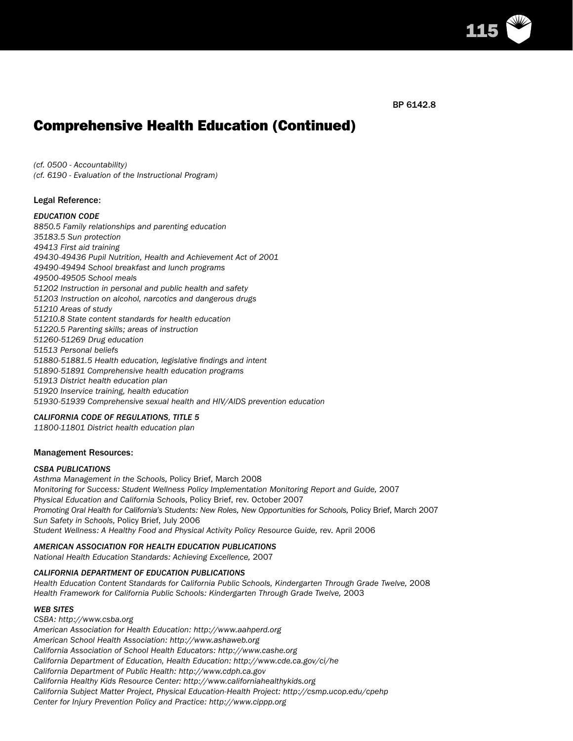BP 6142.8

# Comprehensive Health Education (Continued)

*(cf. 0500 - Accountability)*
*(cf. 6190 - Evaluation of the Instructional Program)*

Legal Reference:

*EDUCATION CODE*
*8850.5 Family relationships and parenting education*
*35183.5 Sun protection*
*49413 First aid training*
*49430-49436 Pupil Nutrition, Health and Achievement Act of 2001*
*49490-49494 School breakfast and lunch programs*
*49500-49505 School meals*
*51202 Instruction in personal and public health and safety*
*51203 Instruction on alcohol, narcotics and dangerous drugs*
*51210 Areas of study*
*51210.8 State content standards for health education*
*51220.5 Parenting skills; areas of instruction*
*51260-51269 Drug education*
*51513 Personal beliefs*
*51880-51881.5 Health education, legislative findings and intent*
*51890-51891 Comprehensive health education programs*
*51913 District health education plan*
*51920 Inservice training, health education*
*51930-51939 Comprehensive sexual health and HIV/AIDS prevention education*

*CALIFORNIA CODE OF REGULATIONS, TITLE 5*
*11800-11801 District health education plan*

Management Resources:

*CSBA PUBLICATIONS*
*Asthma Management in the Schools,* Policy Brief, March 2008
*Monitoring for Success: Student Wellness Policy Implementation Monitoring Report and Guide,* 2007
*Physical Education and California Schools,* Policy Brief, rev. October 2007
*Promoting Oral Health for California's Students: New Roles, New Opportunities for Schools,* Policy Brief, March 2007
*Sun Safety in Schools,* Policy Brief, July 2006
*Student Wellness: A Healthy Food and Physical Activity Policy Resource Guide,* rev. April 2006

*AMERICAN ASSOCIATION FOR HEALTH EDUCATION PUBLICATIONS*
*National Health Education Standards: Achieving Excellence,* 2007

*CALIFORNIA DEPARTMENT OF EDUCATION PUBLICATIONS*
*Health Education Content Standards for California Public Schools, Kindergarten Through Grade Twelve,* 2008
*Health Framework for California Public Schools: Kindergarten Through Grade Twelve,* 2003

*WEB SITES*
*CSBA: http://www.csba.org*
*American Association for Health Education: http://www.aahperd.org*
*American School Health Association: http://www.ashaweb.org*
*California Association of School Health Educators: http://www.cashe.org*
*California Department of Education, Health Education: http://www.cde.ca.gov/ci/he*
*California Department of Public Health: http://www.cdph.ca.gov*
*California Healthy Kids Resource Center: http://www.californiahealthykids.org*
*California Subject Matter Project, Physical Education-Health Project: http://csmp.ucop.edu/cpehp*
*Center for Injury Prevention Policy and Practice: http://www.cippp.org*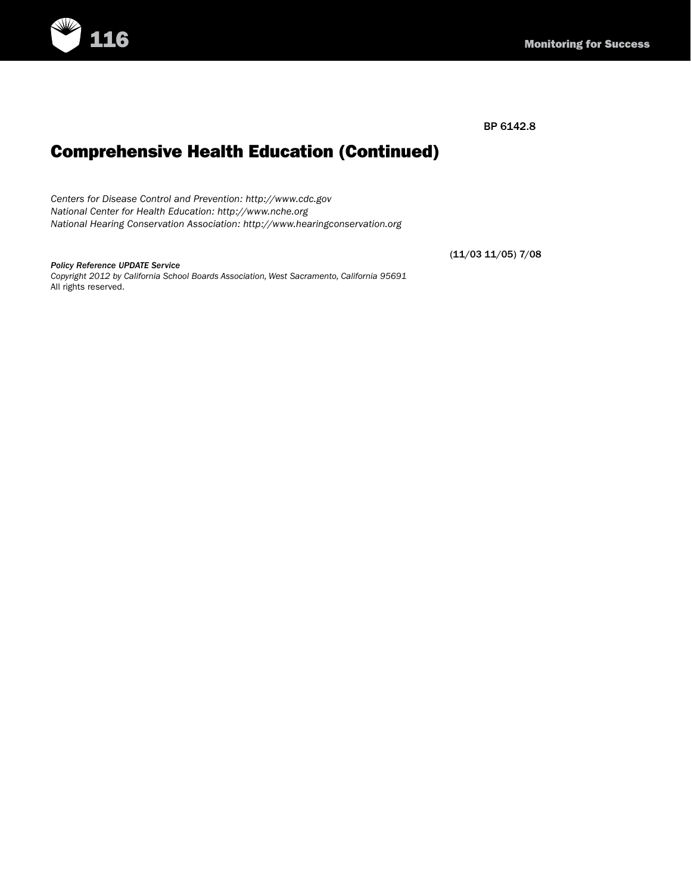BP 6142.8

## Comprehensive Health Education (Continued)

*Centers for Disease Control and Prevention: http://www.cdc.gov*
*National Center for Health Education: http://www.nche.org*
*National Hearing Conservation Association: http://www.hearingconservation.org*

(11/03 11/05) 7/08

***Policy Reference UPDATE Service***
*Copyright 2012 by California School Boards Association, West Sacramento, California 95691*
All rights reserved.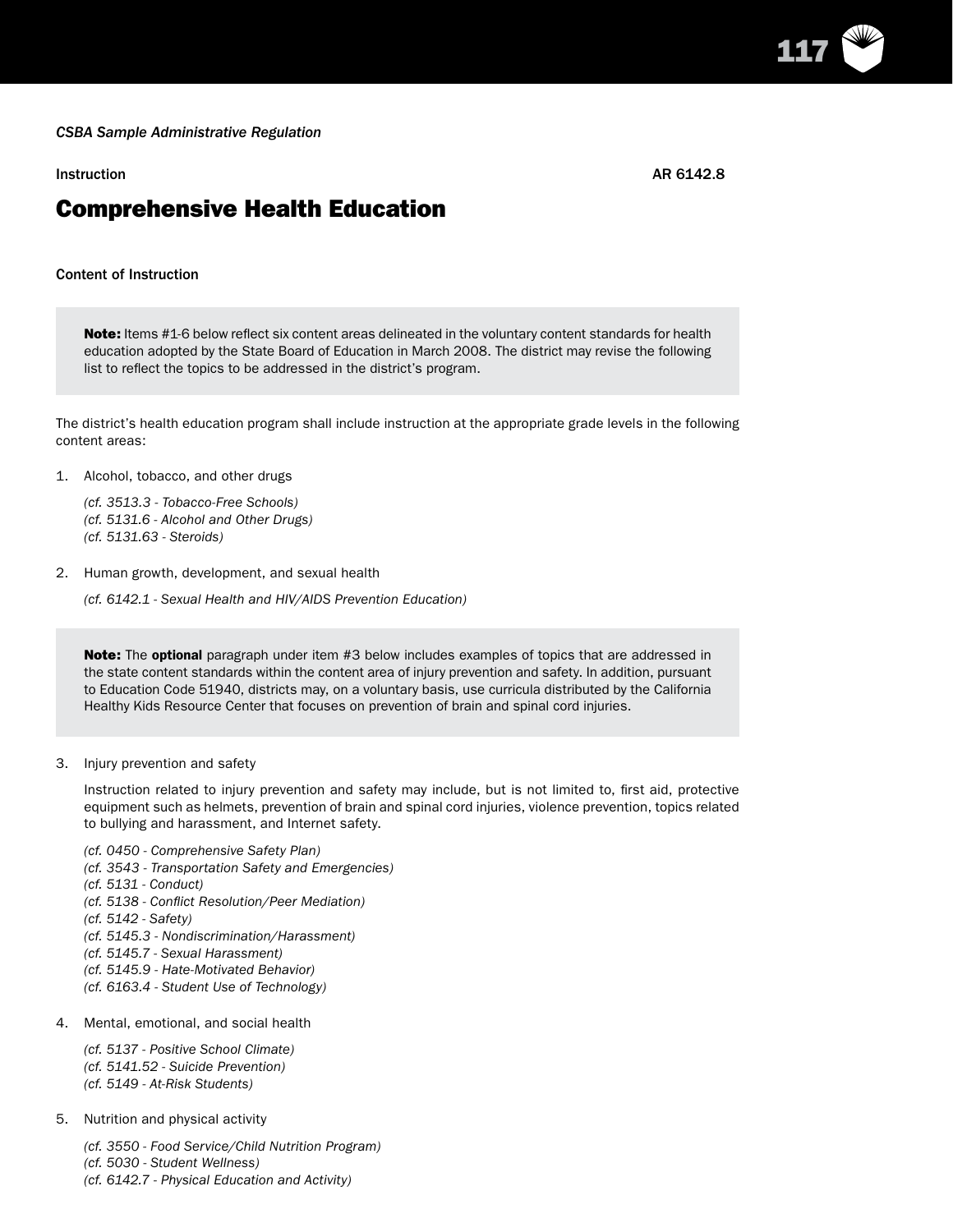*CSBA Sample Administrative Regulation*

Instruction AR 6142.8

# Comprehensive Health Education

## Content of Instruction

> **Note:** Items #1-6 below reflect six content areas delineated in the voluntary content standards for health education adopted by the State Board of Education in March 2008. The district may revise the following list to reflect the topics to be addressed in the district's program.

The district's health education program shall include instruction at the appropriate grade levels in the following content areas:

1. Alcohol, tobacco, and other drugs

   *(cf. 3513.3 - Tobacco-Free Schools)*
   *(cf. 5131.6 - Alcohol and Other Drugs)*
   *(cf. 5131.63 - Steroids)*

2. Human growth, development, and sexual health

   *(cf. 6142.1 - Sexual Health and HIV/AIDS Prevention Education)*

> **Note:** The **optional** paragraph under item #3 below includes examples of topics that are addressed in the state content standards within the content area of injury prevention and safety. In addition, pursuant to Education Code 51940, districts may, on a voluntary basis, use curricula distributed by the California Healthy Kids Resource Center that focuses on prevention of brain and spinal cord injuries.

3. Injury prevention and safety

   Instruction related to injury prevention and safety may include, but is not limited to, first aid, protective equipment such as helmets, prevention of brain and spinal cord injuries, violence prevention, topics related to bullying and harassment, and Internet safety.

   *(cf. 0450 - Comprehensive Safety Plan)*
   *(cf. 3543 - Transportation Safety and Emergencies)*
   *(cf. 5131 - Conduct)*
   *(cf. 5138 - Conflict Resolution/Peer Mediation)*
   *(cf. 5142 - Safety)*
   *(cf. 5145.3 - Nondiscrimination/Harassment)*
   *(cf. 5145.7 - Sexual Harassment)*
   *(cf. 5145.9 - Hate-Motivated Behavior)*
   *(cf. 6163.4 - Student Use of Technology)*

4. Mental, emotional, and social health

   *(cf. 5137 - Positive School Climate)*
   *(cf. 5141.52 - Suicide Prevention)*
   *(cf. 5149 - At-Risk Students)*

5. Nutrition and physical activity

   *(cf. 3550 - Food Service/Child Nutrition Program)*
   *(cf. 5030 - Student Wellness)*
   *(cf. 6142.7 - Physical Education and Activity)*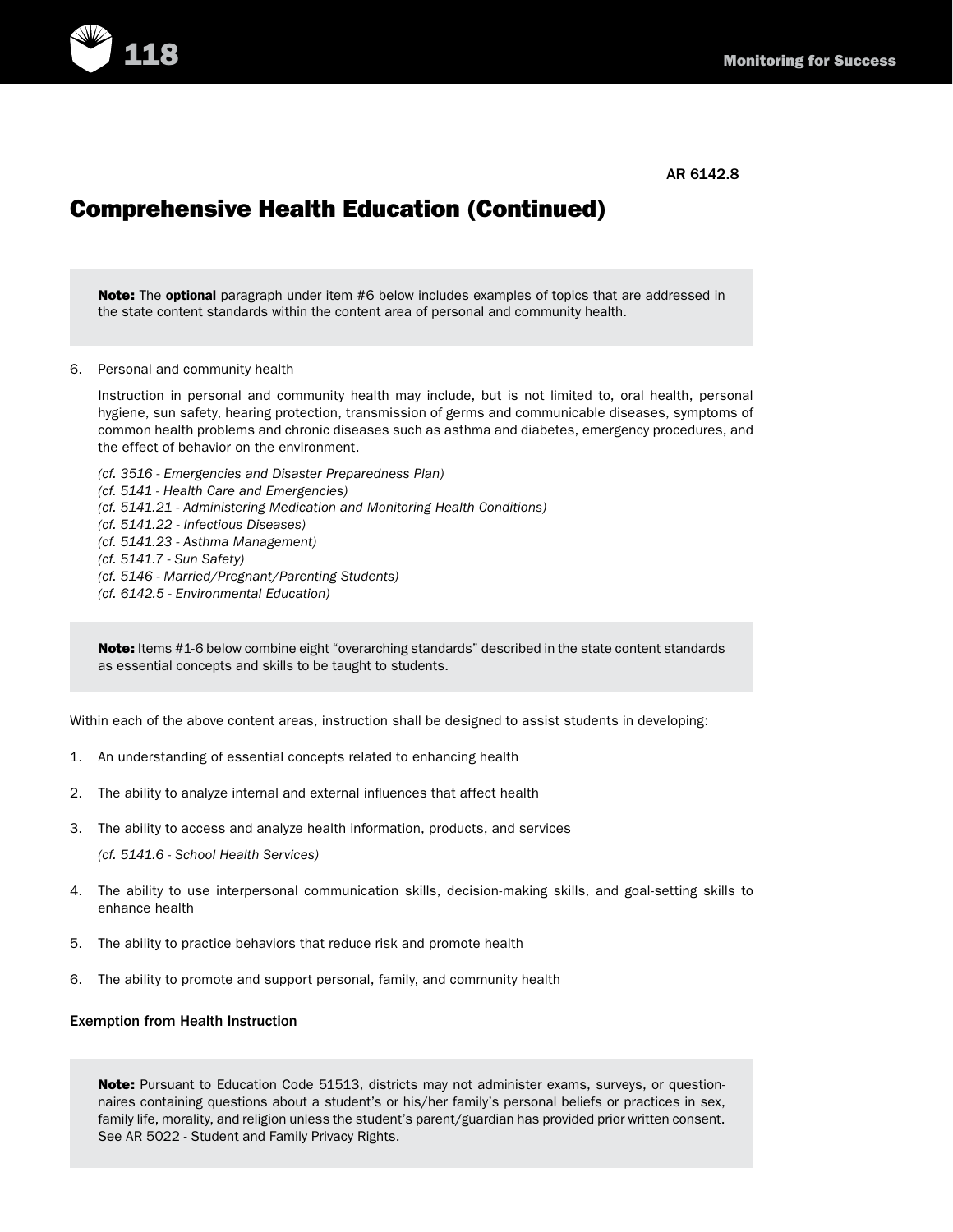AR 6142.8

# Comprehensive Health Education (Continued)

**Note:** The **optional** paragraph under item #6 below includes examples of topics that are addressed in the state content standards within the content area of personal and community health.

6. Personal and community health

   Instruction in personal and community health may include, but is not limited to, oral health, personal hygiene, sun safety, hearing protection, transmission of germs and communicable diseases, symptoms of common health problems and chronic diseases such as asthma and diabetes, emergency procedures, and the effect of behavior on the environment.

   *(cf. 3516 - Emergencies and Disaster Preparedness Plan)*
   *(cf. 5141 - Health Care and Emergencies)*
   *(cf. 5141.21 - Administering Medication and Monitoring Health Conditions)*
   *(cf. 5141.22 - Infectious Diseases)*
   *(cf. 5141.23 - Asthma Management)*
   *(cf. 5141.7 - Sun Safety)*
   *(cf. 5146 - Married/Pregnant/Parenting Students)*
   *(cf. 6142.5 - Environmental Education)*

**Note:** Items #1-6 below combine eight "overarching standards" described in the state content standards as essential concepts and skills to be taught to students.

Within each of the above content areas, instruction shall be designed to assist students in developing:

1. An understanding of essential concepts related to enhancing health

2. The ability to analyze internal and external influences that affect health

3. The ability to access and analyze health information, products, and services

   *(cf. 5141.6 - School Health Services)*

4. The ability to use interpersonal communication skills, decision-making skills, and goal-setting skills to enhance health

5. The ability to practice behaviors that reduce risk and promote health

6. The ability to promote and support personal, family, and community health

Exemption from Health Instruction

**Note:** Pursuant to Education Code 51513, districts may not administer exams, surveys, or questionnaires containing questions about a student's or his/her family's personal beliefs or practices in sex, family life, morality, and religion unless the student's parent/guardian has provided prior written consent. See AR 5022 - Student and Family Privacy Rights.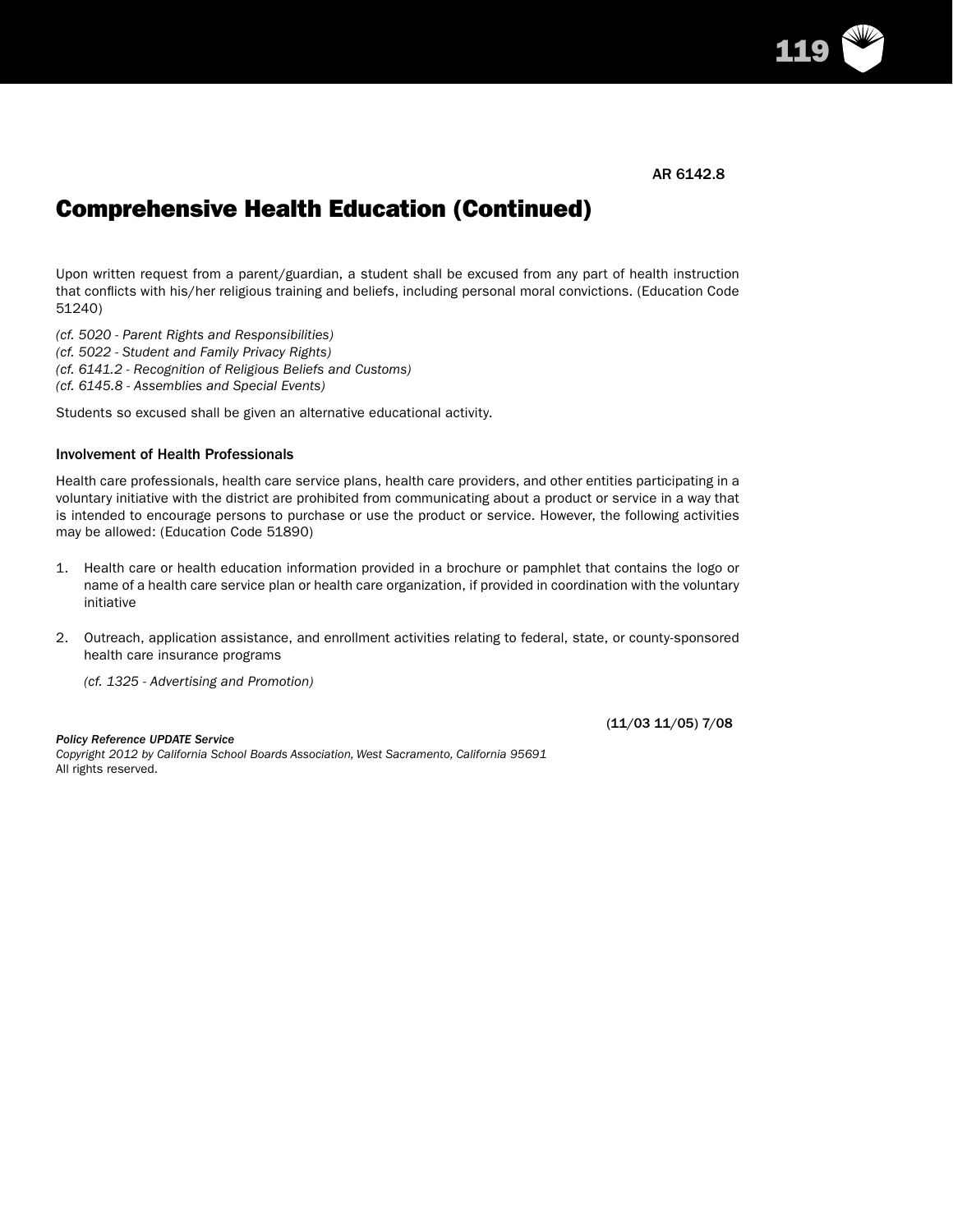AR 6142.8

# Comprehensive Health Education (Continued)

Upon written request from a parent/guardian, a student shall be excused from any part of health instruction that conflicts with his/her religious training and beliefs, including personal moral convictions. (Education Code 51240)

*(cf. 5020 - Parent Rights and Responsibilities)*
*(cf. 5022 - Student and Family Privacy Rights)*
*(cf. 6141.2 - Recognition of Religious Beliefs and Customs)*
*(cf. 6145.8 - Assemblies and Special Events)*

Students so excused shall be given an alternative educational activity.

### Involvement of Health Professionals

Health care professionals, health care service plans, health care providers, and other entities participating in a voluntary initiative with the district are prohibited from communicating about a product or service in a way that is intended to encourage persons to purchase or use the product or service. However, the following activities may be allowed: (Education Code 51890)

1. Health care or health education information provided in a brochure or pamphlet that contains the logo or name of a health care service plan or health care organization, if provided in coordination with the voluntary initiative

2. Outreach, application assistance, and enrollment activities relating to federal, state, or county-sponsored health care insurance programs

   *(cf. 1325 - Advertising and Promotion)*

(**11/03 11/05**) 7/08

***Policy Reference UPDATE Service***
*Copyright 2012 by California School Boards Association, West Sacramento, California 95691*
All rights reserved.